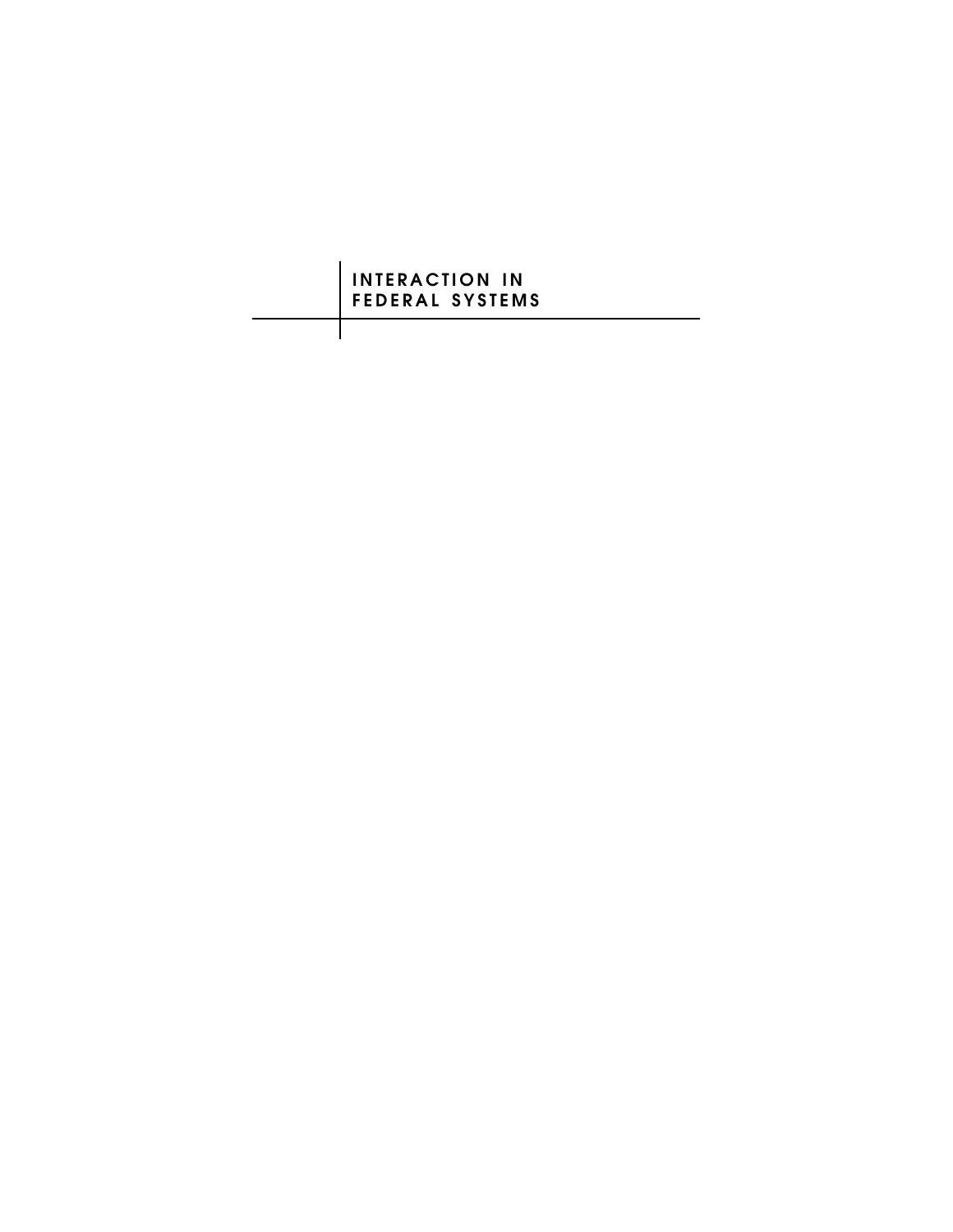# INTERACTION IN FEDERAL SYSTEMS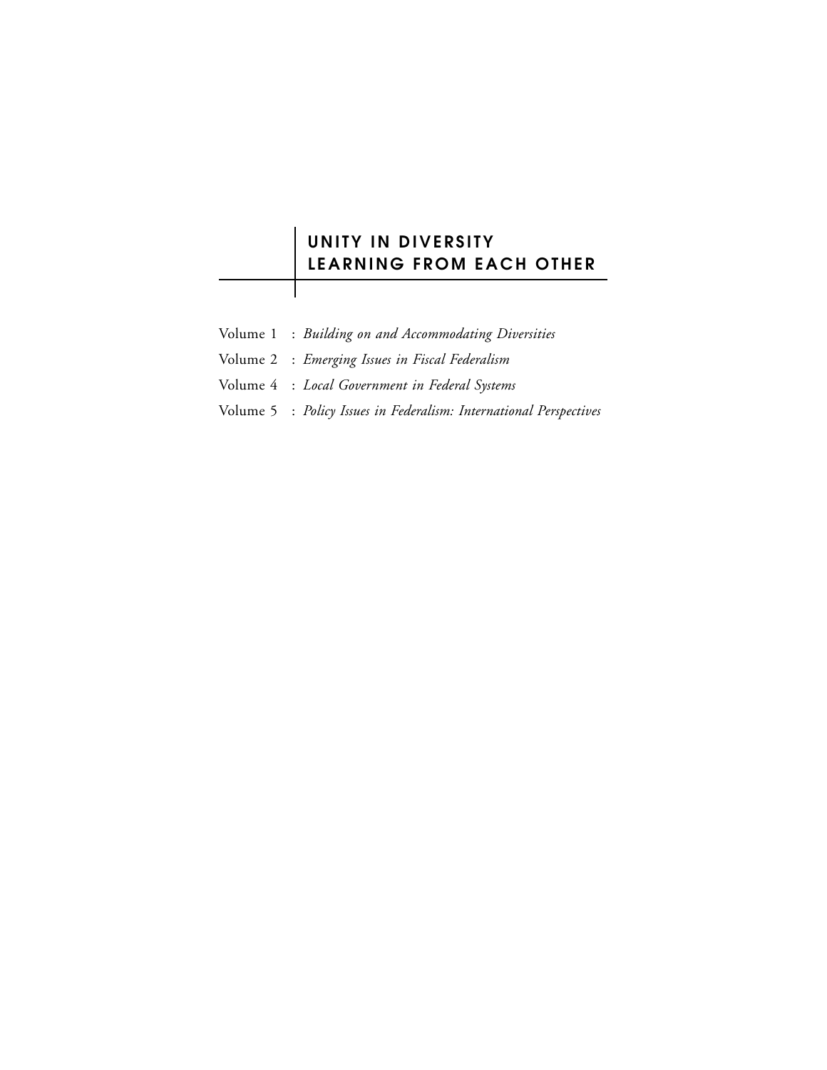# UNITY IN DIVERSITY LEARNING FROM EACH OTHER

Volume 1 : *Building on and Accommodating Diversities*

Volume 2 : *Emerging Issues in Fiscal Federalism*

Volume 4 : *Local Government in Federal Systems*

Volume 5 : *Policy Issues in Federalism: International Perspectives*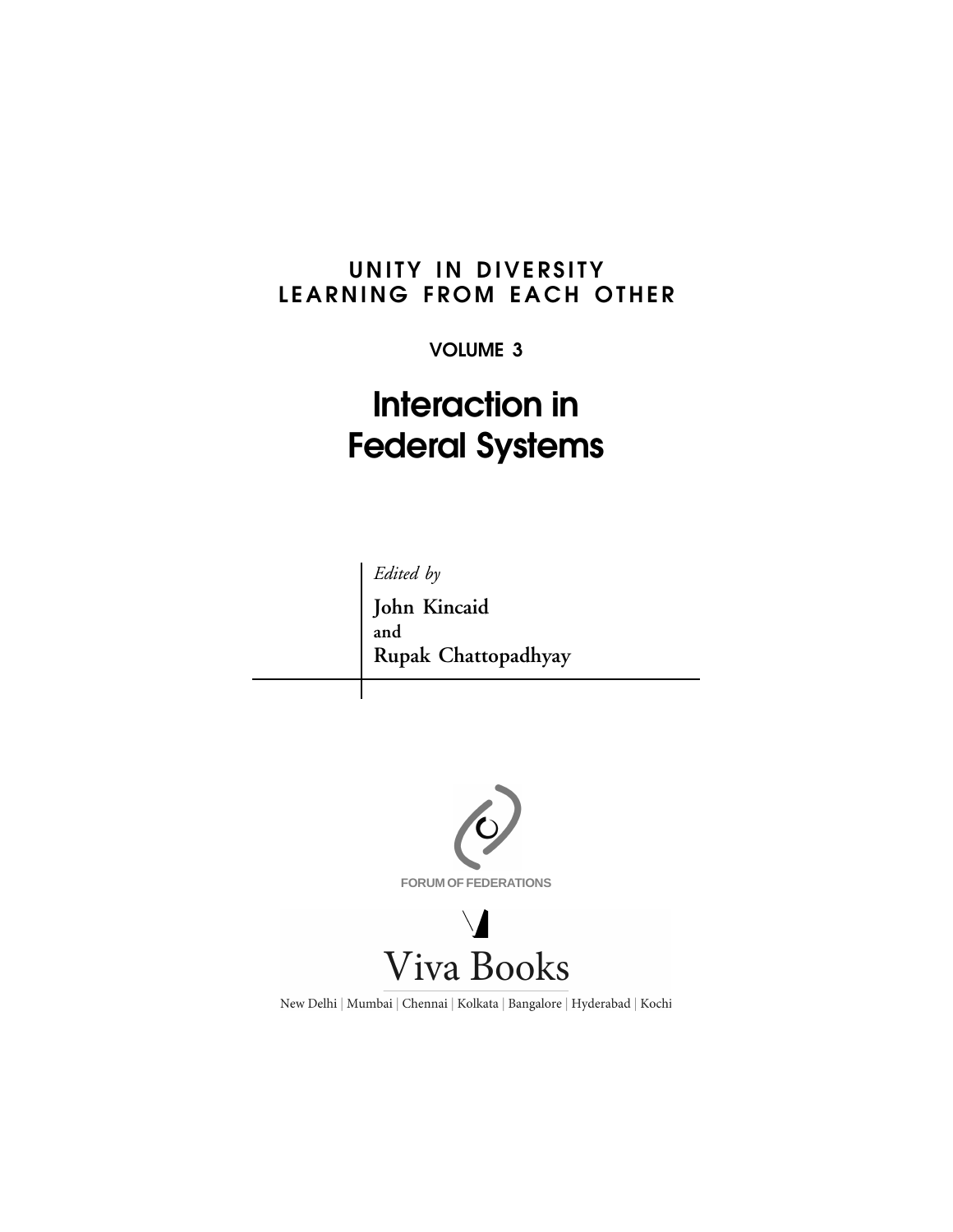UNITY IN DIVERSITY
LEARNING FROM EACH OTHER

VOLUME 3

# Interaction in Federal Systems

*Edited by*

**John Kincaid**
**and**
**Rupak Chattopadhyay**

FORUM OF FEDERATIONS

Viva Books

New Delhi | Mumbai | Chennai | Kolkata | Bangalore | Hyderabad | Kochi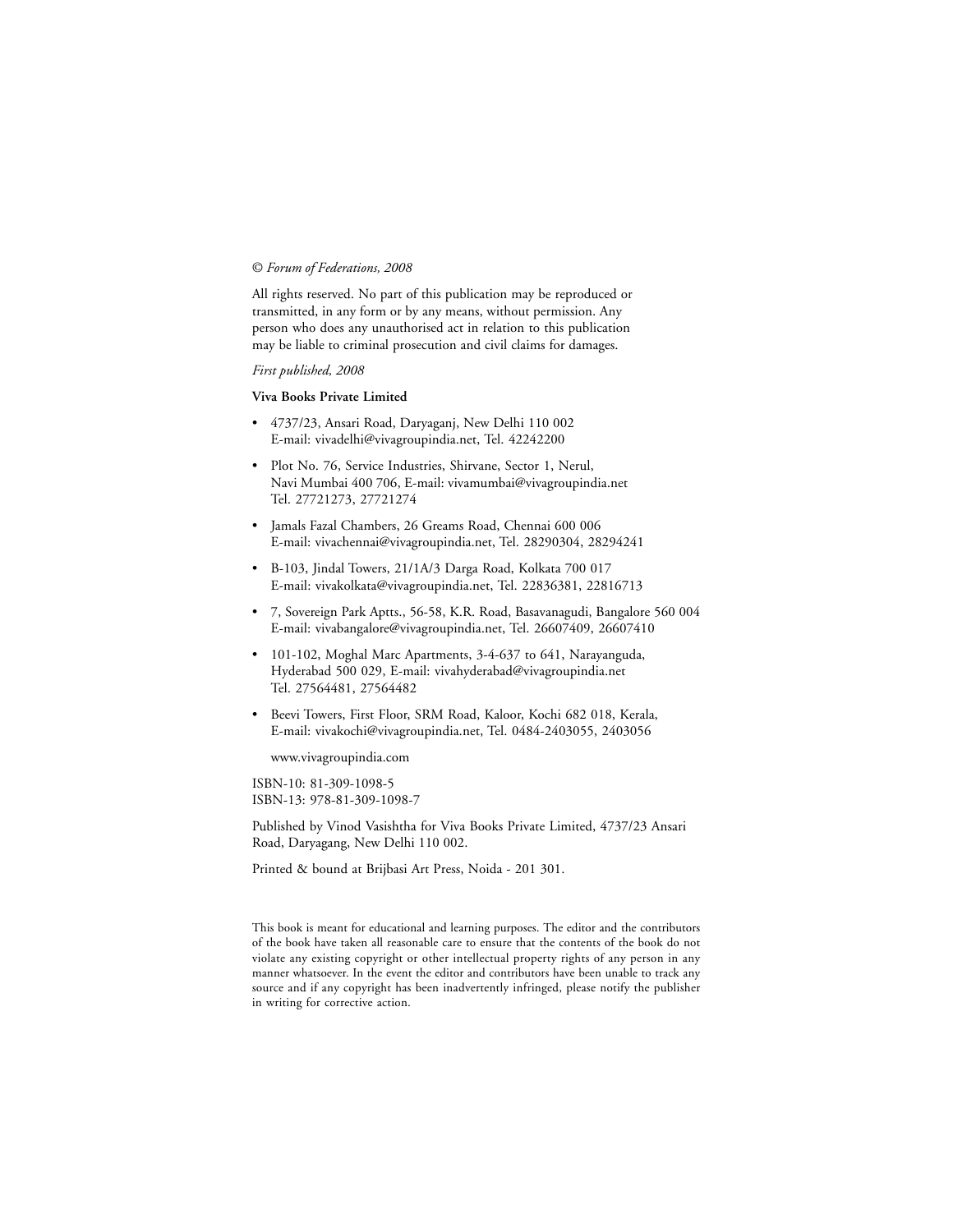*© Forum of Federations, 2008*

All rights reserved. No part of this publication may be reproduced or transmitted, in any form or by any means, without permission. Any person who does any unauthorised act in relation to this publication may be liable to criminal prosecution and civil claims for damages.

*First published, 2008*

**Viva Books Private Limited**

- 4737/23, Ansari Road, Daryaganj, New Delhi 110 002
  E-mail: vivadelhi@vivagroupindia.net, Tel. 42242200
- Plot No. 76, Service Industries, Shirvane, Sector 1, Nerul, Navi Mumbai 400 706, E-mail: vivamumbai@vivagroupindia.net
  Tel. 27721273, 27721274
- Jamals Fazal Chambers, 26 Greams Road, Chennai 600 006
  E-mail: vivachennai@vivagroupindia.net, Tel. 28290304, 28294241
- B-103, Jindal Towers, 21/1A/3 Darga Road, Kolkata 700 017
  E-mail: vivakolkata@vivagroupindia.net, Tel. 22836381, 22816713
- 7, Sovereign Park Aptts., 56-58, K.R. Road, Basavanagudi, Bangalore 560 004
  E-mail: vivabangalore@vivagroupindia.net, Tel. 26607409, 26607410
- 101-102, Moghal Marc Apartments, 3-4-637 to 641, Narayanguda, Hyderabad 500 029, E-mail: vivahyderabad@vivagroupindia.net
  Tel. 27564481, 27564482
- Beevi Towers, First Floor, SRM Road, Kaloor, Kochi 682 018, Kerala,
  E-mail: vivakochi@vivagroupindia.net, Tel. 0484-2403055, 2403056

www.vivagroupindia.com

ISBN-10: 81-309-1098-5
ISBN-13: 978-81-309-1098-7

Published by Vinod Vasishtha for Viva Books Private Limited, 4737/23 Ansari Road, Daryagang, New Delhi 110 002.

Printed & bound at Brijbasi Art Press, Noida - 201 301.

This book is meant for educational and learning purposes. The editor and the contributors of the book have taken all reasonable care to ensure that the contents of the book do not violate any existing copyright or other intellectual property rights of any person in any manner whatsoever. In the event the editor and contributors have been unable to track any source and if any copyright has been inadvertently infringed, please notify the publisher in writing for corrective action.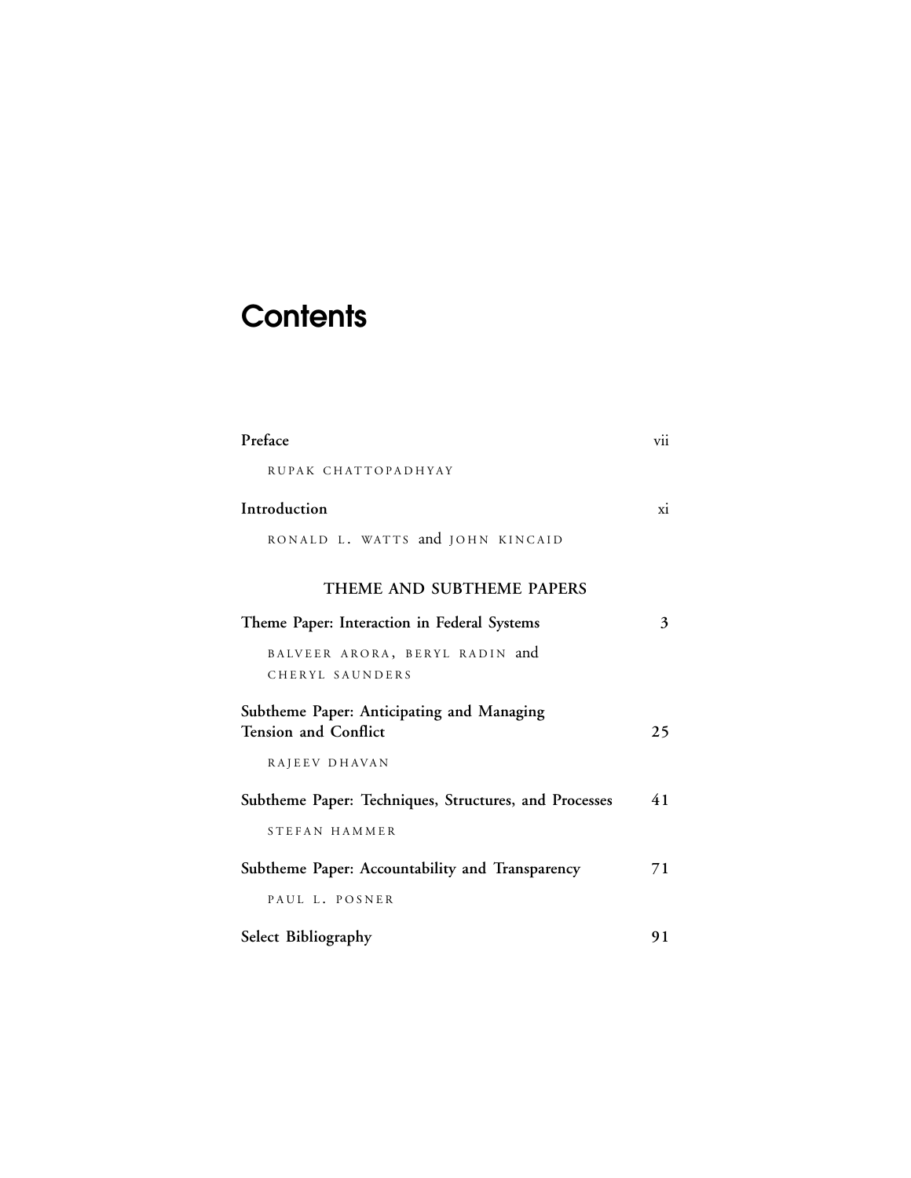# Contents

**Preface** vii

RUPAK CHATTOPADHYAY

**Introduction** xi

RONALD L. WATTS and JOHN KINCAID

## THEME AND SUBTHEME PAPERS

**Theme Paper: Interaction in Federal Systems** 3

BALVEER ARORA, BERYL RADIN and CHERYL SAUNDERS

**Subtheme Paper: Anticipating and Managing Tension and Conflict** 25

RAJEEV DHAVAN

**Subtheme Paper: Techniques, Structures, and Processes** 41

STEFAN HAMMER

**Subtheme Paper: Accountability and Transparency** 71

PAUL L. POSNER

**Select Bibliography** 91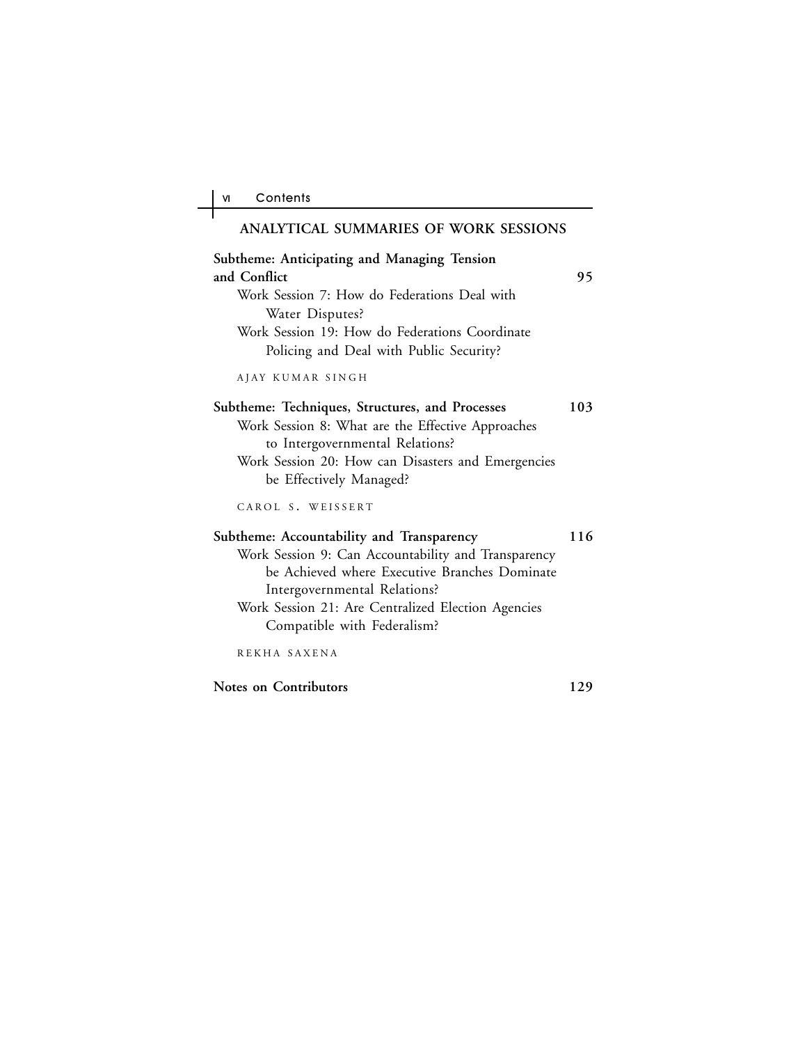## ANALYTICAL SUMMARIES OF WORK SESSIONS

**Subtheme: Anticipating and Managing Tension and Conflict** **95**

Work Session 7: How do Federations Deal with Water Disputes?

Work Session 19: How do Federations Coordinate Policing and Deal with Public Security?

AJAY KUMAR SINGH

**Subtheme: Techniques, Structures, and Processes** **103**

Work Session 8: What are the Effective Approaches to Intergovernmental Relations?

Work Session 20: How can Disasters and Emergencies be Effectively Managed?

CAROL S. WEISSERT

**Subtheme: Accountability and Transparency** **116**

Work Session 9: Can Accountability and Transparency be Achieved where Executive Branches Dominate Intergovernmental Relations?

Work Session 21: Are Centralized Election Agencies Compatible with Federalism?

REKHA SAXENA

**Notes on Contributors** **129**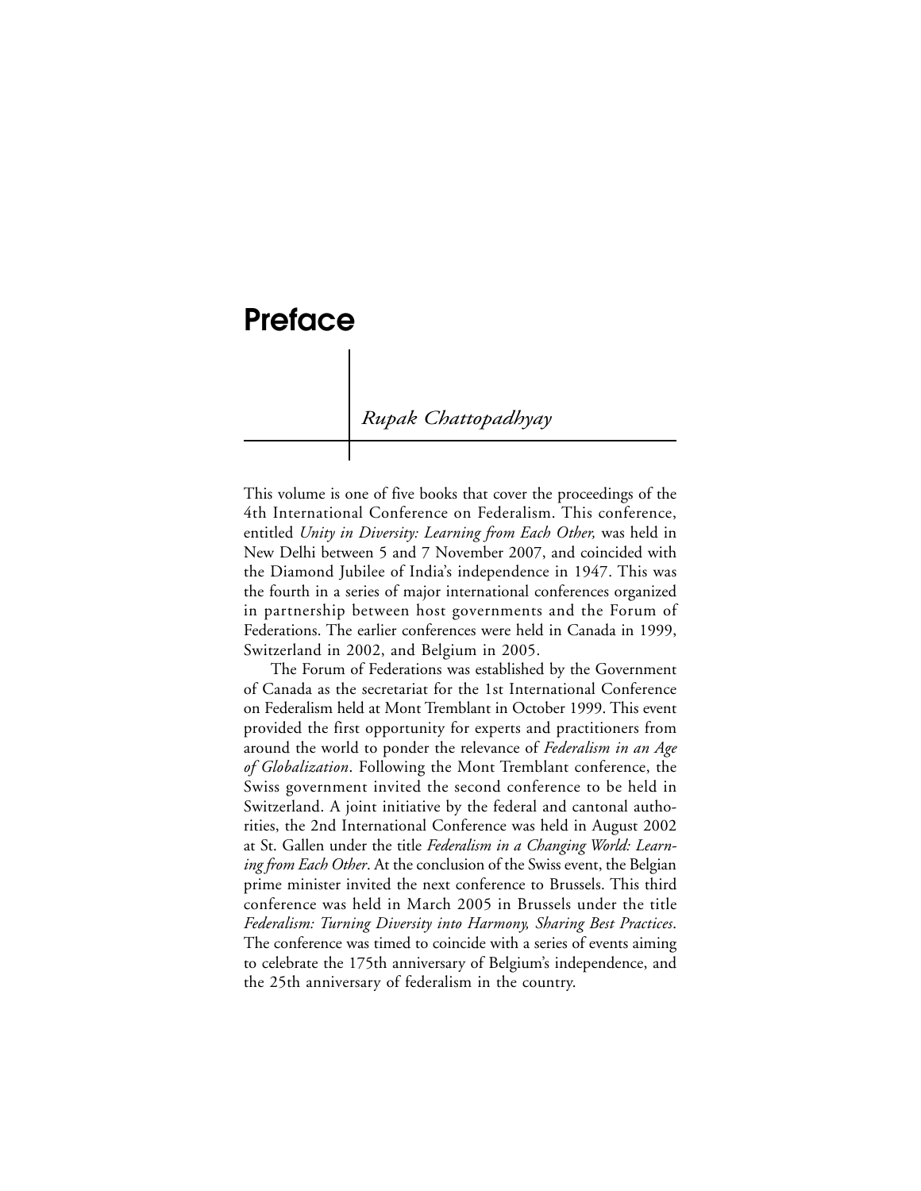# Preface

*Rupak Chattopadhyay*

This volume is one of five books that cover the proceedings of the 4th International Conference on Federalism. This conference, entitled *Unity in Diversity: Learning from Each Other,* was held in New Delhi between 5 and 7 November 2007, and coincided with the Diamond Jubilee of India's independence in 1947. This was the fourth in a series of major international conferences organized in partnership between host governments and the Forum of Federations. The earlier conferences were held in Canada in 1999, Switzerland in 2002, and Belgium in 2005.

The Forum of Federations was established by the Government of Canada as the secretariat for the 1st International Conference on Federalism held at Mont Tremblant in October 1999. This event provided the first opportunity for experts and practitioners from around the world to ponder the relevance of *Federalism in an Age of Globalization*. Following the Mont Tremblant conference, the Swiss government invited the second conference to be held in Switzerland. A joint initiative by the federal and cantonal authorities, the 2nd International Conference was held in August 2002 at St. Gallen under the title *Federalism in a Changing World: Learning from Each Other*. At the conclusion of the Swiss event, the Belgian prime minister invited the next conference to Brussels. This third conference was held in March 2005 in Brussels under the title *Federalism: Turning Diversity into Harmony, Sharing Best Practices*. The conference was timed to coincide with a series of events aiming to celebrate the 175th anniversary of Belgium's independence, and the 25th anniversary of federalism in the country.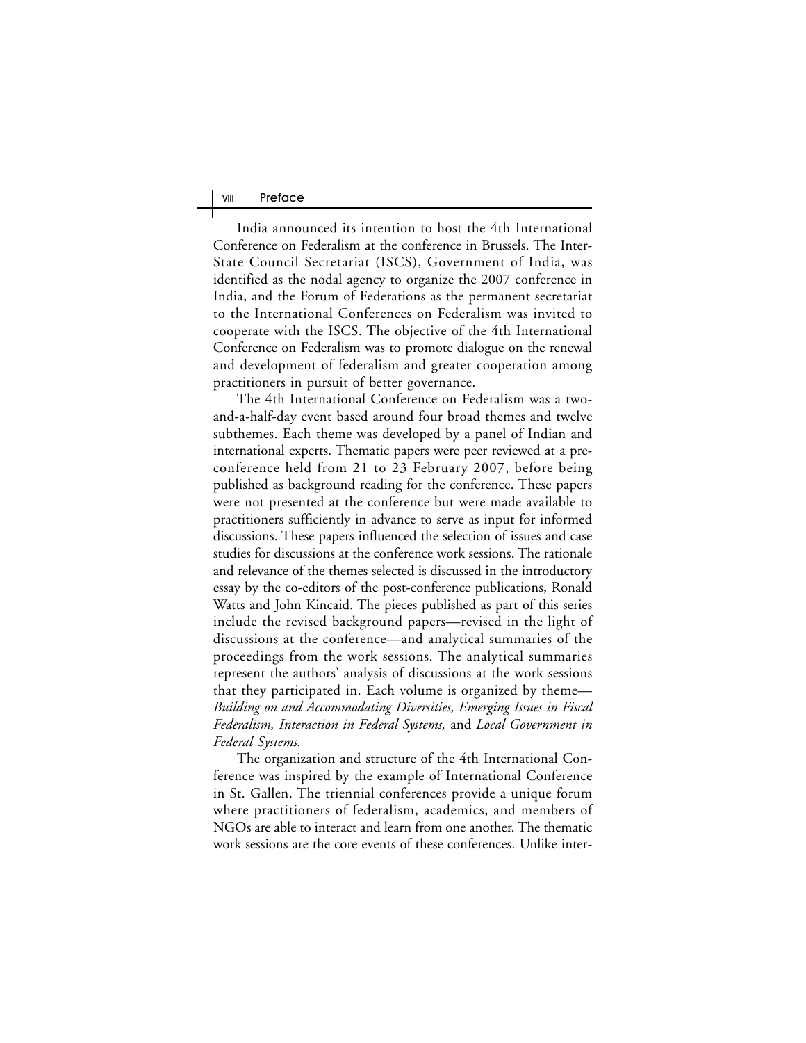India announced its intention to host the 4th International Conference on Federalism at the conference in Brussels. The Inter-State Council Secretariat (ISCS), Government of India, was identified as the nodal agency to organize the 2007 conference in India, and the Forum of Federations as the permanent secretariat to the International Conferences on Federalism was invited to cooperate with the ISCS. The objective of the 4th International Conference on Federalism was to promote dialogue on the renewal and development of federalism and greater cooperation among practitioners in pursuit of better governance.

The 4th International Conference on Federalism was a two-and-a-half-day event based around four broad themes and twelve subthemes. Each theme was developed by a panel of Indian and international experts. Thematic papers were peer reviewed at a pre-conference held from 21 to 23 February 2007, before being published as background reading for the conference. These papers were not presented at the conference but were made available to practitioners sufficiently in advance to serve as input for informed discussions. These papers influenced the selection of issues and case studies for discussions at the conference work sessions. The rationale and relevance of the themes selected is discussed in the introductory essay by the co-editors of the post-conference publications, Ronald Watts and John Kincaid. The pieces published as part of this series include the revised background papers—revised in the light of discussions at the conference—and analytical summaries of the proceedings from the work sessions. The analytical summaries represent the authors' analysis of discussions at the work sessions that they participated in. Each volume is organized by theme—*Building on and Accommodating Diversities, Emerging Issues in Fiscal Federalism, Interaction in Federal Systems,* and *Local Government in Federal Systems.*

The organization and structure of the 4th International Conference was inspired by the example of International Conference in St. Gallen. The triennial conferences provide a unique forum where practitioners of federalism, academics, and members of NGOs are able to interact and learn from one another. The thematic work sessions are the core events of these conferences. Unlike inter-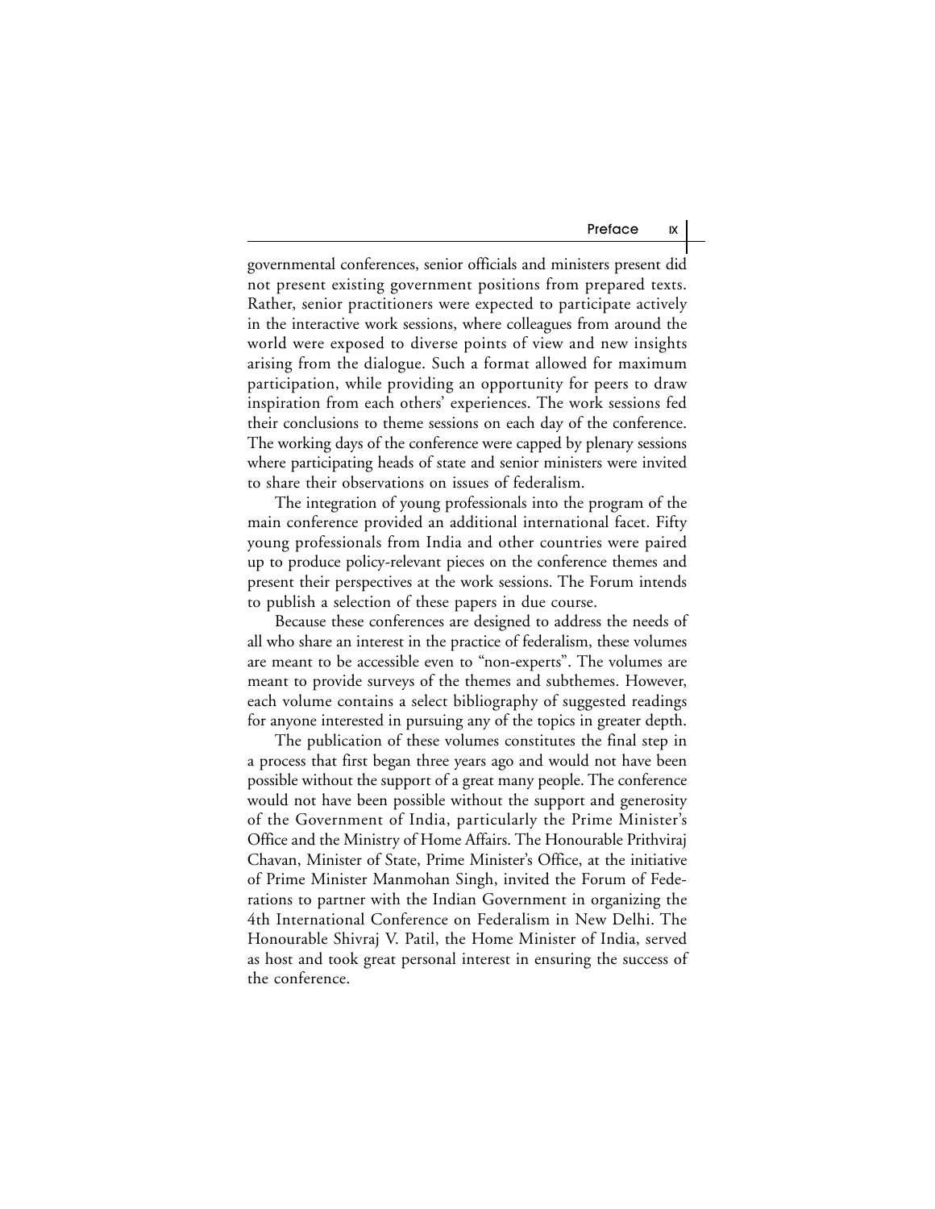governmental conferences, senior officials and ministers present did not present existing government positions from prepared texts. Rather, senior practitioners were expected to participate actively in the interactive work sessions, where colleagues from around the world were exposed to diverse points of view and new insights arising from the dialogue. Such a format allowed for maximum participation, while providing an opportunity for peers to draw inspiration from each others' experiences. The work sessions fed their conclusions to theme sessions on each day of the conference. The working days of the conference were capped by plenary sessions where participating heads of state and senior ministers were invited to share their observations on issues of federalism.

The integration of young professionals into the program of the main conference provided an additional international facet. Fifty young professionals from India and other countries were paired up to produce policy-relevant pieces on the conference themes and present their perspectives at the work sessions. The Forum intends to publish a selection of these papers in due course.

Because these conferences are designed to address the needs of all who share an interest in the practice of federalism, these volumes are meant to be accessible even to "non-experts". The volumes are meant to provide surveys of the themes and subthemes. However, each volume contains a select bibliography of suggested readings for anyone interested in pursuing any of the topics in greater depth.

The publication of these volumes constitutes the final step in a process that first began three years ago and would not have been possible without the support of a great many people. The conference would not have been possible without the support and generosity of the Government of India, particularly the Prime Minister's Office and the Ministry of Home Affairs. The Honourable Prithviraj Chavan, Minister of State, Prime Minister's Office, at the initiative of Prime Minister Manmohan Singh, invited the Forum of Federations to partner with the Indian Government in organizing the 4th International Conference on Federalism in New Delhi. The Honourable Shivraj V. Patil, the Home Minister of India, served as host and took great personal interest in ensuring the success of the conference.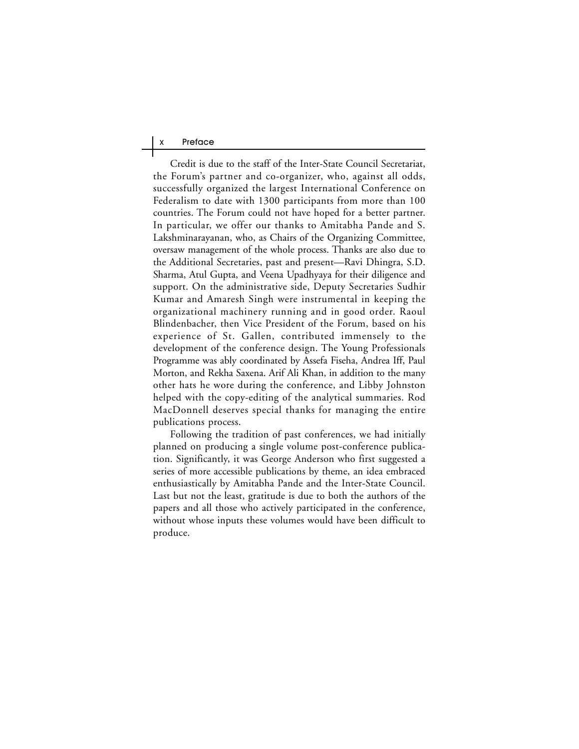Credit is due to the staff of the Inter-State Council Secretariat, the Forum's partner and co-organizer, who, against all odds, successfully organized the largest International Conference on Federalism to date with 1300 participants from more than 100 countries. The Forum could not have hoped for a better partner. In particular, we offer our thanks to Amitabha Pande and S. Lakshminarayanan, who, as Chairs of the Organizing Committee, oversaw management of the whole process. Thanks are also due to the Additional Secretaries, past and present—Ravi Dhingra, S.D. Sharma, Atul Gupta, and Veena Upadhyaya for their diligence and support. On the administrative side, Deputy Secretaries Sudhir Kumar and Amaresh Singh were instrumental in keeping the organizational machinery running and in good order. Raoul Blindenbacher, then Vice President of the Forum, based on his experience of St. Gallen, contributed immensely to the development of the conference design. The Young Professionals Programme was ably coordinated by Assefa Fiseha, Andrea Iff, Paul Morton, and Rekha Saxena. Arif Ali Khan, in addition to the many other hats he wore during the conference, and Libby Johnston helped with the copy-editing of the analytical summaries. Rod MacDonnell deserves special thanks for managing the entire publications process.

Following the tradition of past conferences, we had initially planned on producing a single volume post-conference publication. Significantly, it was George Anderson who first suggested a series of more accessible publications by theme, an idea embraced enthusiastically by Amitabha Pande and the Inter-State Council. Last but not the least, gratitude is due to both the authors of the papers and all those who actively participated in the conference, without whose inputs these volumes would have been difficult to produce.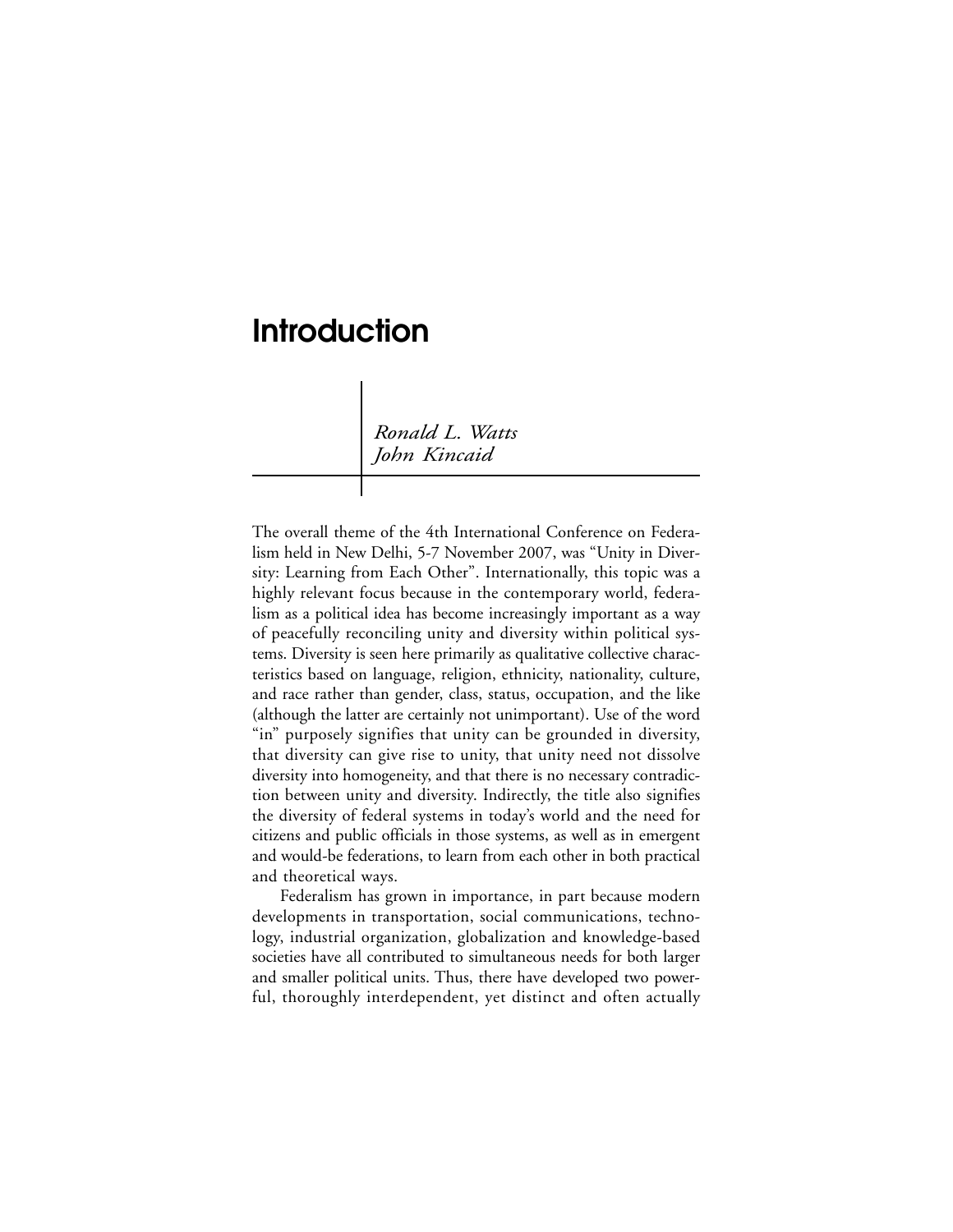# Introduction

*Ronald L. Watts*
*John Kincaid*

The overall theme of the 4th International Conference on Federalism held in New Delhi, 5-7 November 2007, was "Unity in Diversity: Learning from Each Other". Internationally, this topic was a highly relevant focus because in the contemporary world, federalism as a political idea has become increasingly important as a way of peacefully reconciling unity and diversity within political systems. Diversity is seen here primarily as qualitative collective characteristics based on language, religion, ethnicity, nationality, culture, and race rather than gender, class, status, occupation, and the like (although the latter are certainly not unimportant). Use of the word "in" purposely signifies that unity can be grounded in diversity, that diversity can give rise to unity, that unity need not dissolve diversity into homogeneity, and that there is no necessary contradiction between unity and diversity. Indirectly, the title also signifies the diversity of federal systems in today's world and the need for citizens and public officials in those systems, as well as in emergent and would-be federations, to learn from each other in both practical and theoretical ways.

Federalism has grown in importance, in part because modern developments in transportation, social communications, technology, industrial organization, globalization and knowledge-based societies have all contributed to simultaneous needs for both larger and smaller political units. Thus, there have developed two powerful, thoroughly interdependent, yet distinct and often actually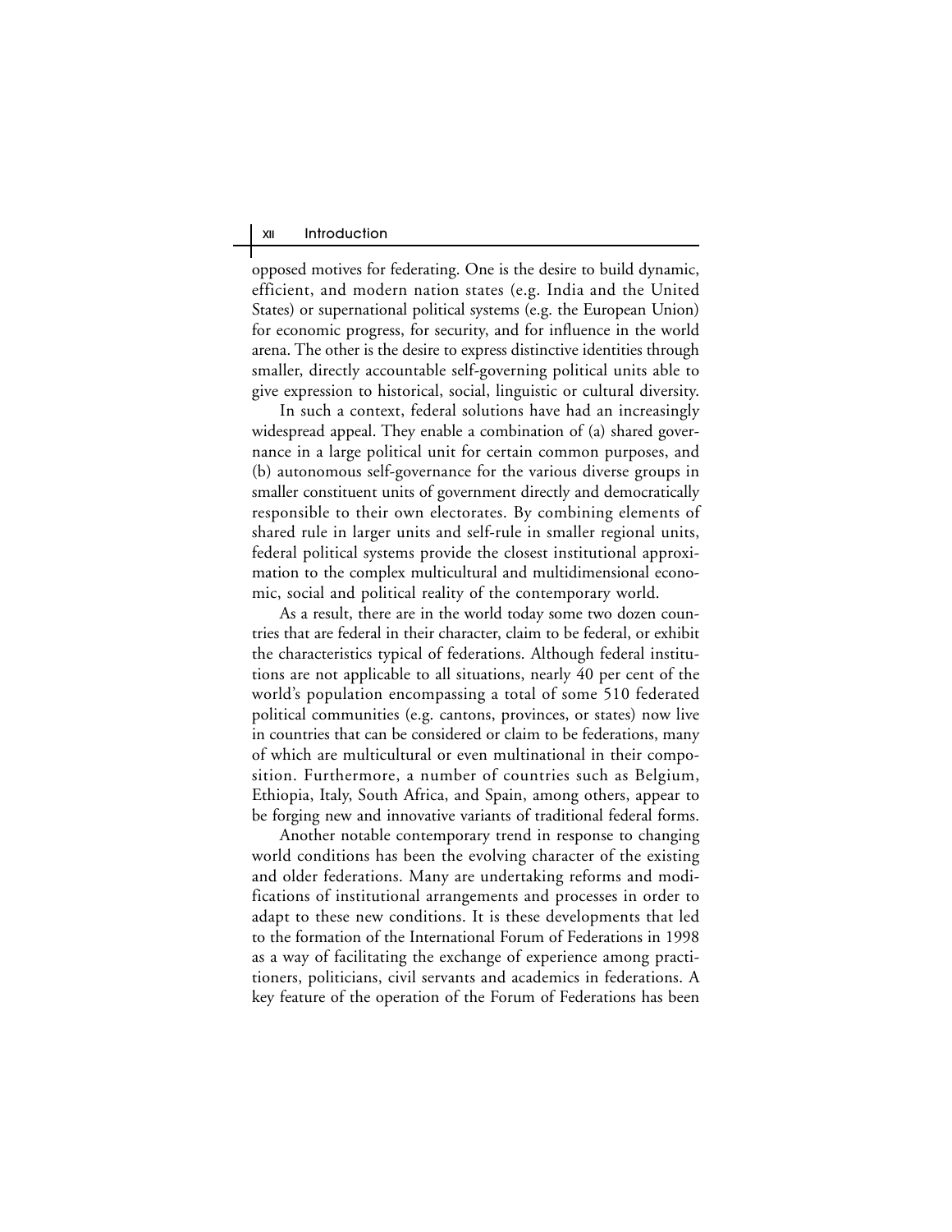opposed motives for federating. One is the desire to build dynamic, efficient, and modern nation states (e.g. India and the United States) or supernational political systems (e.g. the European Union) for economic progress, for security, and for influence in the world arena. The other is the desire to express distinctive identities through smaller, directly accountable self-governing political units able to give expression to historical, social, linguistic or cultural diversity.

In such a context, federal solutions have had an increasingly widespread appeal. They enable a combination of (a) shared governance in a large political unit for certain common purposes, and (b) autonomous self-governance for the various diverse groups in smaller constituent units of government directly and democratically responsible to their own electorates. By combining elements of shared rule in larger units and self-rule in smaller regional units, federal political systems provide the closest institutional approximation to the complex multicultural and multidimensional economic, social and political reality of the contemporary world.

As a result, there are in the world today some two dozen countries that are federal in their character, claim to be federal, or exhibit the characteristics typical of federations. Although federal institutions are not applicable to all situations, nearly 40 per cent of the world's population encompassing a total of some 510 federated political communities (e.g. cantons, provinces, or states) now live in countries that can be considered or claim to be federations, many of which are multicultural or even multinational in their composition. Furthermore, a number of countries such as Belgium, Ethiopia, Italy, South Africa, and Spain, among others, appear to be forging new and innovative variants of traditional federal forms.

Another notable contemporary trend in response to changing world conditions has been the evolving character of the existing and older federations. Many are undertaking reforms and modifications of institutional arrangements and processes in order to adapt to these new conditions. It is these developments that led to the formation of the International Forum of Federations in 1998 as a way of facilitating the exchange of experience among practitioners, politicians, civil servants and academics in federations. A key feature of the operation of the Forum of Federations has been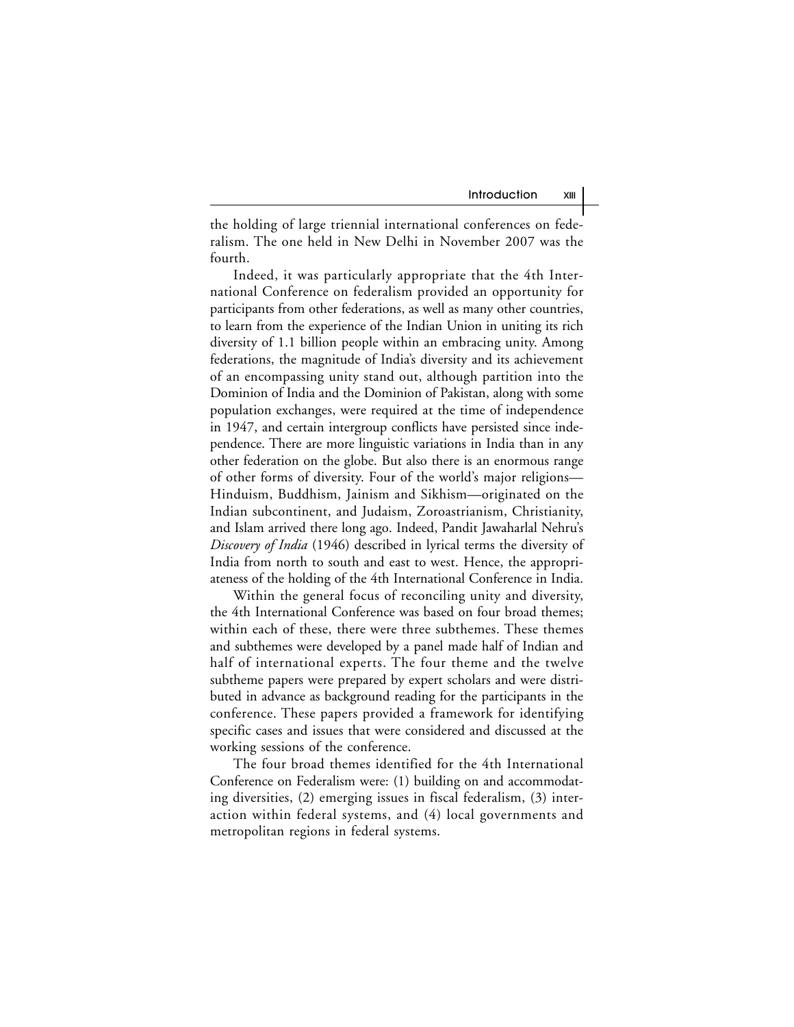the holding of large triennial international conferences on federalism. The one held in New Delhi in November 2007 was the fourth.

Indeed, it was particularly appropriate that the 4th International Conference on federalism provided an opportunity for participants from other federations, as well as many other countries, to learn from the experience of the Indian Union in uniting its rich diversity of 1.1 billion people within an embracing unity. Among federations, the magnitude of India's diversity and its achievement of an encompassing unity stand out, although partition into the Dominion of India and the Dominion of Pakistan, along with some population exchanges, were required at the time of independence in 1947, and certain intergroup conflicts have persisted since independence. There are more linguistic variations in India than in any other federation on the globe. But also there is an enormous range of other forms of diversity. Four of the world's major religions—Hinduism, Buddhism, Jainism and Sikhism—originated on the Indian subcontinent, and Judaism, Zoroastrianism, Christianity, and Islam arrived there long ago. Indeed, Pandit Jawaharlal Nehru's *Discovery of India* (1946) described in lyrical terms the diversity of India from north to south and east to west. Hence, the appropriateness of the holding of the 4th International Conference in India.

Within the general focus of reconciling unity and diversity, the 4th International Conference was based on four broad themes; within each of these, there were three subthemes. These themes and subthemes were developed by a panel made half of Indian and half of international experts. The four theme and the twelve subtheme papers were prepared by expert scholars and were distributed in advance as background reading for the participants in the conference. These papers provided a framework for identifying specific cases and issues that were considered and discussed at the working sessions of the conference.

The four broad themes identified for the 4th International Conference on Federalism were: (1) building on and accommodating diversities, (2) emerging issues in fiscal federalism, (3) interaction within federal systems, and (4) local governments and metropolitan regions in federal systems.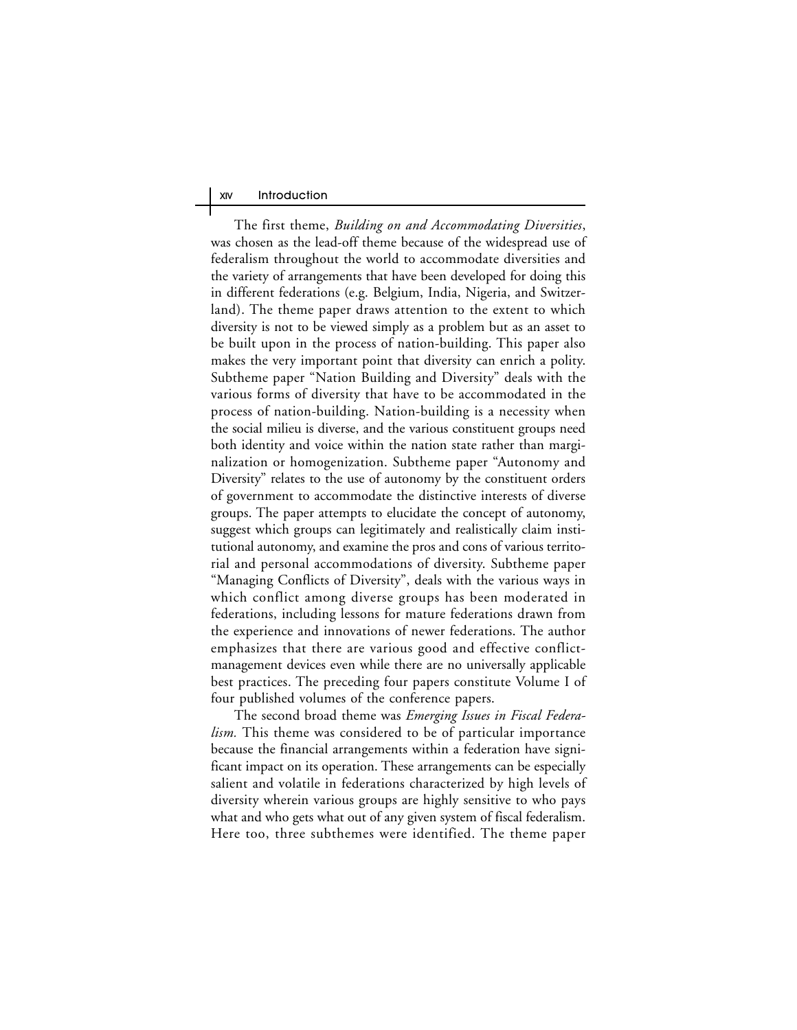The first theme, *Building on and Accommodating Diversities*, was chosen as the lead-off theme because of the widespread use of federalism throughout the world to accommodate diversities and the variety of arrangements that have been developed for doing this in different federations (e.g. Belgium, India, Nigeria, and Switzerland). The theme paper draws attention to the extent to which diversity is not to be viewed simply as a problem but as an asset to be built upon in the process of nation-building. This paper also makes the very important point that diversity can enrich a polity. Subtheme paper "Nation Building and Diversity" deals with the various forms of diversity that have to be accommodated in the process of nation-building. Nation-building is a necessity when the social milieu is diverse, and the various constituent groups need both identity and voice within the nation state rather than marginalization or homogenization. Subtheme paper "Autonomy and Diversity" relates to the use of autonomy by the constituent orders of government to accommodate the distinctive interests of diverse groups. The paper attempts to elucidate the concept of autonomy, suggest which groups can legitimately and realistically claim institutional autonomy, and examine the pros and cons of various territorial and personal accommodations of diversity. Subtheme paper "Managing Conflicts of Diversity", deals with the various ways in which conflict among diverse groups has been moderated in federations, including lessons for mature federations drawn from the experience and innovations of newer federations. The author emphasizes that there are various good and effective conflict-management devices even while there are no universally applicable best practices. The preceding four papers constitute Volume I of four published volumes of the conference papers.

The second broad theme was *Emerging Issues in Fiscal Federalism.* This theme was considered to be of particular importance because the financial arrangements within a federation have significant impact on its operation. These arrangements can be especially salient and volatile in federations characterized by high levels of diversity wherein various groups are highly sensitive to who pays what and who gets what out of any given system of fiscal federalism. Here too, three subthemes were identified. The theme paper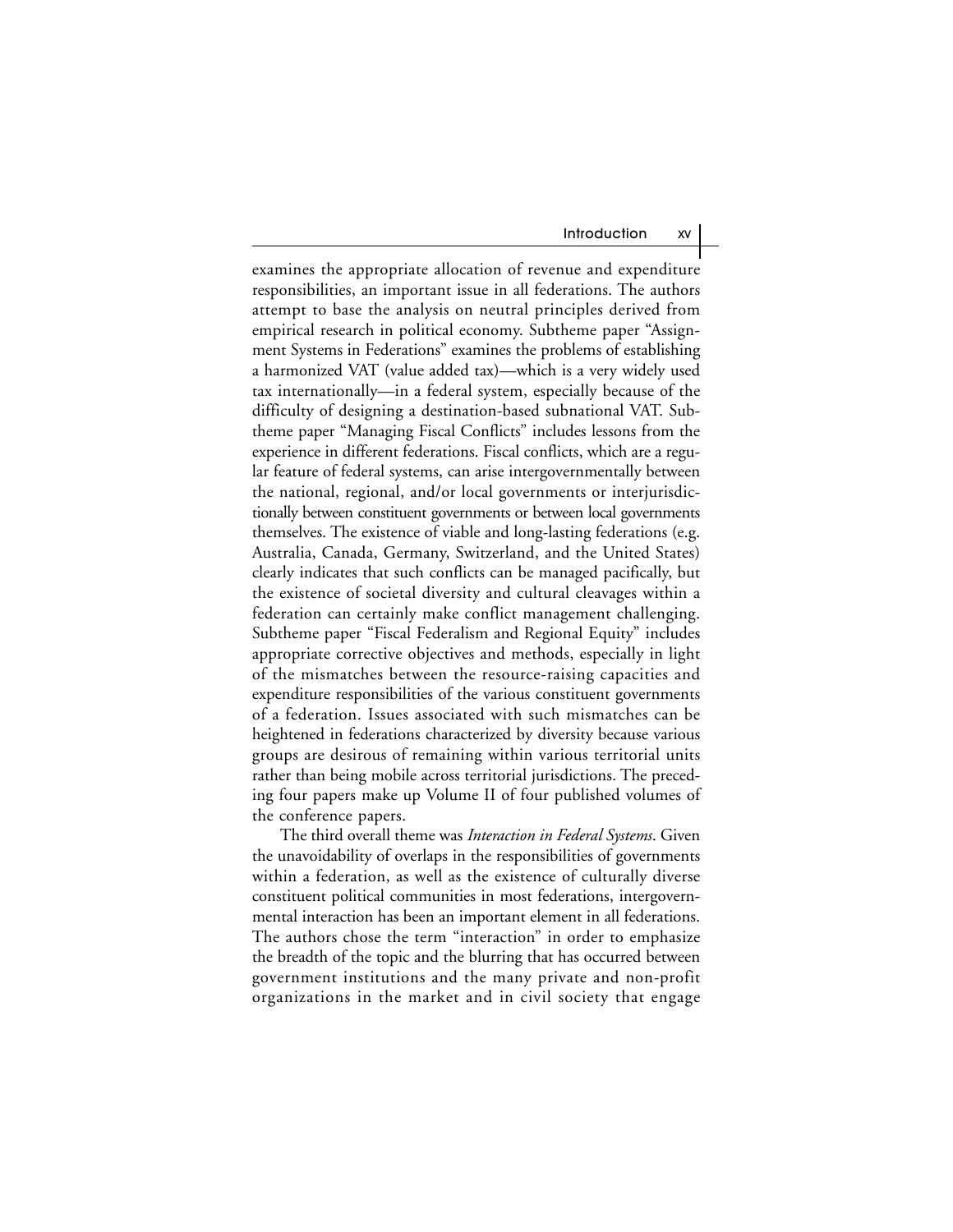examines the appropriate allocation of revenue and expenditure responsibilities, an important issue in all federations. The authors attempt to base the analysis on neutral principles derived from empirical research in political economy. Subtheme paper "Assignment Systems in Federations" examines the problems of establishing a harmonized VAT (value added tax)—which is a very widely used tax internationally—in a federal system, especially because of the difficulty of designing a destination-based subnational VAT. Subtheme paper "Managing Fiscal Conflicts" includes lessons from the experience in different federations. Fiscal conflicts, which are a regular feature of federal systems, can arise intergovernmentally between the national, regional, and/or local governments or interjurisdictionally between constituent governments or between local governments themselves. The existence of viable and long-lasting federations (e.g. Australia, Canada, Germany, Switzerland, and the United States) clearly indicates that such conflicts can be managed pacifically, but the existence of societal diversity and cultural cleavages within a federation can certainly make conflict management challenging. Subtheme paper "Fiscal Federalism and Regional Equity" includes appropriate corrective objectives and methods, especially in light of the mismatches between the resource-raising capacities and expenditure responsibilities of the various constituent governments of a federation. Issues associated with such mismatches can be heightened in federations characterized by diversity because various groups are desirous of remaining within various territorial units rather than being mobile across territorial jurisdictions. The preceding four papers make up Volume II of four published volumes of the conference papers.

The third overall theme was *Interaction in Federal Systems*. Given the unavoidability of overlaps in the responsibilities of governments within a federation, as well as the existence of culturally diverse constituent political communities in most federations, intergovernmental interaction has been an important element in all federations. The authors chose the term "interaction" in order to emphasize the breadth of the topic and the blurring that has occurred between government institutions and the many private and non-profit organizations in the market and in civil society that engage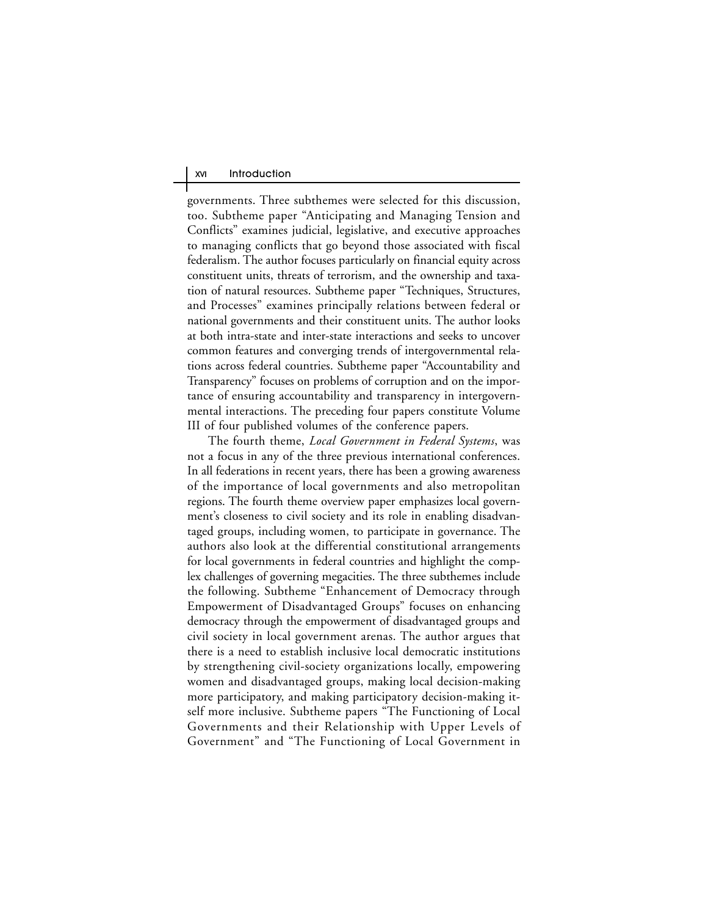governments. Three subthemes were selected for this discussion, too. Subtheme paper "Anticipating and Managing Tension and Conflicts" examines judicial, legislative, and executive approaches to managing conflicts that go beyond those associated with fiscal federalism. The author focuses particularly on financial equity across constituent units, threats of terrorism, and the ownership and taxation of natural resources. Subtheme paper "Techniques, Structures, and Processes" examines principally relations between federal or national governments and their constituent units. The author looks at both intra-state and inter-state interactions and seeks to uncover common features and converging trends of intergovernmental relations across federal countries. Subtheme paper "Accountability and Transparency" focuses on problems of corruption and on the importance of ensuring accountability and transparency in intergovernmental interactions. The preceding four papers constitute Volume III of four published volumes of the conference papers.

The fourth theme, *Local Government in Federal Systems*, was not a focus in any of the three previous international conferences. In all federations in recent years, there has been a growing awareness of the importance of local governments and also metropolitan regions. The fourth theme overview paper emphasizes local government's closeness to civil society and its role in enabling disadvantaged groups, including women, to participate in governance. The authors also look at the differential constitutional arrangements for local governments in federal countries and highlight the complex challenges of governing megacities. The three subthemes include the following. Subtheme "Enhancement of Democracy through Empowerment of Disadvantaged Groups" focuses on enhancing democracy through the empowerment of disadvantaged groups and civil society in local government arenas. The author argues that there is a need to establish inclusive local democratic institutions by strengthening civil-society organizations locally, empowering women and disadvantaged groups, making local decision-making more participatory, and making participatory decision-making itself more inclusive. Subtheme papers "The Functioning of Local Governments and their Relationship with Upper Levels of Government" and "The Functioning of Local Government in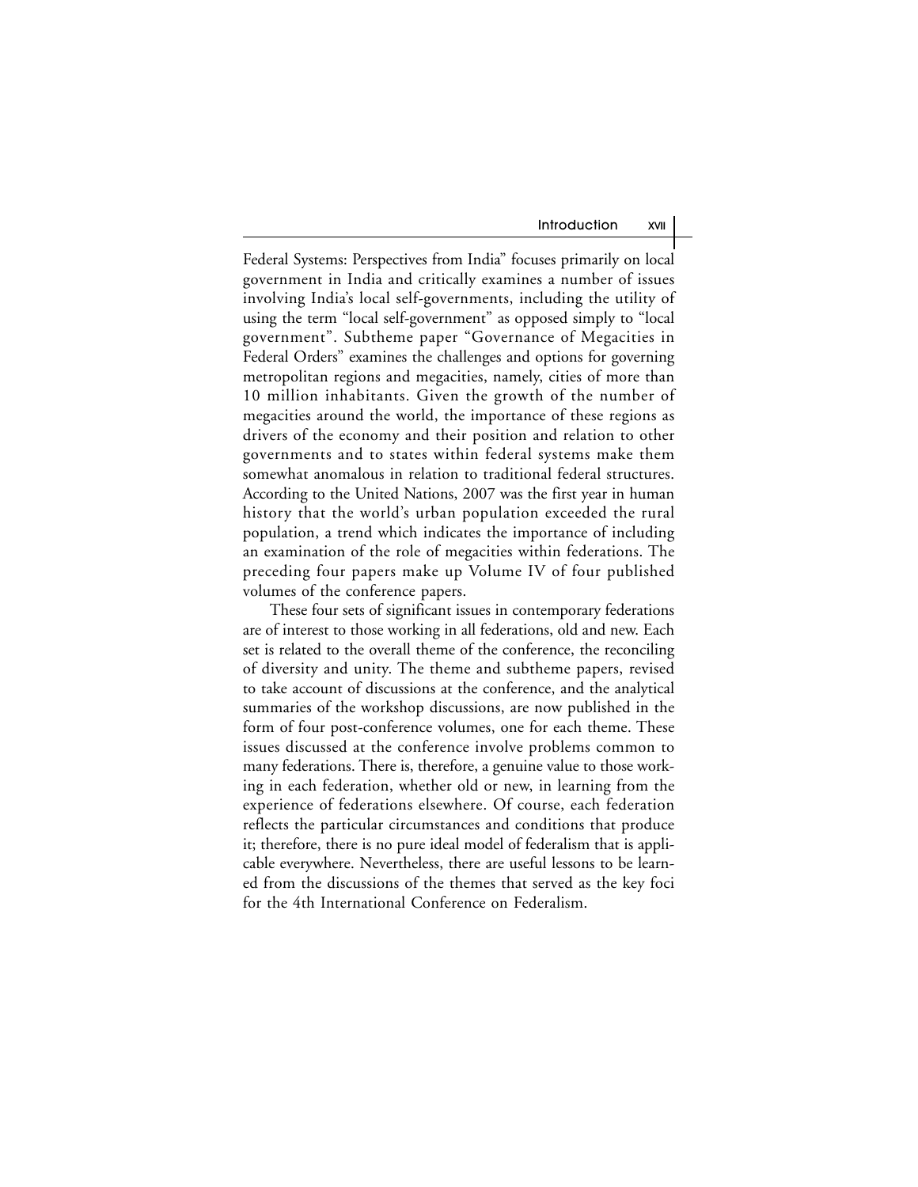Federal Systems: Perspectives from India" focuses primarily on local government in India and critically examines a number of issues involving India's local self-governments, including the utility of using the term "local self-government" as opposed simply to "local government". Subtheme paper "Governance of Megacities in Federal Orders" examines the challenges and options for governing metropolitan regions and megacities, namely, cities of more than 10 million inhabitants. Given the growth of the number of megacities around the world, the importance of these regions as drivers of the economy and their position and relation to other governments and to states within federal systems make them somewhat anomalous in relation to traditional federal structures. According to the United Nations, 2007 was the first year in human history that the world's urban population exceeded the rural population, a trend which indicates the importance of including an examination of the role of megacities within federations. The preceding four papers make up Volume IV of four published volumes of the conference papers.

These four sets of significant issues in contemporary federations are of interest to those working in all federations, old and new. Each set is related to the overall theme of the conference, the reconciling of diversity and unity. The theme and subtheme papers, revised to take account of discussions at the conference, and the analytical summaries of the workshop discussions, are now published in the form of four post-conference volumes, one for each theme. These issues discussed at the conference involve problems common to many federations. There is, therefore, a genuine value to those working in each federation, whether old or new, in learning from the experience of federations elsewhere. Of course, each federation reflects the particular circumstances and conditions that produce it; therefore, there is no pure ideal model of federalism that is applicable everywhere. Nevertheless, there are useful lessons to be learned from the discussions of the themes that served as the key foci for the 4th International Conference on Federalism.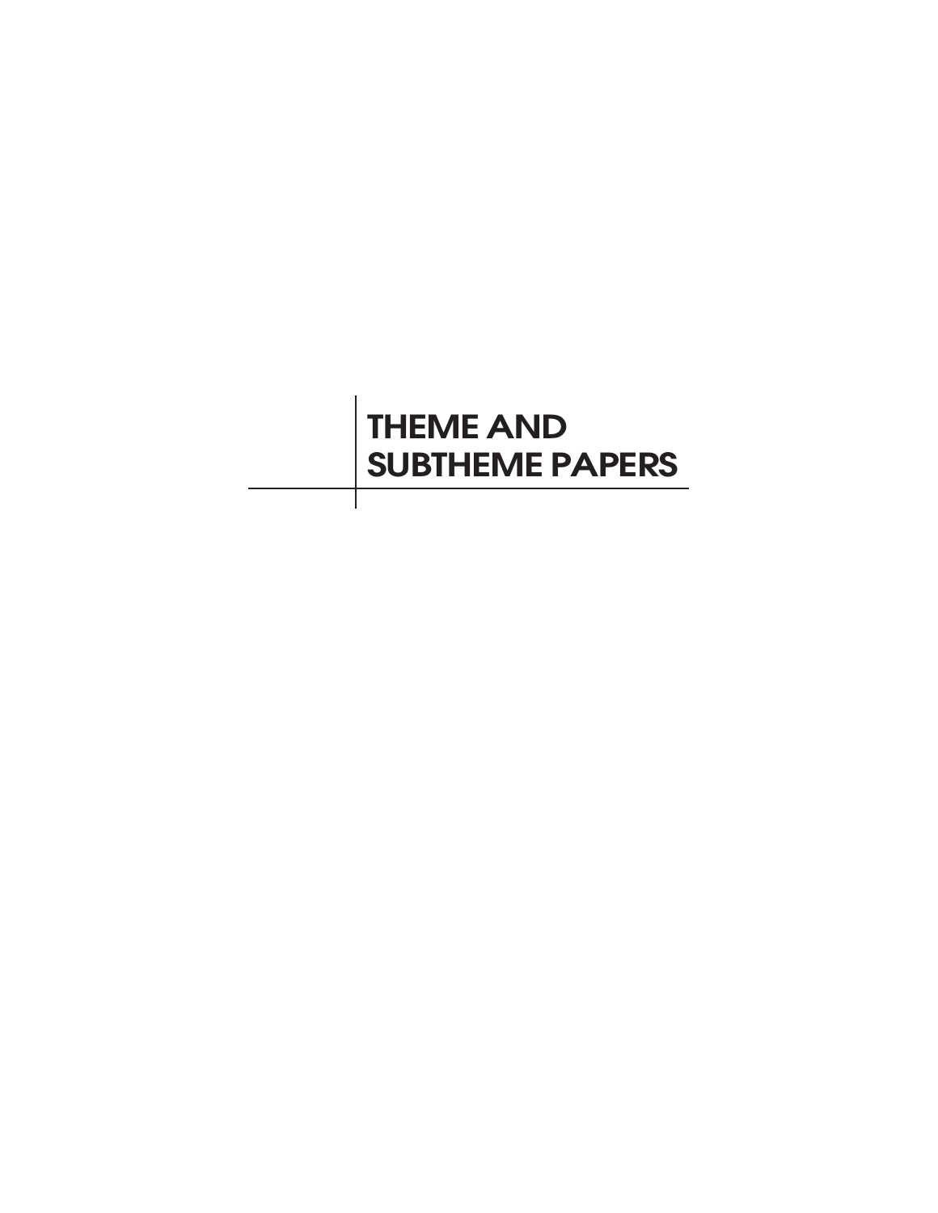# THEME AND SUBTHEME PAPERS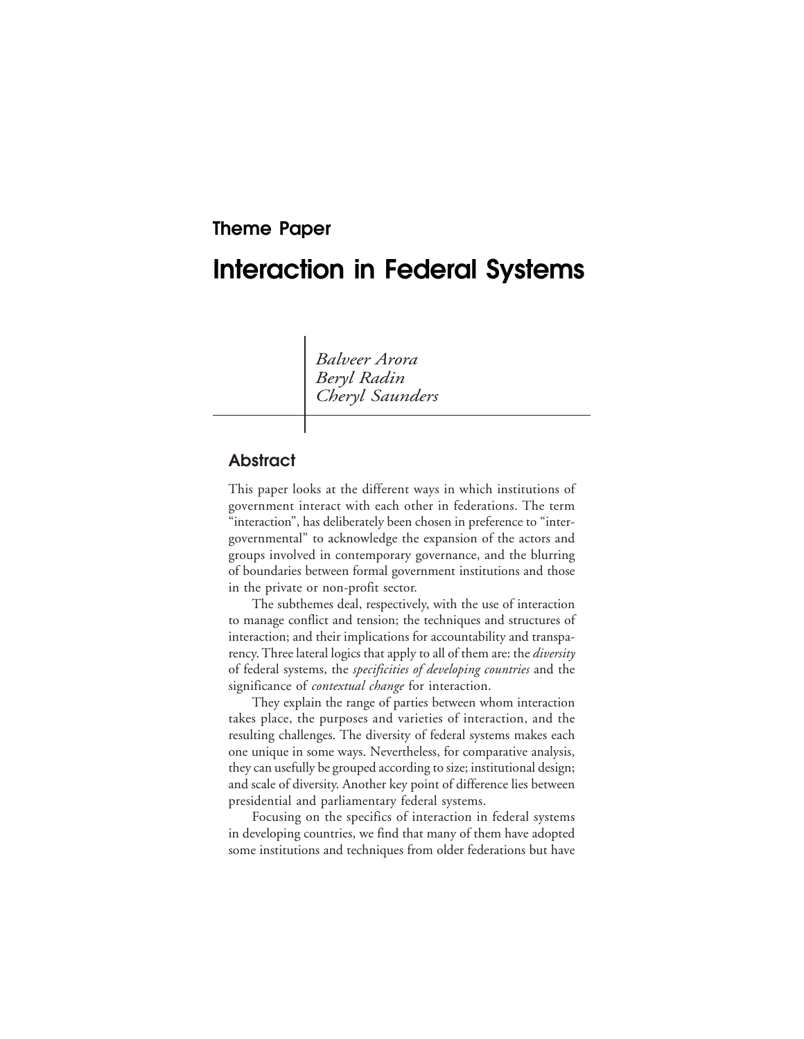## Theme Paper

# Interaction in Federal Systems

*Balveer Arora*
*Beryl Radin*
*Cheryl Saunders*

## Abstract

This paper looks at the different ways in which institutions of government interact with each other in federations. The term "interaction", has deliberately been chosen in preference to "intergovernmental" to acknowledge the expansion of the actors and groups involved in contemporary governance, and the blurring of boundaries between formal government institutions and those in the private or non-profit sector.

The subthemes deal, respectively, with the use of interaction to manage conflict and tension; the techniques and structures of interaction; and their implications for accountability and transparency. Three lateral logics that apply to all of them are: the *diversity* of federal systems, the *specificities of developing countries* and the significance of *contextual change* for interaction.

They explain the range of parties between whom interaction takes place, the purposes and varieties of interaction, and the resulting challenges. The diversity of federal systems makes each one unique in some ways. Nevertheless, for comparative analysis, they can usefully be grouped according to size; institutional design; and scale of diversity. Another key point of difference lies between presidential and parliamentary federal systems.

Focusing on the specifics of interaction in federal systems in developing countries, we find that many of them have adopted some institutions and techniques from older federations but have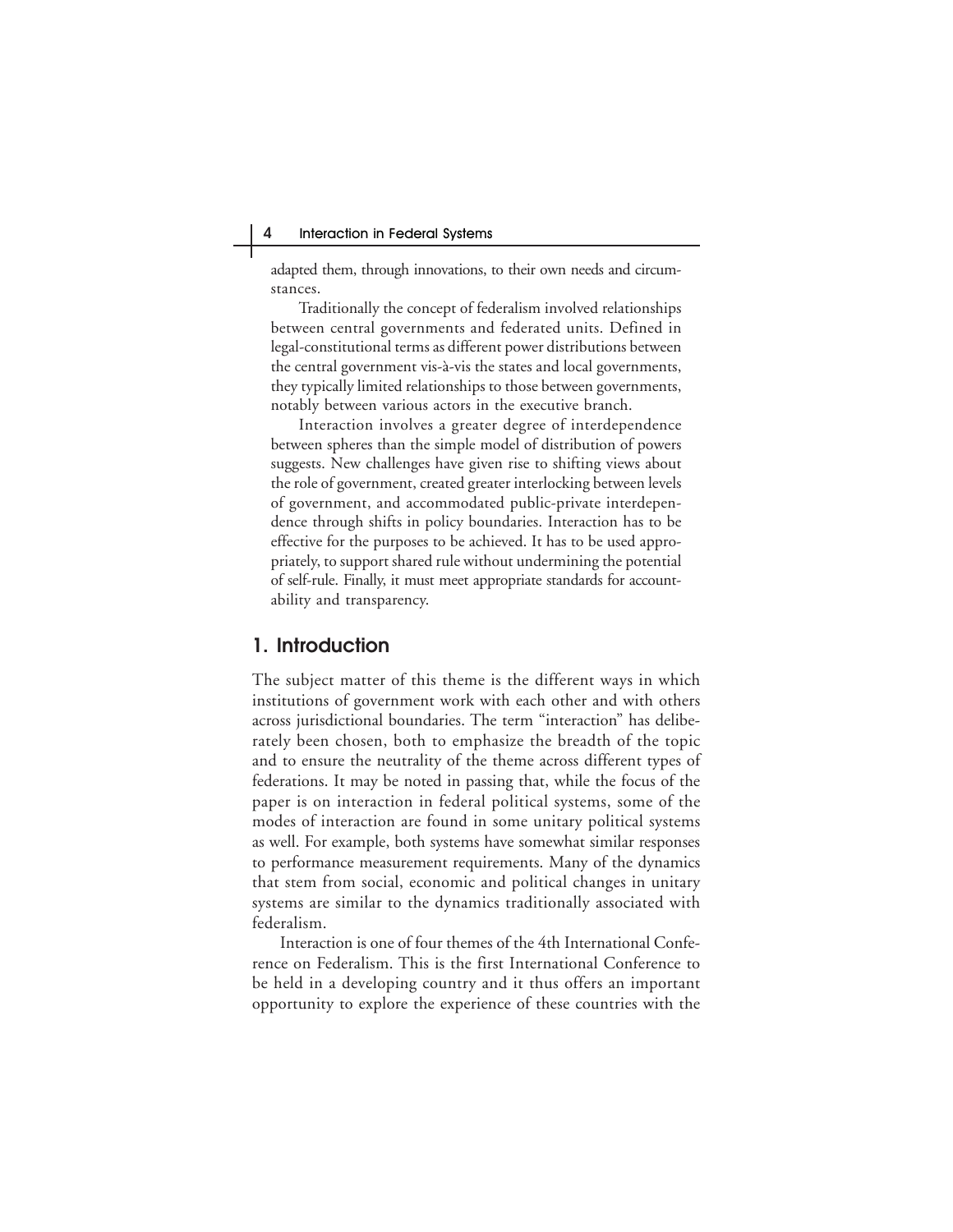adapted them, through innovations, to their own needs and circumstances.

Traditionally the concept of federalism involved relationships between central governments and federated units. Defined in legal-constitutional terms as different power distributions between the central government vis-à-vis the states and local governments, they typically limited relationships to those between governments, notably between various actors in the executive branch.

Interaction involves a greater degree of interdependence between spheres than the simple model of distribution of powers suggests. New challenges have given rise to shifting views about the role of government, created greater interlocking between levels of government, and accommodated public-private interdependence through shifts in policy boundaries. Interaction has to be effective for the purposes to be achieved. It has to be used appropriately, to support shared rule without undermining the potential of self-rule. Finally, it must meet appropriate standards for accountability and transparency.

## 1. Introduction

The subject matter of this theme is the different ways in which institutions of government work with each other and with others across jurisdictional boundaries. The term "interaction" has deliberately been chosen, both to emphasize the breadth of the topic and to ensure the neutrality of the theme across different types of federations. It may be noted in passing that, while the focus of the paper is on interaction in federal political systems, some of the modes of interaction are found in some unitary political systems as well. For example, both systems have somewhat similar responses to performance measurement requirements. Many of the dynamics that stem from social, economic and political changes in unitary systems are similar to the dynamics traditionally associated with federalism.

Interaction is one of four themes of the 4th International Conference on Federalism. This is the first International Conference to be held in a developing country and it thus offers an important opportunity to explore the experience of these countries with the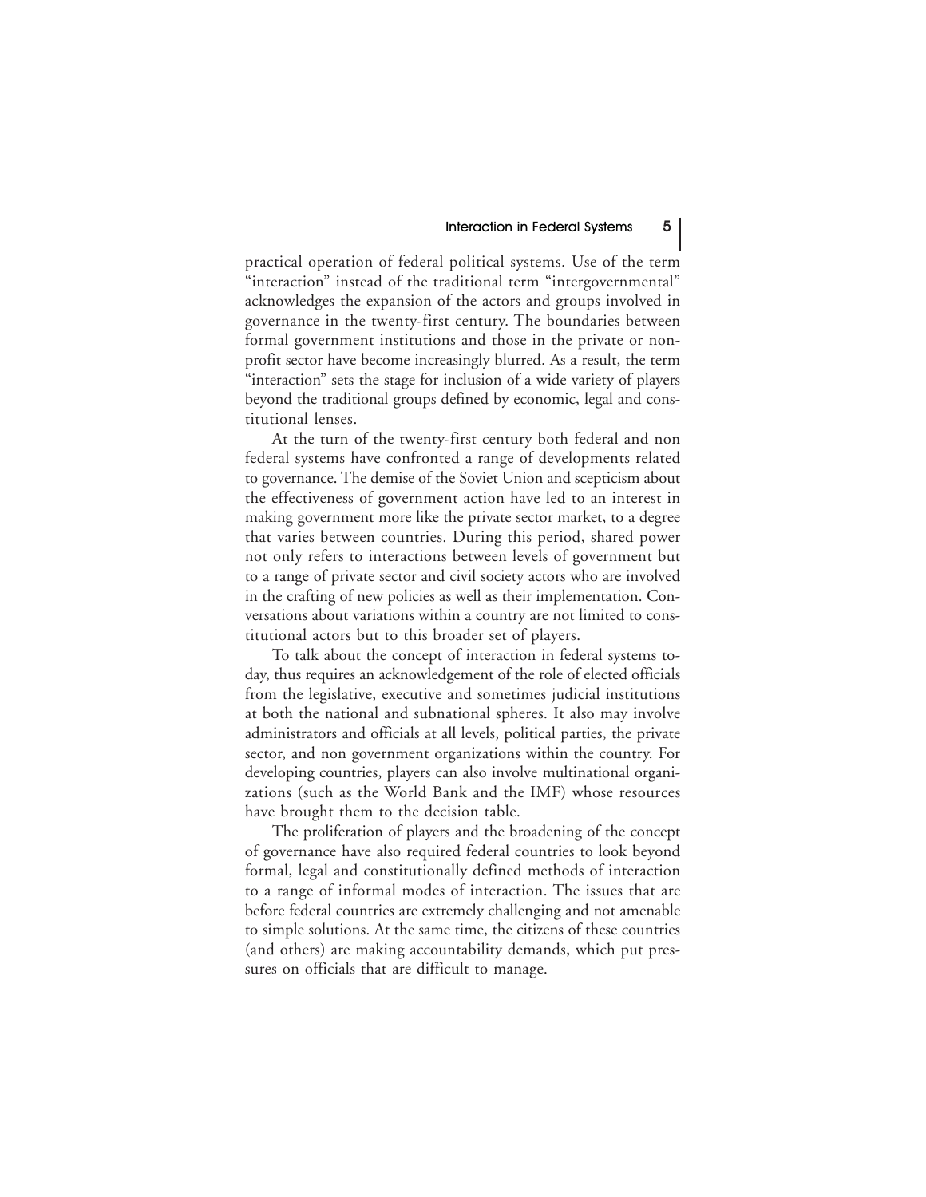practical operation of federal political systems. Use of the term "interaction" instead of the traditional term "intergovernmental" acknowledges the expansion of the actors and groups involved in governance in the twenty-first century. The boundaries between formal government institutions and those in the private or non-profit sector have become increasingly blurred. As a result, the term "interaction" sets the stage for inclusion of a wide variety of players beyond the traditional groups defined by economic, legal and constitutional lenses.

At the turn of the twenty-first century both federal and non federal systems have confronted a range of developments related to governance. The demise of the Soviet Union and scepticism about the effectiveness of government action have led to an interest in making government more like the private sector market, to a degree that varies between countries. During this period, shared power not only refers to interactions between levels of government but to a range of private sector and civil society actors who are involved in the crafting of new policies as well as their implementation. Conversations about variations within a country are not limited to constitutional actors but to this broader set of players.

To talk about the concept of interaction in federal systems today, thus requires an acknowledgement of the role of elected officials from the legislative, executive and sometimes judicial institutions at both the national and subnational spheres. It also may involve administrators and officials at all levels, political parties, the private sector, and non government organizations within the country. For developing countries, players can also involve multinational organizations (such as the World Bank and the IMF) whose resources have brought them to the decision table.

The proliferation of players and the broadening of the concept of governance have also required federal countries to look beyond formal, legal and constitutionally defined methods of interaction to a range of informal modes of interaction. The issues that are before federal countries are extremely challenging and not amenable to simple solutions. At the same time, the citizens of these countries (and others) are making accountability demands, which put pressures on officials that are difficult to manage.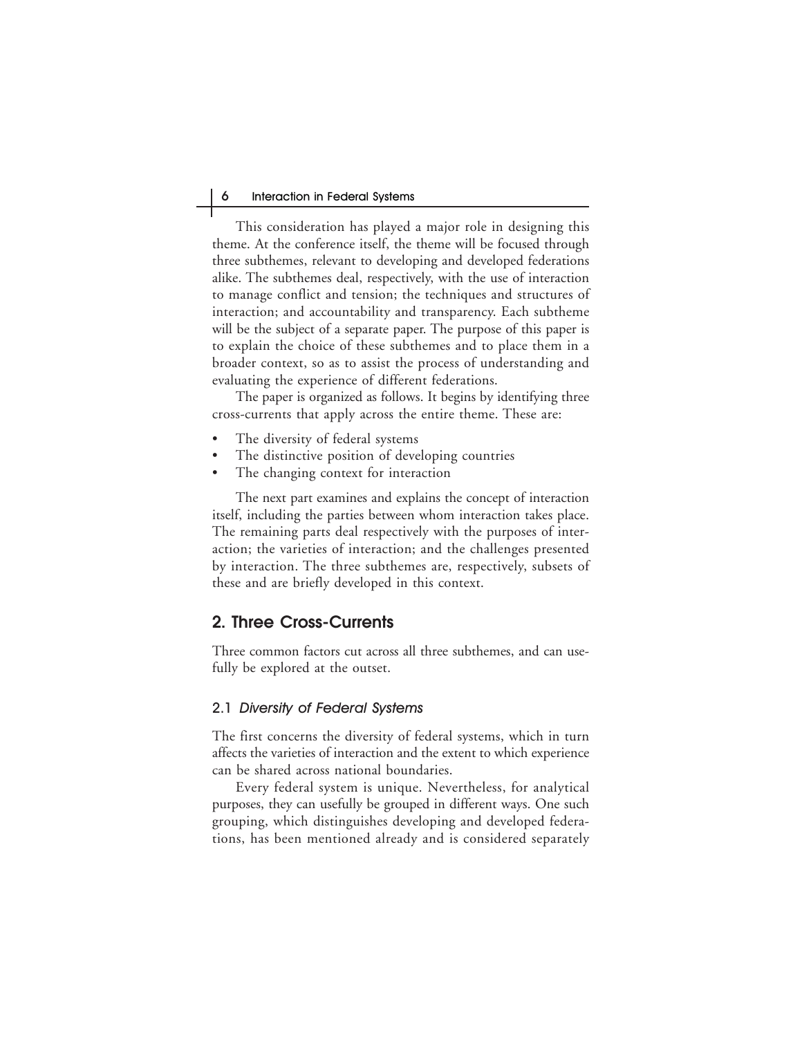This consideration has played a major role in designing this theme. At the conference itself, the theme will be focused through three subthemes, relevant to developing and developed federations alike. The subthemes deal, respectively, with the use of interaction to manage conflict and tension; the techniques and structures of interaction; and accountability and transparency. Each subtheme will be the subject of a separate paper. The purpose of this paper is to explain the choice of these subthemes and to place them in a broader context, so as to assist the process of understanding and evaluating the experience of different federations.

The paper is organized as follows. It begins by identifying three cross-currents that apply across the entire theme. These are:

- The diversity of federal systems
- The distinctive position of developing countries
- The changing context for interaction

The next part examines and explains the concept of interaction itself, including the parties between whom interaction takes place. The remaining parts deal respectively with the purposes of interaction; the varieties of interaction; and the challenges presented by interaction. The three subthemes are, respectively, subsets of these and are briefly developed in this context.

## 2. Three Cross-Currents

Three common factors cut across all three subthemes, and can usefully be explored at the outset.

### 2.1 *Diversity of Federal Systems*

The first concerns the diversity of federal systems, which in turn affects the varieties of interaction and the extent to which experience can be shared across national boundaries.

Every federal system is unique. Nevertheless, for analytical purposes, they can usefully be grouped in different ways. One such grouping, which distinguishes developing and developed federations, has been mentioned already and is considered separately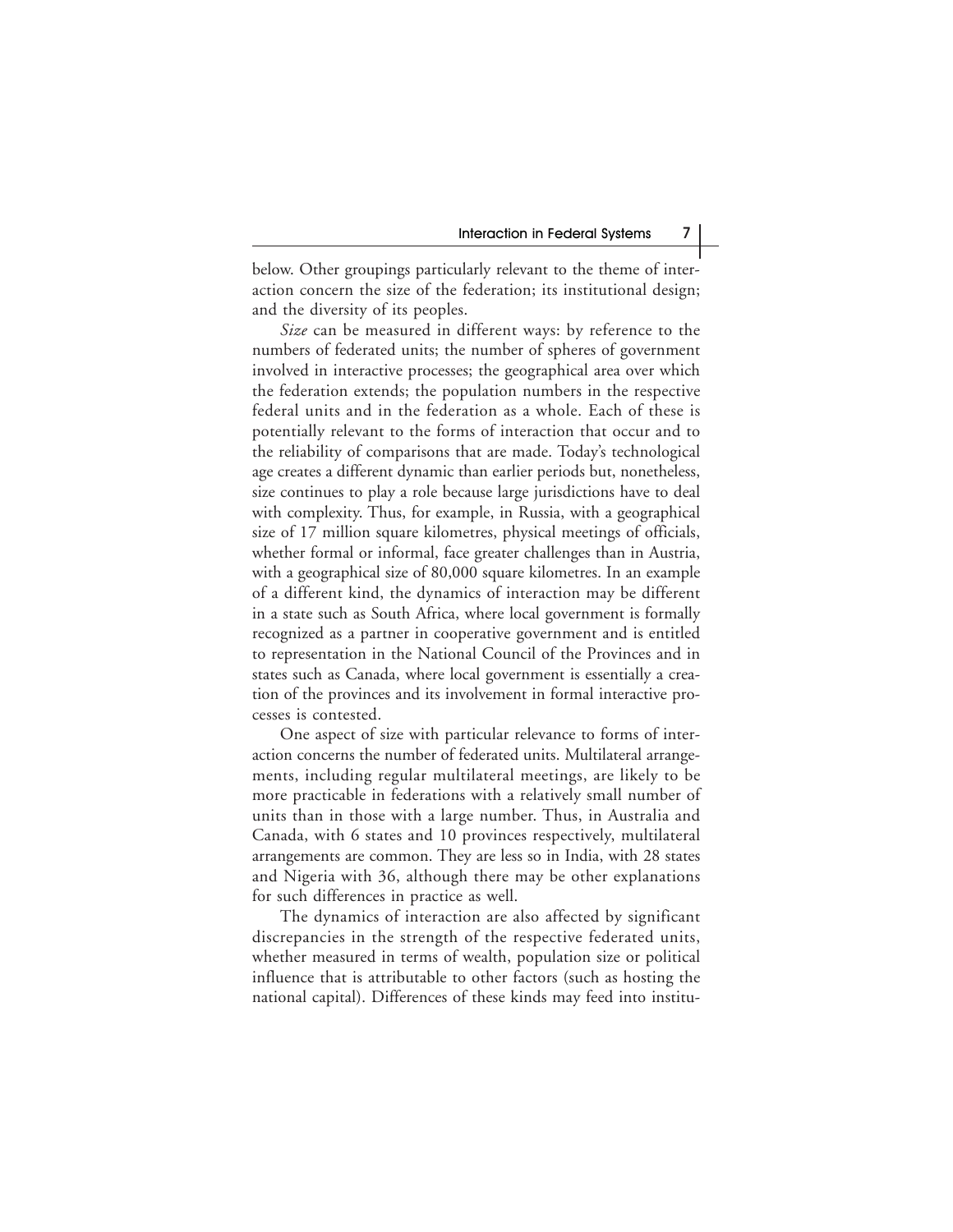below. Other groupings particularly relevant to the theme of interaction concern the size of the federation; its institutional design; and the diversity of its peoples.

*Size* can be measured in different ways: by reference to the numbers of federated units; the number of spheres of government involved in interactive processes; the geographical area over which the federation extends; the population numbers in the respective federal units and in the federation as a whole. Each of these is potentially relevant to the forms of interaction that occur and to the reliability of comparisons that are made. Today's technological age creates a different dynamic than earlier periods but, nonetheless, size continues to play a role because large jurisdictions have to deal with complexity. Thus, for example, in Russia, with a geographical size of 17 million square kilometres, physical meetings of officials, whether formal or informal, face greater challenges than in Austria, with a geographical size of 80,000 square kilometres. In an example of a different kind, the dynamics of interaction may be different in a state such as South Africa, where local government is formally recognized as a partner in cooperative government and is entitled to representation in the National Council of the Provinces and in states such as Canada, where local government is essentially a creation of the provinces and its involvement in formal interactive processes is contested.

One aspect of size with particular relevance to forms of interaction concerns the number of federated units. Multilateral arrangements, including regular multilateral meetings, are likely to be more practicable in federations with a relatively small number of units than in those with a large number. Thus, in Australia and Canada, with 6 states and 10 provinces respectively, multilateral arrangements are common. They are less so in India, with 28 states and Nigeria with 36, although there may be other explanations for such differences in practice as well.

The dynamics of interaction are also affected by significant discrepancies in the strength of the respective federated units, whether measured in terms of wealth, population size or political influence that is attributable to other factors (such as hosting the national capital). Differences of these kinds may feed into institu-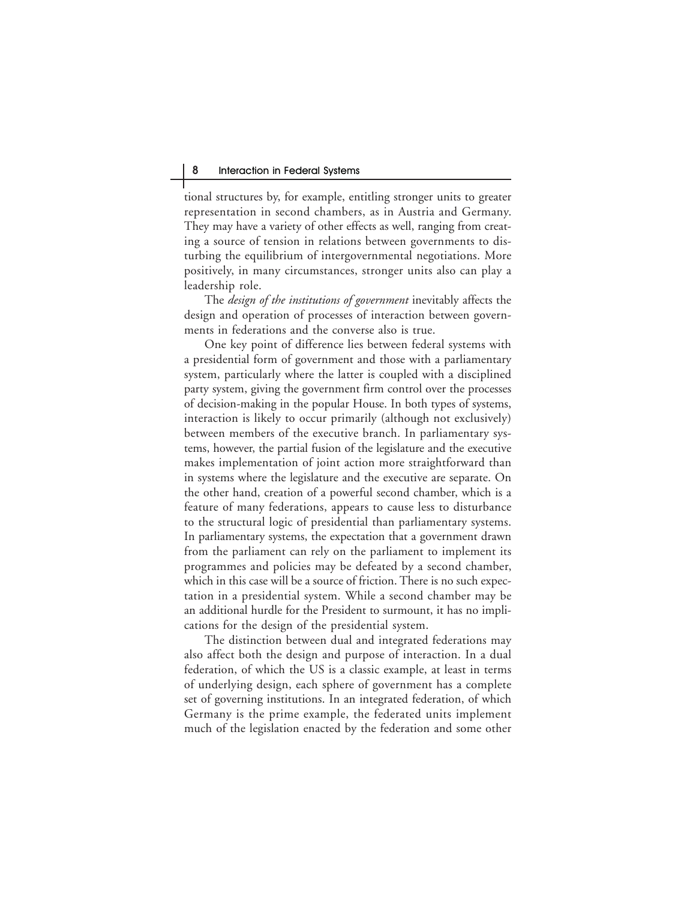tional structures by, for example, entitling stronger units to greater representation in second chambers, as in Austria and Germany. They may have a variety of other effects as well, ranging from creating a source of tension in relations between governments to disturbing the equilibrium of intergovernmental negotiations. More positively, in many circumstances, stronger units also can play a leadership role.

The *design of the institutions of government* inevitably affects the design and operation of processes of interaction between governments in federations and the converse also is true.

One key point of difference lies between federal systems with a presidential form of government and those with a parliamentary system, particularly where the latter is coupled with a disciplined party system, giving the government firm control over the processes of decision-making in the popular House. In both types of systems, interaction is likely to occur primarily (although not exclusively) between members of the executive branch. In parliamentary systems, however, the partial fusion of the legislature and the executive makes implementation of joint action more straightforward than in systems where the legislature and the executive are separate. On the other hand, creation of a powerful second chamber, which is a feature of many federations, appears to cause less to disturbance to the structural logic of presidential than parliamentary systems. In parliamentary systems, the expectation that a government drawn from the parliament can rely on the parliament to implement its programmes and policies may be defeated by a second chamber, which in this case will be a source of friction. There is no such expectation in a presidential system. While a second chamber may be an additional hurdle for the President to surmount, it has no implications for the design of the presidential system.

The distinction between dual and integrated federations may also affect both the design and purpose of interaction. In a dual federation, of which the US is a classic example, at least in terms of underlying design, each sphere of government has a complete set of governing institutions. In an integrated federation, of which Germany is the prime example, the federated units implement much of the legislation enacted by the federation and some other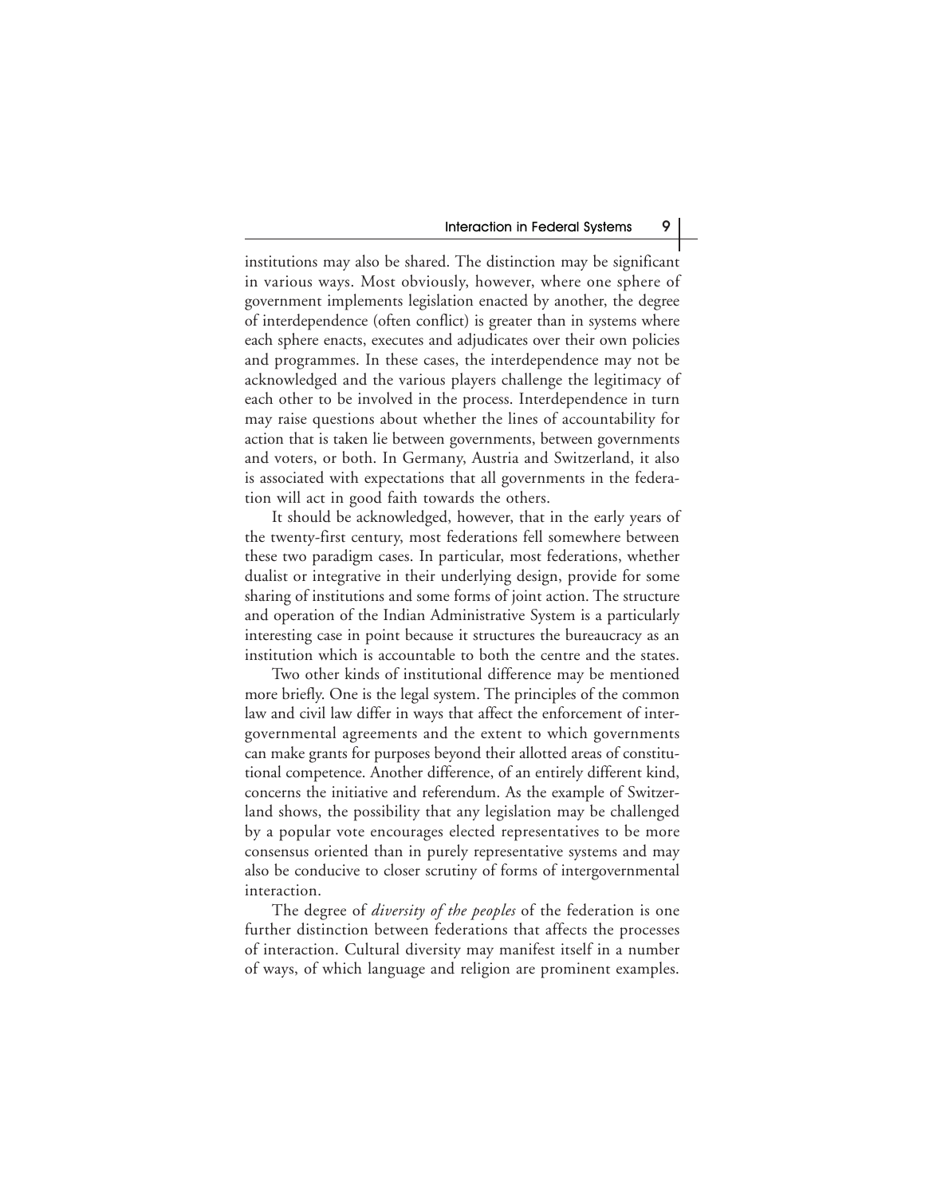institutions may also be shared. The distinction may be significant in various ways. Most obviously, however, where one sphere of government implements legislation enacted by another, the degree of interdependence (often conflict) is greater than in systems where each sphere enacts, executes and adjudicates over their own policies and programmes. In these cases, the interdependence may not be acknowledged and the various players challenge the legitimacy of each other to be involved in the process. Interdependence in turn may raise questions about whether the lines of accountability for action that is taken lie between governments, between governments and voters, or both. In Germany, Austria and Switzerland, it also is associated with expectations that all governments in the federation will act in good faith towards the others.

It should be acknowledged, however, that in the early years of the twenty-first century, most federations fell somewhere between these two paradigm cases. In particular, most federations, whether dualist or integrative in their underlying design, provide for some sharing of institutions and some forms of joint action. The structure and operation of the Indian Administrative System is a particularly interesting case in point because it structures the bureaucracy as an institution which is accountable to both the centre and the states.

Two other kinds of institutional difference may be mentioned more briefly. One is the legal system. The principles of the common law and civil law differ in ways that affect the enforcement of intergovernmental agreements and the extent to which governments can make grants for purposes beyond their allotted areas of constitutional competence. Another difference, of an entirely different kind, concerns the initiative and referendum. As the example of Switzerland shows, the possibility that any legislation may be challenged by a popular vote encourages elected representatives to be more consensus oriented than in purely representative systems and may also be conducive to closer scrutiny of forms of intergovernmental interaction.

The degree of *diversity of the peoples* of the federation is one further distinction between federations that affects the processes of interaction. Cultural diversity may manifest itself in a number of ways, of which language and religion are prominent examples.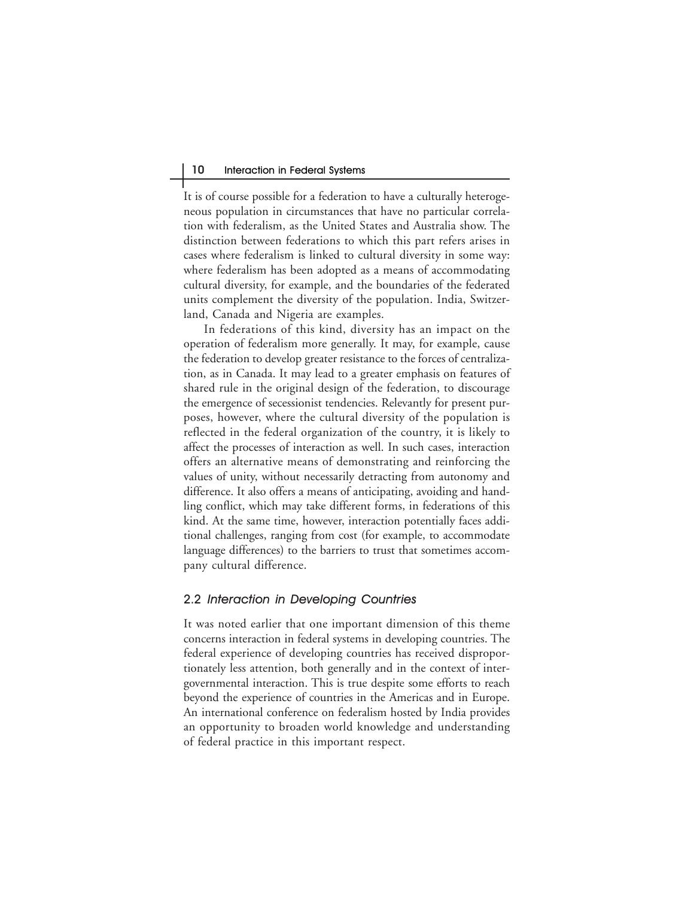It is of course possible for a federation to have a culturally heterogeneous population in circumstances that have no particular correlation with federalism, as the United States and Australia show. The distinction between federations to which this part refers arises in cases where federalism is linked to cultural diversity in some way: where federalism has been adopted as a means of accommodating cultural diversity, for example, and the boundaries of the federated units complement the diversity of the population. India, Switzerland, Canada and Nigeria are examples.

In federations of this kind, diversity has an impact on the operation of federalism more generally. It may, for example, cause the federation to develop greater resistance to the forces of centralization, as in Canada. It may lead to a greater emphasis on features of shared rule in the original design of the federation, to discourage the emergence of secessionist tendencies. Relevantly for present purposes, however, where the cultural diversity of the population is reflected in the federal organization of the country, it is likely to affect the processes of interaction as well. In such cases, interaction offers an alternative means of demonstrating and reinforcing the values of unity, without necessarily detracting from autonomy and difference. It also offers a means of anticipating, avoiding and handling conflict, which may take different forms, in federations of this kind. At the same time, however, interaction potentially faces additional challenges, ranging from cost (for example, to accommodate language differences) to the barriers to trust that sometimes accompany cultural difference.

## 2.2 *Interaction in Developing Countries*

It was noted earlier that one important dimension of this theme concerns interaction in federal systems in developing countries. The federal experience of developing countries has received disproportionately less attention, both generally and in the context of intergovernmental interaction. This is true despite some efforts to reach beyond the experience of countries in the Americas and in Europe. An international conference on federalism hosted by India provides an opportunity to broaden world knowledge and understanding of federal practice in this important respect.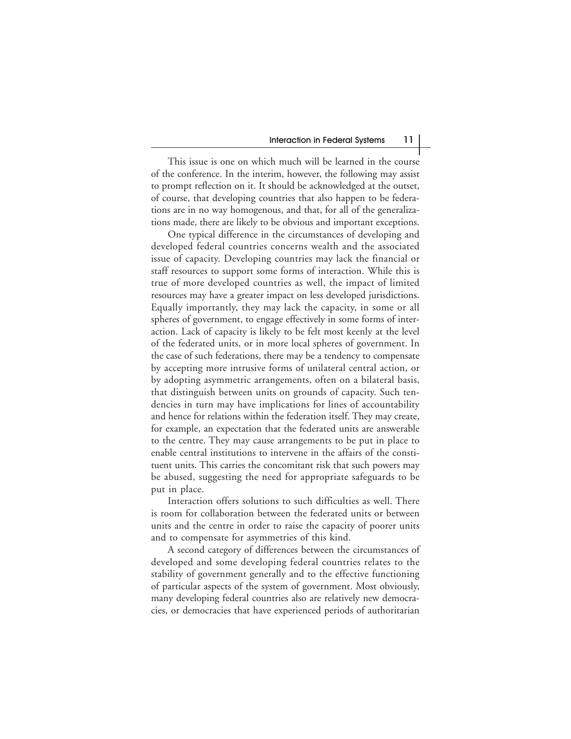This issue is one on which much will be learned in the course of the conference. In the interim, however, the following may assist to prompt reflection on it. It should be acknowledged at the outset, of course, that developing countries that also happen to be federations are in no way homogenous, and that, for all of the generalizations made, there are likely to be obvious and important exceptions.

One typical difference in the circumstances of developing and developed federal countries concerns wealth and the associated issue of capacity. Developing countries may lack the financial or staff resources to support some forms of interaction. While this is true of more developed countries as well, the impact of limited resources may have a greater impact on less developed jurisdictions. Equally importantly, they may lack the capacity, in some or all spheres of government, to engage effectively in some forms of interaction. Lack of capacity is likely to be felt most keenly at the level of the federated units, or in more local spheres of government. In the case of such federations, there may be a tendency to compensate by accepting more intrusive forms of unilateral central action, or by adopting asymmetric arrangements, often on a bilateral basis, that distinguish between units on grounds of capacity. Such tendencies in turn may have implications for lines of accountability and hence for relations within the federation itself. They may create, for example, an expectation that the federated units are answerable to the centre. They may cause arrangements to be put in place to enable central institutions to intervene in the affairs of the constituent units. This carries the concomitant risk that such powers may be abused, suggesting the need for appropriate safeguards to be put in place.

Interaction offers solutions to such difficulties as well. There is room for collaboration between the federated units or between units and the centre in order to raise the capacity of poorer units and to compensate for asymmetries of this kind.

A second category of differences between the circumstances of developed and some developing federal countries relates to the stability of government generally and to the effective functioning of particular aspects of the system of government. Most obviously, many developing federal countries also are relatively new democracies, or democracies that have experienced periods of authoritarian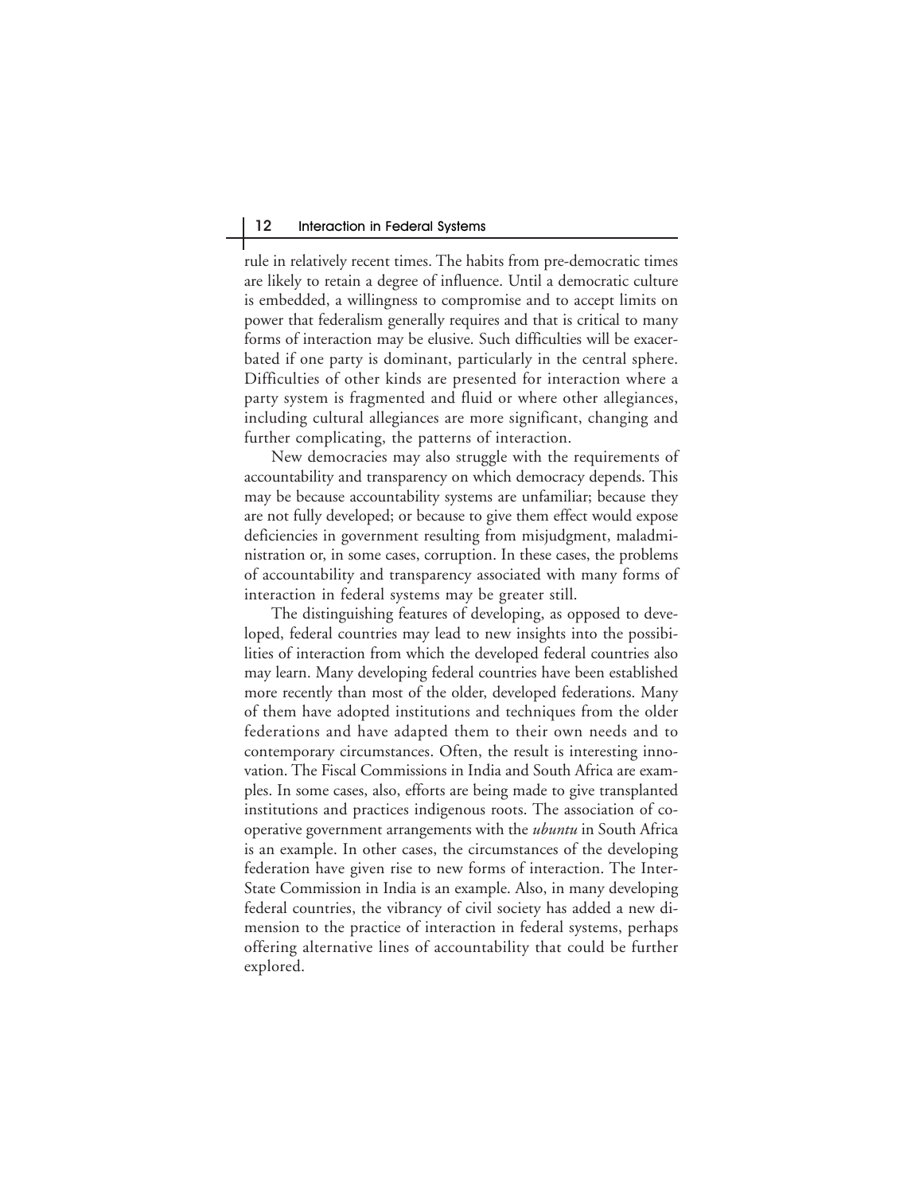rule in relatively recent times. The habits from pre-democratic times are likely to retain a degree of influence. Until a democratic culture is embedded, a willingness to compromise and to accept limits on power that federalism generally requires and that is critical to many forms of interaction may be elusive. Such difficulties will be exacerbated if one party is dominant, particularly in the central sphere. Difficulties of other kinds are presented for interaction where a party system is fragmented and fluid or where other allegiances, including cultural allegiances are more significant, changing and further complicating, the patterns of interaction.

New democracies may also struggle with the requirements of accountability and transparency on which democracy depends. This may be because accountability systems are unfamiliar; because they are not fully developed; or because to give them effect would expose deficiencies in government resulting from misjudgment, maladministration or, in some cases, corruption. In these cases, the problems of accountability and transparency associated with many forms of interaction in federal systems may be greater still.

The distinguishing features of developing, as opposed to developed, federal countries may lead to new insights into the possibilities of interaction from which the developed federal countries also may learn. Many developing federal countries have been established more recently than most of the older, developed federations. Many of them have adopted institutions and techniques from the older federations and have adapted them to their own needs and to contemporary circumstances. Often, the result is interesting innovation. The Fiscal Commissions in India and South Africa are examples. In some cases, also, efforts are being made to give transplanted institutions and practices indigenous roots. The association of co-operative government arrangements with the *ubuntu* in South Africa is an example. In other cases, the circumstances of the developing federation have given rise to new forms of interaction. The Inter-State Commission in India is an example. Also, in many developing federal countries, the vibrancy of civil society has added a new dimension to the practice of interaction in federal systems, perhaps offering alternative lines of accountability that could be further explored.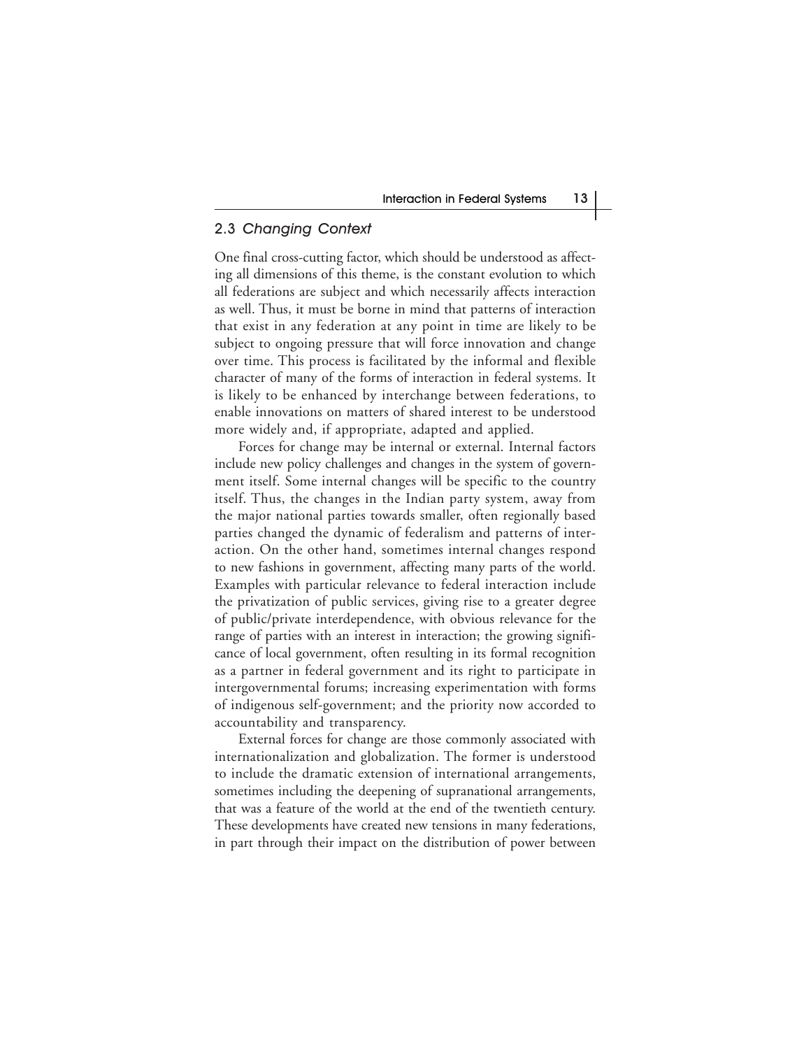## 2.3 *Changing Context*

One final cross-cutting factor, which should be understood as affecting all dimensions of this theme, is the constant evolution to which all federations are subject and which necessarily affects interaction as well. Thus, it must be borne in mind that patterns of interaction that exist in any federation at any point in time are likely to be subject to ongoing pressure that will force innovation and change over time. This process is facilitated by the informal and flexible character of many of the forms of interaction in federal systems. It is likely to be enhanced by interchange between federations, to enable innovations on matters of shared interest to be understood more widely and, if appropriate, adapted and applied.

Forces for change may be internal or external. Internal factors include new policy challenges and changes in the system of government itself. Some internal changes will be specific to the country itself. Thus, the changes in the Indian party system, away from the major national parties towards smaller, often regionally based parties changed the dynamic of federalism and patterns of interaction. On the other hand, sometimes internal changes respond to new fashions in government, affecting many parts of the world. Examples with particular relevance to federal interaction include the privatization of public services, giving rise to a greater degree of public/private interdependence, with obvious relevance for the range of parties with an interest in interaction; the growing significance of local government, often resulting in its formal recognition as a partner in federal government and its right to participate in intergovernmental forums; increasing experimentation with forms of indigenous self-government; and the priority now accorded to accountability and transparency.

External forces for change are those commonly associated with internationalization and globalization. The former is understood to include the dramatic extension of international arrangements, sometimes including the deepening of supranational arrangements, that was a feature of the world at the end of the twentieth century. These developments have created new tensions in many federations, in part through their impact on the distribution of power between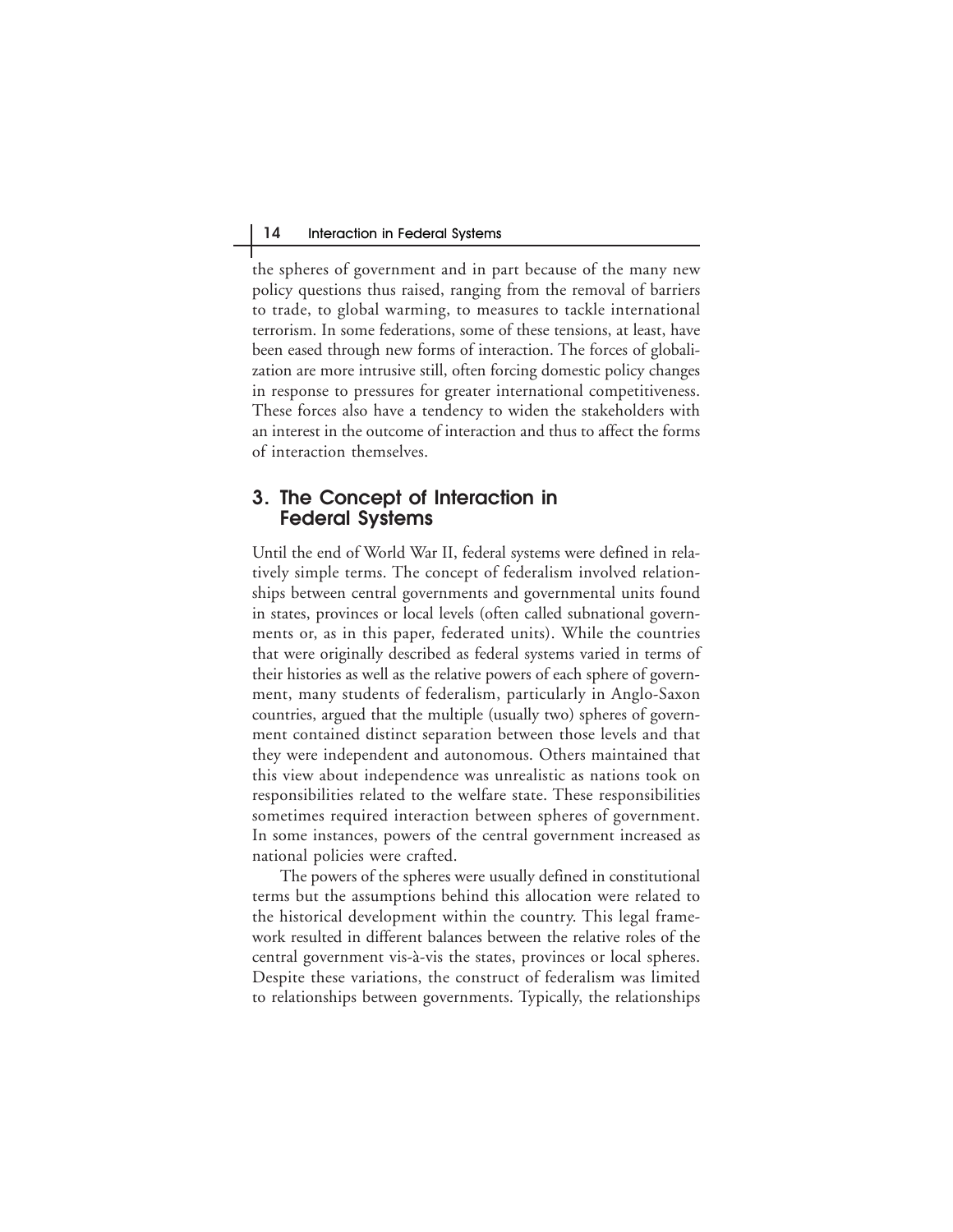the spheres of government and in part because of the many new policy questions thus raised, ranging from the removal of barriers to trade, to global warming, to measures to tackle international terrorism. In some federations, some of these tensions, at least, have been eased through new forms of interaction. The forces of globalization are more intrusive still, often forcing domestic policy changes in response to pressures for greater international competitiveness. These forces also have a tendency to widen the stakeholders with an interest in the outcome of interaction and thus to affect the forms of interaction themselves.

## 3. The Concept of Interaction in Federal Systems

Until the end of World War II, federal systems were defined in relatively simple terms. The concept of federalism involved relationships between central governments and governmental units found in states, provinces or local levels (often called subnational governments or, as in this paper, federated units). While the countries that were originally described as federal systems varied in terms of their histories as well as the relative powers of each sphere of government, many students of federalism, particularly in Anglo-Saxon countries, argued that the multiple (usually two) spheres of government contained distinct separation between those levels and that they were independent and autonomous. Others maintained that this view about independence was unrealistic as nations took on responsibilities related to the welfare state. These responsibilities sometimes required interaction between spheres of government. In some instances, powers of the central government increased as national policies were crafted.

The powers of the spheres were usually defined in constitutional terms but the assumptions behind this allocation were related to the historical development within the country. This legal framework resulted in different balances between the relative roles of the central government vis-à-vis the states, provinces or local spheres. Despite these variations, the construct of federalism was limited to relationships between governments. Typically, the relationships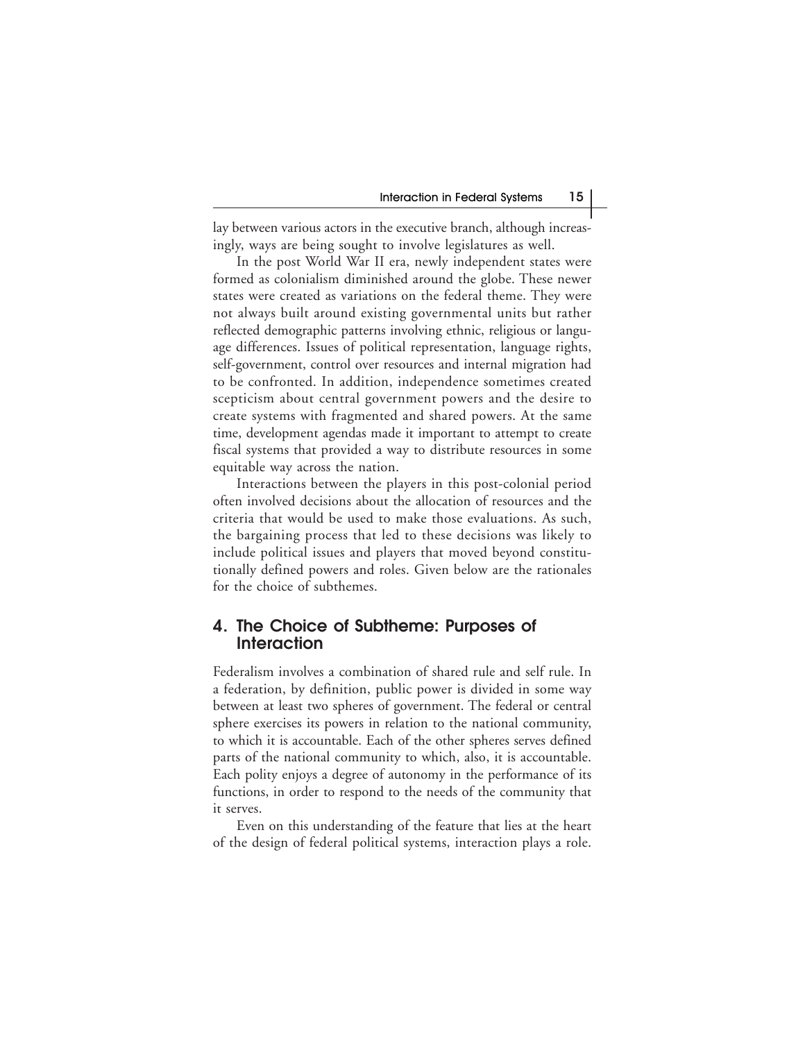lay between various actors in the executive branch, although increasingly, ways are being sought to involve legislatures as well.

In the post World War II era, newly independent states were formed as colonialism diminished around the globe. These newer states were created as variations on the federal theme. They were not always built around existing governmental units but rather reflected demographic patterns involving ethnic, religious or language differences. Issues of political representation, language rights, self-government, control over resources and internal migration had to be confronted. In addition, independence sometimes created scepticism about central government powers and the desire to create systems with fragmented and shared powers. At the same time, development agendas made it important to attempt to create fiscal systems that provided a way to distribute resources in some equitable way across the nation.

Interactions between the players in this post-colonial period often involved decisions about the allocation of resources and the criteria that would be used to make those evaluations. As such, the bargaining process that led to these decisions was likely to include political issues and players that moved beyond constitutionally defined powers and roles. Given below are the rationales for the choice of subthemes.

## 4. The Choice of Subtheme: Purposes of Interaction

Federalism involves a combination of shared rule and self rule. In a federation, by definition, public power is divided in some way between at least two spheres of government. The federal or central sphere exercises its powers in relation to the national community, to which it is accountable. Each of the other spheres serves defined parts of the national community to which, also, it is accountable. Each polity enjoys a degree of autonomy in the performance of its functions, in order to respond to the needs of the community that it serves.

Even on this understanding of the feature that lies at the heart of the design of federal political systems, interaction plays a role.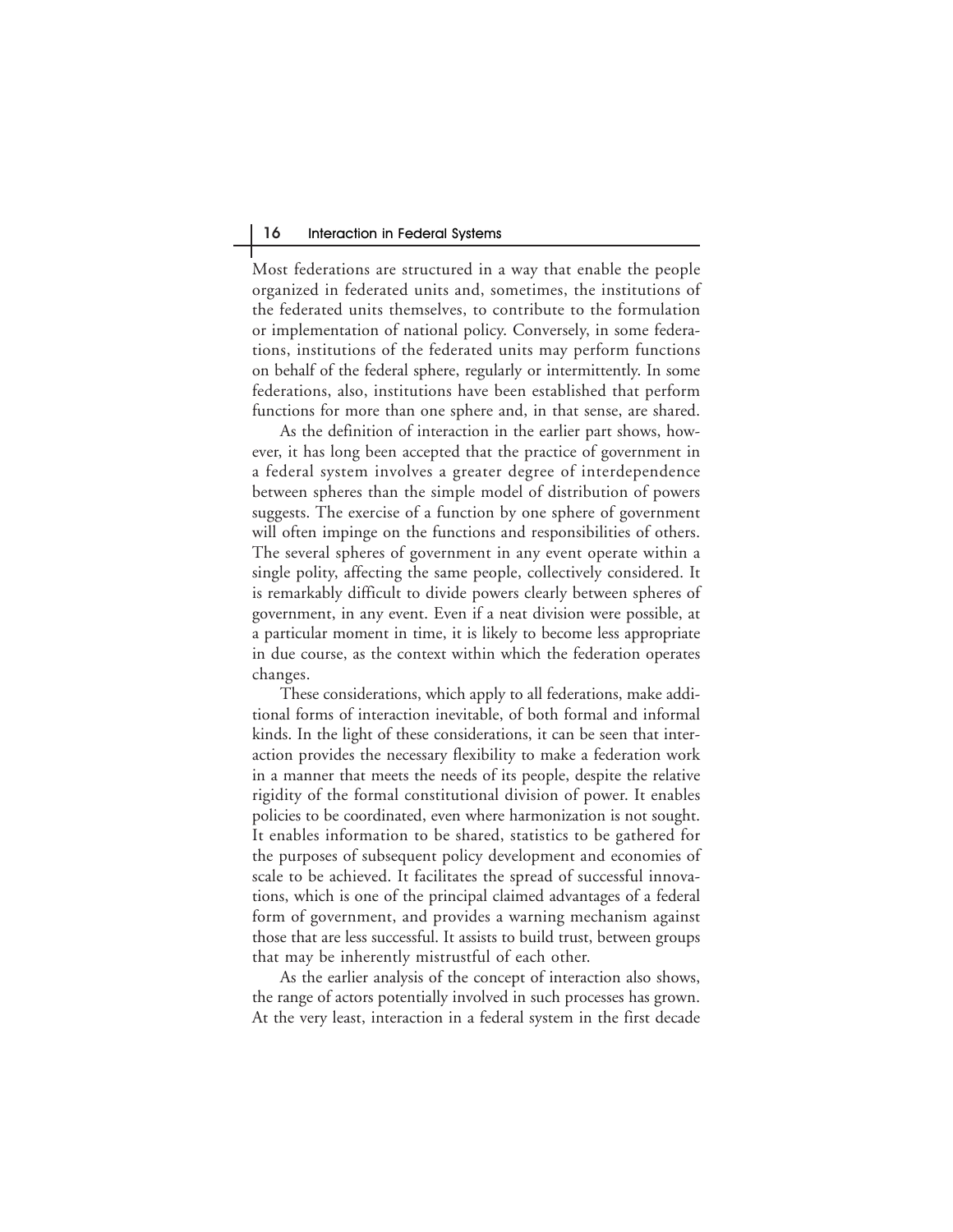Most federations are structured in a way that enable the people organized in federated units and, sometimes, the institutions of the federated units themselves, to contribute to the formulation or implementation of national policy. Conversely, in some federations, institutions of the federated units may perform functions on behalf of the federal sphere, regularly or intermittently. In some federations, also, institutions have been established that perform functions for more than one sphere and, in that sense, are shared.

As the definition of interaction in the earlier part shows, however, it has long been accepted that the practice of government in a federal system involves a greater degree of interdependence between spheres than the simple model of distribution of powers suggests. The exercise of a function by one sphere of government will often impinge on the functions and responsibilities of others. The several spheres of government in any event operate within a single polity, affecting the same people, collectively considered. It is remarkably difficult to divide powers clearly between spheres of government, in any event. Even if a neat division were possible, at a particular moment in time, it is likely to become less appropriate in due course, as the context within which the federation operates changes.

These considerations, which apply to all federations, make additional forms of interaction inevitable, of both formal and informal kinds. In the light of these considerations, it can be seen that interaction provides the necessary flexibility to make a federation work in a manner that meets the needs of its people, despite the relative rigidity of the formal constitutional division of power. It enables policies to be coordinated, even where harmonization is not sought. It enables information to be shared, statistics to be gathered for the purposes of subsequent policy development and economies of scale to be achieved. It facilitates the spread of successful innovations, which is one of the principal claimed advantages of a federal form of government, and provides a warning mechanism against those that are less successful. It assists to build trust, between groups that may be inherently mistrustful of each other.

As the earlier analysis of the concept of interaction also shows, the range of actors potentially involved in such processes has grown. At the very least, interaction in a federal system in the first decade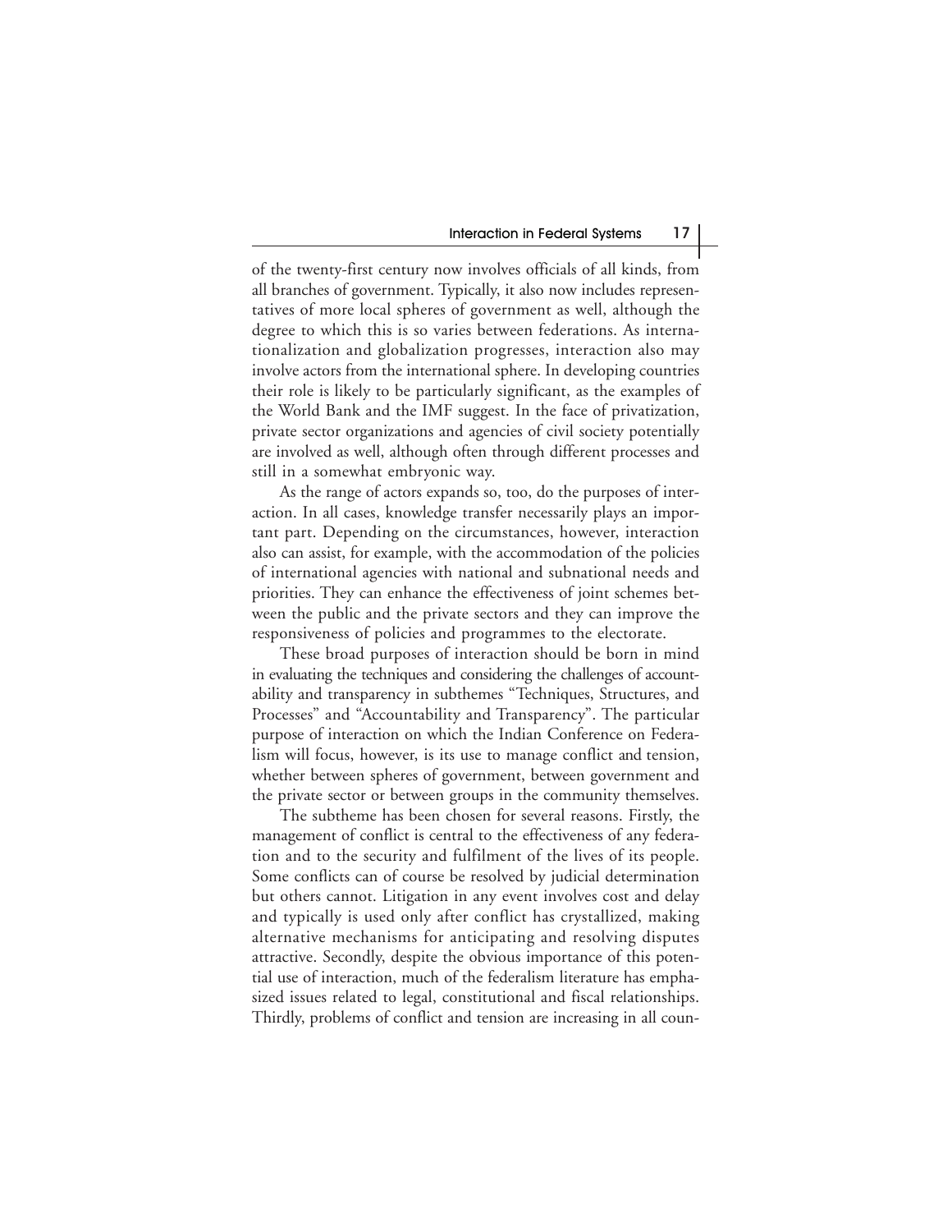of the twenty-first century now involves officials of all kinds, from all branches of government. Typically, it also now includes representatives of more local spheres of government as well, although the degree to which this is so varies between federations. As internationalization and globalization progresses, interaction also may involve actors from the international sphere. In developing countries their role is likely to be particularly significant, as the examples of the World Bank and the IMF suggest. In the face of privatization, private sector organizations and agencies of civil society potentially are involved as well, although often through different processes and still in a somewhat embryonic way.

As the range of actors expands so, too, do the purposes of interaction. In all cases, knowledge transfer necessarily plays an important part. Depending on the circumstances, however, interaction also can assist, for example, with the accommodation of the policies of international agencies with national and subnational needs and priorities. They can enhance the effectiveness of joint schemes between the public and the private sectors and they can improve the responsiveness of policies and programmes to the electorate.

These broad purposes of interaction should be born in mind in evaluating the techniques and considering the challenges of accountability and transparency in subthemes "Techniques, Structures, and Processes" and "Accountability and Transparency". The particular purpose of interaction on which the Indian Conference on Federalism will focus, however, is its use to manage conflict and tension, whether between spheres of government, between government and the private sector or between groups in the community themselves.

The subtheme has been chosen for several reasons. Firstly, the management of conflict is central to the effectiveness of any federation and to the security and fulfilment of the lives of its people. Some conflicts can of course be resolved by judicial determination but others cannot. Litigation in any event involves cost and delay and typically is used only after conflict has crystallized, making alternative mechanisms for anticipating and resolving disputes attractive. Secondly, despite the obvious importance of this potential use of interaction, much of the federalism literature has emphasized issues related to legal, constitutional and fiscal relationships. Thirdly, problems of conflict and tension are increasing in all coun-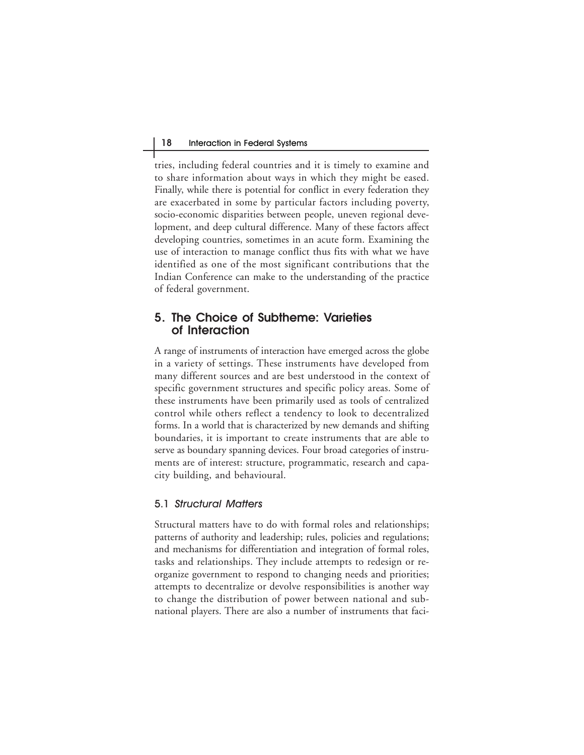tries, including federal countries and it is timely to examine and to share information about ways in which they might be eased. Finally, while there is potential for conflict in every federation they are exacerbated in some by particular factors including poverty, socio-economic disparities between people, uneven regional development, and deep cultural difference. Many of these factors affect developing countries, sometimes in an acute form. Examining the use of interaction to manage conflict thus fits with what we have identified as one of the most significant contributions that the Indian Conference can make to the understanding of the practice of federal government.

## 5. The Choice of Subtheme: Varieties of Interaction

A range of instruments of interaction have emerged across the globe in a variety of settings. These instruments have developed from many different sources and are best understood in the context of specific government structures and specific policy areas. Some of these instruments have been primarily used as tools of centralized control while others reflect a tendency to look to decentralized forms. In a world that is characterized by new demands and shifting boundaries, it is important to create instruments that are able to serve as boundary spanning devices. Four broad categories of instruments are of interest: structure, programmatic, research and capacity building, and behavioural.

### 5.1 *Structural Matters*

Structural matters have to do with formal roles and relationships; patterns of authority and leadership; rules, policies and regulations; and mechanisms for differentiation and integration of formal roles, tasks and relationships. They include attempts to redesign or reorganize government to respond to changing needs and priorities; attempts to decentralize or devolve responsibilities is another way to change the distribution of power between national and subnational players. There are also a number of instruments that faci-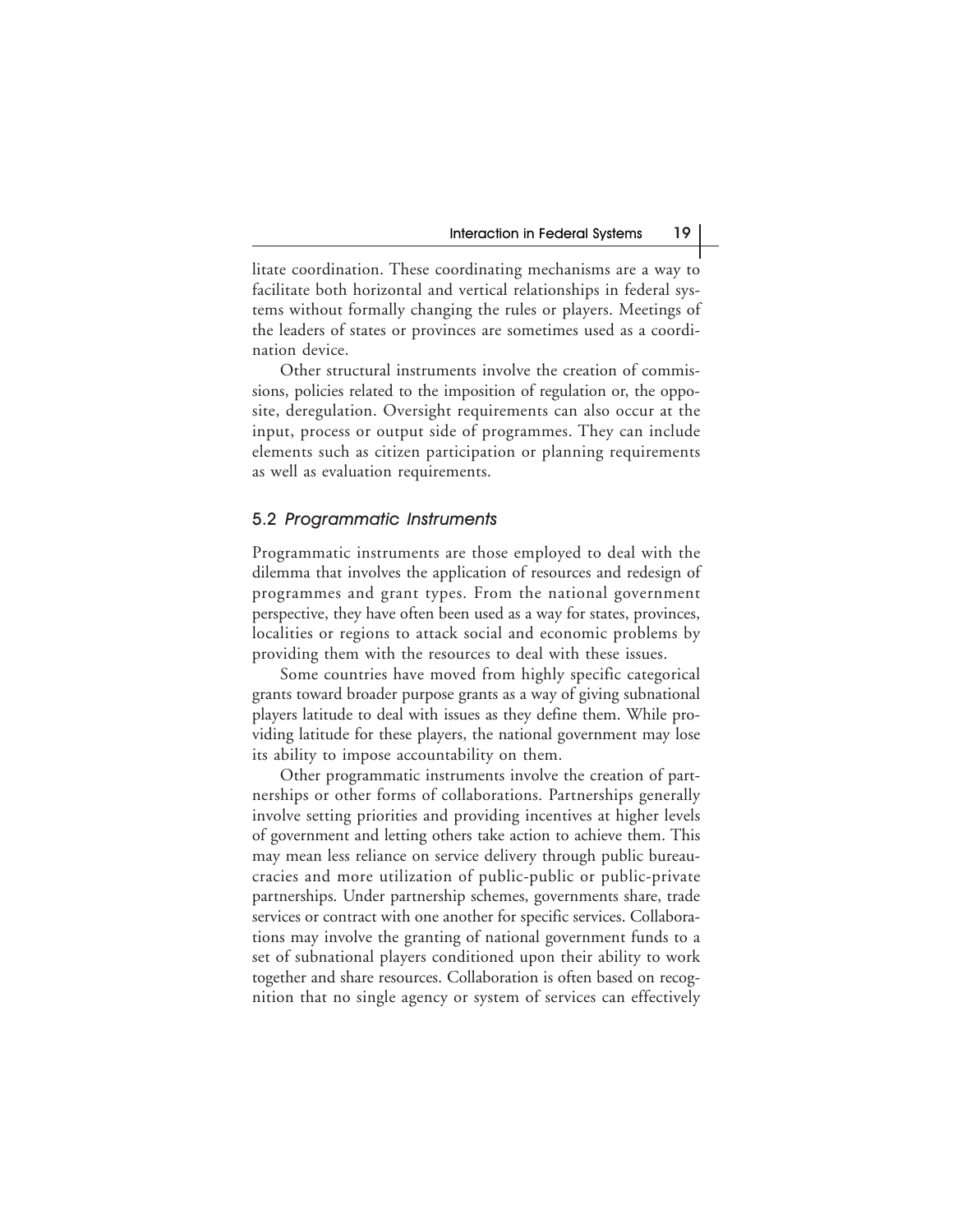litate coordination. These coordinating mechanisms are a way to facilitate both horizontal and vertical relationships in federal systems without formally changing the rules or players. Meetings of the leaders of states or provinces are sometimes used as a coordination device.

Other structural instruments involve the creation of commissions, policies related to the imposition of regulation or, the opposite, deregulation. Oversight requirements can also occur at the input, process or output side of programmes. They can include elements such as citizen participation or planning requirements as well as evaluation requirements.

### 5.2 *Programmatic Instruments*

Programmatic instruments are those employed to deal with the dilemma that involves the application of resources and redesign of programmes and grant types. From the national government perspective, they have often been used as a way for states, provinces, localities or regions to attack social and economic problems by providing them with the resources to deal with these issues.

Some countries have moved from highly specific categorical grants toward broader purpose grants as a way of giving subnational players latitude to deal with issues as they define them. While providing latitude for these players, the national government may lose its ability to impose accountability on them.

Other programmatic instruments involve the creation of partnerships or other forms of collaborations. Partnerships generally involve setting priorities and providing incentives at higher levels of government and letting others take action to achieve them. This may mean less reliance on service delivery through public bureaucracies and more utilization of public-public or public-private partnerships. Under partnership schemes, governments share, trade services or contract with one another for specific services. Collaborations may involve the granting of national government funds to a set of subnational players conditioned upon their ability to work together and share resources. Collaboration is often based on recognition that no single agency or system of services can effectively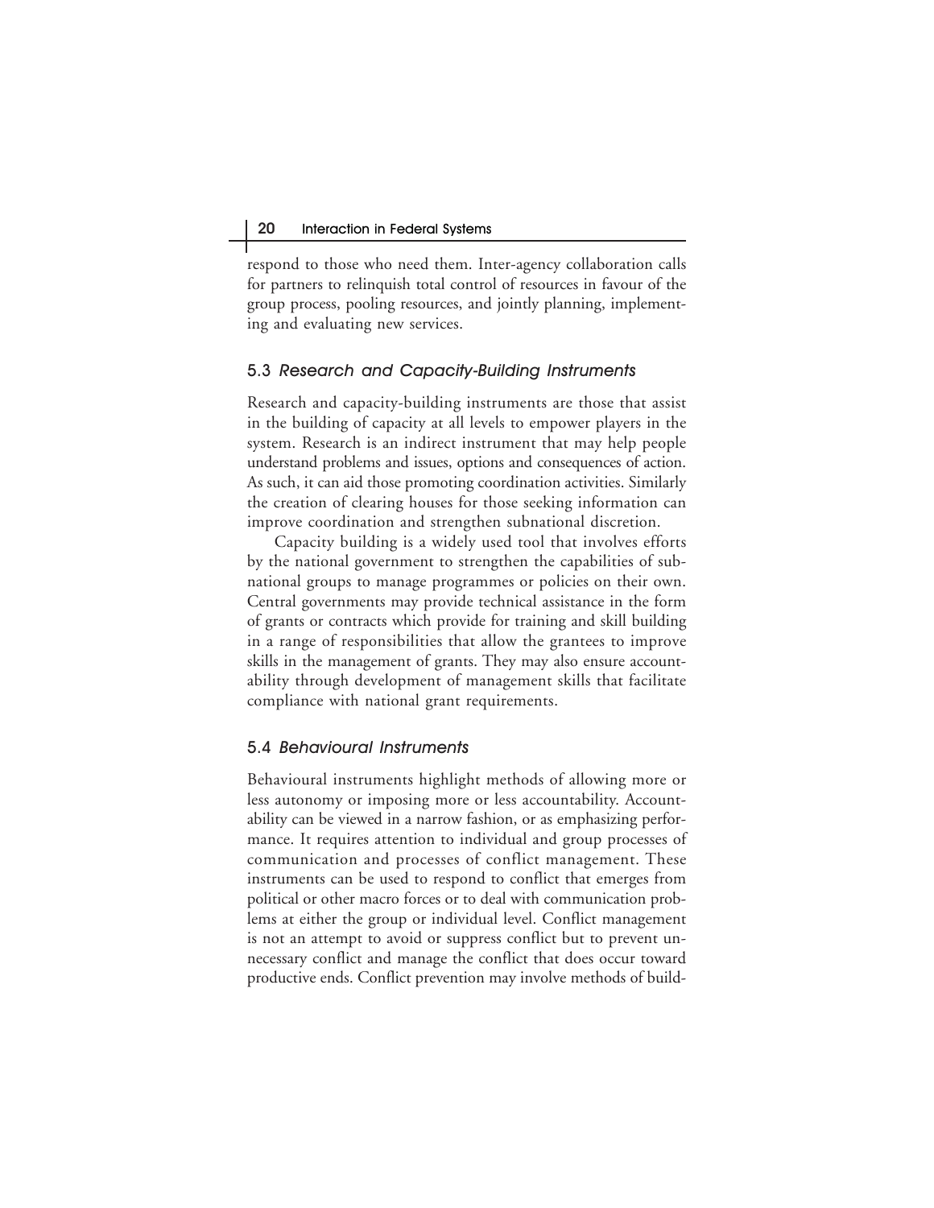respond to those who need them. Inter-agency collaboration calls for partners to relinquish total control of resources in favour of the group process, pooling resources, and jointly planning, implementing and evaluating new services.

### 5.3 *Research and Capacity-Building Instruments*

Research and capacity-building instruments are those that assist in the building of capacity at all levels to empower players in the system. Research is an indirect instrument that may help people understand problems and issues, options and consequences of action. As such, it can aid those promoting coordination activities. Similarly the creation of clearing houses for those seeking information can improve coordination and strengthen subnational discretion.

Capacity building is a widely used tool that involves efforts by the national government to strengthen the capabilities of subnational groups to manage programmes or policies on their own. Central governments may provide technical assistance in the form of grants or contracts which provide for training and skill building in a range of responsibilities that allow the grantees to improve skills in the management of grants. They may also ensure accountability through development of management skills that facilitate compliance with national grant requirements.

### 5.4 *Behavioural Instruments*

Behavioural instruments highlight methods of allowing more or less autonomy or imposing more or less accountability. Accountability can be viewed in a narrow fashion, or as emphasizing performance. It requires attention to individual and group processes of communication and processes of conflict management. These instruments can be used to respond to conflict that emerges from political or other macro forces or to deal with communication problems at either the group or individual level. Conflict management is not an attempt to avoid or suppress conflict but to prevent unnecessary conflict and manage the conflict that does occur toward productive ends. Conflict prevention may involve methods of build-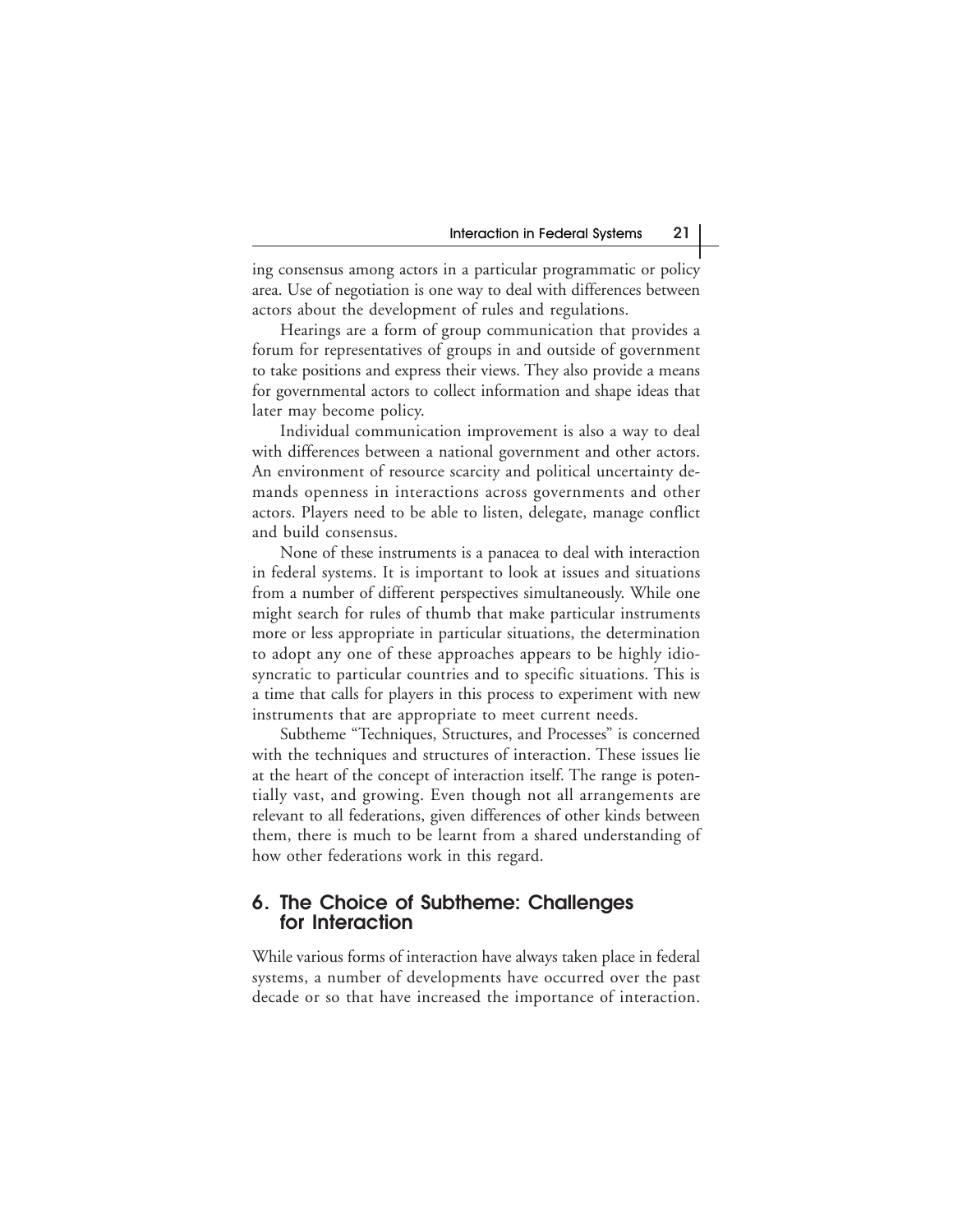ing consensus among actors in a particular programmatic or policy area. Use of negotiation is one way to deal with differences between actors about the development of rules and regulations.

Hearings are a form of group communication that provides a forum for representatives of groups in and outside of government to take positions and express their views. They also provide a means for governmental actors to collect information and shape ideas that later may become policy.

Individual communication improvement is also a way to deal with differences between a national government and other actors. An environment of resource scarcity and political uncertainty demands openness in interactions across governments and other actors. Players need to be able to listen, delegate, manage conflict and build consensus.

None of these instruments is a panacea to deal with interaction in federal systems. It is important to look at issues and situations from a number of different perspectives simultaneously. While one might search for rules of thumb that make particular instruments more or less appropriate in particular situations, the determination to adopt any one of these approaches appears to be highly idiosyncratic to particular countries and to specific situations. This is a time that calls for players in this process to experiment with new instruments that are appropriate to meet current needs.

Subtheme "Techniques, Structures, and Processes" is concerned with the techniques and structures of interaction. These issues lie at the heart of the concept of interaction itself. The range is potentially vast, and growing. Even though not all arrangements are relevant to all federations, given differences of other kinds between them, there is much to be learnt from a shared understanding of how other federations work in this regard.

## 6. The Choice of Subtheme: Challenges for Interaction

While various forms of interaction have always taken place in federal systems, a number of developments have occurred over the past decade or so that have increased the importance of interaction.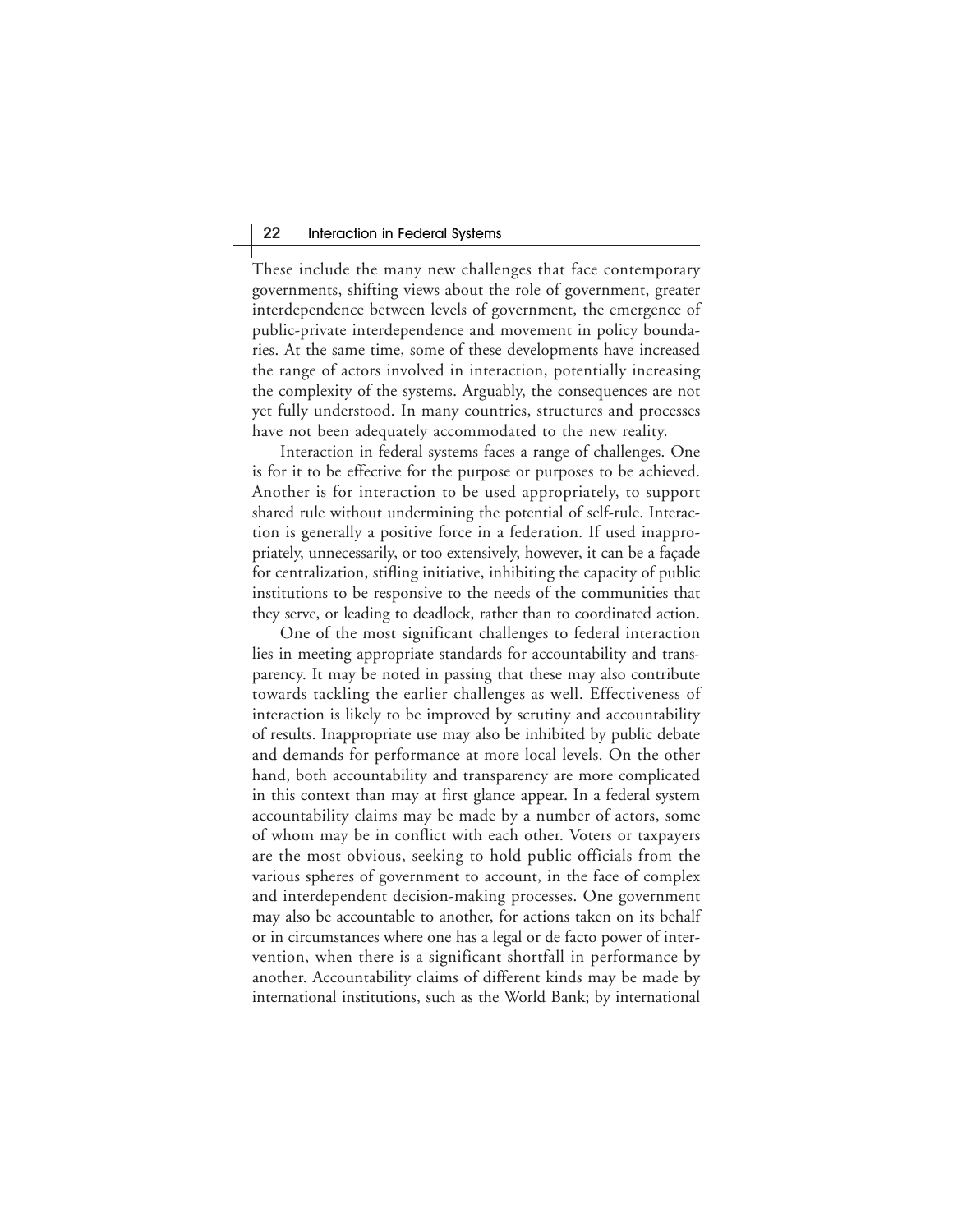These include the many new challenges that face contemporary governments, shifting views about the role of government, greater interdependence between levels of government, the emergence of public-private interdependence and movement in policy boundaries. At the same time, some of these developments have increased the range of actors involved in interaction, potentially increasing the complexity of the systems. Arguably, the consequences are not yet fully understood. In many countries, structures and processes have not been adequately accommodated to the new reality.

Interaction in federal systems faces a range of challenges. One is for it to be effective for the purpose or purposes to be achieved. Another is for interaction to be used appropriately, to support shared rule without undermining the potential of self-rule. Interaction is generally a positive force in a federation. If used inappropriately, unnecessarily, or too extensively, however, it can be a façade for centralization, stifling initiative, inhibiting the capacity of public institutions to be responsive to the needs of the communities that they serve, or leading to deadlock, rather than to coordinated action.

One of the most significant challenges to federal interaction lies in meeting appropriate standards for accountability and transparency. It may be noted in passing that these may also contribute towards tackling the earlier challenges as well. Effectiveness of interaction is likely to be improved by scrutiny and accountability of results. Inappropriate use may also be inhibited by public debate and demands for performance at more local levels. On the other hand, both accountability and transparency are more complicated in this context than may at first glance appear. In a federal system accountability claims may be made by a number of actors, some of whom may be in conflict with each other. Voters or taxpayers are the most obvious, seeking to hold public officials from the various spheres of government to account, in the face of complex and interdependent decision-making processes. One government may also be accountable to another, for actions taken on its behalf or in circumstances where one has a legal or de facto power of intervention, when there is a significant shortfall in performance by another. Accountability claims of different kinds may be made by international institutions, such as the World Bank; by international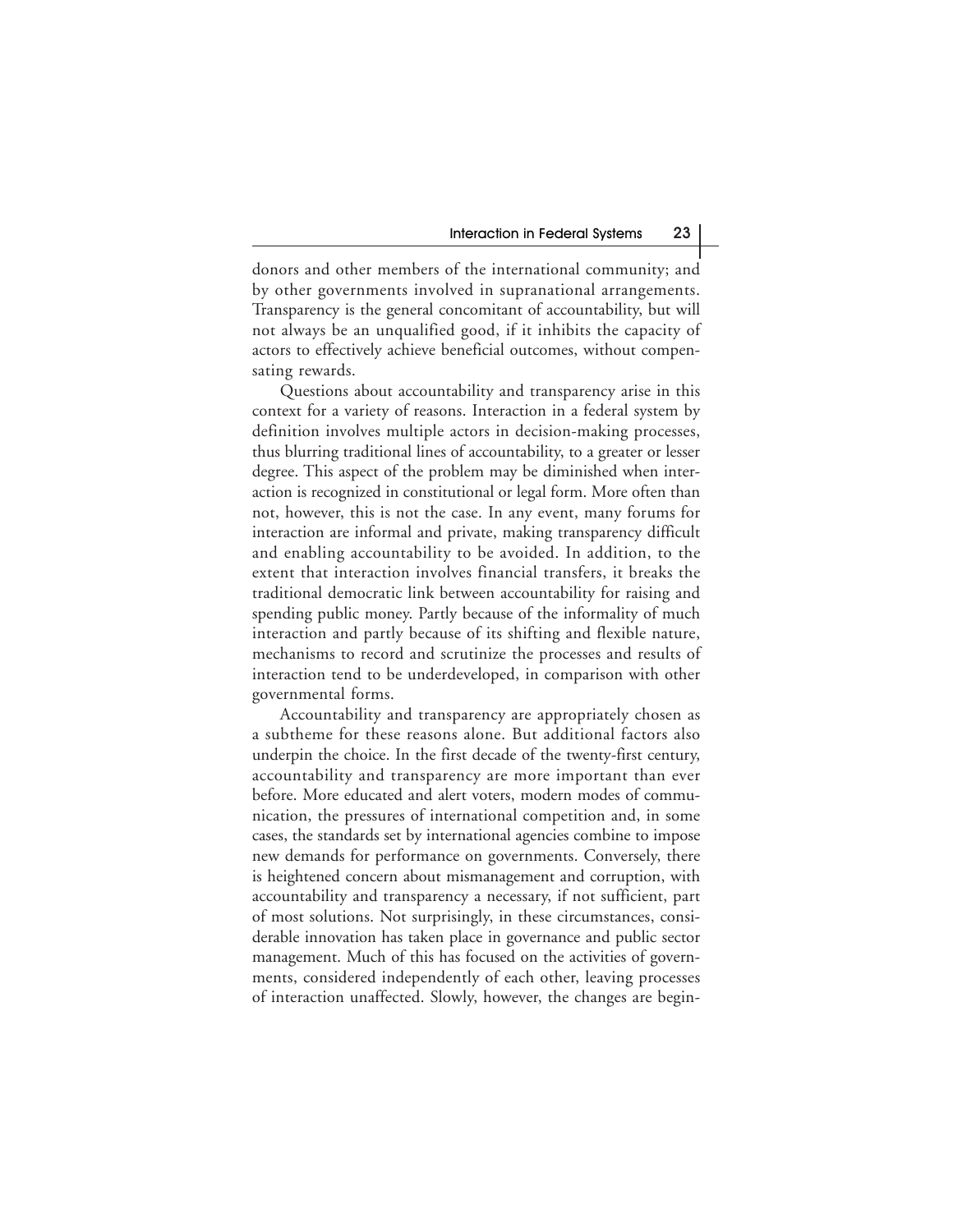donors and other members of the international community; and by other governments involved in supranational arrangements. Transparency is the general concomitant of accountability, but will not always be an unqualified good, if it inhibits the capacity of actors to effectively achieve beneficial outcomes, without compensating rewards.

Questions about accountability and transparency arise in this context for a variety of reasons. Interaction in a federal system by definition involves multiple actors in decision-making processes, thus blurring traditional lines of accountability, to a greater or lesser degree. This aspect of the problem may be diminished when interaction is recognized in constitutional or legal form. More often than not, however, this is not the case. In any event, many forums for interaction are informal and private, making transparency difficult and enabling accountability to be avoided. In addition, to the extent that interaction involves financial transfers, it breaks the traditional democratic link between accountability for raising and spending public money. Partly because of the informality of much interaction and partly because of its shifting and flexible nature, mechanisms to record and scrutinize the processes and results of interaction tend to be underdeveloped, in comparison with other governmental forms.

Accountability and transparency are appropriately chosen as a subtheme for these reasons alone. But additional factors also underpin the choice. In the first decade of the twenty-first century, accountability and transparency are more important than ever before. More educated and alert voters, modern modes of communication, the pressures of international competition and, in some cases, the standards set by international agencies combine to impose new demands for performance on governments. Conversely, there is heightened concern about mismanagement and corruption, with accountability and transparency a necessary, if not sufficient, part of most solutions. Not surprisingly, in these circumstances, considerable innovation has taken place in governance and public sector management. Much of this has focused on the activities of governments, considered independently of each other, leaving processes of interaction unaffected. Slowly, however, the changes are begin-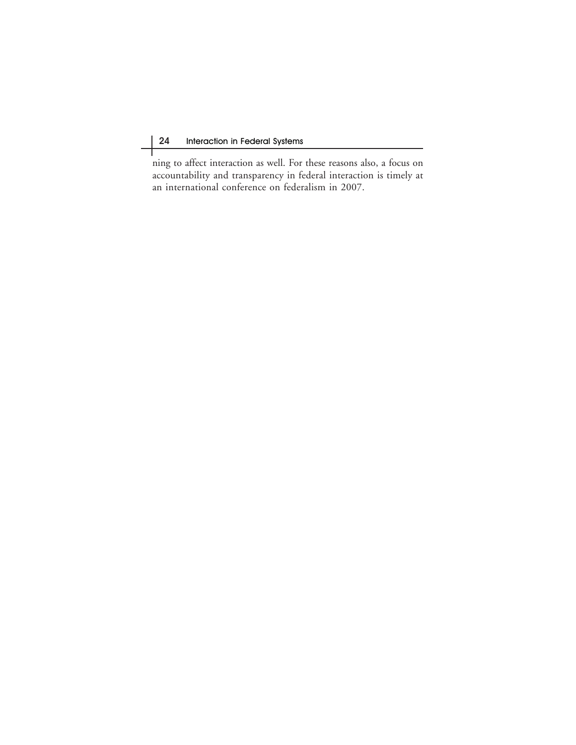ning to affect interaction as well. For these reasons also, a focus on accountability and transparency in federal interaction is timely at an international conference on federalism in 2007.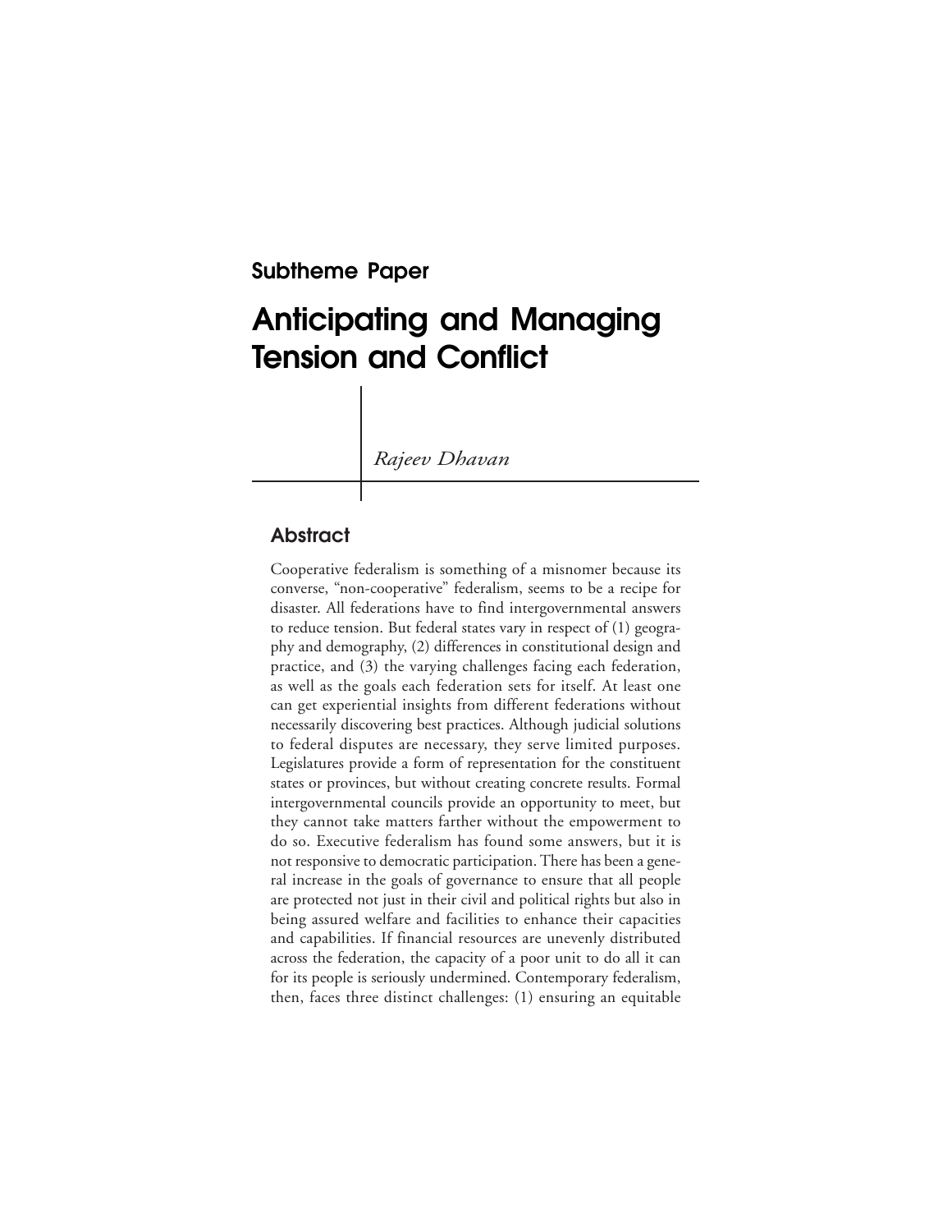## Subtheme Paper

# Anticipating and Managing Tension and Conflict

*Rajeev Dhavan*

### Abstract

Cooperative federalism is something of a misnomer because its converse, “non-cooperative” federalism, seems to be a recipe for disaster. All federations have to find intergovernmental answers to reduce tension. But federal states vary in respect of (1) geography and demography, (2) differences in constitutional design and practice, and (3) the varying challenges facing each federation, as well as the goals each federation sets for itself. At least one can get experiential insights from different federations without necessarily discovering best practices. Although judicial solutions to federal disputes are necessary, they serve limited purposes. Legislatures provide a form of representation for the constituent states or provinces, but without creating concrete results. Formal intergovernmental councils provide an opportunity to meet, but they cannot take matters farther without the empowerment to do so. Executive federalism has found some answers, but it is not responsive to democratic participation. There has been a general increase in the goals of governance to ensure that all people are protected not just in their civil and political rights but also in being assured welfare and facilities to enhance their capacities and capabilities. If financial resources are unevenly distributed across the federation, the capacity of a poor unit to do all it can for its people is seriously undermined. Contemporary federalism, then, faces three distinct challenges: (1) ensuring an equitable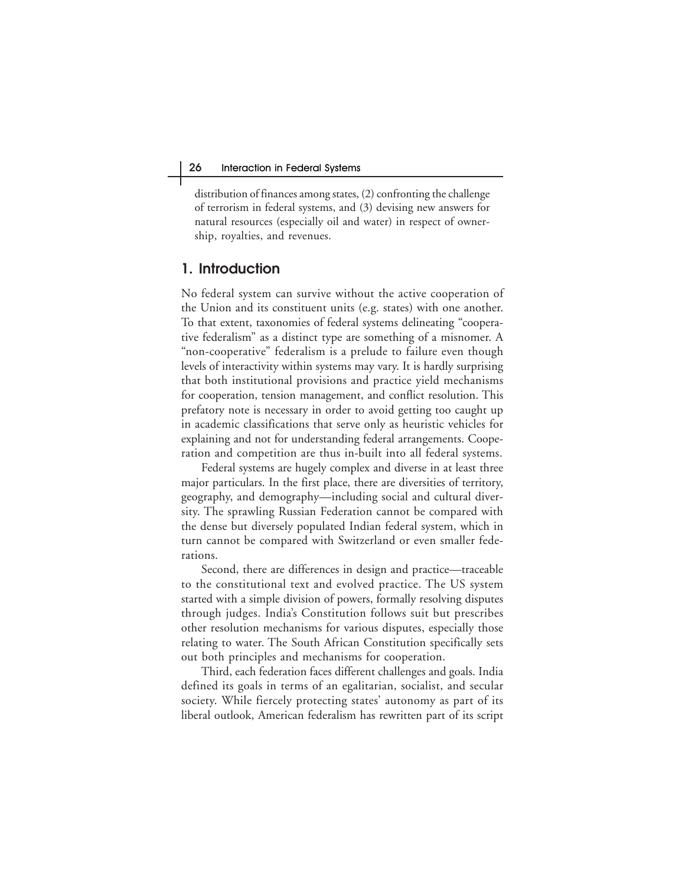distribution of finances among states, (2) confronting the challenge of terrorism in federal systems, and (3) devising new answers for natural resources (especially oil and water) in respect of ownership, royalties, and revenues.

## 1. Introduction

No federal system can survive without the active cooperation of the Union and its constituent units (e.g. states) with one another. To that extent, taxonomies of federal systems delineating "cooperative federalism" as a distinct type are something of a misnomer. A "non-cooperative" federalism is a prelude to failure even though levels of interactivity within systems may vary. It is hardly surprising that both institutional provisions and practice yield mechanisms for cooperation, tension management, and conflict resolution. This prefatory note is necessary in order to avoid getting too caught up in academic classifications that serve only as heuristic vehicles for explaining and not for understanding federal arrangements. Cooperation and competition are thus in-built into all federal systems.

Federal systems are hugely complex and diverse in at least three major particulars. In the first place, there are diversities of territory, geography, and demography—including social and cultural diversity. The sprawling Russian Federation cannot be compared with the dense but diversely populated Indian federal system, which in turn cannot be compared with Switzerland or even smaller federations.

Second, there are differences in design and practice—traceable to the constitutional text and evolved practice. The US system started with a simple division of powers, formally resolving disputes through judges. India's Constitution follows suit but prescribes other resolution mechanisms for various disputes, especially those relating to water. The South African Constitution specifically sets out both principles and mechanisms for cooperation.

Third, each federation faces different challenges and goals. India defined its goals in terms of an egalitarian, socialist, and secular society. While fiercely protecting states' autonomy as part of its liberal outlook, American federalism has rewritten part of its script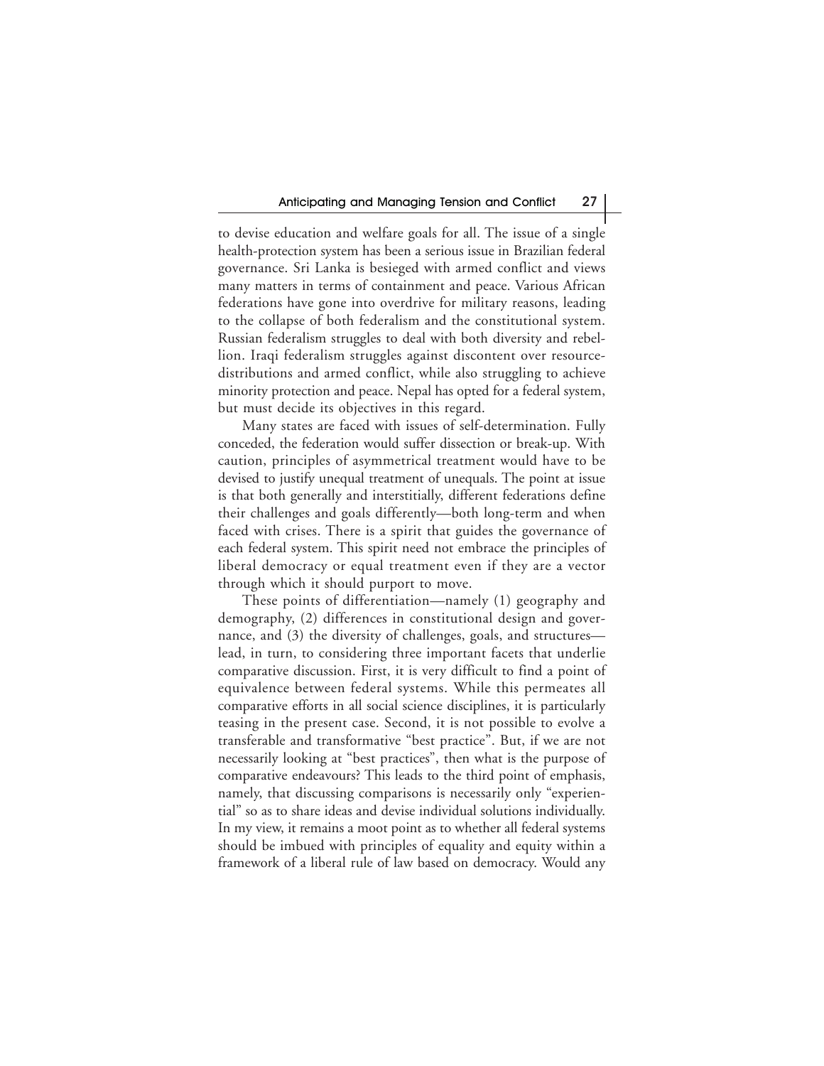to devise education and welfare goals for all. The issue of a single health-protection system has been a serious issue in Brazilian federal governance. Sri Lanka is besieged with armed conflict and views many matters in terms of containment and peace. Various African federations have gone into overdrive for military reasons, leading to the collapse of both federalism and the constitutional system. Russian federalism struggles to deal with both diversity and rebellion. Iraqi federalism struggles against discontent over resource-distributions and armed conflict, while also struggling to achieve minority protection and peace. Nepal has opted for a federal system, but must decide its objectives in this regard.

Many states are faced with issues of self-determination. Fully conceded, the federation would suffer dissection or break-up. With caution, principles of asymmetrical treatment would have to be devised to justify unequal treatment of unequals. The point at issue is that both generally and interstitially, different federations define their challenges and goals differently—both long-term and when faced with crises. There is a spirit that guides the governance of each federal system. This spirit need not embrace the principles of liberal democracy or equal treatment even if they are a vector through which it should purport to move.

These points of differentiation—namely (1) geography and demography, (2) differences in constitutional design and governance, and (3) the diversity of challenges, goals, and structures—lead, in turn, to considering three important facets that underlie comparative discussion. First, it is very difficult to find a point of equivalence between federal systems. While this permeates all comparative efforts in all social science disciplines, it is particularly teasing in the present case. Second, it is not possible to evolve a transferable and transformative "best practice". But, if we are not necessarily looking at "best practices", then what is the purpose of comparative endeavours? This leads to the third point of emphasis, namely, that discussing comparisons is necessarily only "experiential" so as to share ideas and devise individual solutions individually. In my view, it remains a moot point as to whether all federal systems should be imbued with principles of equality and equity within a framework of a liberal rule of law based on democracy. Would any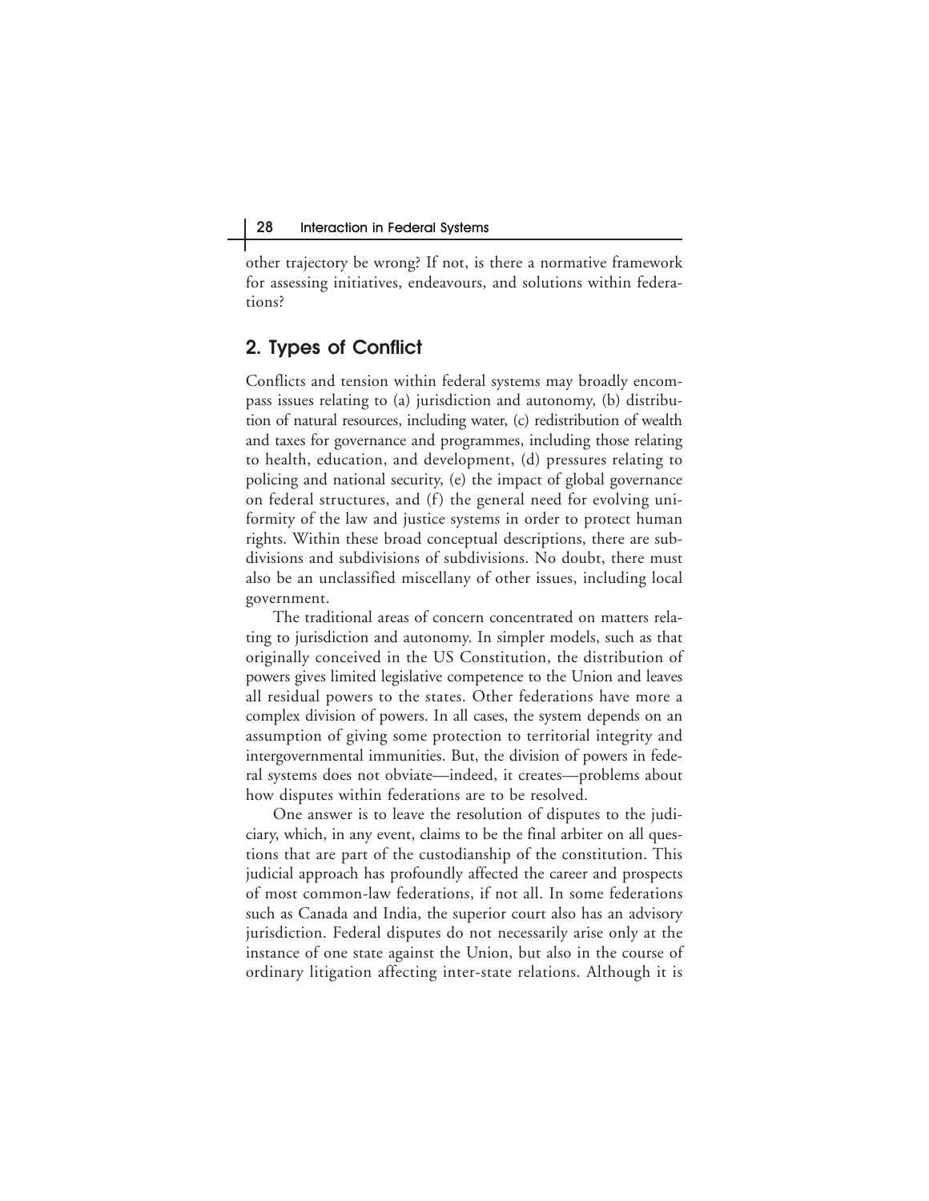other trajectory be wrong? If not, is there a normative framework for assessing initiatives, endeavours, and solutions within federations?

## 2. Types of Conflict

Conflicts and tension within federal systems may broadly encompass issues relating to (a) jurisdiction and autonomy, (b) distribution of natural resources, including water, (c) redistribution of wealth and taxes for governance and programmes, including those relating to health, education, and development, (d) pressures relating to policing and national security, (e) the impact of global governance on federal structures, and (f) the general need for evolving uniformity of the law and justice systems in order to protect human rights. Within these broad conceptual descriptions, there are subdivisions and subdivisions of subdivisions. No doubt, there must also be an unclassified miscellany of other issues, including local government.

The traditional areas of concern concentrated on matters relating to jurisdiction and autonomy. In simpler models, such as that originally conceived in the US Constitution, the distribution of powers gives limited legislative competence to the Union and leaves all residual powers to the states. Other federations have more a complex division of powers. In all cases, the system depends on an assumption of giving some protection to territorial integrity and intergovernmental immunities. But, the division of powers in federal systems does not obviate—indeed, it creates—problems about how disputes within federations are to be resolved.

One answer is to leave the resolution of disputes to the judiciary, which, in any event, claims to be the final arbiter on all questions that are part of the custodianship of the constitution. This judicial approach has profoundly affected the career and prospects of most common-law federations, if not all. In some federations such as Canada and India, the superior court also has an advisory jurisdiction. Federal disputes do not necessarily arise only at the instance of one state against the Union, but also in the course of ordinary litigation affecting inter-state relations. Although it is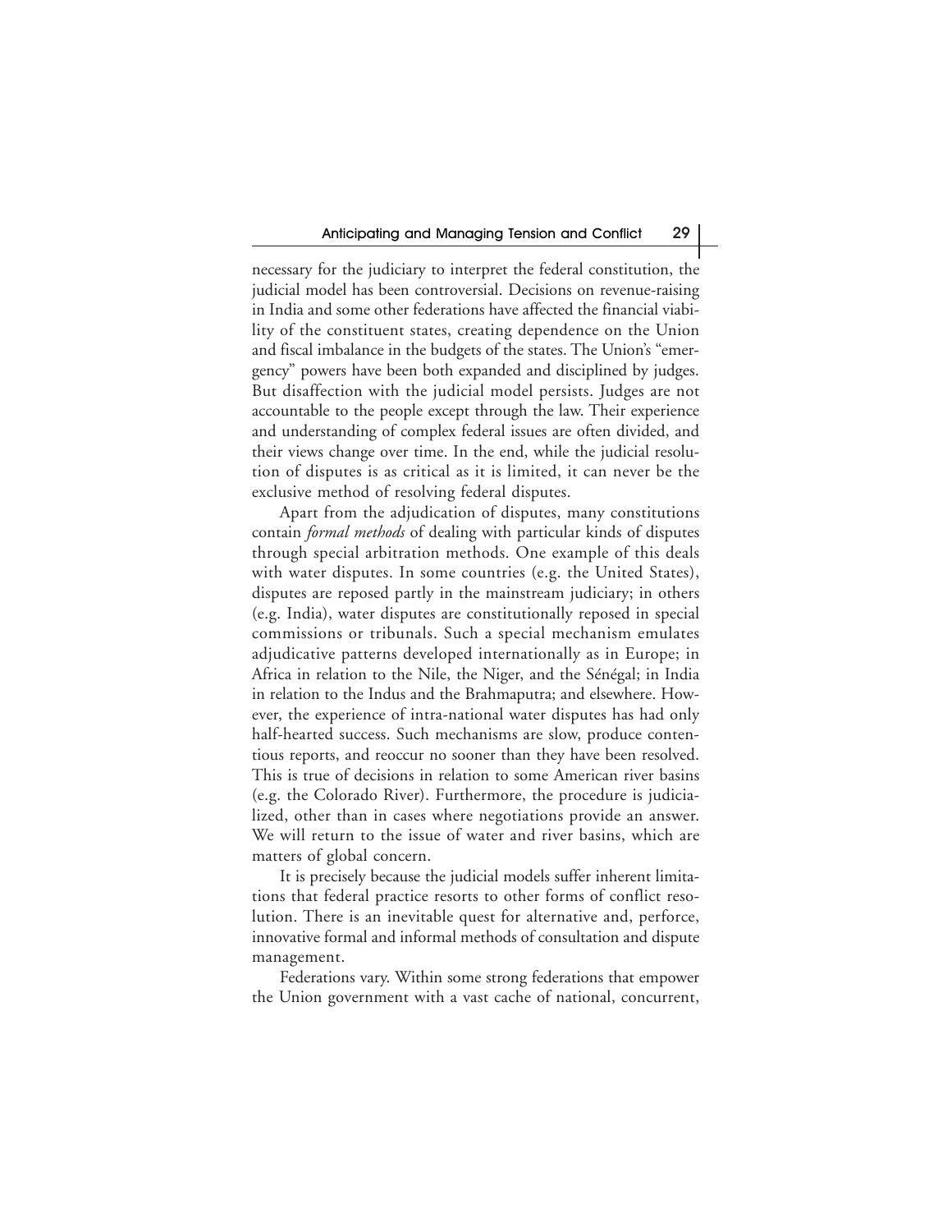necessary for the judiciary to interpret the federal constitution, the judicial model has been controversial. Decisions on revenue-raising in India and some other federations have affected the financial viability of the constituent states, creating dependence on the Union and fiscal imbalance in the budgets of the states. The Union's "emergency" powers have been both expanded and disciplined by judges. But disaffection with the judicial model persists. Judges are not accountable to the people except through the law. Their experience and understanding of complex federal issues are often divided, and their views change over time. In the end, while the judicial resolution of disputes is as critical as it is limited, it can never be the exclusive method of resolving federal disputes.

Apart from the adjudication of disputes, many constitutions contain *formal methods* of dealing with particular kinds of disputes through special arbitration methods. One example of this deals with water disputes. In some countries (e.g. the United States), disputes are reposed partly in the mainstream judiciary; in others (e.g. India), water disputes are constitutionally reposed in special commissions or tribunals. Such a special mechanism emulates adjudicative patterns developed internationally as in Europe; in Africa in relation to the Nile, the Niger, and the Sénégal; in India in relation to the Indus and the Brahmaputra; and elsewhere. However, the experience of intra-national water disputes has had only half-hearted success. Such mechanisms are slow, produce contentious reports, and reoccur no sooner than they have been resolved. This is true of decisions in relation to some American river basins (e.g. the Colorado River). Furthermore, the procedure is judicialized, other than in cases where negotiations provide an answer. We will return to the issue of water and river basins, which are matters of global concern.

It is precisely because the judicial models suffer inherent limitations that federal practice resorts to other forms of conflict resolution. There is an inevitable quest for alternative and, perforce, innovative formal and informal methods of consultation and dispute management.

Federations vary. Within some strong federations that empower the Union government with a vast cache of national, concurrent,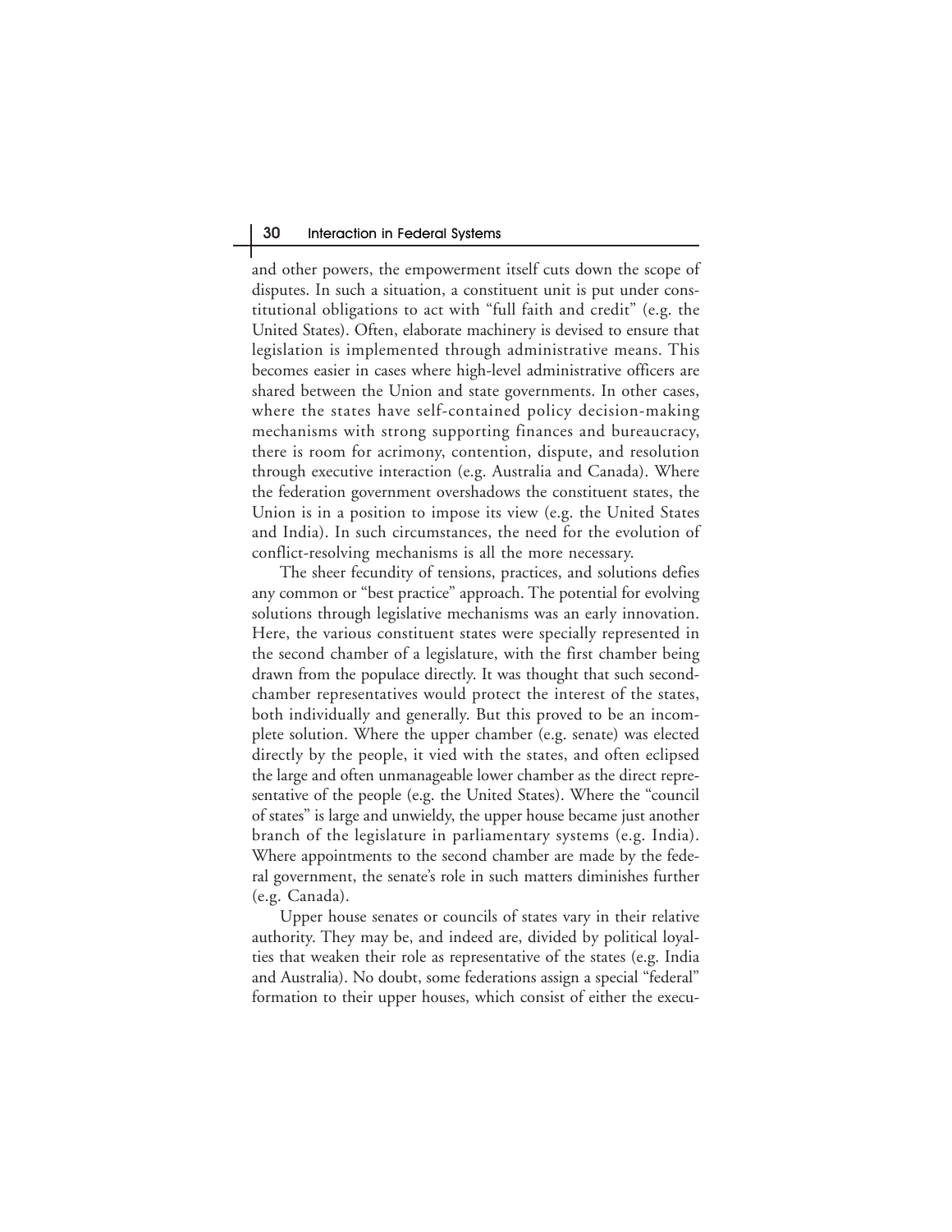and other powers, the empowerment itself cuts down the scope of disputes. In such a situation, a constituent unit is put under constitutional obligations to act with "full faith and credit" (e.g. the United States). Often, elaborate machinery is devised to ensure that legislation is implemented through administrative means. This becomes easier in cases where high-level administrative officers are shared between the Union and state governments. In other cases, where the states have self-contained policy decision-making mechanisms with strong supporting finances and bureaucracy, there is room for acrimony, contention, dispute, and resolution through executive interaction (e.g. Australia and Canada). Where the federation government overshadows the constituent states, the Union is in a position to impose its view (e.g. the United States and India). In such circumstances, the need for the evolution of conflict-resolving mechanisms is all the more necessary.

The sheer fecundity of tensions, practices, and solutions defies any common or "best practice" approach. The potential for evolving solutions through legislative mechanisms was an early innovation. Here, the various constituent states were specially represented in the second chamber of a legislature, with the first chamber being drawn from the populace directly. It was thought that such second-chamber representatives would protect the interest of the states, both individually and generally. But this proved to be an incomplete solution. Where the upper chamber (e.g. senate) was elected directly by the people, it vied with the states, and often eclipsed the large and often unmanageable lower chamber as the direct representative of the people (e.g. the United States). Where the "council of states" is large and unwieldy, the upper house became just another branch of the legislature in parliamentary systems (e.g. India). Where appointments to the second chamber are made by the federal government, the senate's role in such matters diminishes further (e.g. Canada).

Upper house senates or councils of states vary in their relative authority. They may be, and indeed are, divided by political loyalties that weaken their role as representative of the states (e.g. India and Australia). No doubt, some federations assign a special "federal" formation to their upper houses, which consist of either the execu-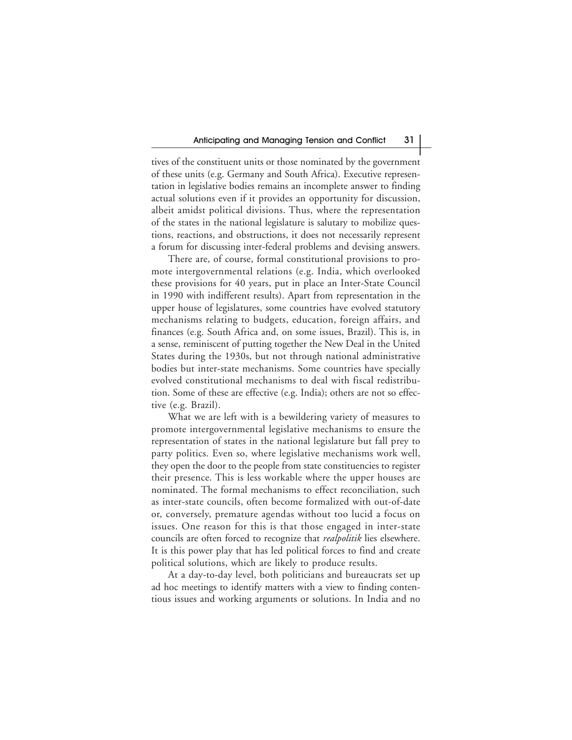tives of the constituent units or those nominated by the government of these units (e.g. Germany and South Africa). Executive representation in legislative bodies remains an incomplete answer to finding actual solutions even if it provides an opportunity for discussion, albeit amidst political divisions. Thus, where the representation of the states in the national legislature is salutary to mobilize questions, reactions, and obstructions, it does not necessarily represent a forum for discussing inter-federal problems and devising answers.

There are, of course, formal constitutional provisions to promote intergovernmental relations (e.g. India, which overlooked these provisions for 40 years, put in place an Inter-State Council in 1990 with indifferent results). Apart from representation in the upper house of legislatures, some countries have evolved statutory mechanisms relating to budgets, education, foreign affairs, and finances (e.g. South Africa and, on some issues, Brazil). This is, in a sense, reminiscent of putting together the New Deal in the United States during the 1930s, but not through national administrative bodies but inter-state mechanisms. Some countries have specially evolved constitutional mechanisms to deal with fiscal redistribution. Some of these are effective (e.g. India); others are not so effective (e.g. Brazil).

What we are left with is a bewildering variety of measures to promote intergovernmental legislative mechanisms to ensure the representation of states in the national legislature but fall prey to party politics. Even so, where legislative mechanisms work well, they open the door to the people from state constituencies to register their presence. This is less workable where the upper houses are nominated. The formal mechanisms to effect reconciliation, such as inter-state councils, often become formalized with out-of-date or, conversely, premature agendas without too lucid a focus on issues. One reason for this is that those engaged in inter-state councils are often forced to recognize that *realpolitik* lies elsewhere. It is this power play that has led political forces to find and create political solutions, which are likely to produce results.

At a day-to-day level, both politicians and bureaucrats set up ad hoc meetings to identify matters with a view to finding contentious issues and working arguments or solutions. In India and no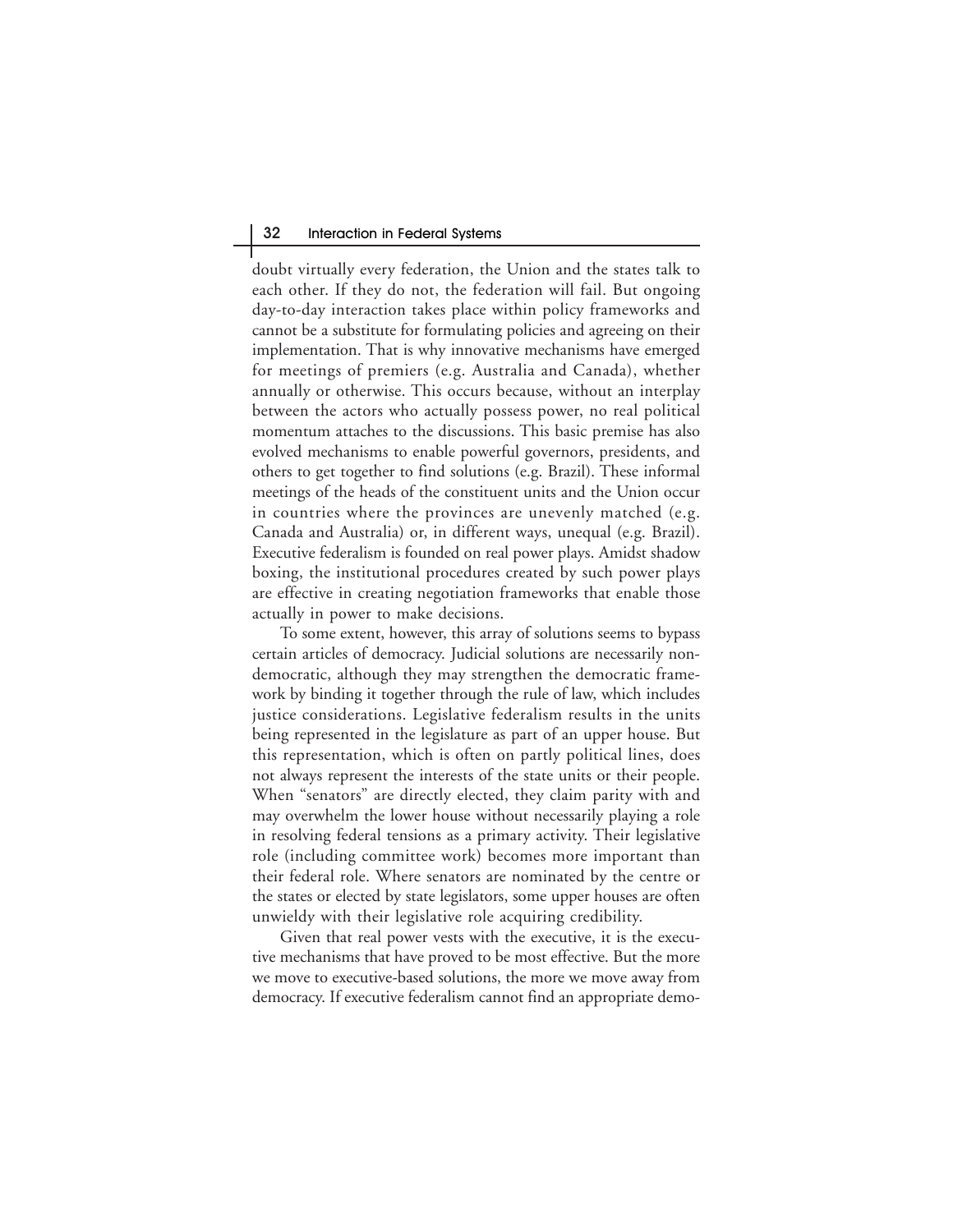doubt virtually every federation, the Union and the states talk to each other. If they do not, the federation will fail. But ongoing day-to-day interaction takes place within policy frameworks and cannot be a substitute for formulating policies and agreeing on their implementation. That is why innovative mechanisms have emerged for meetings of premiers (e.g. Australia and Canada), whether annually or otherwise. This occurs because, without an interplay between the actors who actually possess power, no real political momentum attaches to the discussions. This basic premise has also evolved mechanisms to enable powerful governors, presidents, and others to get together to find solutions (e.g. Brazil). These informal meetings of the heads of the constituent units and the Union occur in countries where the provinces are unevenly matched (e.g. Canada and Australia) or, in different ways, unequal (e.g. Brazil). Executive federalism is founded on real power plays. Amidst shadow boxing, the institutional procedures created by such power plays are effective in creating negotiation frameworks that enable those actually in power to make decisions.

To some extent, however, this array of solutions seems to bypass certain articles of democracy. Judicial solutions are necessarily non-democratic, although they may strengthen the democratic framework by binding it together through the rule of law, which includes justice considerations. Legislative federalism results in the units being represented in the legislature as part of an upper house. But this representation, which is often on partly political lines, does not always represent the interests of the state units or their people. When "senators" are directly elected, they claim parity with and may overwhelm the lower house without necessarily playing a role in resolving federal tensions as a primary activity. Their legislative role (including committee work) becomes more important than their federal role. Where senators are nominated by the centre or the states or elected by state legislators, some upper houses are often unwieldy with their legislative role acquiring credibility.

Given that real power vests with the executive, it is the executive mechanisms that have proved to be most effective. But the more we move to executive-based solutions, the more we move away from democracy. If executive federalism cannot find an appropriate demo-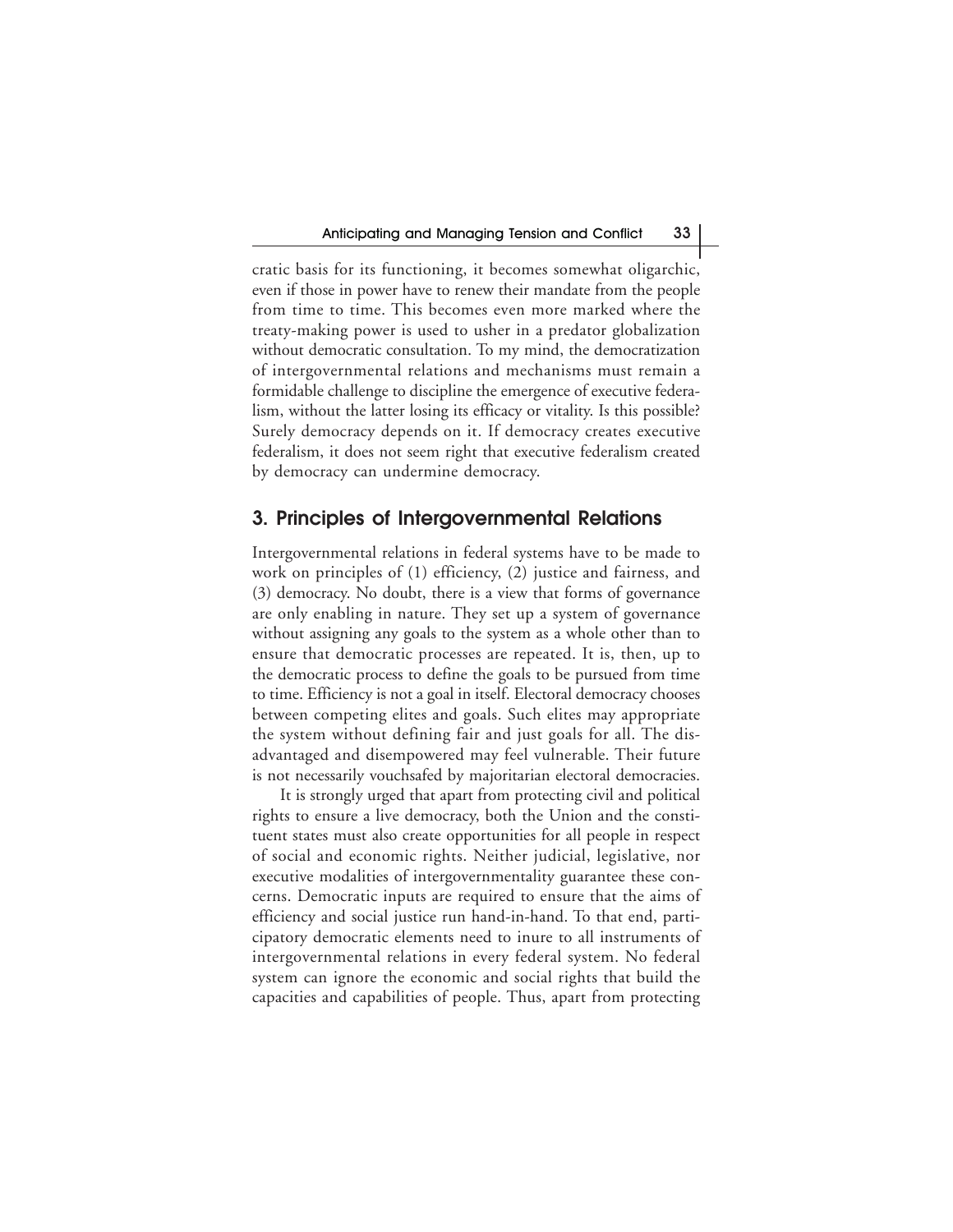cratic basis for its functioning, it becomes somewhat oligarchic, even if those in power have to renew their mandate from the people from time to time. This becomes even more marked where the treaty-making power is used to usher in a predator globalization without democratic consultation. To my mind, the democratization of intergovernmental relations and mechanisms must remain a formidable challenge to discipline the emergence of executive federalism, without the latter losing its efficacy or vitality. Is this possible? Surely democracy depends on it. If democracy creates executive federalism, it does not seem right that executive federalism created by democracy can undermine democracy.

## 3. Principles of Intergovernmental Relations

Intergovernmental relations in federal systems have to be made to work on principles of (1) efficiency, (2) justice and fairness, and (3) democracy. No doubt, there is a view that forms of governance are only enabling in nature. They set up a system of governance without assigning any goals to the system as a whole other than to ensure that democratic processes are repeated. It is, then, up to the democratic process to define the goals to be pursued from time to time. Efficiency is not a goal in itself. Electoral democracy chooses between competing elites and goals. Such elites may appropriate the system without defining fair and just goals for all. The disadvantaged and disempowered may feel vulnerable. Their future is not necessarily vouchsafed by majoritarian electoral democracies.

It is strongly urged that apart from protecting civil and political rights to ensure a live democracy, both the Union and the constituent states must also create opportunities for all people in respect of social and economic rights. Neither judicial, legislative, nor executive modalities of intergovernmentality guarantee these concerns. Democratic inputs are required to ensure that the aims of efficiency and social justice run hand-in-hand. To that end, participatory democratic elements need to inure to all instruments of intergovernmental relations in every federal system. No federal system can ignore the economic and social rights that build the capacities and capabilities of people. Thus, apart from protecting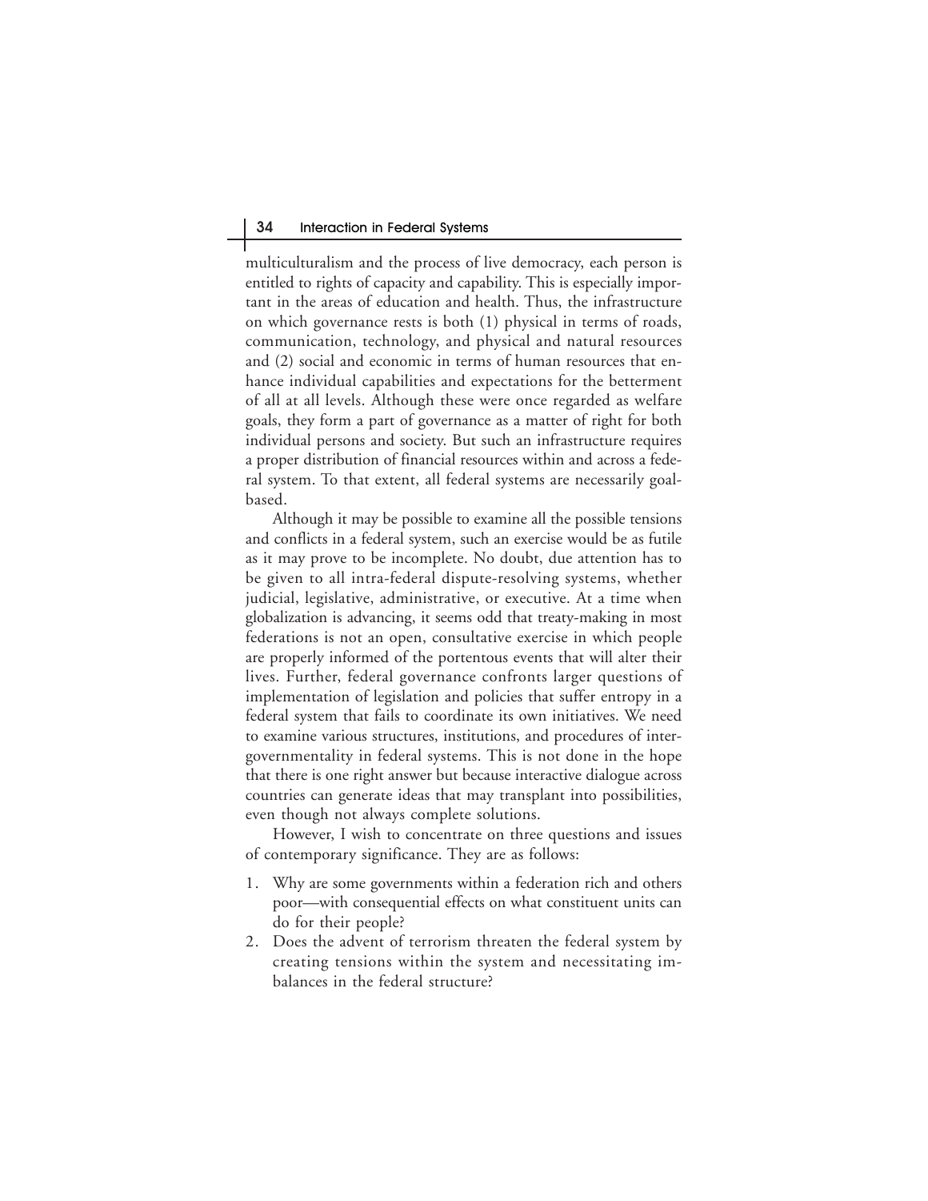multiculturalism and the process of live democracy, each person is entitled to rights of capacity and capability. This is especially important in the areas of education and health. Thus, the infrastructure on which governance rests is both (1) physical in terms of roads, communication, technology, and physical and natural resources and (2) social and economic in terms of human resources that enhance individual capabilities and expectations for the betterment of all at all levels. Although these were once regarded as welfare goals, they form a part of governance as a matter of right for both individual persons and society. But such an infrastructure requires a proper distribution of financial resources within and across a federal system. To that extent, all federal systems are necessarily goal-based.

Although it may be possible to examine all the possible tensions and conflicts in a federal system, such an exercise would be as futile as it may prove to be incomplete. No doubt, due attention has to be given to all intra-federal dispute-resolving systems, whether judicial, legislative, administrative, or executive. At a time when globalization is advancing, it seems odd that treaty-making in most federations is not an open, consultative exercise in which people are properly informed of the portentous events that will alter their lives. Further, federal governance confronts larger questions of implementation of legislation and policies that suffer entropy in a federal system that fails to coordinate its own initiatives. We need to examine various structures, institutions, and procedures of intergovernmentality in federal systems. This is not done in the hope that there is one right answer but because interactive dialogue across countries can generate ideas that may transplant into possibilities, even though not always complete solutions.

However, I wish to concentrate on three questions and issues of contemporary significance. They are as follows:

1. Why are some governments within a federation rich and others poor—with consequential effects on what constituent units can do for their people?
2. Does the advent of terrorism threaten the federal system by creating tensions within the system and necessitating imbalances in the federal structure?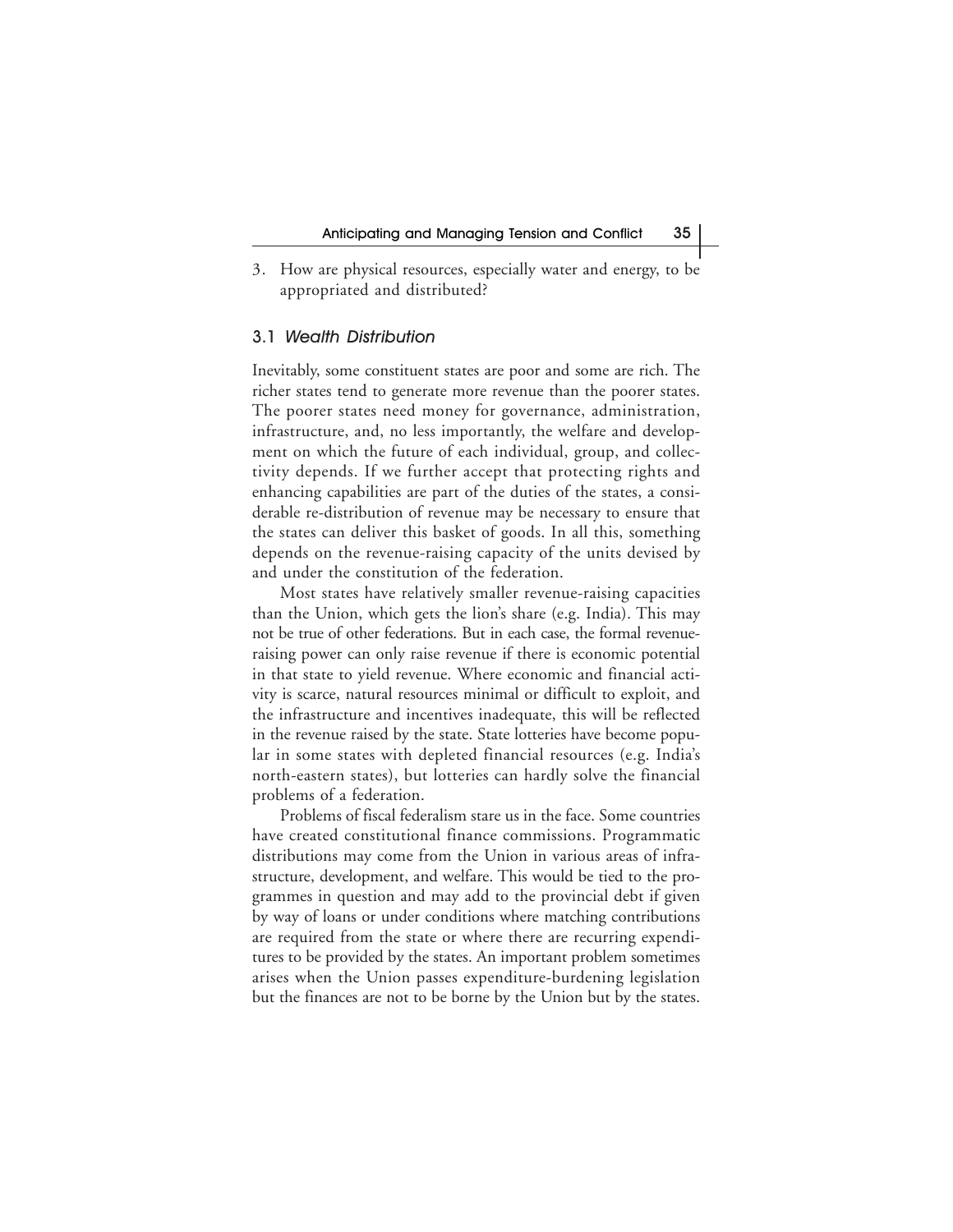3. How are physical resources, especially water and energy, to be appropriated and distributed?

### 3.1 *Wealth Distribution*

Inevitably, some constituent states are poor and some are rich. The richer states tend to generate more revenue than the poorer states. The poorer states need money for governance, administration, infrastructure, and, no less importantly, the welfare and development on which the future of each individual, group, and collectivity depends. If we further accept that protecting rights and enhancing capabilities are part of the duties of the states, a considerable re-distribution of revenue may be necessary to ensure that the states can deliver this basket of goods. In all this, something depends on the revenue-raising capacity of the units devised by and under the constitution of the federation.

Most states have relatively smaller revenue-raising capacities than the Union, which gets the lion's share (e.g. India). This may not be true of other federations. But in each case, the formal revenue-raising power can only raise revenue if there is economic potential in that state to yield revenue. Where economic and financial activity is scarce, natural resources minimal or difficult to exploit, and the infrastructure and incentives inadequate, this will be reflected in the revenue raised by the state. State lotteries have become popular in some states with depleted financial resources (e.g. India's north-eastern states), but lotteries can hardly solve the financial problems of a federation.

Problems of fiscal federalism stare us in the face. Some countries have created constitutional finance commissions. Programmatic distributions may come from the Union in various areas of infrastructure, development, and welfare. This would be tied to the programmes in question and may add to the provincial debt if given by way of loans or under conditions where matching contributions are required from the state or where there are recurring expenditures to be provided by the states. An important problem sometimes arises when the Union passes expenditure-burdening legislation but the finances are not to be borne by the Union but by the states.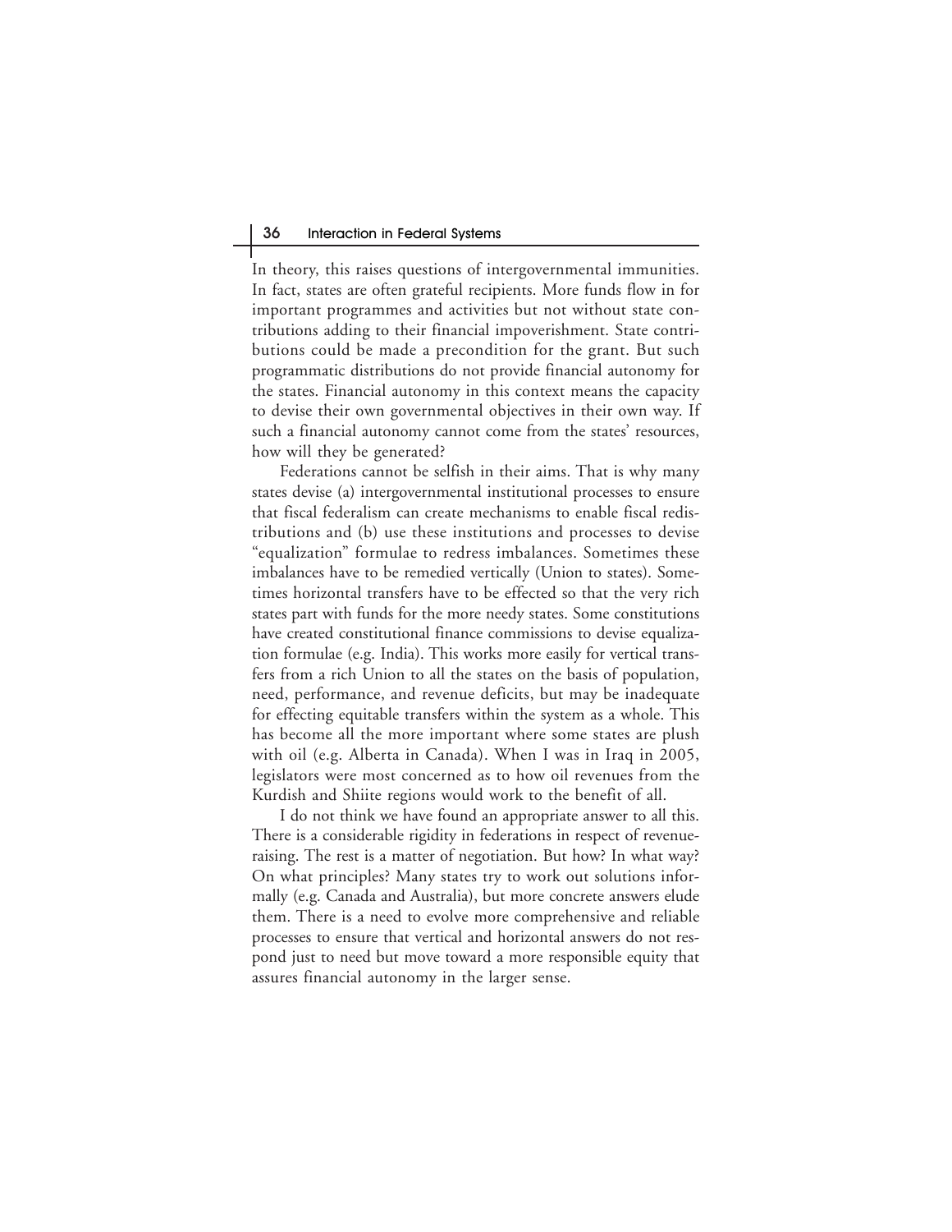In theory, this raises questions of intergovernmental immunities. In fact, states are often grateful recipients. More funds flow in for important programmes and activities but not without state contributions adding to their financial impoverishment. State contributions could be made a precondition for the grant. But such programmatic distributions do not provide financial autonomy for the states. Financial autonomy in this context means the capacity to devise their own governmental objectives in their own way. If such a financial autonomy cannot come from the states' resources, how will they be generated?

Federations cannot be selfish in their aims. That is why many states devise (a) intergovernmental institutional processes to ensure that fiscal federalism can create mechanisms to enable fiscal redistributions and (b) use these institutions and processes to devise "equalization" formulae to redress imbalances. Sometimes these imbalances have to be remedied vertically (Union to states). Sometimes horizontal transfers have to be effected so that the very rich states part with funds for the more needy states. Some constitutions have created constitutional finance commissions to devise equalization formulae (e.g. India). This works more easily for vertical transfers from a rich Union to all the states on the basis of population, need, performance, and revenue deficits, but may be inadequate for effecting equitable transfers within the system as a whole. This has become all the more important where some states are plush with oil (e.g. Alberta in Canada). When I was in Iraq in 2005, legislators were most concerned as to how oil revenues from the Kurdish and Shiite regions would work to the benefit of all.

I do not think we have found an appropriate answer to all this. There is a considerable rigidity in federations in respect of revenue-raising. The rest is a matter of negotiation. But how? In what way? On what principles? Many states try to work out solutions informally (e.g. Canada and Australia), but more concrete answers elude them. There is a need to evolve more comprehensive and reliable processes to ensure that vertical and horizontal answers do not respond just to need but move toward a more responsible equity that assures financial autonomy in the larger sense.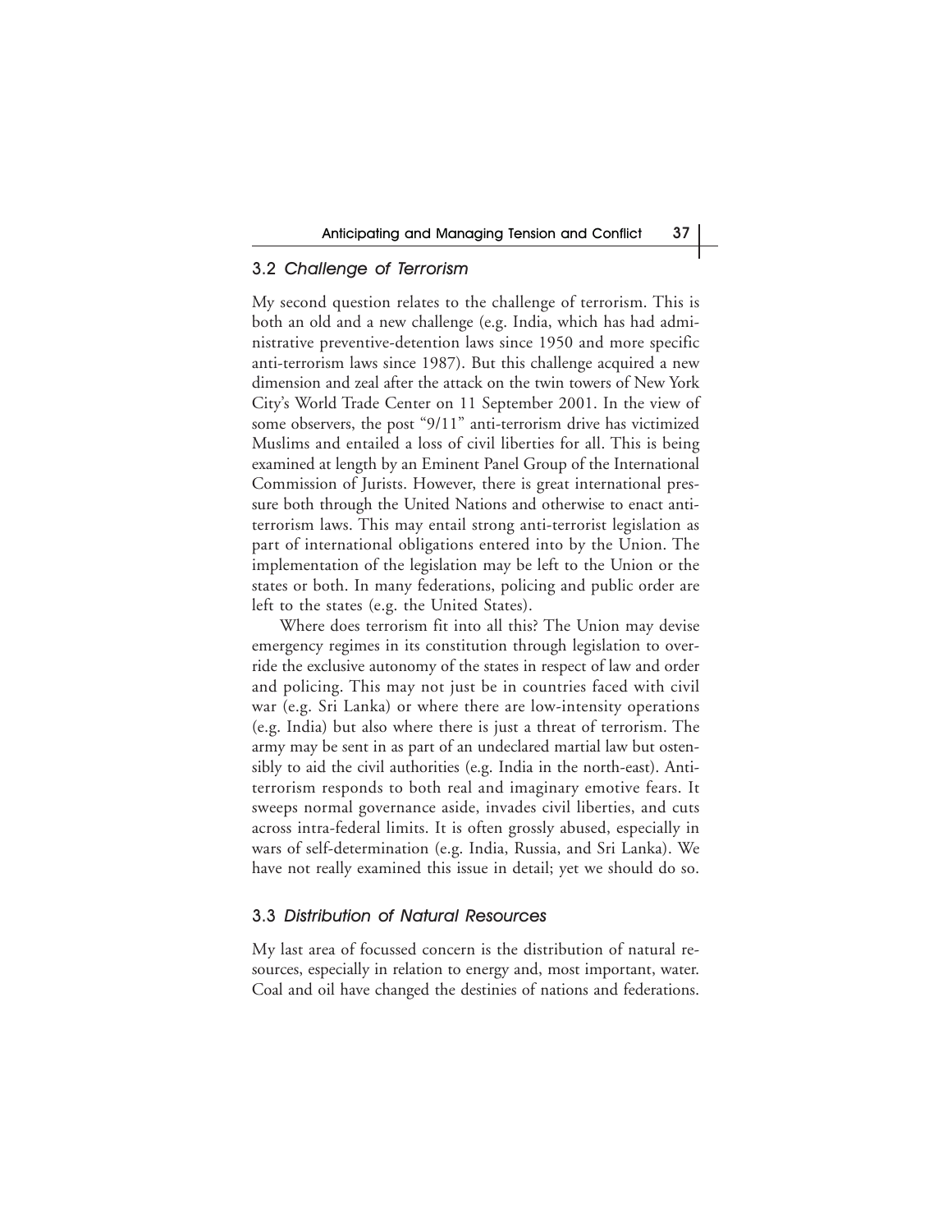### 3.2 *Challenge of Terrorism*

My second question relates to the challenge of terrorism. This is both an old and a new challenge (e.g. India, which has had administrative preventive-detention laws since 1950 and more specific anti-terrorism laws since 1987). But this challenge acquired a new dimension and zeal after the attack on the twin towers of New York City's World Trade Center on 11 September 2001. In the view of some observers, the post "9/11" anti-terrorism drive has victimized Muslims and entailed a loss of civil liberties for all. This is being examined at length by an Eminent Panel Group of the International Commission of Jurists. However, there is great international pressure both through the United Nations and otherwise to enact anti-terrorism laws. This may entail strong anti-terrorist legislation as part of international obligations entered into by the Union. The implementation of the legislation may be left to the Union or the states or both. In many federations, policing and public order are left to the states (e.g. the United States).

Where does terrorism fit into all this? The Union may devise emergency regimes in its constitution through legislation to override the exclusive autonomy of the states in respect of law and order and policing. This may not just be in countries faced with civil war (e.g. Sri Lanka) or where there are low-intensity operations (e.g. India) but also where there is just a threat of terrorism. The army may be sent in as part of an undeclared martial law but ostensibly to aid the civil authorities (e.g. India in the north-east). Anti-terrorism responds to both real and imaginary emotive fears. It sweeps normal governance aside, invades civil liberties, and cuts across intra-federal limits. It is often grossly abused, especially in wars of self-determination (e.g. India, Russia, and Sri Lanka). We have not really examined this issue in detail; yet we should do so.

### 3.3 *Distribution of Natural Resources*

My last area of focussed concern is the distribution of natural resources, especially in relation to energy and, most important, water. Coal and oil have changed the destinies of nations and federations.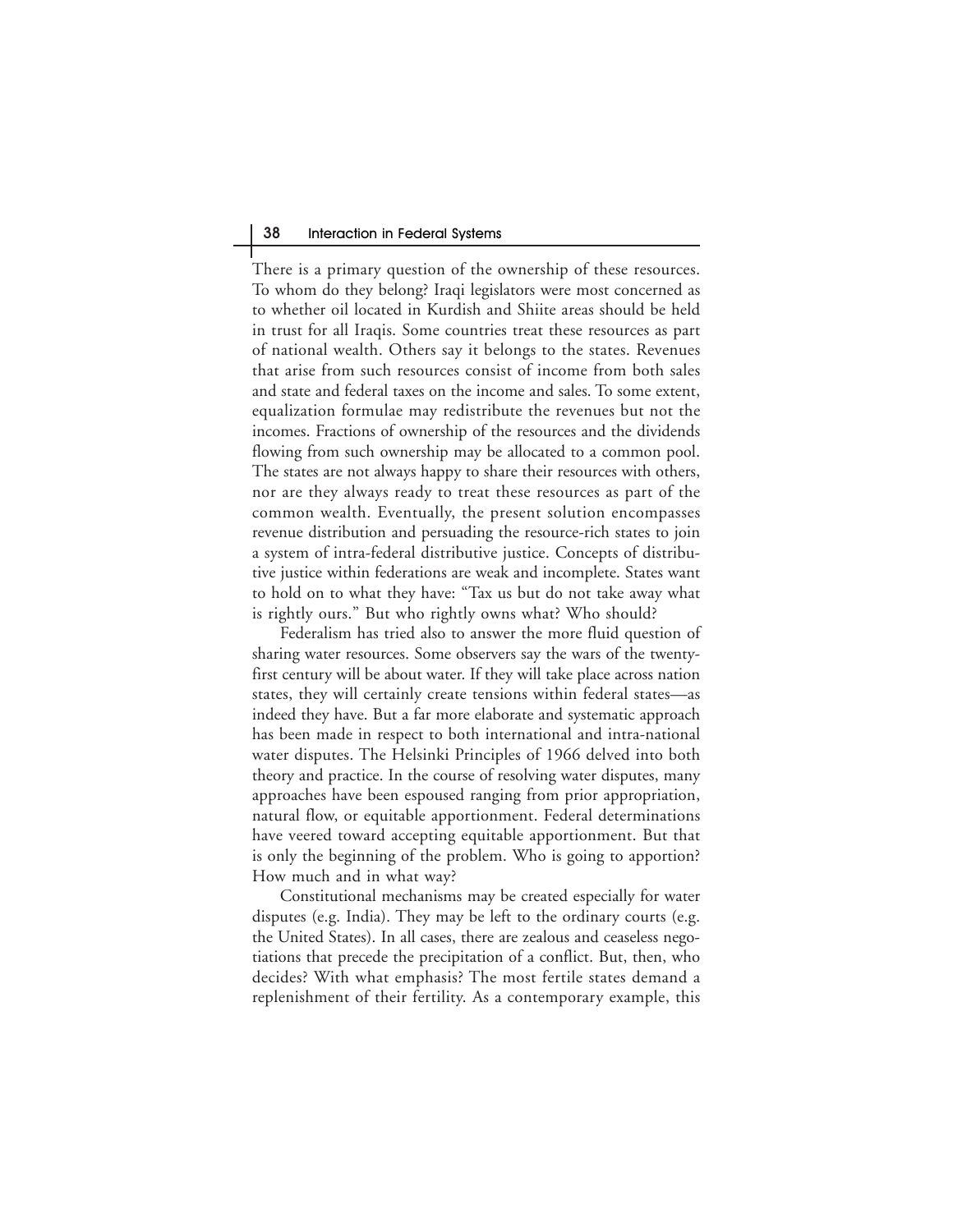There is a primary question of the ownership of these resources. To whom do they belong? Iraqi legislators were most concerned as to whether oil located in Kurdish and Shiite areas should be held in trust for all Iraqis. Some countries treat these resources as part of national wealth. Others say it belongs to the states. Revenues that arise from such resources consist of income from both sales and state and federal taxes on the income and sales. To some extent, equalization formulae may redistribute the revenues but not the incomes. Fractions of ownership of the resources and the dividends flowing from such ownership may be allocated to a common pool. The states are not always happy to share their resources with others, nor are they always ready to treat these resources as part of the common wealth. Eventually, the present solution encompasses revenue distribution and persuading the resource-rich states to join a system of intra-federal distributive justice. Concepts of distributive justice within federations are weak and incomplete. States want to hold on to what they have: "Tax us but do not take away what is rightly ours." But who rightly owns what? Who should?

Federalism has tried also to answer the more fluid question of sharing water resources. Some observers say the wars of the twenty-first century will be about water. If they will take place across nation states, they will certainly create tensions within federal states—as indeed they have. But a far more elaborate and systematic approach has been made in respect to both international and intra-national water disputes. The Helsinki Principles of 1966 delved into both theory and practice. In the course of resolving water disputes, many approaches have been espoused ranging from prior appropriation, natural flow, or equitable apportionment. Federal determinations have veered toward accepting equitable apportionment. But that is only the beginning of the problem. Who is going to apportion? How much and in what way?

Constitutional mechanisms may be created especially for water disputes (e.g. India). They may be left to the ordinary courts (e.g. the United States). In all cases, there are zealous and ceaseless negotiations that precede the precipitation of a conflict. But, then, who decides? With what emphasis? The most fertile states demand a replenishment of their fertility. As a contemporary example, this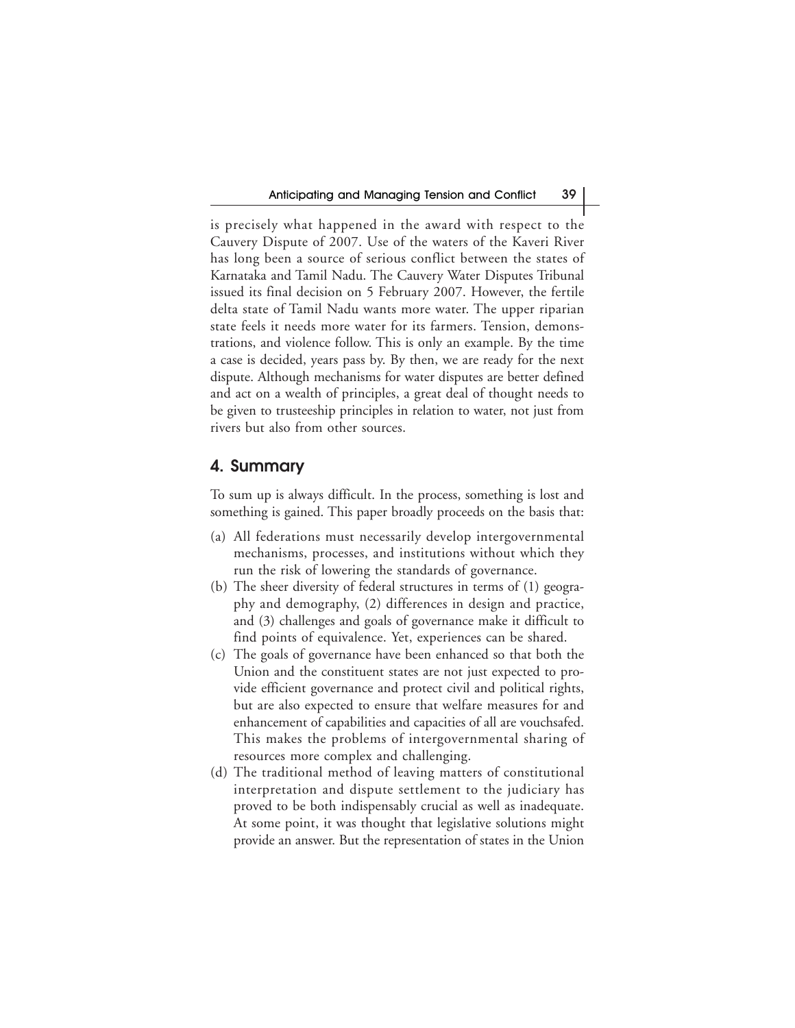is precisely what happened in the award with respect to the Cauvery Dispute of 2007. Use of the waters of the Kaveri River has long been a source of serious conflict between the states of Karnataka and Tamil Nadu. The Cauvery Water Disputes Tribunal issued its final decision on 5 February 2007. However, the fertile delta state of Tamil Nadu wants more water. The upper riparian state feels it needs more water for its farmers. Tension, demonstrations, and violence follow. This is only an example. By the time a case is decided, years pass by. By then, we are ready for the next dispute. Although mechanisms for water disputes are better defined and act on a wealth of principles, a great deal of thought needs to be given to trusteeship principles in relation to water, not just from rivers but also from other sources.

## 4. Summary

To sum up is always difficult. In the process, something is lost and something is gained. This paper broadly proceeds on the basis that:

(a) All federations must necessarily develop intergovernmental mechanisms, processes, and institutions without which they run the risk of lowering the standards of governance.

(b) The sheer diversity of federal structures in terms of (1) geography and demography, (2) differences in design and practice, and (3) challenges and goals of governance make it difficult to find points of equivalence. Yet, experiences can be shared.

(c) The goals of governance have been enhanced so that both the Union and the constituent states are not just expected to provide efficient governance and protect civil and political rights, but are also expected to ensure that welfare measures for and enhancement of capabilities and capacities of all are vouchsafed. This makes the problems of intergovernmental sharing of resources more complex and challenging.

(d) The traditional method of leaving matters of constitutional interpretation and dispute settlement to the judiciary has proved to be both indispensably crucial as well as inadequate. At some point, it was thought that legislative solutions might provide an answer. But the representation of states in the Union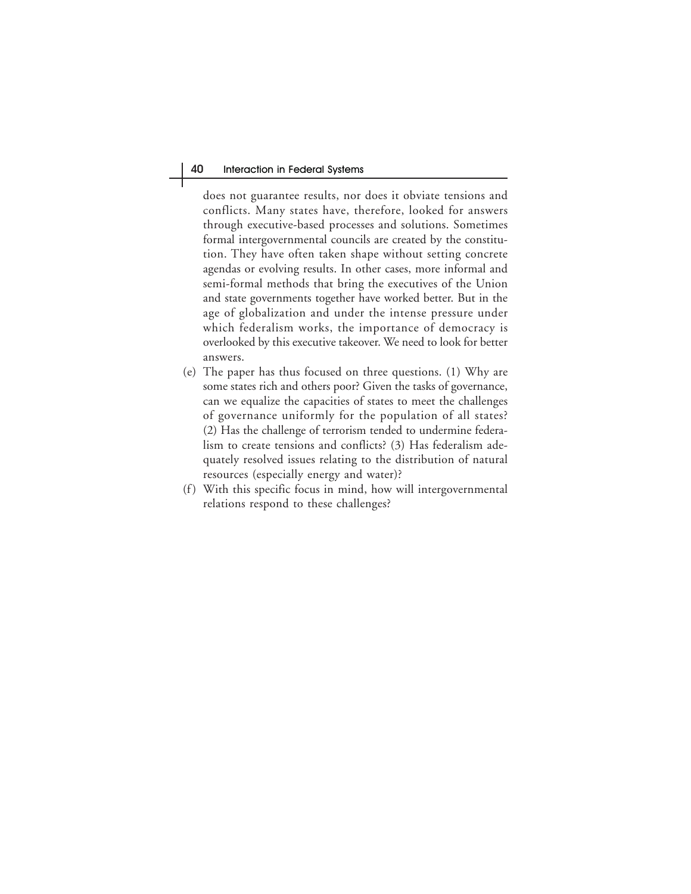does not guarantee results, nor does it obviate tensions and conflicts. Many states have, therefore, looked for answers through executive-based processes and solutions. Sometimes formal intergovernmental councils are created by the constitution. They have often taken shape without setting concrete agendas or evolving results. In other cases, more informal and semi-formal methods that bring the executives of the Union and state governments together have worked better. But in the age of globalization and under the intense pressure under which federalism works, the importance of democracy is overlooked by this executive takeover. We need to look for better answers.

(e) The paper has thus focused on three questions. (1) Why are some states rich and others poor? Given the tasks of governance, can we equalize the capacities of states to meet the challenges of governance uniformly for the population of all states? (2) Has the challenge of terrorism tended to undermine federalism to create tensions and conflicts? (3) Has federalism adequately resolved issues relating to the distribution of natural resources (especially energy and water)?

(f) With this specific focus in mind, how will intergovernmental relations respond to these challenges?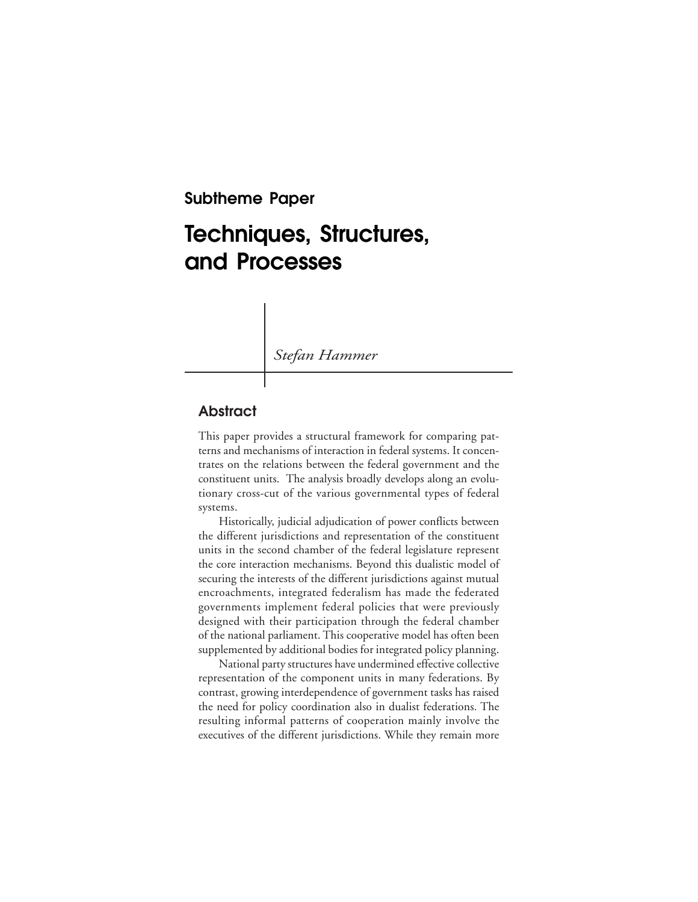**Subtheme Paper**

# Techniques, Structures, and Processes

*Stefan Hammer*

## Abstract

This paper provides a structural framework for comparing patterns and mechanisms of interaction in federal systems. It concentrates on the relations between the federal government and the constituent units. The analysis broadly develops along an evolutionary cross-cut of the various governmental types of federal systems.

Historically, judicial adjudication of power conflicts between the different jurisdictions and representation of the constituent units in the second chamber of the federal legislature represent the core interaction mechanisms. Beyond this dualistic model of securing the interests of the different jurisdictions against mutual encroachments, integrated federalism has made the federated governments implement federal policies that were previously designed with their participation through the federal chamber of the national parliament. This cooperative model has often been supplemented by additional bodies for integrated policy planning.

National party structures have undermined effective collective representation of the component units in many federations. By contrast, growing interdependence of government tasks has raised the need for policy coordination also in dualist federations. The resulting informal patterns of cooperation mainly involve the executives of the different jurisdictions. While they remain more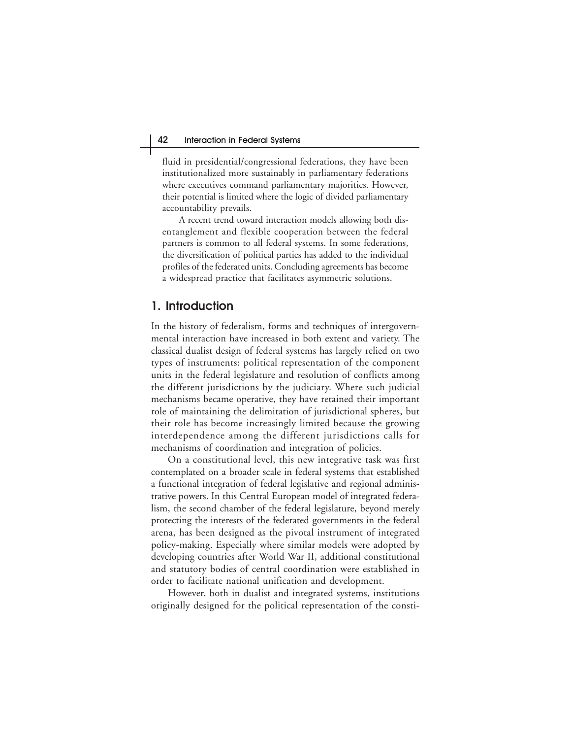fluid in presidential/congressional federations, they have been institutionalized more sustainably in parliamentary federations where executives command parliamentary majorities. However, their potential is limited where the logic of divided parliamentary accountability prevails.

A recent trend toward interaction models allowing both disentanglement and flexible cooperation between the federal partners is common to all federal systems. In some federations, the diversification of political parties has added to the individual profiles of the federated units. Concluding agreements has become a widespread practice that facilitates asymmetric solutions.

## 1. Introduction

In the history of federalism, forms and techniques of intergovernmental interaction have increased in both extent and variety. The classical dualist design of federal systems has largely relied on two types of instruments: political representation of the component units in the federal legislature and resolution of conflicts among the different jurisdictions by the judiciary. Where such judicial mechanisms became operative, they have retained their important role of maintaining the delimitation of jurisdictional spheres, but their role has become increasingly limited because the growing interdependence among the different jurisdictions calls for mechanisms of coordination and integration of policies.

On a constitutional level, this new integrative task was first contemplated on a broader scale in federal systems that established a functional integration of federal legislative and regional administrative powers. In this Central European model of integrated federalism, the second chamber of the federal legislature, beyond merely protecting the interests of the federated governments in the federal arena, has been designed as the pivotal instrument of integrated policy-making. Especially where similar models were adopted by developing countries after World War II, additional constitutional and statutory bodies of central coordination were established in order to facilitate national unification and development.

However, both in dualist and integrated systems, institutions originally designed for the political representation of the consti-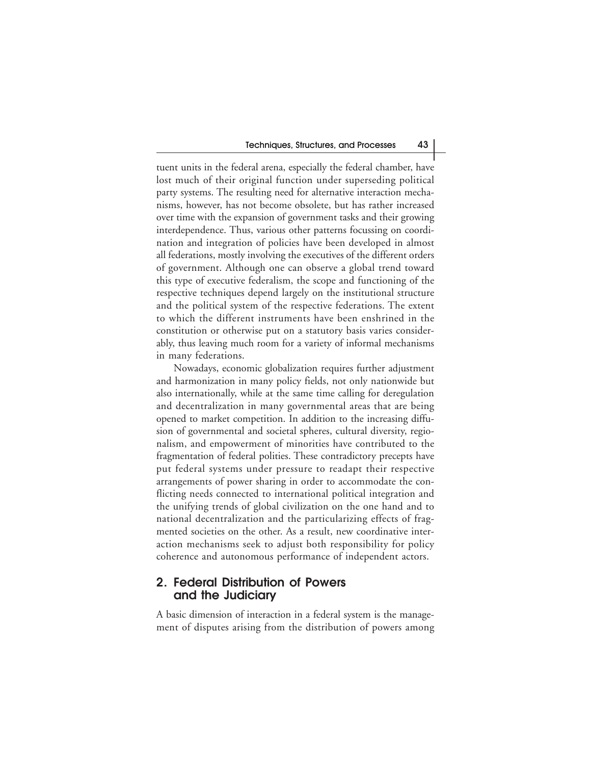tuent units in the federal arena, especially the federal chamber, have lost much of their original function under superseding political party systems. The resulting need for alternative interaction mechanisms, however, has not become obsolete, but has rather increased over time with the expansion of government tasks and their growing interdependence. Thus, various other patterns focussing on coordination and integration of policies have been developed in almost all federations, mostly involving the executives of the different orders of government. Although one can observe a global trend toward this type of executive federalism, the scope and functioning of the respective techniques depend largely on the institutional structure and the political system of the respective federations. The extent to which the different instruments have been enshrined in the constitution or otherwise put on a statutory basis varies considerably, thus leaving much room for a variety of informal mechanisms in many federations.

Nowadays, economic globalization requires further adjustment and harmonization in many policy fields, not only nationwide but also internationally, while at the same time calling for deregulation and decentralization in many governmental areas that are being opened to market competition. In addition to the increasing diffusion of governmental and societal spheres, cultural diversity, regionalism, and empowerment of minorities have contributed to the fragmentation of federal polities. These contradictory precepts have put federal systems under pressure to readapt their respective arrangements of power sharing in order to accommodate the conflicting needs connected to international political integration and the unifying trends of global civilization on the one hand and to national decentralization and the particularizing effects of fragmented societies on the other. As a result, new coordinative interaction mechanisms seek to adjust both responsibility for policy coherence and autonomous performance of independent actors.

## 2. Federal Distribution of Powers and the Judiciary

A basic dimension of interaction in a federal system is the management of disputes arising from the distribution of powers among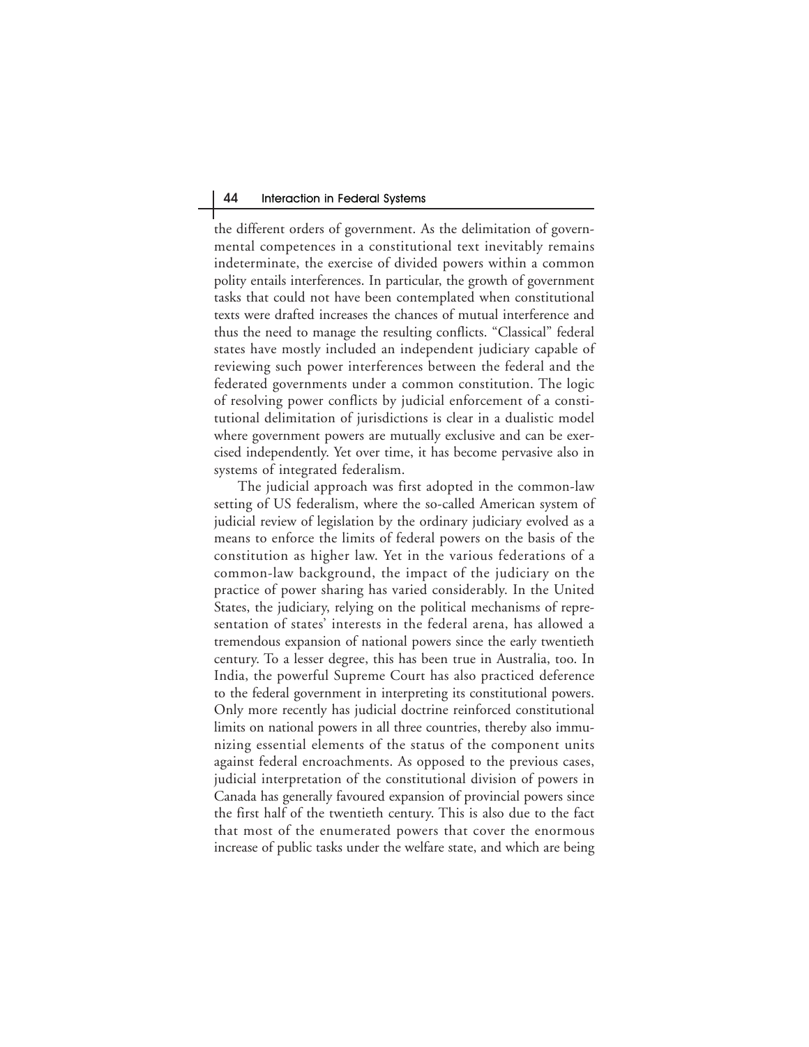the different orders of government. As the delimitation of governmental competences in a constitutional text inevitably remains indeterminate, the exercise of divided powers within a common polity entails interferences. In particular, the growth of government tasks that could not have been contemplated when constitutional texts were drafted increases the chances of mutual interference and thus the need to manage the resulting conflicts. "Classical" federal states have mostly included an independent judiciary capable of reviewing such power interferences between the federal and the federated governments under a common constitution. The logic of resolving power conflicts by judicial enforcement of a constitutional delimitation of jurisdictions is clear in a dualistic model where government powers are mutually exclusive and can be exercised independently. Yet over time, it has become pervasive also in systems of integrated federalism.

The judicial approach was first adopted in the common-law setting of US federalism, where the so-called American system of judicial review of legislation by the ordinary judiciary evolved as a means to enforce the limits of federal powers on the basis of the constitution as higher law. Yet in the various federations of a common-law background, the impact of the judiciary on the practice of power sharing has varied considerably. In the United States, the judiciary, relying on the political mechanisms of representation of states' interests in the federal arena, has allowed a tremendous expansion of national powers since the early twentieth century. To a lesser degree, this has been true in Australia, too. In India, the powerful Supreme Court has also practiced deference to the federal government in interpreting its constitutional powers. Only more recently has judicial doctrine reinforced constitutional limits on national powers in all three countries, thereby also immunizing essential elements of the status of the component units against federal encroachments. As opposed to the previous cases, judicial interpretation of the constitutional division of powers in Canada has generally favoured expansion of provincial powers since the first half of the twentieth century. This is also due to the fact that most of the enumerated powers that cover the enormous increase of public tasks under the welfare state, and which are being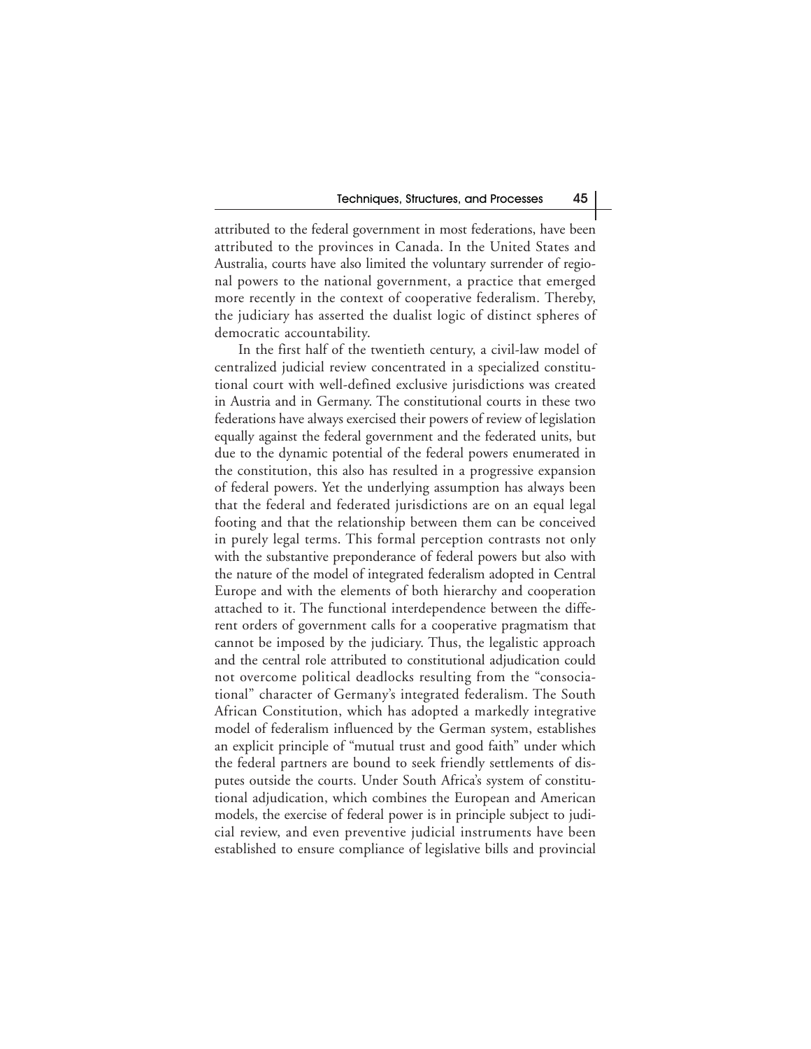attributed to the federal government in most federations, have been attributed to the provinces in Canada. In the United States and Australia, courts have also limited the voluntary surrender of regional powers to the national government, a practice that emerged more recently in the context of cooperative federalism. Thereby, the judiciary has asserted the dualist logic of distinct spheres of democratic accountability.

In the first half of the twentieth century, a civil-law model of centralized judicial review concentrated in a specialized constitutional court with well-defined exclusive jurisdictions was created in Austria and in Germany. The constitutional courts in these two federations have always exercised their powers of review of legislation equally against the federal government and the federated units, but due to the dynamic potential of the federal powers enumerated in the constitution, this also has resulted in a progressive expansion of federal powers. Yet the underlying assumption has always been that the federal and federated jurisdictions are on an equal legal footing and that the relationship between them can be conceived in purely legal terms. This formal perception contrasts not only with the substantive preponderance of federal powers but also with the nature of the model of integrated federalism adopted in Central Europe and with the elements of both hierarchy and cooperation attached to it. The functional interdependence between the different orders of government calls for a cooperative pragmatism that cannot be imposed by the judiciary. Thus, the legalistic approach and the central role attributed to constitutional adjudication could not overcome political deadlocks resulting from the "consociational" character of Germany's integrated federalism. The South African Constitution, which has adopted a markedly integrative model of federalism influenced by the German system, establishes an explicit principle of "mutual trust and good faith" under which the federal partners are bound to seek friendly settlements of disputes outside the courts. Under South Africa's system of constitutional adjudication, which combines the European and American models, the exercise of federal power is in principle subject to judicial review, and even preventive judicial instruments have been established to ensure compliance of legislative bills and provincial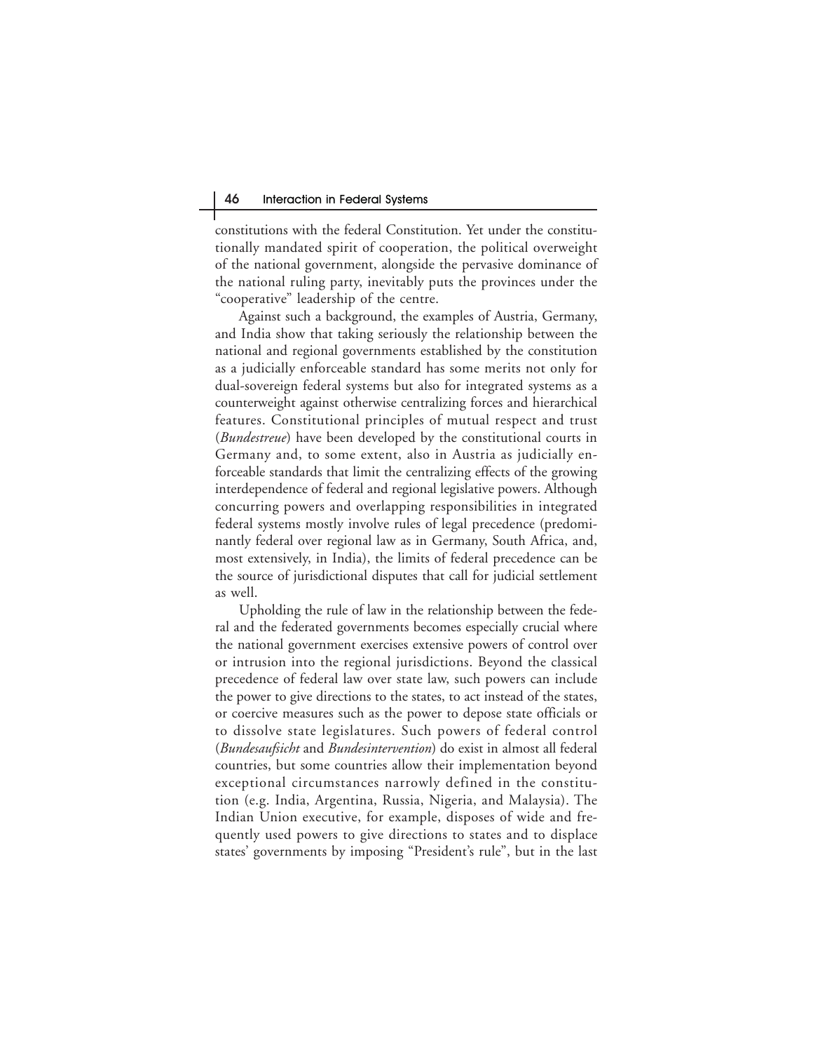constitutions with the federal Constitution. Yet under the constitutionally mandated spirit of cooperation, the political overweight of the national government, alongside the pervasive dominance of the national ruling party, inevitably puts the provinces under the "cooperative" leadership of the centre.

Against such a background, the examples of Austria, Germany, and India show that taking seriously the relationship between the national and regional governments established by the constitution as a judicially enforceable standard has some merits not only for dual-sovereign federal systems but also for integrated systems as a counterweight against otherwise centralizing forces and hierarchical features. Constitutional principles of mutual respect and trust (*Bundestreue*) have been developed by the constitutional courts in Germany and, to some extent, also in Austria as judicially enforceable standards that limit the centralizing effects of the growing interdependence of federal and regional legislative powers. Although concurring powers and overlapping responsibilities in integrated federal systems mostly involve rules of legal precedence (predominantly federal over regional law as in Germany, South Africa, and, most extensively, in India), the limits of federal precedence can be the source of jurisdictional disputes that call for judicial settlement as well.

Upholding the rule of law in the relationship between the federal and the federated governments becomes especially crucial where the national government exercises extensive powers of control over or intrusion into the regional jurisdictions. Beyond the classical precedence of federal law over state law, such powers can include the power to give directions to the states, to act instead of the states, or coercive measures such as the power to depose state officials or to dissolve state legislatures. Such powers of federal control (*Bundesaufsicht* and *Bundesintervention*) do exist in almost all federal countries, but some countries allow their implementation beyond exceptional circumstances narrowly defined in the constitution (e.g. India, Argentina, Russia, Nigeria, and Malaysia). The Indian Union executive, for example, disposes of wide and frequently used powers to give directions to states and to displace states' governments by imposing "President's rule", but in the last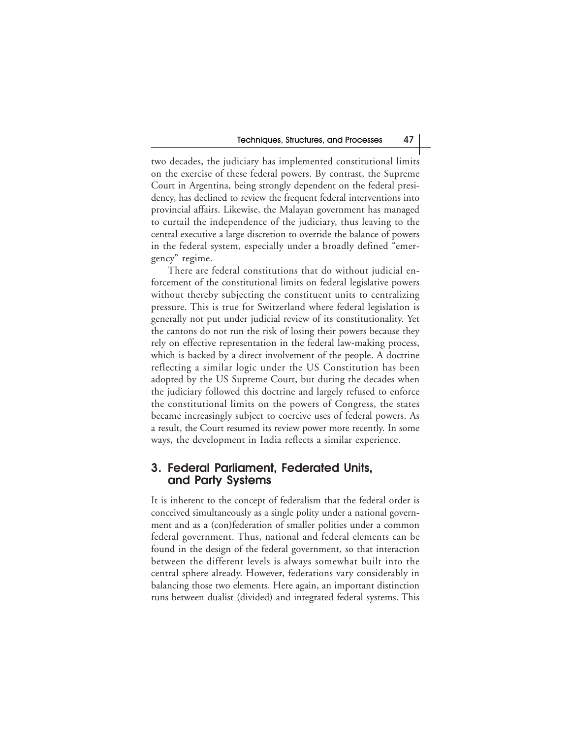two decades, the judiciary has implemented constitutional limits on the exercise of these federal powers. By contrast, the Supreme Court in Argentina, being strongly dependent on the federal presidency, has declined to review the frequent federal interventions into provincial affairs. Likewise, the Malayan government has managed to curtail the independence of the judiciary, thus leaving to the central executive a large discretion to override the balance of powers in the federal system, especially under a broadly defined "emergency" regime.

There are federal constitutions that do without judicial enforcement of the constitutional limits on federal legislative powers without thereby subjecting the constituent units to centralizing pressure. This is true for Switzerland where federal legislation is generally not put under judicial review of its constitutionality. Yet the cantons do not run the risk of losing their powers because they rely on effective representation in the federal law-making process, which is backed by a direct involvement of the people. A doctrine reflecting a similar logic under the US Constitution has been adopted by the US Supreme Court, but during the decades when the judiciary followed this doctrine and largely refused to enforce the constitutional limits on the powers of Congress, the states became increasingly subject to coercive uses of federal powers. As a result, the Court resumed its review power more recently. In some ways, the development in India reflects a similar experience.

## 3. Federal Parliament, Federated Units, and Party Systems

It is inherent to the concept of federalism that the federal order is conceived simultaneously as a single polity under a national government and as a (con)federation of smaller polities under a common federal government. Thus, national and federal elements can be found in the design of the federal government, so that interaction between the different levels is always somewhat built into the central sphere already. However, federations vary considerably in balancing those two elements. Here again, an important distinction runs between dualist (divided) and integrated federal systems. This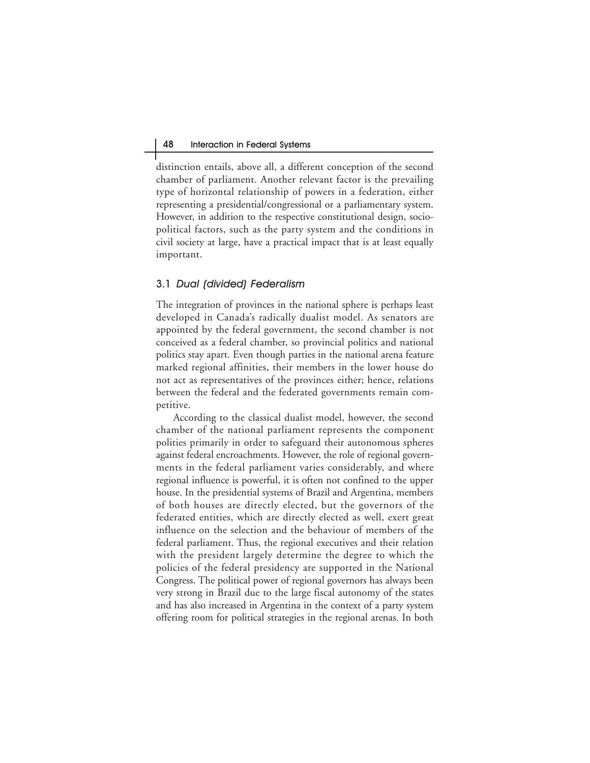distinction entails, above all, a different conception of the second chamber of parliament. Another relevant factor is the prevailing type of horizontal relationship of powers in a federation, either representing a presidential/congressional or a parliamentary system. However, in addition to the respective constitutional design, socio-political factors, such as the party system and the conditions in civil society at large, have a practical impact that is at least equally important.

### 3.1 *Dual (divided) Federalism*

The integration of provinces in the national sphere is perhaps least developed in Canada's radically dualist model. As senators are appointed by the federal government, the second chamber is not conceived as a federal chamber, so provincial politics and national politics stay apart. Even though parties in the national arena feature marked regional affinities, their members in the lower house do not act as representatives of the provinces either; hence, relations between the federal and the federated governments remain competitive.

According to the classical dualist model, however, the second chamber of the national parliament represents the component polities primarily in order to safeguard their autonomous spheres against federal encroachments. However, the role of regional governments in the federal parliament varies considerably, and where regional influence is powerful, it is often not confined to the upper house. In the presidential systems of Brazil and Argentina, members of both houses are directly elected, but the governors of the federated entities, which are directly elected as well, exert great influence on the selection and the behaviour of members of the federal parliament. Thus, the regional executives and their relation with the president largely determine the degree to which the policies of the federal presidency are supported in the National Congress. The political power of regional governors has always been very strong in Brazil due to the large fiscal autonomy of the states and has also increased in Argentina in the context of a party system offering room for political strategies in the regional arenas. In both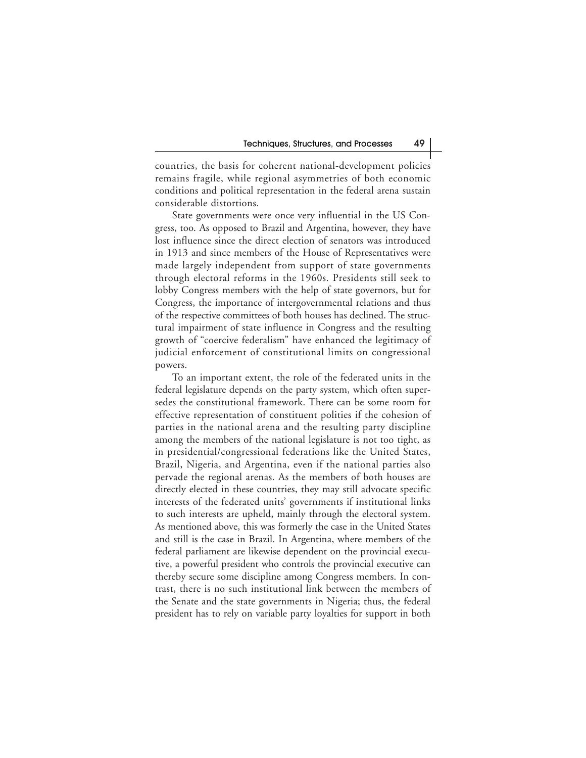countries, the basis for coherent national-development policies remains fragile, while regional asymmetries of both economic conditions and political representation in the federal arena sustain considerable distortions.

State governments were once very influential in the US Congress, too. As opposed to Brazil and Argentina, however, they have lost influence since the direct election of senators was introduced in 1913 and since members of the House of Representatives were made largely independent from support of state governments through electoral reforms in the 1960s. Presidents still seek to lobby Congress members with the help of state governors, but for Congress, the importance of intergovernmental relations and thus of the respective committees of both houses has declined. The structural impairment of state influence in Congress and the resulting growth of "coercive federalism" have enhanced the legitimacy of judicial enforcement of constitutional limits on congressional powers.

To an important extent, the role of the federated units in the federal legislature depends on the party system, which often supersedes the constitutional framework. There can be some room for effective representation of constituent polities if the cohesion of parties in the national arena and the resulting party discipline among the members of the national legislature is not too tight, as in presidential/congressional federations like the United States, Brazil, Nigeria, and Argentina, even if the national parties also pervade the regional arenas. As the members of both houses are directly elected in these countries, they may still advocate specific interests of the federated units' governments if institutional links to such interests are upheld, mainly through the electoral system. As mentioned above, this was formerly the case in the United States and still is the case in Brazil. In Argentina, where members of the federal parliament are likewise dependent on the provincial executive, a powerful president who controls the provincial executive can thereby secure some discipline among Congress members. In contrast, there is no such institutional link between the members of the Senate and the state governments in Nigeria; thus, the federal president has to rely on variable party loyalties for support in both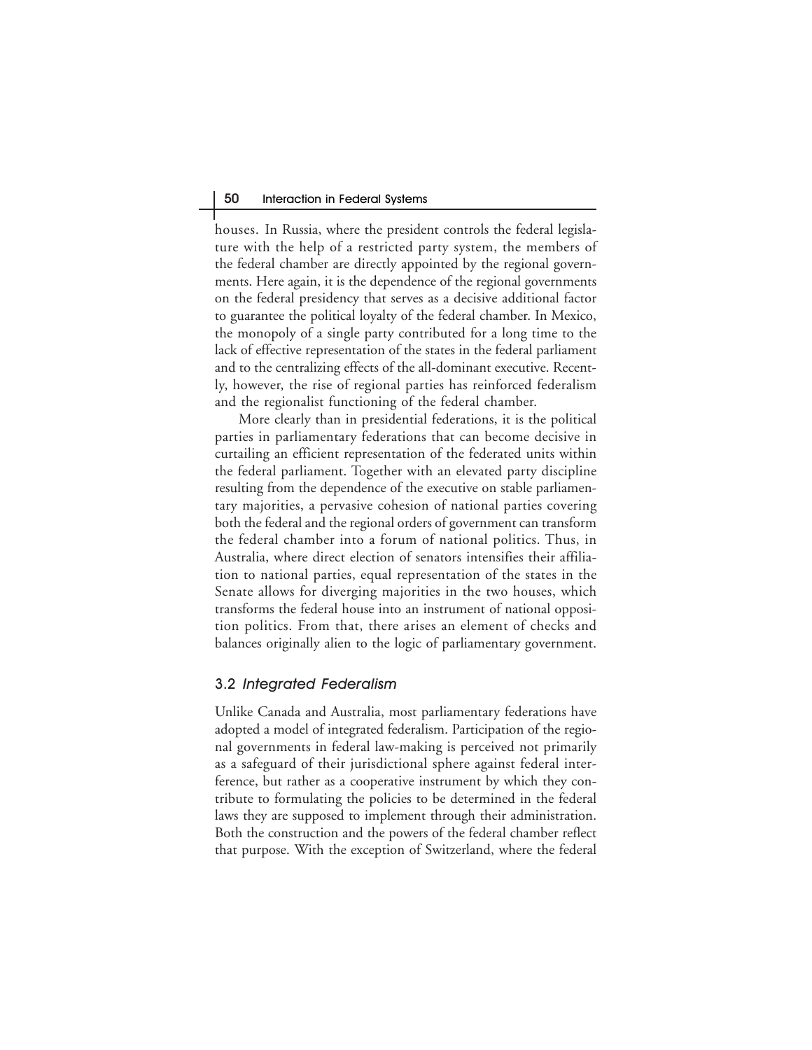houses. In Russia, where the president controls the federal legislature with the help of a restricted party system, the members of the federal chamber are directly appointed by the regional governments. Here again, it is the dependence of the regional governments on the federal presidency that serves as a decisive additional factor to guarantee the political loyalty of the federal chamber. In Mexico, the monopoly of a single party contributed for a long time to the lack of effective representation of the states in the federal parliament and to the centralizing effects of the all-dominant executive. Recently, however, the rise of regional parties has reinforced federalism and the regionalist functioning of the federal chamber.

More clearly than in presidential federations, it is the political parties in parliamentary federations that can become decisive in curtailing an efficient representation of the federated units within the federal parliament. Together with an elevated party discipline resulting from the dependence of the executive on stable parliamentary majorities, a pervasive cohesion of national parties covering both the federal and the regional orders of government can transform the federal chamber into a forum of national politics. Thus, in Australia, where direct election of senators intensifies their affiliation to national parties, equal representation of the states in the Senate allows for diverging majorities in the two houses, which transforms the federal house into an instrument of national opposition politics. From that, there arises an element of checks and balances originally alien to the logic of parliamentary government.

## 3.2 *Integrated Federalism*

Unlike Canada and Australia, most parliamentary federations have adopted a model of integrated federalism. Participation of the regional governments in federal law-making is perceived not primarily as a safeguard of their jurisdictional sphere against federal interference, but rather as a cooperative instrument by which they contribute to formulating the policies to be determined in the federal laws they are supposed to implement through their administration. Both the construction and the powers of the federal chamber reflect that purpose. With the exception of Switzerland, where the federal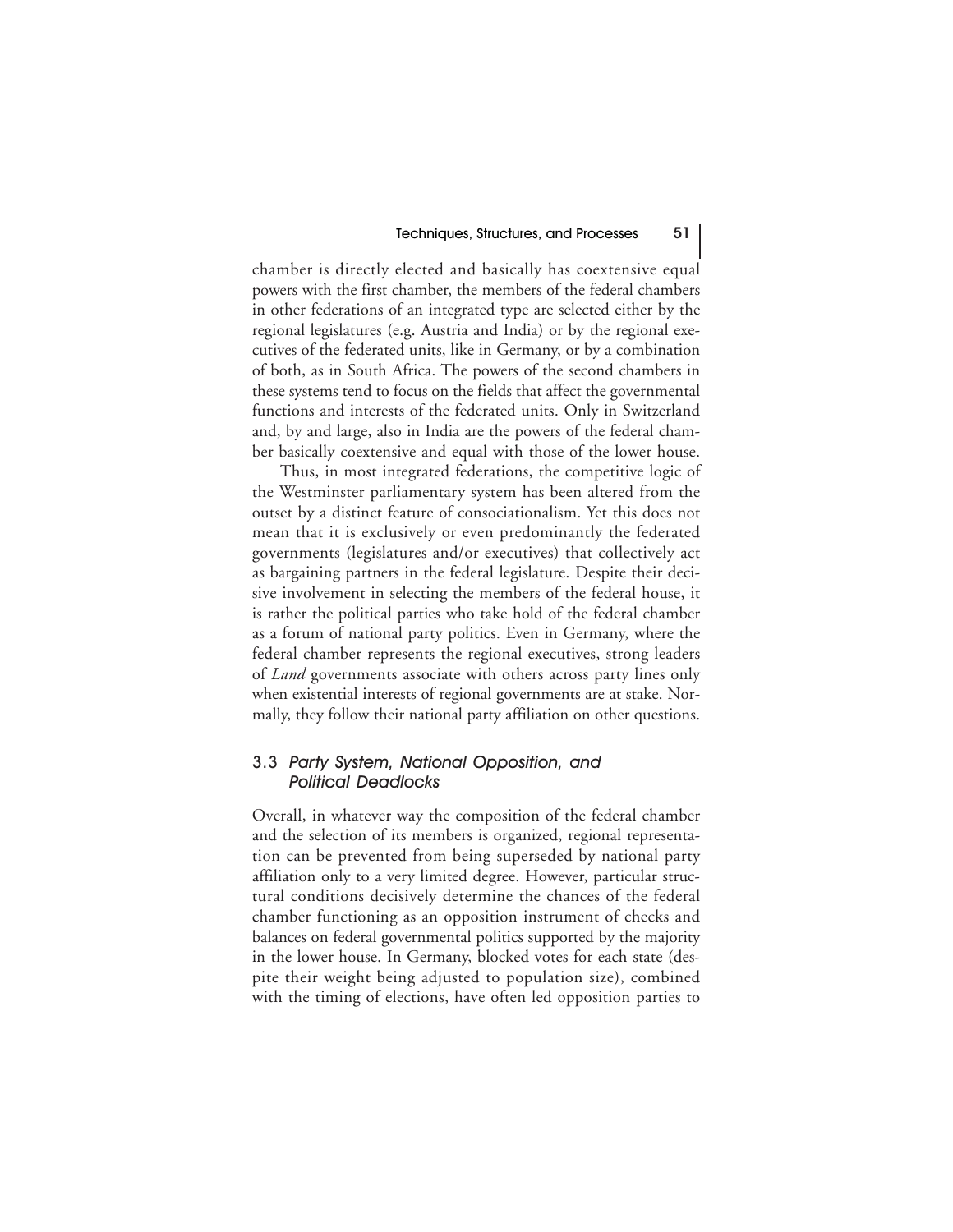chamber is directly elected and basically has coextensive equal powers with the first chamber, the members of the federal chambers in other federations of an integrated type are selected either by the regional legislatures (e.g. Austria and India) or by the regional executives of the federated units, like in Germany, or by a combination of both, as in South Africa. The powers of the second chambers in these systems tend to focus on the fields that affect the governmental functions and interests of the federated units. Only in Switzerland and, by and large, also in India are the powers of the federal chamber basically coextensive and equal with those of the lower house.

Thus, in most integrated federations, the competitive logic of the Westminster parliamentary system has been altered from the outset by a distinct feature of consociationalism. Yet this does not mean that it is exclusively or even predominantly the federated governments (legislatures and/or executives) that collectively act as bargaining partners in the federal legislature. Despite their decisive involvement in selecting the members of the federal house, it is rather the political parties who take hold of the federal chamber as a forum of national party politics. Even in Germany, where the federal chamber represents the regional executives, strong leaders of *Land* governments associate with others across party lines only when existential interests of regional governments are at stake. Normally, they follow their national party affiliation on other questions.

### 3.3 *Party System, National Opposition, and Political Deadlocks*

Overall, in whatever way the composition of the federal chamber and the selection of its members is organized, regional representation can be prevented from being superseded by national party affiliation only to a very limited degree. However, particular structural conditions decisively determine the chances of the federal chamber functioning as an opposition instrument of checks and balances on federal governmental politics supported by the majority in the lower house. In Germany, blocked votes for each state (despite their weight being adjusted to population size), combined with the timing of elections, have often led opposition parties to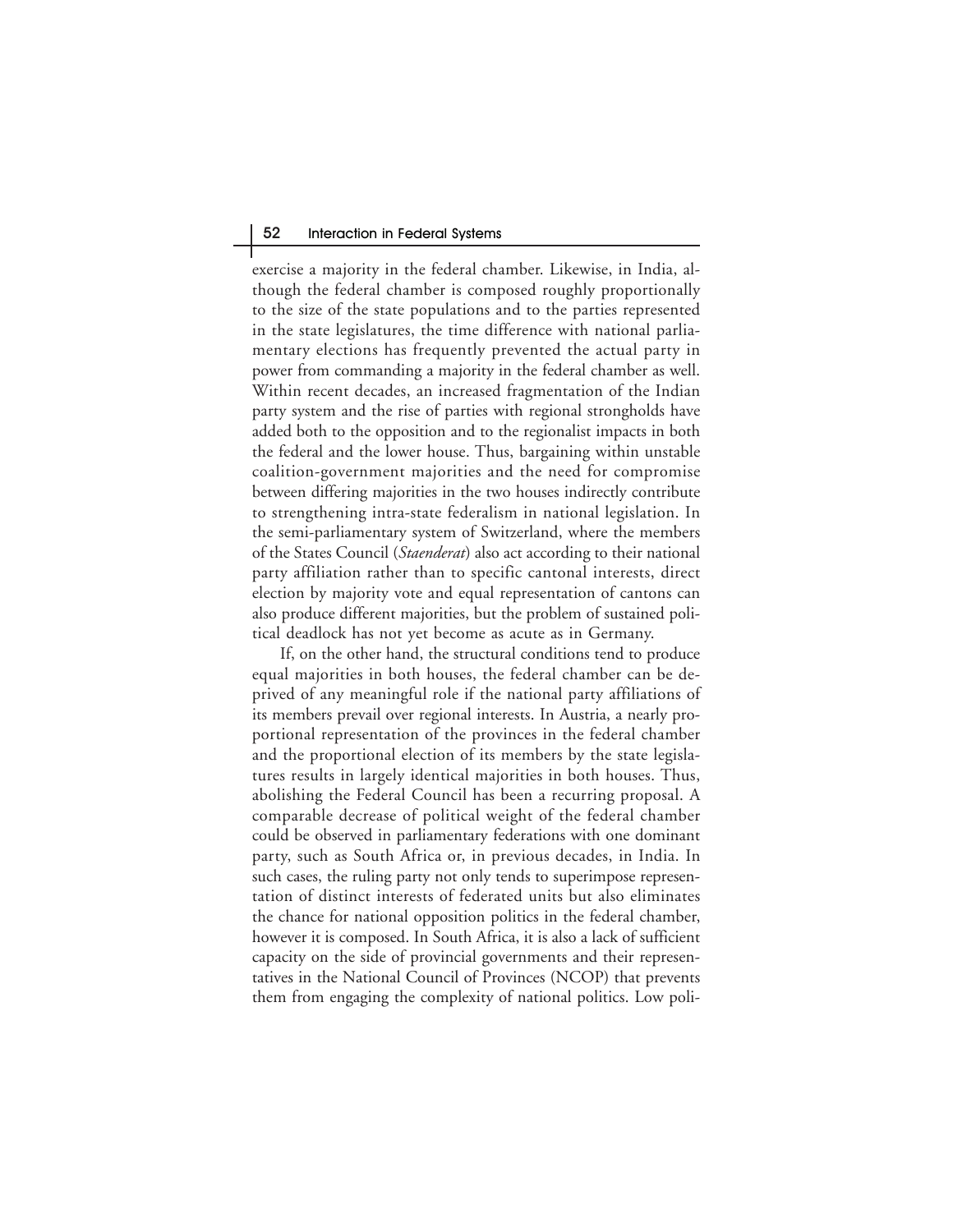exercise a majority in the federal chamber. Likewise, in India, although the federal chamber is composed roughly proportionally to the size of the state populations and to the parties represented in the state legislatures, the time difference with national parliamentary elections has frequently prevented the actual party in power from commanding a majority in the federal chamber as well. Within recent decades, an increased fragmentation of the Indian party system and the rise of parties with regional strongholds have added both to the opposition and to the regionalist impacts in both the federal and the lower house. Thus, bargaining within unstable coalition-government majorities and the need for compromise between differing majorities in the two houses indirectly contribute to strengthening intra-state federalism in national legislation. In the semi-parliamentary system of Switzerland, where the members of the States Council (*Staenderat*) also act according to their national party affiliation rather than to specific cantonal interests, direct election by majority vote and equal representation of cantons can also produce different majorities, but the problem of sustained political deadlock has not yet become as acute as in Germany.

If, on the other hand, the structural conditions tend to produce equal majorities in both houses, the federal chamber can be deprived of any meaningful role if the national party affiliations of its members prevail over regional interests. In Austria, a nearly proportional representation of the provinces in the federal chamber and the proportional election of its members by the state legislatures results in largely identical majorities in both houses. Thus, abolishing the Federal Council has been a recurring proposal. A comparable decrease of political weight of the federal chamber could be observed in parliamentary federations with one dominant party, such as South Africa or, in previous decades, in India. In such cases, the ruling party not only tends to superimpose representation of distinct interests of federated units but also eliminates the chance for national opposition politics in the federal chamber, however it is composed. In South Africa, it is also a lack of sufficient capacity on the side of provincial governments and their representatives in the National Council of Provinces (NCOP) that prevents them from engaging the complexity of national politics. Low poli-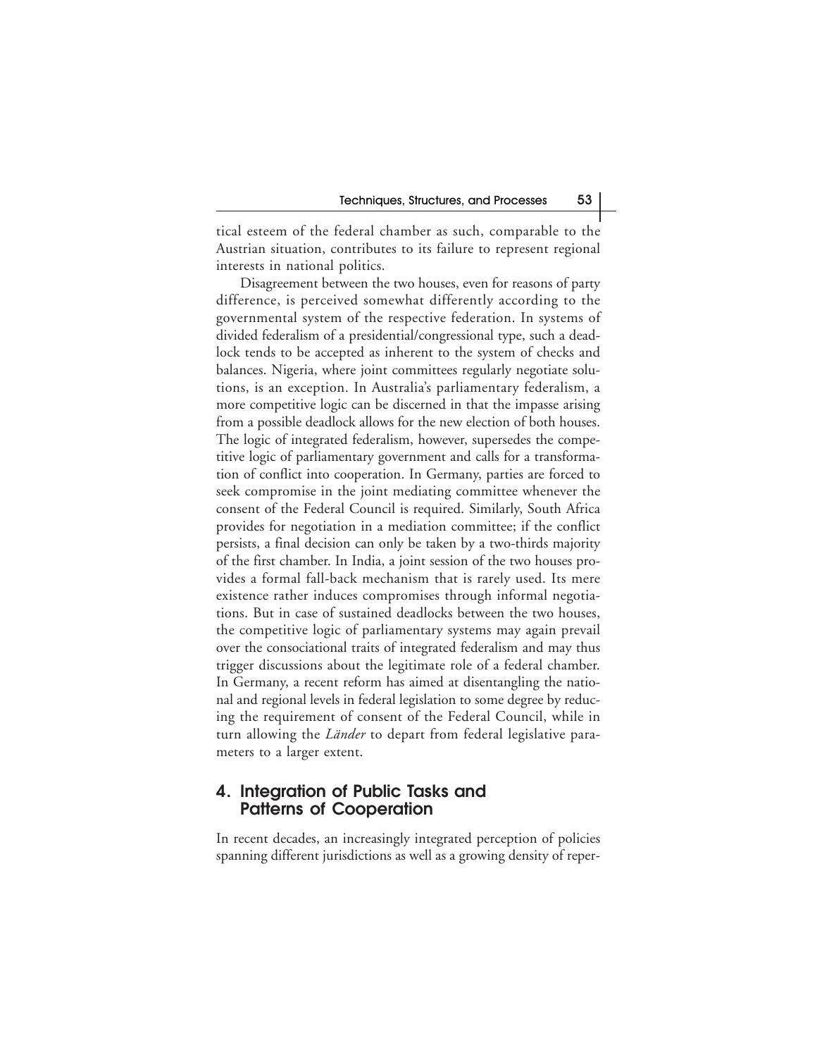tical esteem of the federal chamber as such, comparable to the Austrian situation, contributes to its failure to represent regional interests in national politics.

Disagreement between the two houses, even for reasons of party difference, is perceived somewhat differently according to the governmental system of the respective federation. In systems of divided federalism of a presidential/congressional type, such a deadlock tends to be accepted as inherent to the system of checks and balances. Nigeria, where joint committees regularly negotiate solutions, is an exception. In Australia's parliamentary federalism, a more competitive logic can be discerned in that the impasse arising from a possible deadlock allows for the new election of both houses. The logic of integrated federalism, however, supersedes the competitive logic of parliamentary government and calls for a transformation of conflict into cooperation. In Germany, parties are forced to seek compromise in the joint mediating committee whenever the consent of the Federal Council is required. Similarly, South Africa provides for negotiation in a mediation committee; if the conflict persists, a final decision can only be taken by a two-thirds majority of the first chamber. In India, a joint session of the two houses provides a formal fall-back mechanism that is rarely used. Its mere existence rather induces compromises through informal negotiations. But in case of sustained deadlocks between the two houses, the competitive logic of parliamentary systems may again prevail over the consociational traits of integrated federalism and may thus trigger discussions about the legitimate role of a federal chamber. In Germany, a recent reform has aimed at disentangling the national and regional levels in federal legislation to some degree by reducing the requirement of consent of the Federal Council, while in turn allowing the *Länder* to depart from federal legislative parameters to a larger extent.

## 4. Integration of Public Tasks and Patterns of Cooperation

In recent decades, an increasingly integrated perception of policies spanning different jurisdictions as well as a growing density of reper-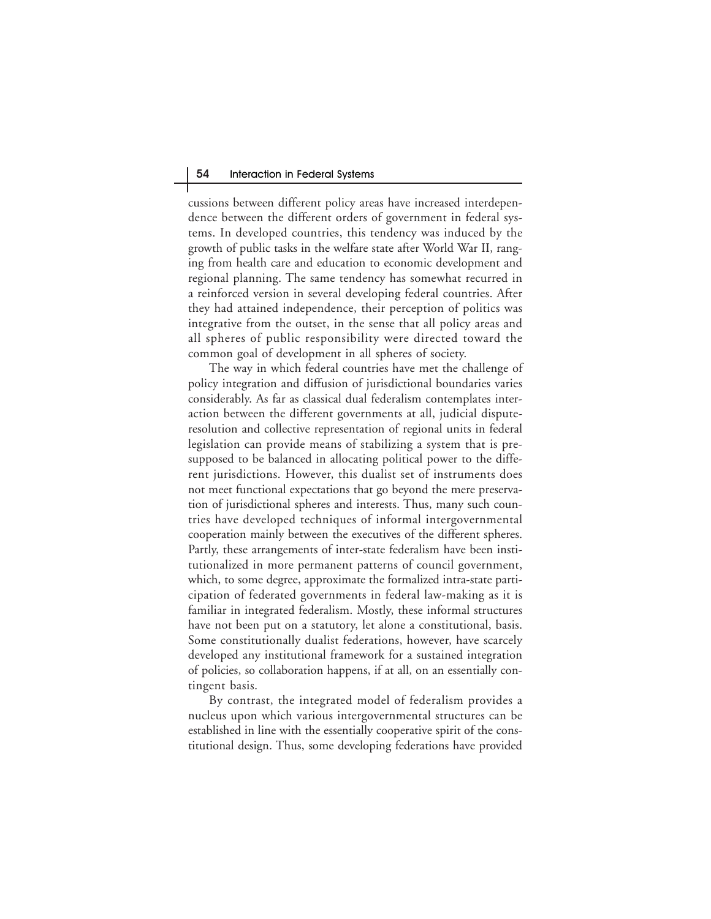cussions between different policy areas have increased interdependence between the different orders of government in federal systems. In developed countries, this tendency was induced by the growth of public tasks in the welfare state after World War II, ranging from health care and education to economic development and regional planning. The same tendency has somewhat recurred in a reinforced version in several developing federal countries. After they had attained independence, their perception of politics was integrative from the outset, in the sense that all policy areas and all spheres of public responsibility were directed toward the common goal of development in all spheres of society.

The way in which federal countries have met the challenge of policy integration and diffusion of jurisdictional boundaries varies considerably. As far as classical dual federalism contemplates interaction between the different governments at all, judicial dispute-resolution and collective representation of regional units in federal legislation can provide means of stabilizing a system that is presupposed to be balanced in allocating political power to the different jurisdictions. However, this dualist set of instruments does not meet functional expectations that go beyond the mere preservation of jurisdictional spheres and interests. Thus, many such countries have developed techniques of informal intergovernmental cooperation mainly between the executives of the different spheres. Partly, these arrangements of inter-state federalism have been institutionalized in more permanent patterns of council government, which, to some degree, approximate the formalized intra-state participation of federated governments in federal law-making as it is familiar in integrated federalism. Mostly, these informal structures have not been put on a statutory, let alone a constitutional, basis. Some constitutionally dualist federations, however, have scarcely developed any institutional framework for a sustained integration of policies, so collaboration happens, if at all, on an essentially contingent basis.

By contrast, the integrated model of federalism provides a nucleus upon which various intergovernmental structures can be established in line with the essentially cooperative spirit of the constitutional design. Thus, some developing federations have provided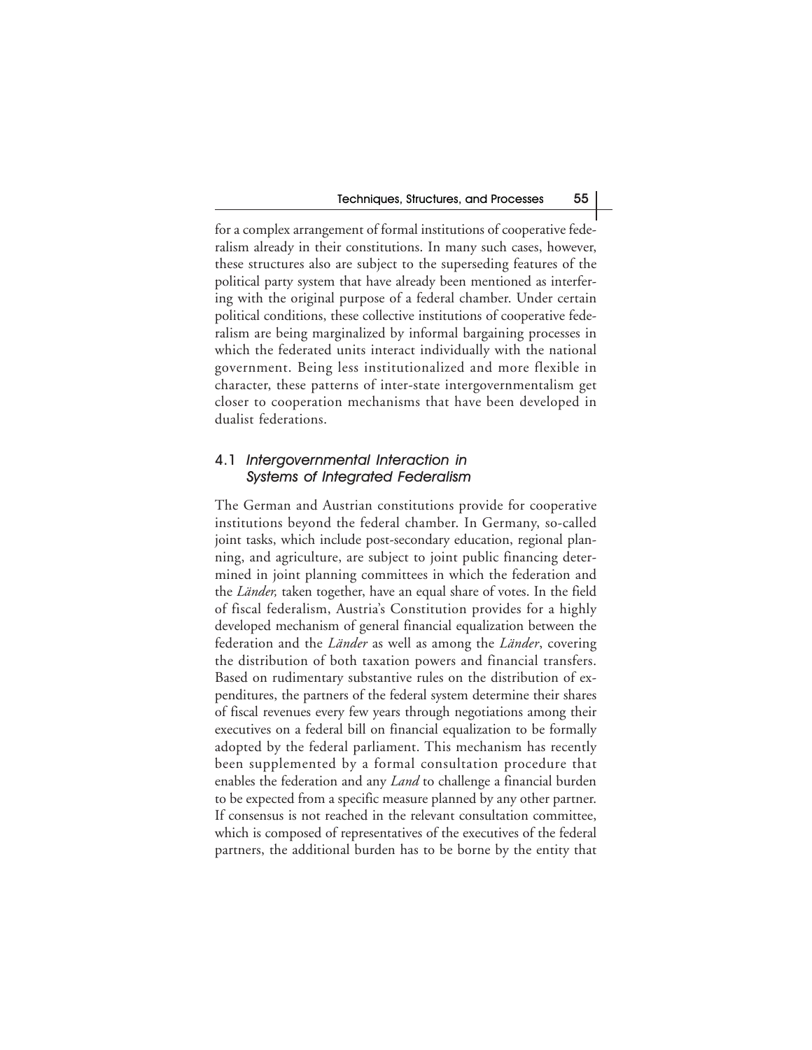for a complex arrangement of formal institutions of cooperative federalism already in their constitutions. In many such cases, however, these structures also are subject to the superseding features of the political party system that have already been mentioned as interfering with the original purpose of a federal chamber. Under certain political conditions, these collective institutions of cooperative federalism are being marginalized by informal bargaining processes in which the federated units interact individually with the national government. Being less institutionalized and more flexible in character, these patterns of inter-state intergovernmentalism get closer to cooperation mechanisms that have been developed in dualist federations.

## 4.1 *Intergovernmental Interaction in Systems of Integrated Federalism*

The German and Austrian constitutions provide for cooperative institutions beyond the federal chamber. In Germany, so-called joint tasks, which include post-secondary education, regional planning, and agriculture, are subject to joint public financing determined in joint planning committees in which the federation and the *Länder,* taken together, have an equal share of votes. In the field of fiscal federalism, Austria's Constitution provides for a highly developed mechanism of general financial equalization between the federation and the *Länder* as well as among the *Länder*, covering the distribution of both taxation powers and financial transfers. Based on rudimentary substantive rules on the distribution of expenditures, the partners of the federal system determine their shares of fiscal revenues every few years through negotiations among their executives on a federal bill on financial equalization to be formally adopted by the federal parliament. This mechanism has recently been supplemented by a formal consultation procedure that enables the federation and any *Land* to challenge a financial burden to be expected from a specific measure planned by any other partner. If consensus is not reached in the relevant consultation committee, which is composed of representatives of the executives of the federal partners, the additional burden has to be borne by the entity that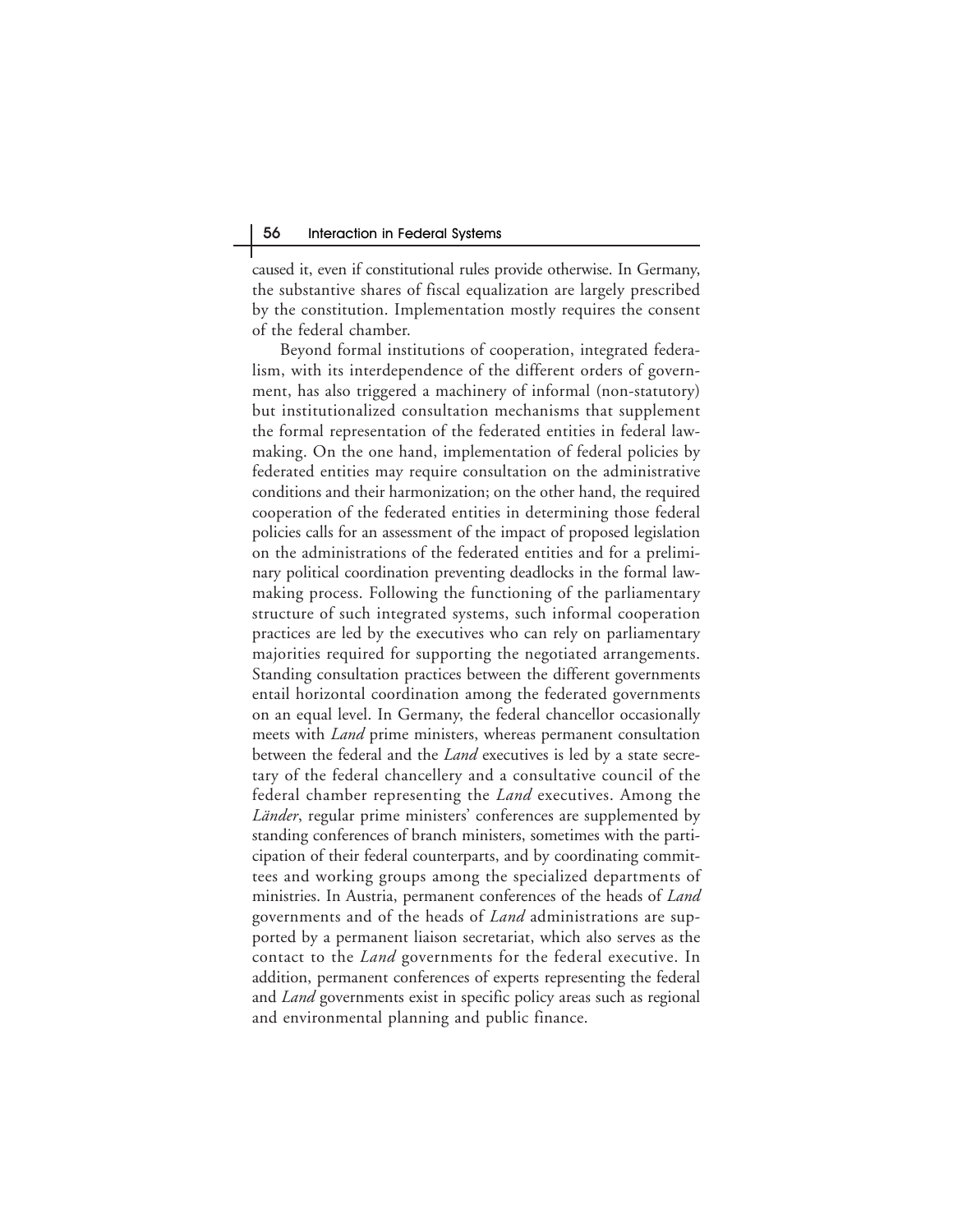caused it, even if constitutional rules provide otherwise. In Germany, the substantive shares of fiscal equalization are largely prescribed by the constitution. Implementation mostly requires the consent of the federal chamber.

Beyond formal institutions of cooperation, integrated federalism, with its interdependence of the different orders of government, has also triggered a machinery of informal (non-statutory) but institutionalized consultation mechanisms that supplement the formal representation of the federated entities in federal lawmaking. On the one hand, implementation of federal policies by federated entities may require consultation on the administrative conditions and their harmonization; on the other hand, the required cooperation of the federated entities in determining those federal policies calls for an assessment of the impact of proposed legislation on the administrations of the federated entities and for a preliminary political coordination preventing deadlocks in the formal lawmaking process. Following the functioning of the parliamentary structure of such integrated systems, such informal cooperation practices are led by the executives who can rely on parliamentary majorities required for supporting the negotiated arrangements. Standing consultation practices between the different governments entail horizontal coordination among the federated governments on an equal level. In Germany, the federal chancellor occasionally meets with *Land* prime ministers, whereas permanent consultation between the federal and the *Land* executives is led by a state secretary of the federal chancellery and a consultative council of the federal chamber representing the *Land* executives. Among the *Länder*, regular prime ministers' conferences are supplemented by standing conferences of branch ministers, sometimes with the participation of their federal counterparts, and by coordinating committees and working groups among the specialized departments of ministries. In Austria, permanent conferences of the heads of *Land* governments and of the heads of *Land* administrations are supported by a permanent liaison secretariat, which also serves as the contact to the *Land* governments for the federal executive. In addition, permanent conferences of experts representing the federal and *Land* governments exist in specific policy areas such as regional and environmental planning and public finance.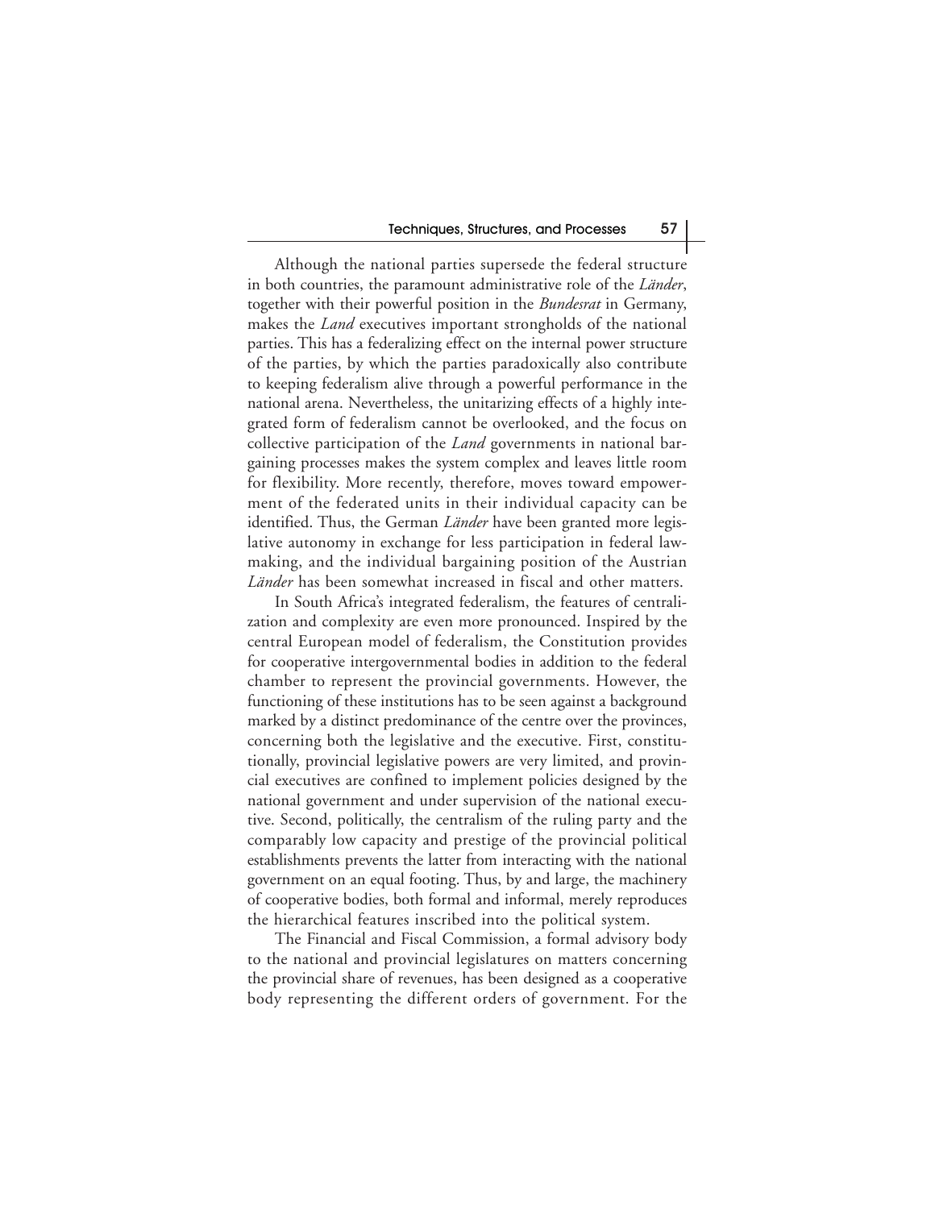Although the national parties supersede the federal structure in both countries, the paramount administrative role of the *Länder*, together with their powerful position in the *Bundesrat* in Germany, makes the *Land* executives important strongholds of the national parties. This has a federalizing effect on the internal power structure of the parties, by which the parties paradoxically also contribute to keeping federalism alive through a powerful performance in the national arena. Nevertheless, the unitarizing effects of a highly integrated form of federalism cannot be overlooked, and the focus on collective participation of the *Land* governments in national bargaining processes makes the system complex and leaves little room for flexibility. More recently, therefore, moves toward empowerment of the federated units in their individual capacity can be identified. Thus, the German *Länder* have been granted more legislative autonomy in exchange for less participation in federal lawmaking, and the individual bargaining position of the Austrian *Länder* has been somewhat increased in fiscal and other matters.

In South Africa's integrated federalism, the features of centralization and complexity are even more pronounced. Inspired by the central European model of federalism, the Constitution provides for cooperative intergovernmental bodies in addition to the federal chamber to represent the provincial governments. However, the functioning of these institutions has to be seen against a background marked by a distinct predominance of the centre over the provinces, concerning both the legislative and the executive. First, constitutionally, provincial legislative powers are very limited, and provincial executives are confined to implement policies designed by the national government and under supervision of the national executive. Second, politically, the centralism of the ruling party and the comparably low capacity and prestige of the provincial political establishments prevents the latter from interacting with the national government on an equal footing. Thus, by and large, the machinery of cooperative bodies, both formal and informal, merely reproduces the hierarchical features inscribed into the political system.

The Financial and Fiscal Commission, a formal advisory body to the national and provincial legislatures on matters concerning the provincial share of revenues, has been designed as a cooperative body representing the different orders of government. For the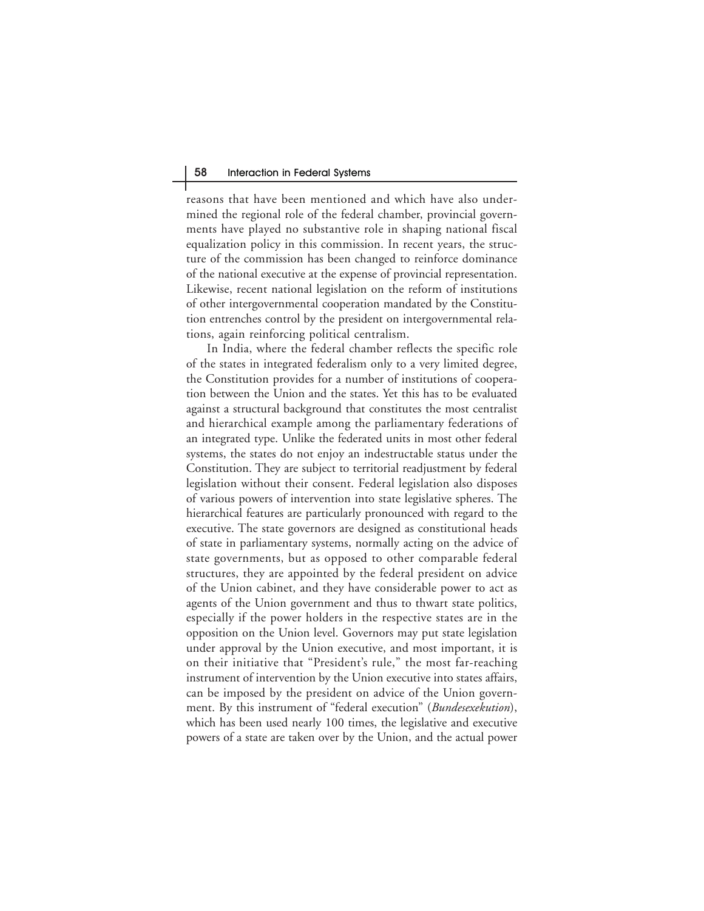reasons that have been mentioned and which have also undermined the regional role of the federal chamber, provincial governments have played no substantive role in shaping national fiscal equalization policy in this commission. In recent years, the structure of the commission has been changed to reinforce dominance of the national executive at the expense of provincial representation. Likewise, recent national legislation on the reform of institutions of other intergovernmental cooperation mandated by the Constitution entrenches control by the president on intergovernmental relations, again reinforcing political centralism.

In India, where the federal chamber reflects the specific role of the states in integrated federalism only to a very limited degree, the Constitution provides for a number of institutions of cooperation between the Union and the states. Yet this has to be evaluated against a structural background that constitutes the most centralist and hierarchical example among the parliamentary federations of an integrated type. Unlike the federated units in most other federal systems, the states do not enjoy an indestructable status under the Constitution. They are subject to territorial readjustment by federal legislation without their consent. Federal legislation also disposes of various powers of intervention into state legislative spheres. The hierarchical features are particularly pronounced with regard to the executive. The state governors are designed as constitutional heads of state in parliamentary systems, normally acting on the advice of state governments, but as opposed to other comparable federal structures, they are appointed by the federal president on advice of the Union cabinet, and they have considerable power to act as agents of the Union government and thus to thwart state politics, especially if the power holders in the respective states are in the opposition on the Union level. Governors may put state legislation under approval by the Union executive, and most important, it is on their initiative that "President's rule," the most far-reaching instrument of intervention by the Union executive into states affairs, can be imposed by the president on advice of the Union government. By this instrument of "federal execution" (*Bundesexekution*), which has been used nearly 100 times, the legislative and executive powers of a state are taken over by the Union, and the actual power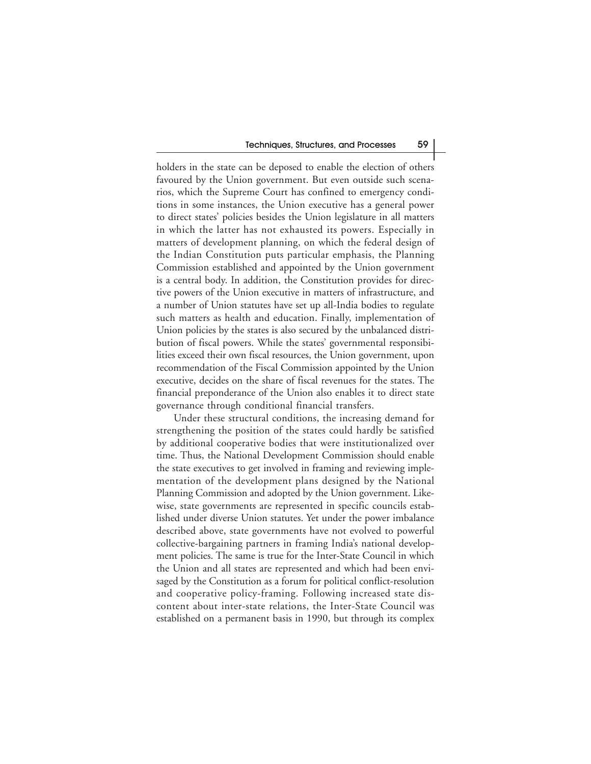holders in the state can be deposed to enable the election of others favoured by the Union government. But even outside such scenarios, which the Supreme Court has confined to emergency conditions in some instances, the Union executive has a general power to direct states' policies besides the Union legislature in all matters in which the latter has not exhausted its powers. Especially in matters of development planning, on which the federal design of the Indian Constitution puts particular emphasis, the Planning Commission established and appointed by the Union government is a central body. In addition, the Constitution provides for directive powers of the Union executive in matters of infrastructure, and a number of Union statutes have set up all-India bodies to regulate such matters as health and education. Finally, implementation of Union policies by the states is also secured by the unbalanced distribution of fiscal powers. While the states' governmental responsibilities exceed their own fiscal resources, the Union government, upon recommendation of the Fiscal Commission appointed by the Union executive, decides on the share of fiscal revenues for the states. The financial preponderance of the Union also enables it to direct state governance through conditional financial transfers.

Under these structural conditions, the increasing demand for strengthening the position of the states could hardly be satisfied by additional cooperative bodies that were institutionalized over time. Thus, the National Development Commission should enable the state executives to get involved in framing and reviewing implementation of the development plans designed by the National Planning Commission and adopted by the Union government. Likewise, state governments are represented in specific councils established under diverse Union statutes. Yet under the power imbalance described above, state governments have not evolved to powerful collective-bargaining partners in framing India's national development policies. The same is true for the Inter-State Council in which the Union and all states are represented and which had been envisaged by the Constitution as a forum for political conflict-resolution and cooperative policy-framing. Following increased state discontent about inter-state relations, the Inter-State Council was established on a permanent basis in 1990, but through its complex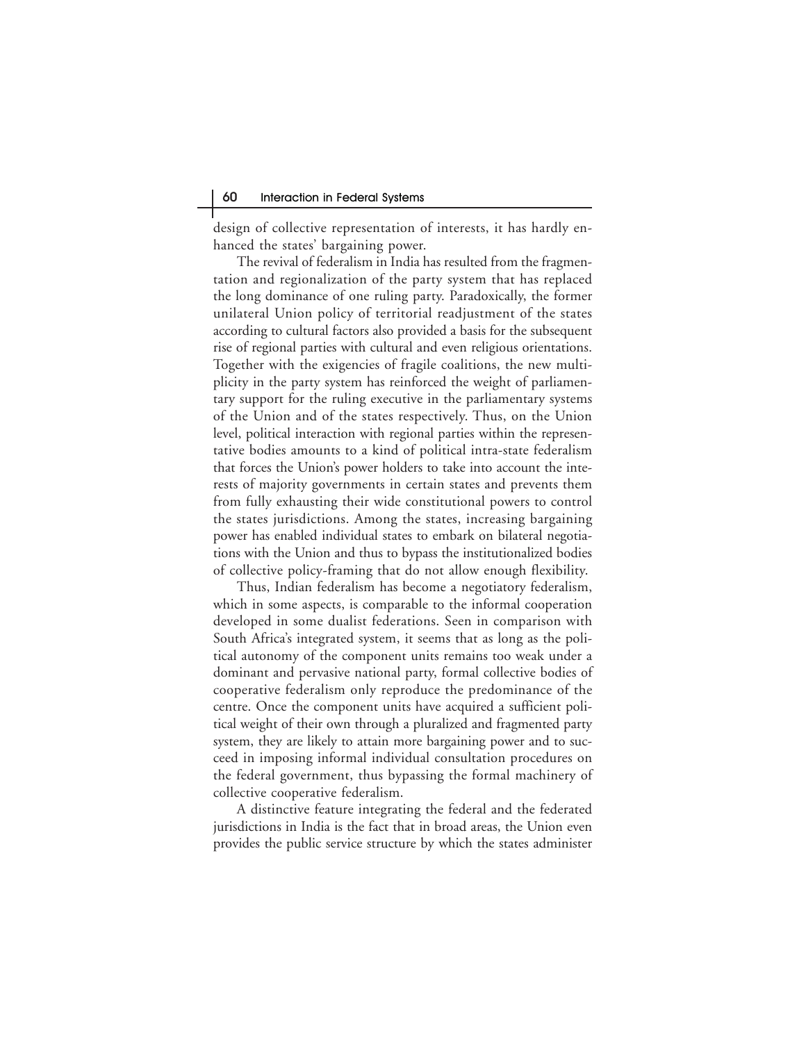design of collective representation of interests, it has hardly enhanced the states' bargaining power.

The revival of federalism in India has resulted from the fragmentation and regionalization of the party system that has replaced the long dominance of one ruling party. Paradoxically, the former unilateral Union policy of territorial readjustment of the states according to cultural factors also provided a basis for the subsequent rise of regional parties with cultural and even religious orientations. Together with the exigencies of fragile coalitions, the new multiplicity in the party system has reinforced the weight of parliamentary support for the ruling executive in the parliamentary systems of the Union and of the states respectively. Thus, on the Union level, political interaction with regional parties within the representative bodies amounts to a kind of political intra-state federalism that forces the Union's power holders to take into account the interests of majority governments in certain states and prevents them from fully exhausting their wide constitutional powers to control the states jurisdictions. Among the states, increasing bargaining power has enabled individual states to embark on bilateral negotiations with the Union and thus to bypass the institutionalized bodies of collective policy-framing that do not allow enough flexibility.

Thus, Indian federalism has become a negotiatory federalism, which in some aspects, is comparable to the informal cooperation developed in some dualist federations. Seen in comparison with South Africa's integrated system, it seems that as long as the political autonomy of the component units remains too weak under a dominant and pervasive national party, formal collective bodies of cooperative federalism only reproduce the predominance of the centre. Once the component units have acquired a sufficient political weight of their own through a pluralized and fragmented party system, they are likely to attain more bargaining power and to succeed in imposing informal individual consultation procedures on the federal government, thus bypassing the formal machinery of collective cooperative federalism.

A distinctive feature integrating the federal and the federated jurisdictions in India is the fact that in broad areas, the Union even provides the public service structure by which the states administer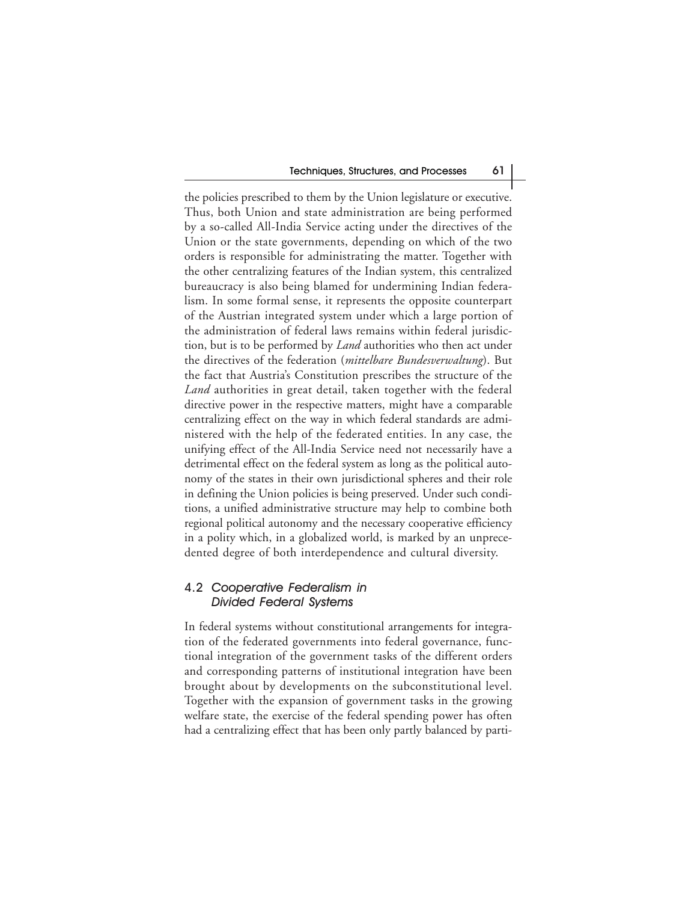the policies prescribed to them by the Union legislature or executive. Thus, both Union and state administration are being performed by a so-called All-India Service acting under the directives of the Union or the state governments, depending on which of the two orders is responsible for administrating the matter. Together with the other centralizing features of the Indian system, this centralized bureaucracy is also being blamed for undermining Indian federalism. In some formal sense, it represents the opposite counterpart of the Austrian integrated system under which a large portion of the administration of federal laws remains within federal jurisdiction, but is to be performed by *Land* authorities who then act under the directives of the federation (*mittelbare Bundesverwaltung*). But the fact that Austria's Constitution prescribes the structure of the *Land* authorities in great detail, taken together with the federal directive power in the respective matters, might have a comparable centralizing effect on the way in which federal standards are administered with the help of the federated entities. In any case, the unifying effect of the All-India Service need not necessarily have a detrimental effect on the federal system as long as the political autonomy of the states in their own jurisdictional spheres and their role in defining the Union policies is being preserved. Under such conditions, a unified administrative structure may help to combine both regional political autonomy and the necessary cooperative efficiency in a polity which, in a globalized world, is marked by an unprecedented degree of both interdependence and cultural diversity.

## 4.2 *Cooperative Federalism in Divided Federal Systems*

In federal systems without constitutional arrangements for integration of the federated governments into federal governance, functional integration of the government tasks of the different orders and corresponding patterns of institutional integration have been brought about by developments on the subconstitutional level. Together with the expansion of government tasks in the growing welfare state, the exercise of the federal spending power has often had a centralizing effect that has been only partly balanced by parti-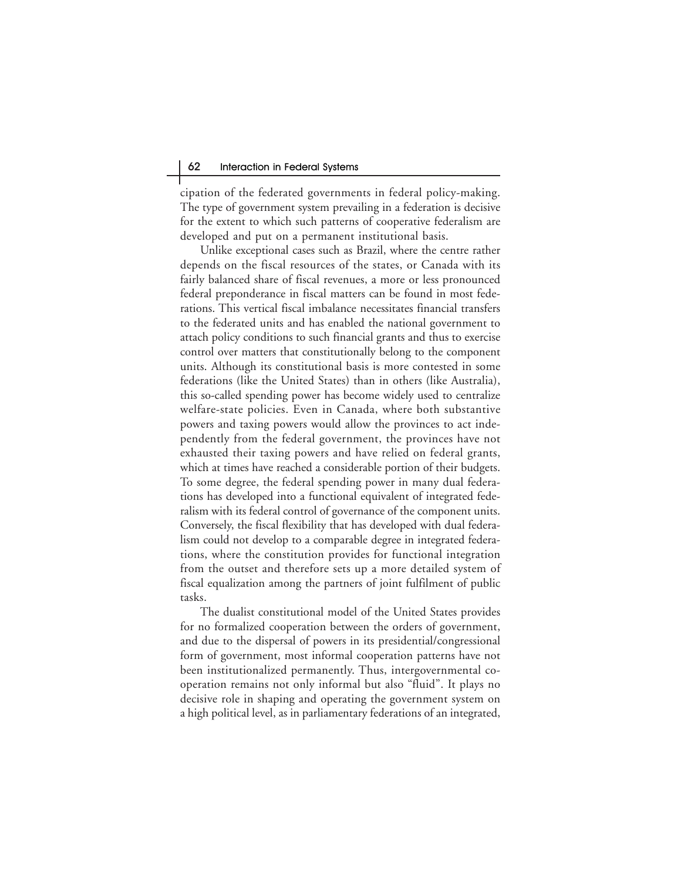cipation of the federated governments in federal policy-making. The type of government system prevailing in a federation is decisive for the extent to which such patterns of cooperative federalism are developed and put on a permanent institutional basis.

Unlike exceptional cases such as Brazil, where the centre rather depends on the fiscal resources of the states, or Canada with its fairly balanced share of fiscal revenues, a more or less pronounced federal preponderance in fiscal matters can be found in most federations. This vertical fiscal imbalance necessitates financial transfers to the federated units and has enabled the national government to attach policy conditions to such financial grants and thus to exercise control over matters that constitutionally belong to the component units. Although its constitutional basis is more contested in some federations (like the United States) than in others (like Australia), this so-called spending power has become widely used to centralize welfare-state policies. Even in Canada, where both substantive powers and taxing powers would allow the provinces to act independently from the federal government, the provinces have not exhausted their taxing powers and have relied on federal grants, which at times have reached a considerable portion of their budgets. To some degree, the federal spending power in many dual federations has developed into a functional equivalent of integrated federalism with its federal control of governance of the component units. Conversely, the fiscal flexibility that has developed with dual federalism could not develop to a comparable degree in integrated federations, where the constitution provides for functional integration from the outset and therefore sets up a more detailed system of fiscal equalization among the partners of joint fulfilment of public tasks.

The dualist constitutional model of the United States provides for no formalized cooperation between the orders of government, and due to the dispersal of powers in its presidential/congressional form of government, most informal cooperation patterns have not been institutionalized permanently. Thus, intergovernmental cooperation remains not only informal but also "fluid". It plays no decisive role in shaping and operating the government system on a high political level, as in parliamentary federations of an integrated,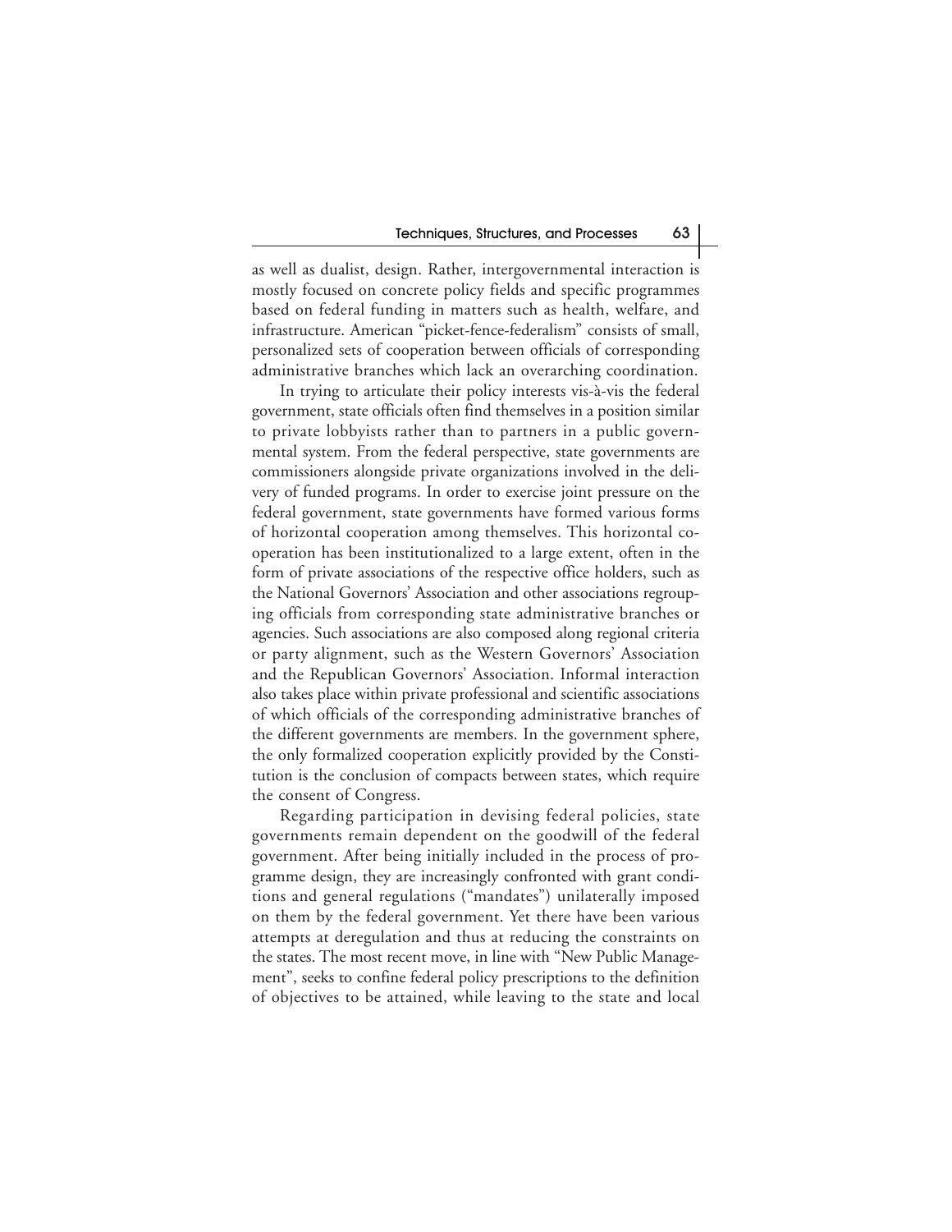as well as dualist, design. Rather, intergovernmental interaction is mostly focused on concrete policy fields and specific programmes based on federal funding in matters such as health, welfare, and infrastructure. American "picket-fence-federalism" consists of small, personalized sets of cooperation between officials of corresponding administrative branches which lack an overarching coordination.

In trying to articulate their policy interests vis-à-vis the federal government, state officials often find themselves in a position similar to private lobbyists rather than to partners in a public governmental system. From the federal perspective, state governments are commissioners alongside private organizations involved in the delivery of funded programs. In order to exercise joint pressure on the federal government, state governments have formed various forms of horizontal cooperation among themselves. This horizontal cooperation has been institutionalized to a large extent, often in the form of private associations of the respective office holders, such as the National Governors' Association and other associations regrouping officials from corresponding state administrative branches or agencies. Such associations are also composed along regional criteria or party alignment, such as the Western Governors' Association and the Republican Governors' Association. Informal interaction also takes place within private professional and scientific associations of which officials of the corresponding administrative branches of the different governments are members. In the government sphere, the only formalized cooperation explicitly provided by the Constitution is the conclusion of compacts between states, which require the consent of Congress.

Regarding participation in devising federal policies, state governments remain dependent on the goodwill of the federal government. After being initially included in the process of programme design, they are increasingly confronted with grant conditions and general regulations ("mandates") unilaterally imposed on them by the federal government. Yet there have been various attempts at deregulation and thus at reducing the constraints on the states. The most recent move, in line with "New Public Management", seeks to confine federal policy prescriptions to the definition of objectives to be attained, while leaving to the state and local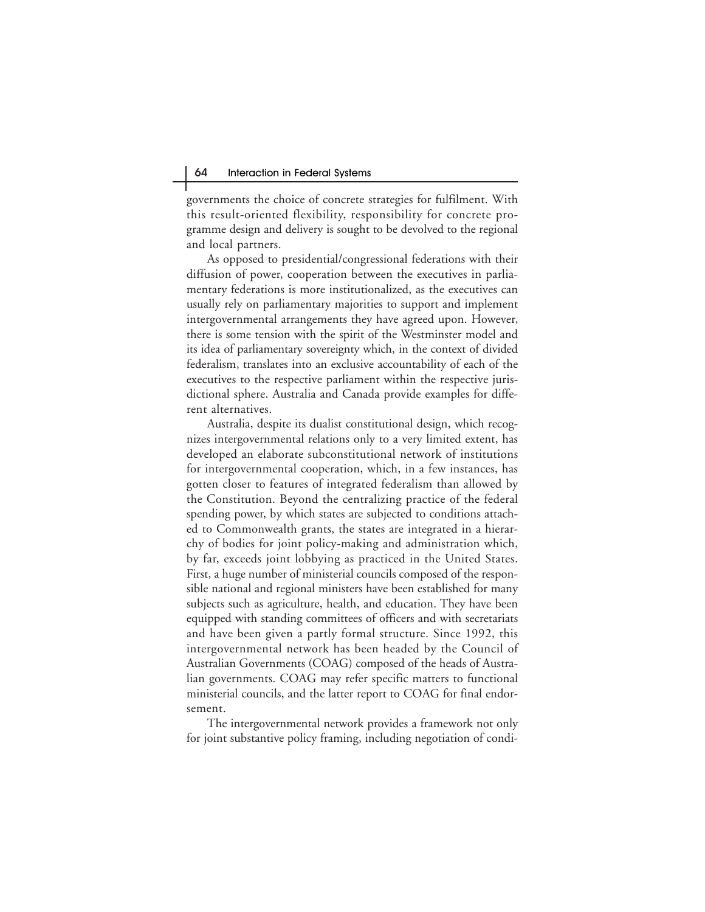governments the choice of concrete strategies for fulfilment. With this result-oriented flexibility, responsibility for concrete programme design and delivery is sought to be devolved to the regional and local partners.

As opposed to presidential/congressional federations with their diffusion of power, cooperation between the executives in parliamentary federations is more institutionalized, as the executives can usually rely on parliamentary majorities to support and implement intergovernmental arrangements they have agreed upon. However, there is some tension with the spirit of the Westminster model and its idea of parliamentary sovereignty which, in the context of divided federalism, translates into an exclusive accountability of each of the executives to the respective parliament within the respective jurisdictional sphere. Australia and Canada provide examples for different alternatives.

Australia, despite its dualist constitutional design, which recognizes intergovernmental relations only to a very limited extent, has developed an elaborate subconstitutional network of institutions for intergovernmental cooperation, which, in a few instances, has gotten closer to features of integrated federalism than allowed by the Constitution. Beyond the centralizing practice of the federal spending power, by which states are subjected to conditions attached to Commonwealth grants, the states are integrated in a hierarchy of bodies for joint policy-making and administration which, by far, exceeds joint lobbying as practiced in the United States. First, a huge number of ministerial councils composed of the responsible national and regional ministers have been established for many subjects such as agriculture, health, and education. They have been equipped with standing committees of officers and with secretariats and have been given a partly formal structure. Since 1992, this intergovernmental network has been headed by the Council of Australian Governments (COAG) composed of the heads of Australian governments. COAG may refer specific matters to functional ministerial councils, and the latter report to COAG for final endorsement.

The intergovernmental network provides a framework not only for joint substantive policy framing, including negotiation of condi-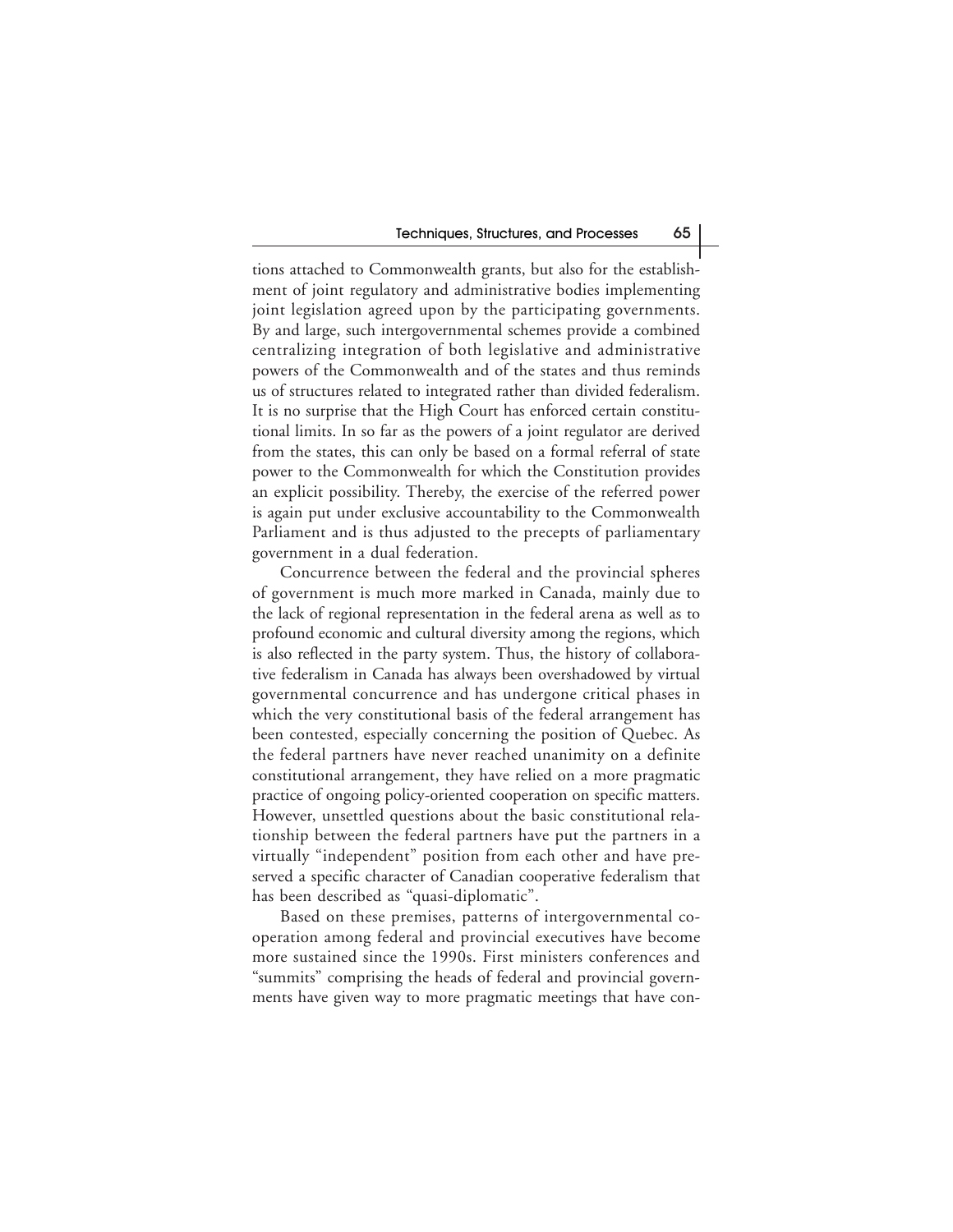tions attached to Commonwealth grants, but also for the establishment of joint regulatory and administrative bodies implementing joint legislation agreed upon by the participating governments. By and large, such intergovernmental schemes provide a combined centralizing integration of both legislative and administrative powers of the Commonwealth and of the states and thus reminds us of structures related to integrated rather than divided federalism. It is no surprise that the High Court has enforced certain constitutional limits. In so far as the powers of a joint regulator are derived from the states, this can only be based on a formal referral of state power to the Commonwealth for which the Constitution provides an explicit possibility. Thereby, the exercise of the referred power is again put under exclusive accountability to the Commonwealth Parliament and is thus adjusted to the precepts of parliamentary government in a dual federation.

Concurrence between the federal and the provincial spheres of government is much more marked in Canada, mainly due to the lack of regional representation in the federal arena as well as to profound economic and cultural diversity among the regions, which is also reflected in the party system. Thus, the history of collaborative federalism in Canada has always been overshadowed by virtual governmental concurrence and has undergone critical phases in which the very constitutional basis of the federal arrangement has been contested, especially concerning the position of Quebec. As the federal partners have never reached unanimity on a definite constitutional arrangement, they have relied on a more pragmatic practice of ongoing policy-oriented cooperation on specific matters. However, unsettled questions about the basic constitutional relationship between the federal partners have put the partners in a virtually "independent" position from each other and have preserved a specific character of Canadian cooperative federalism that has been described as "quasi-diplomatic".

Based on these premises, patterns of intergovernmental cooperation among federal and provincial executives have become more sustained since the 1990s. First ministers conferences and "summits" comprising the heads of federal and provincial governments have given way to more pragmatic meetings that have con-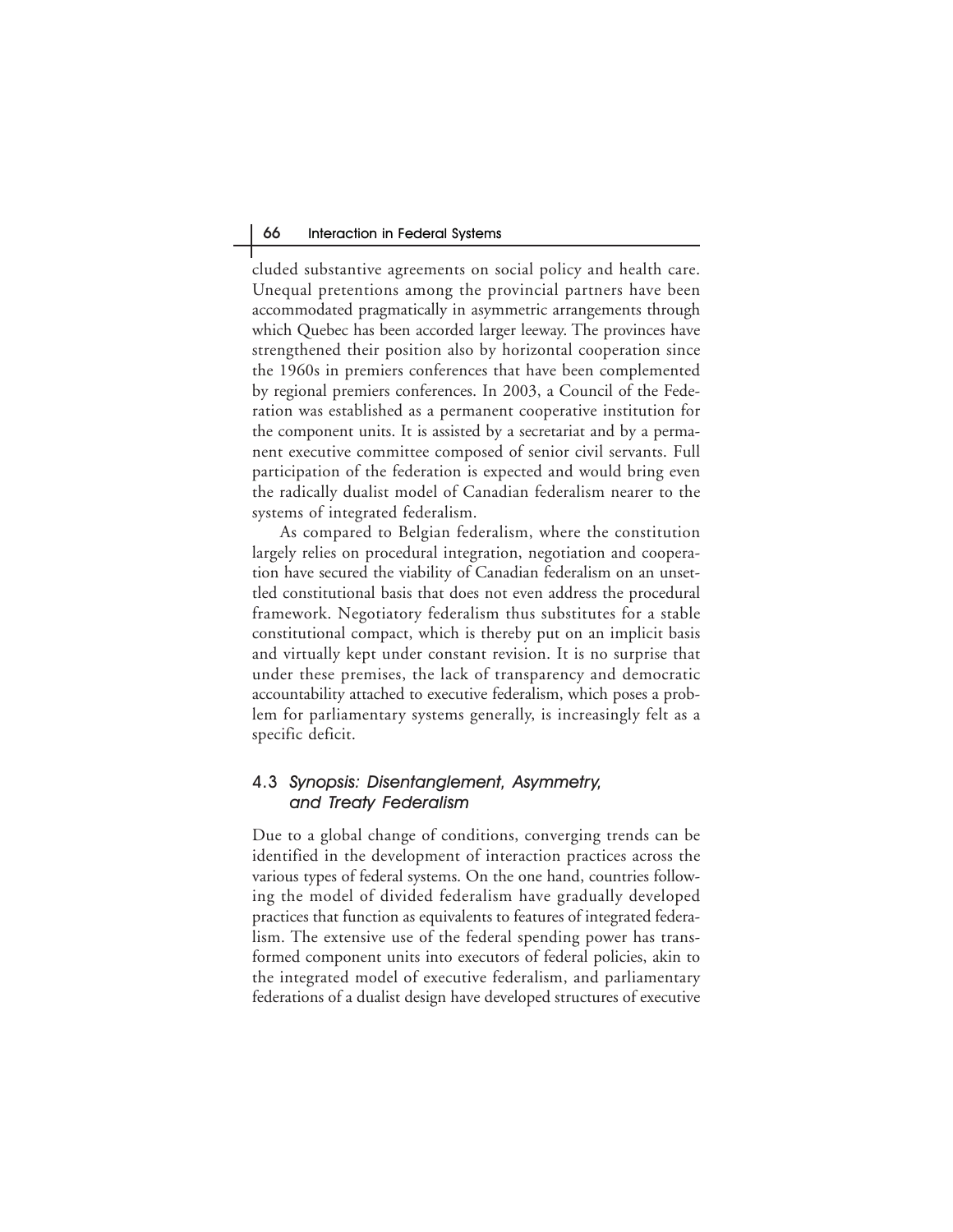cluded substantive agreements on social policy and health care. Unequal pretentions among the provincial partners have been accommodated pragmatically in asymmetric arrangements through which Quebec has been accorded larger leeway. The provinces have strengthened their position also by horizontal cooperation since the 1960s in premiers conferences that have been complemented by regional premiers conferences. In 2003, a Council of the Federation was established as a permanent cooperative institution for the component units. It is assisted by a secretariat and by a permanent executive committee composed of senior civil servants. Full participation of the federation is expected and would bring even the radically dualist model of Canadian federalism nearer to the systems of integrated federalism.

As compared to Belgian federalism, where the constitution largely relies on procedural integration, negotiation and cooperation have secured the viability of Canadian federalism on an unsettled constitutional basis that does not even address the procedural framework. Negotiatory federalism thus substitutes for a stable constitutional compact, which is thereby put on an implicit basis and virtually kept under constant revision. It is no surprise that under these premises, the lack of transparency and democratic accountability attached to executive federalism, which poses a problem for parliamentary systems generally, is increasingly felt as a specific deficit.

## 4.3 *Synopsis: Disentanglement, Asymmetry, and Treaty Federalism*

Due to a global change of conditions, converging trends can be identified in the development of interaction practices across the various types of federal systems. On the one hand, countries following the model of divided federalism have gradually developed practices that function as equivalents to features of integrated federalism. The extensive use of the federal spending power has transformed component units into executors of federal policies, akin to the integrated model of executive federalism, and parliamentary federations of a dualist design have developed structures of executive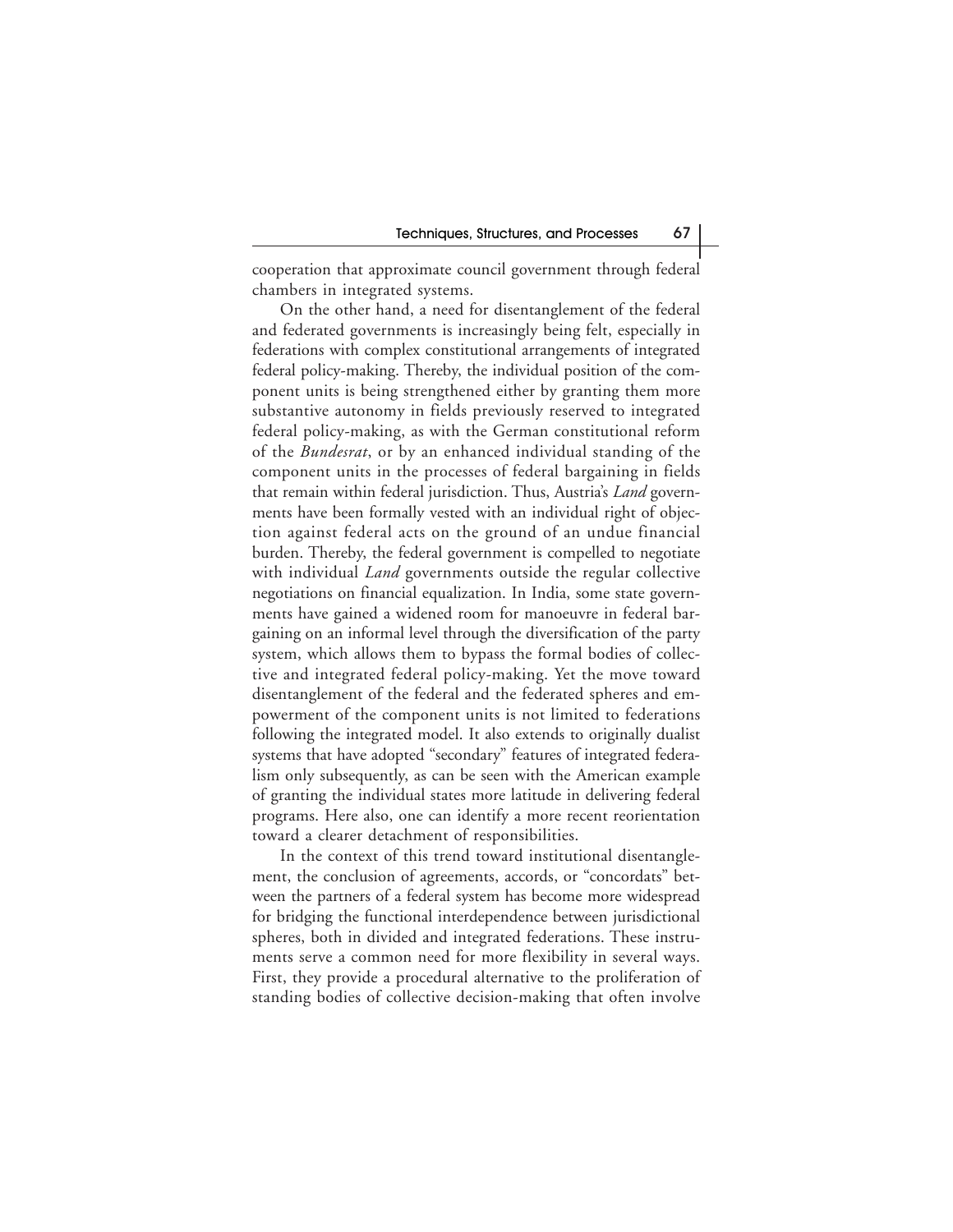cooperation that approximate council government through federal chambers in integrated systems.

On the other hand, a need for disentanglement of the federal and federated governments is increasingly being felt, especially in federations with complex constitutional arrangements of integrated federal policy-making. Thereby, the individual position of the component units is being strengthened either by granting them more substantive autonomy in fields previously reserved to integrated federal policy-making, as with the German constitutional reform of the *Bundesrat*, or by an enhanced individual standing of the component units in the processes of federal bargaining in fields that remain within federal jurisdiction. Thus, Austria's *Land* governments have been formally vested with an individual right of objection against federal acts on the ground of an undue financial burden. Thereby, the federal government is compelled to negotiate with individual *Land* governments outside the regular collective negotiations on financial equalization. In India, some state governments have gained a widened room for manoeuvre in federal bargaining on an informal level through the diversification of the party system, which allows them to bypass the formal bodies of collective and integrated federal policy-making. Yet the move toward disentanglement of the federal and the federated spheres and empowerment of the component units is not limited to federations following the integrated model. It also extends to originally dualist systems that have adopted "secondary" features of integrated federalism only subsequently, as can be seen with the American example of granting the individual states more latitude in delivering federal programs. Here also, one can identify a more recent reorientation toward a clearer detachment of responsibilities.

In the context of this trend toward institutional disentanglement, the conclusion of agreements, accords, or "concordats" between the partners of a federal system has become more widespread for bridging the functional interdependence between jurisdictional spheres, both in divided and integrated federations. These instruments serve a common need for more flexibility in several ways. First, they provide a procedural alternative to the proliferation of standing bodies of collective decision-making that often involve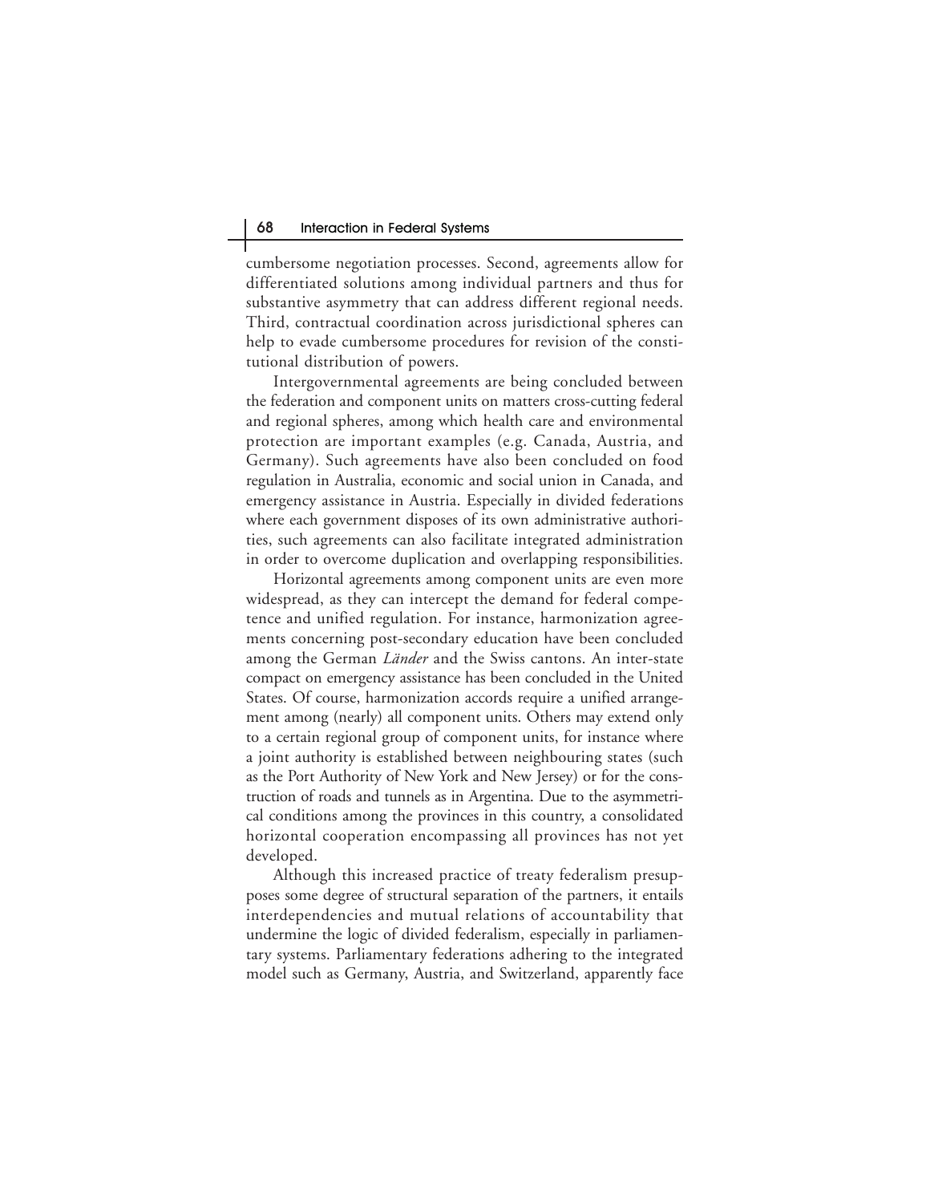cumbersome negotiation processes. Second, agreements allow for differentiated solutions among individual partners and thus for substantive asymmetry that can address different regional needs. Third, contractual coordination across jurisdictional spheres can help to evade cumbersome procedures for revision of the constitutional distribution of powers.

Intergovernmental agreements are being concluded between the federation and component units on matters cross-cutting federal and regional spheres, among which health care and environmental protection are important examples (e.g. Canada, Austria, and Germany). Such agreements have also been concluded on food regulation in Australia, economic and social union in Canada, and emergency assistance in Austria. Especially in divided federations where each government disposes of its own administrative authorities, such agreements can also facilitate integrated administration in order to overcome duplication and overlapping responsibilities.

Horizontal agreements among component units are even more widespread, as they can intercept the demand for federal competence and unified regulation. For instance, harmonization agreements concerning post-secondary education have been concluded among the German *Länder* and the Swiss cantons. An inter-state compact on emergency assistance has been concluded in the United States. Of course, harmonization accords require a unified arrangement among (nearly) all component units. Others may extend only to a certain regional group of component units, for instance where a joint authority is established between neighbouring states (such as the Port Authority of New York and New Jersey) or for the construction of roads and tunnels as in Argentina. Due to the asymmetrical conditions among the provinces in this country, a consolidated horizontal cooperation encompassing all provinces has not yet developed.

Although this increased practice of treaty federalism presupposes some degree of structural separation of the partners, it entails interdependencies and mutual relations of accountability that undermine the logic of divided federalism, especially in parliamentary systems. Parliamentary federations adhering to the integrated model such as Germany, Austria, and Switzerland, apparently face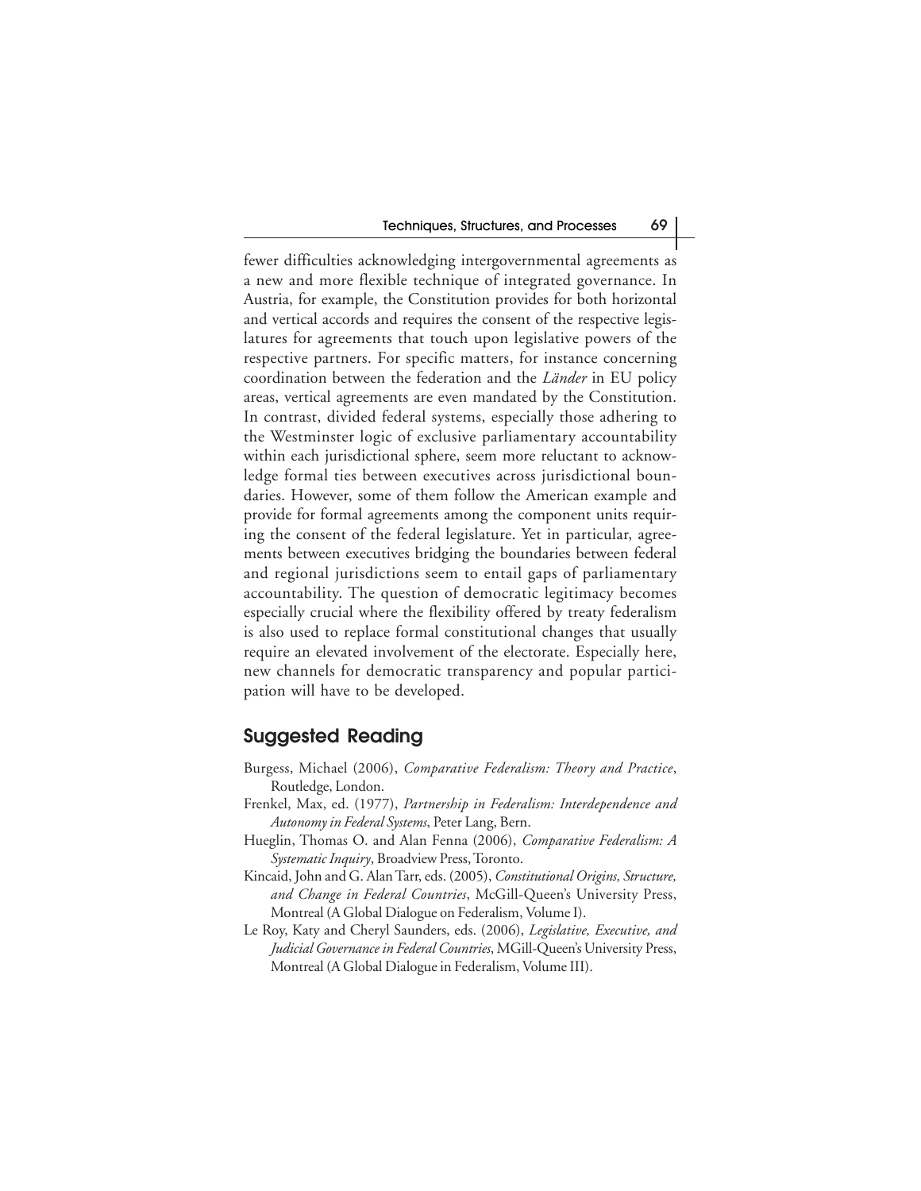fewer difficulties acknowledging intergovernmental agreements as a new and more flexible technique of integrated governance. In Austria, for example, the Constitution provides for both horizontal and vertical accords and requires the consent of the respective legislatures for agreements that touch upon legislative powers of the respective partners. For specific matters, for instance concerning coordination between the federation and the *Länder* in EU policy areas, vertical agreements are even mandated by the Constitution. In contrast, divided federal systems, especially those adhering to the Westminster logic of exclusive parliamentary accountability within each jurisdictional sphere, seem more reluctant to acknowledge formal ties between executives across jurisdictional boundaries. However, some of them follow the American example and provide for formal agreements among the component units requiring the consent of the federal legislature. Yet in particular, agreements between executives bridging the boundaries between federal and regional jurisdictions seem to entail gaps of parliamentary accountability. The question of democratic legitimacy becomes especially crucial where the flexibility offered by treaty federalism is also used to replace formal constitutional changes that usually require an elevated involvement of the electorate. Especially here, new channels for democratic transparency and popular participation will have to be developed.

## Suggested Reading

Burgess, Michael (2006), *Comparative Federalism: Theory and Practice*, Routledge, London.

Frenkel, Max, ed. (1977), *Partnership in Federalism: Interdependence and Autonomy in Federal Systems*, Peter Lang, Bern.

Hueglin, Thomas O. and Alan Fenna (2006), *Comparative Federalism: A Systematic Inquiry*, Broadview Press, Toronto.

Kincaid, John and G. Alan Tarr, eds. (2005), *Constitutional Origins, Structure, and Change in Federal Countries*, McGill-Queen's University Press, Montreal (A Global Dialogue on Federalism, Volume I).

Le Roy, Katy and Cheryl Saunders, eds. (2006), *Legislative, Executive, and Judicial Governance in Federal Countries*, MGill-Queen's University Press, Montreal (A Global Dialogue in Federalism, Volume III).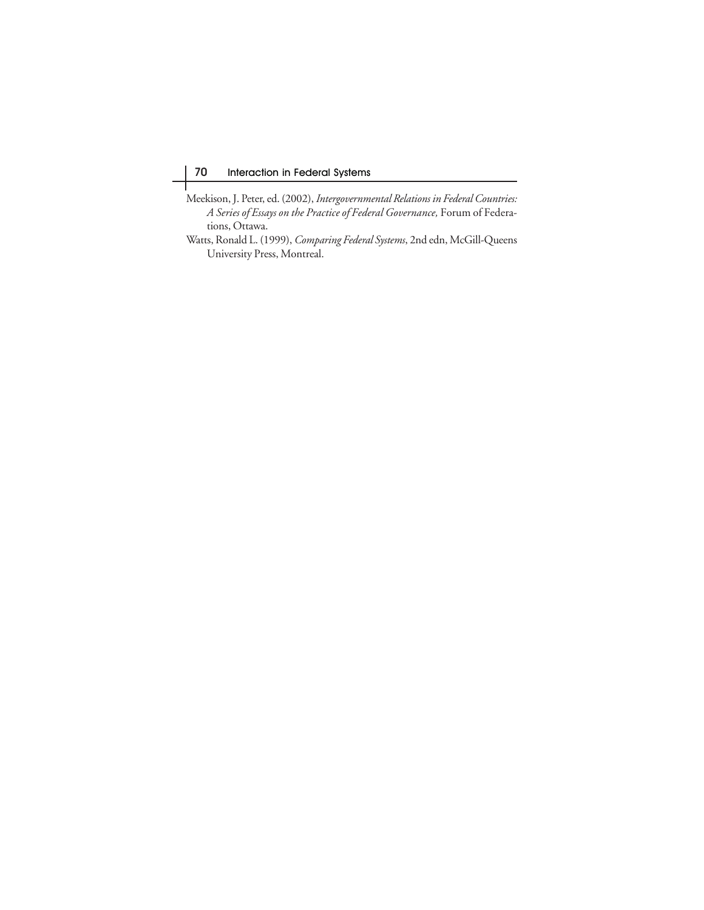Meekison, J. Peter, ed. (2002), *Intergovernmental Relations in Federal Countries: A Series of Essays on the Practice of Federal Governance,* Forum of Federations, Ottawa.

Watts, Ronald L. (1999), *Comparing Federal Systems*, 2nd edn, McGill-Queens University Press, Montreal.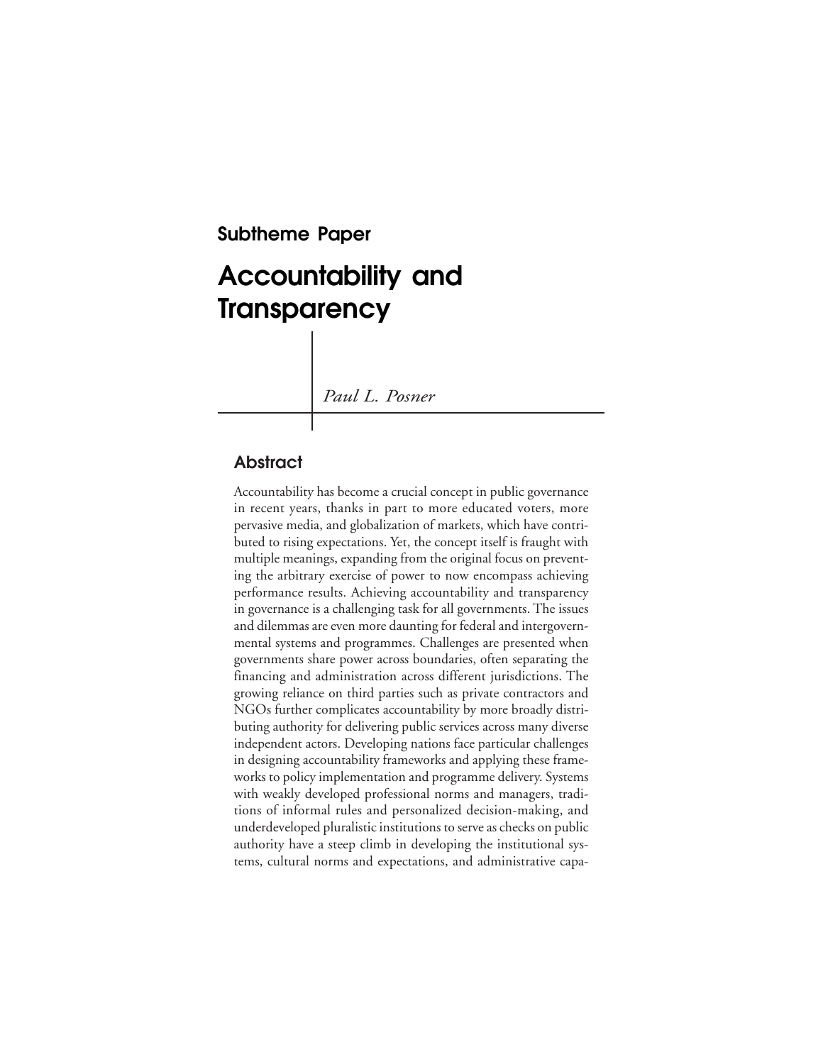## Subtheme Paper

# Accountability and Transparency

*Paul L. Posner*

### Abstract

Accountability has become a crucial concept in public governance in recent years, thanks in part to more educated voters, more pervasive media, and globalization of markets, which have contributed to rising expectations. Yet, the concept itself is fraught with multiple meanings, expanding from the original focus on preventing the arbitrary exercise of power to now encompass achieving performance results. Achieving accountability and transparency in governance is a challenging task for all governments. The issues and dilemmas are even more daunting for federal and intergovernmental systems and programmes. Challenges are presented when governments share power across boundaries, often separating the financing and administration across different jurisdictions. The growing reliance on third parties such as private contractors and NGOs further complicates accountability by more broadly distributing authority for delivering public services across many diverse independent actors. Developing nations face particular challenges in designing accountability frameworks and applying these frameworks to policy implementation and programme delivery. Systems with weakly developed professional norms and managers, traditions of informal rules and personalized decision-making, and underdeveloped pluralistic institutions to serve as checks on public authority have a steep climb in developing the institutional systems, cultural norms and expectations, and administrative capa-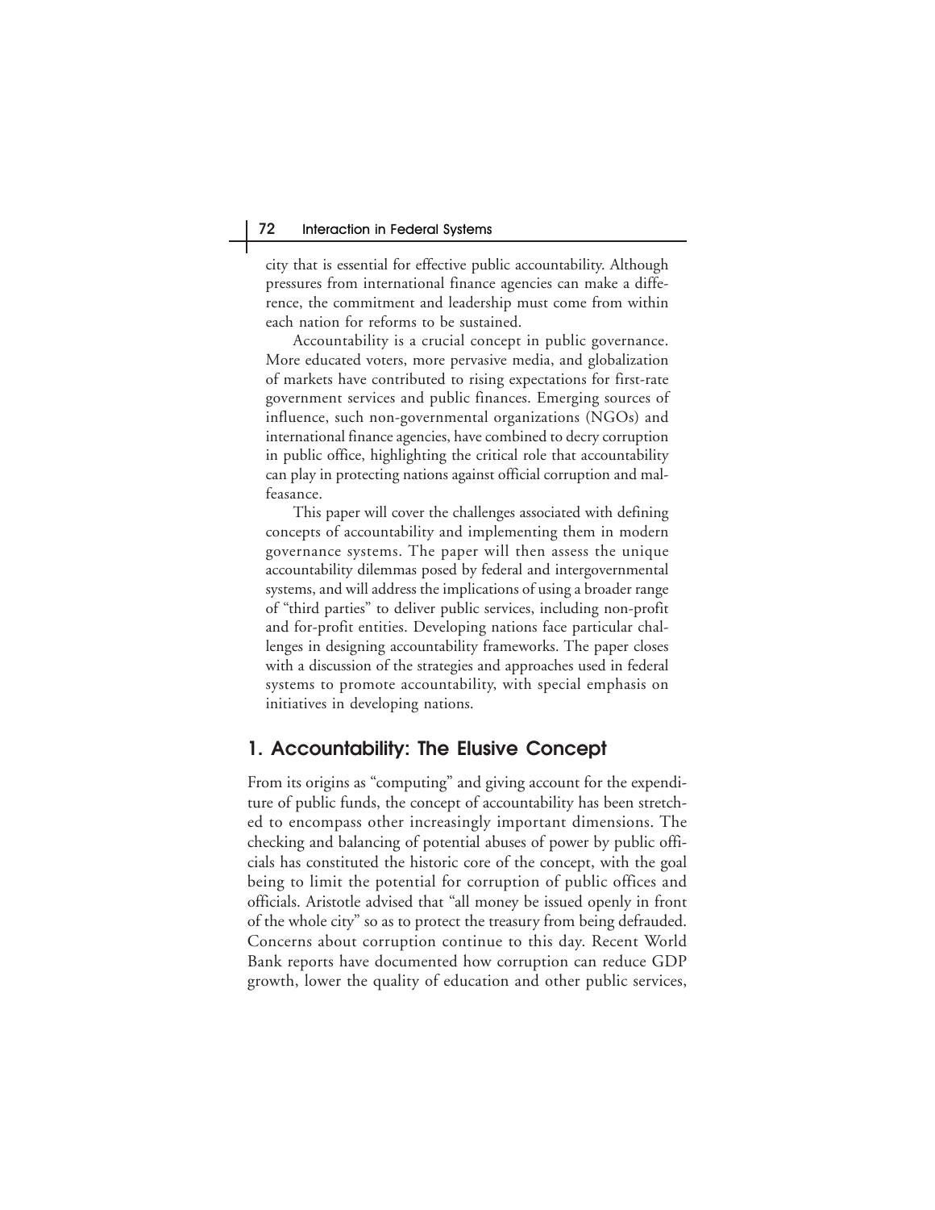city that is essential for effective public accountability. Although pressures from international finance agencies can make a difference, the commitment and leadership must come from within each nation for reforms to be sustained.

Accountability is a crucial concept in public governance. More educated voters, more pervasive media, and globalization of markets have contributed to rising expectations for first-rate government services and public finances. Emerging sources of influence, such non-governmental organizations (NGOs) and international finance agencies, have combined to decry corruption in public office, highlighting the critical role that accountability can play in protecting nations against official corruption and malfeasance.

This paper will cover the challenges associated with defining concepts of accountability and implementing them in modern governance systems. The paper will then assess the unique accountability dilemmas posed by federal and intergovernmental systems, and will address the implications of using a broader range of "third parties" to deliver public services, including non-profit and for-profit entities. Developing nations face particular challenges in designing accountability frameworks. The paper closes with a discussion of the strategies and approaches used in federal systems to promote accountability, with special emphasis on initiatives in developing nations.

## 1. Accountability: The Elusive Concept

From its origins as "computing" and giving account for the expenditure of public funds, the concept of accountability has been stretched to encompass other increasingly important dimensions. The checking and balancing of potential abuses of power by public officials has constituted the historic core of the concept, with the goal being to limit the potential for corruption of public offices and officials. Aristotle advised that "all money be issued openly in front of the whole city" so as to protect the treasury from being defrauded. Concerns about corruption continue to this day. Recent World Bank reports have documented how corruption can reduce GDP growth, lower the quality of education and other public services,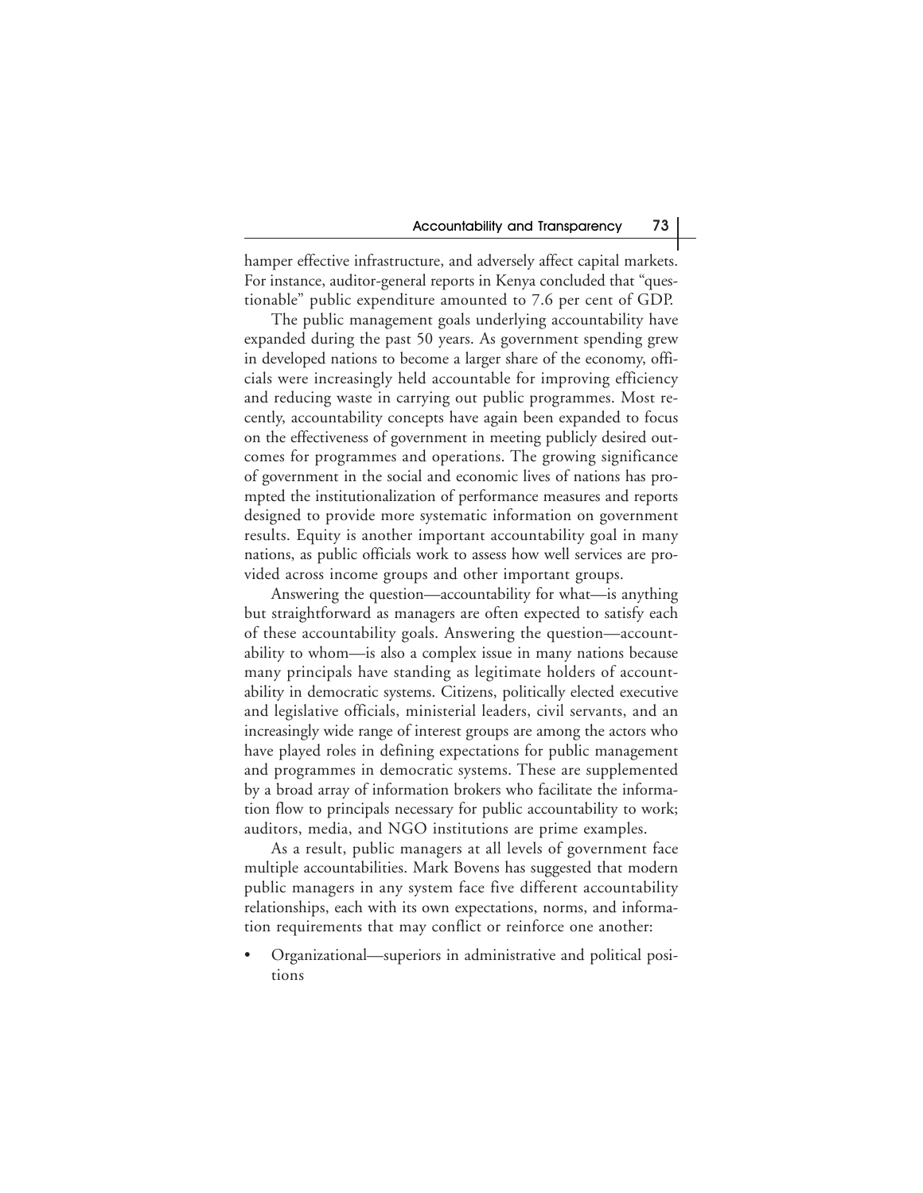hamper effective infrastructure, and adversely affect capital markets. For instance, auditor-general reports in Kenya concluded that "questionable" public expenditure amounted to 7.6 per cent of GDP.

The public management goals underlying accountability have expanded during the past 50 years. As government spending grew in developed nations to become a larger share of the economy, officials were increasingly held accountable for improving efficiency and reducing waste in carrying out public programmes. Most recently, accountability concepts have again been expanded to focus on the effectiveness of government in meeting publicly desired outcomes for programmes and operations. The growing significance of government in the social and economic lives of nations has prompted the institutionalization of performance measures and reports designed to provide more systematic information on government results. Equity is another important accountability goal in many nations, as public officials work to assess how well services are provided across income groups and other important groups.

Answering the question—accountability for what—is anything but straightforward as managers are often expected to satisfy each of these accountability goals. Answering the question—accountability to whom—is also a complex issue in many nations because many principals have standing as legitimate holders of accountability in democratic systems. Citizens, politically elected executive and legislative officials, ministerial leaders, civil servants, and an increasingly wide range of interest groups are among the actors who have played roles in defining expectations for public management and programmes in democratic systems. These are supplemented by a broad array of information brokers who facilitate the information flow to principals necessary for public accountability to work; auditors, media, and NGO institutions are prime examples.

As a result, public managers at all levels of government face multiple accountabilities. Mark Bovens has suggested that modern public managers in any system face five different accountability relationships, each with its own expectations, norms, and information requirements that may conflict or reinforce one another:

- Organizational—superiors in administrative and political positions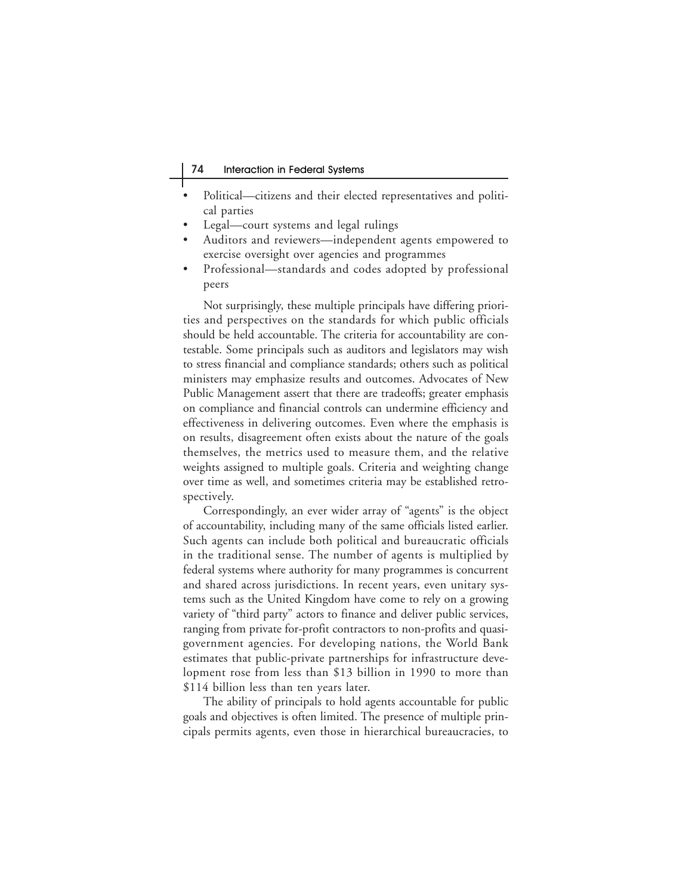- Political—citizens and their elected representatives and political parties
- Legal—court systems and legal rulings
- Auditors and reviewers—independent agents empowered to exercise oversight over agencies and programmes
- Professional—standards and codes adopted by professional peers

Not surprisingly, these multiple principals have differing priorities and perspectives on the standards for which public officials should be held accountable. The criteria for accountability are contestable. Some principals such as auditors and legislators may wish to stress financial and compliance standards; others such as political ministers may emphasize results and outcomes. Advocates of New Public Management assert that there are tradeoffs; greater emphasis on compliance and financial controls can undermine efficiency and effectiveness in delivering outcomes. Even where the emphasis is on results, disagreement often exists about the nature of the goals themselves, the metrics used to measure them, and the relative weights assigned to multiple goals. Criteria and weighting change over time as well, and sometimes criteria may be established retrospectively.

Correspondingly, an ever wider array of "agents" is the object of accountability, including many of the same officials listed earlier. Such agents can include both political and bureaucratic officials in the traditional sense. The number of agents is multiplied by federal systems where authority for many programmes is concurrent and shared across jurisdictions. In recent years, even unitary systems such as the United Kingdom have come to rely on a growing variety of "third party" actors to finance and deliver public services, ranging from private for-profit contractors to non-profits and quasi-government agencies. For developing nations, the World Bank estimates that public-private partnerships for infrastructure development rose from less than $13 billion in 1990 to more than $114 billion less than ten years later.

The ability of principals to hold agents accountable for public goals and objectives is often limited. The presence of multiple principals permits agents, even those in hierarchical bureaucracies, to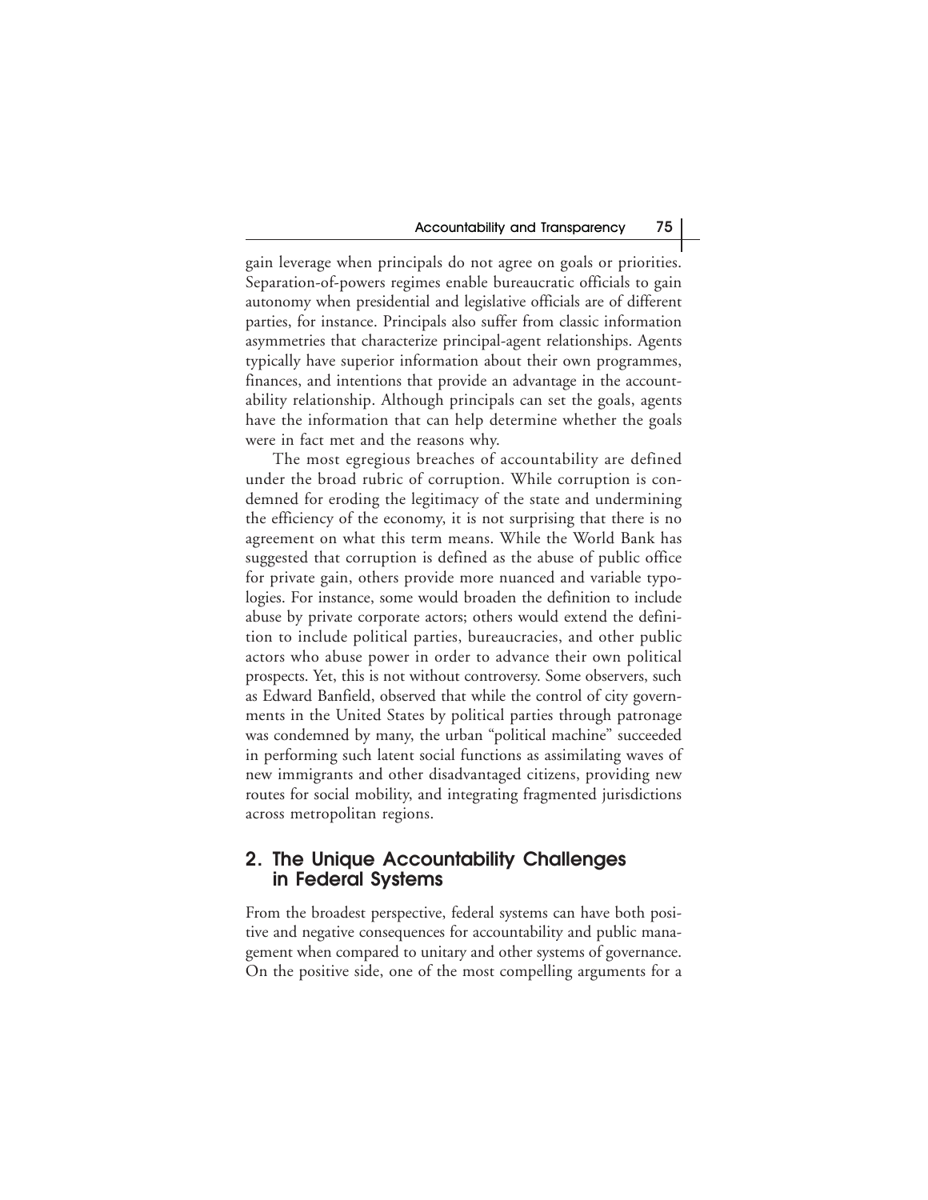gain leverage when principals do not agree on goals or priorities. Separation-of-powers regimes enable bureaucratic officials to gain autonomy when presidential and legislative officials are of different parties, for instance. Principals also suffer from classic information asymmetries that characterize principal-agent relationships. Agents typically have superior information about their own programmes, finances, and intentions that provide an advantage in the accountability relationship. Although principals can set the goals, agents have the information that can help determine whether the goals were in fact met and the reasons why.

The most egregious breaches of accountability are defined under the broad rubric of corruption. While corruption is condemned for eroding the legitimacy of the state and undermining the efficiency of the economy, it is not surprising that there is no agreement on what this term means. While the World Bank has suggested that corruption is defined as the abuse of public office for private gain, others provide more nuanced and variable typologies. For instance, some would broaden the definition to include abuse by private corporate actors; others would extend the definition to include political parties, bureaucracies, and other public actors who abuse power in order to advance their own political prospects. Yet, this is not without controversy. Some observers, such as Edward Banfield, observed that while the control of city governments in the United States by political parties through patronage was condemned by many, the urban "political machine" succeeded in performing such latent social functions as assimilating waves of new immigrants and other disadvantaged citizens, providing new routes for social mobility, and integrating fragmented jurisdictions across metropolitan regions.

## 2. The Unique Accountability Challenges in Federal Systems

From the broadest perspective, federal systems can have both positive and negative consequences for accountability and public management when compared to unitary and other systems of governance. On the positive side, one of the most compelling arguments for a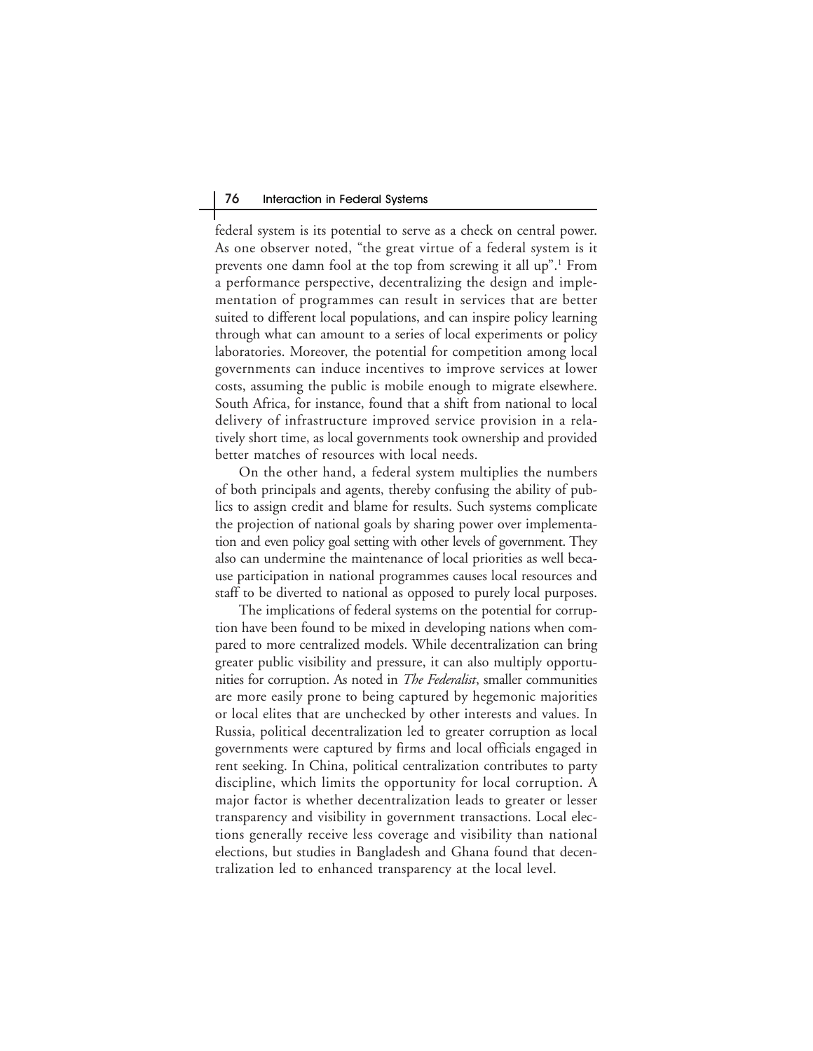federal system is its potential to serve as a check on central power. As one observer noted, "the great virtue of a federal system is it prevents one damn fool at the top from screwing it all up".[1] From a performance perspective, decentralizing the design and implementation of programmes can result in services that are better suited to different local populations, and can inspire policy learning through what can amount to a series of local experiments or policy laboratories. Moreover, the potential for competition among local governments can induce incentives to improve services at lower costs, assuming the public is mobile enough to migrate elsewhere. South Africa, for instance, found that a shift from national to local delivery of infrastructure improved service provision in a relatively short time, as local governments took ownership and provided better matches of resources with local needs.

On the other hand, a federal system multiplies the numbers of both principals and agents, thereby confusing the ability of publics to assign credit and blame for results. Such systems complicate the projection of national goals by sharing power over implementation and even policy goal setting with other levels of government. They also can undermine the maintenance of local priorities as well because participation in national programmes causes local resources and staff to be diverted to national as opposed to purely local purposes.

The implications of federal systems on the potential for corruption have been found to be mixed in developing nations when compared to more centralized models. While decentralization can bring greater public visibility and pressure, it can also multiply opportunities for corruption. As noted in *The Federalist*, smaller communities are more easily prone to being captured by hegemonic majorities or local elites that are unchecked by other interests and values. In Russia, political decentralization led to greater corruption as local governments were captured by firms and local officials engaged in rent seeking. In China, political centralization contributes to party discipline, which limits the opportunity for local corruption. A major factor is whether decentralization leads to greater or lesser transparency and visibility in government transactions. Local elections generally receive less coverage and visibility than national elections, but studies in Bangladesh and Ghana found that decentralization led to enhanced transparency at the local level.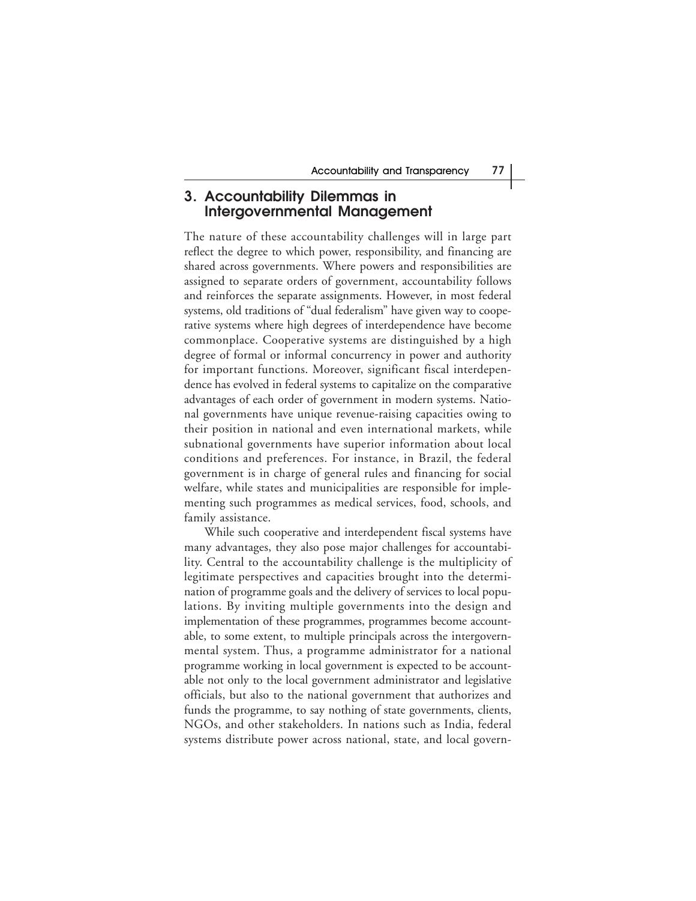## 3. Accountability Dilemmas in Intergovernmental Management

The nature of these accountability challenges will in large part reflect the degree to which power, responsibility, and financing are shared across governments. Where powers and responsibilities are assigned to separate orders of government, accountability follows and reinforces the separate assignments. However, in most federal systems, old traditions of "dual federalism" have given way to cooperative systems where high degrees of interdependence have become commonplace. Cooperative systems are distinguished by a high degree of formal or informal concurrency in power and authority for important functions. Moreover, significant fiscal interdependence has evolved in federal systems to capitalize on the comparative advantages of each order of government in modern systems. National governments have unique revenue-raising capacities owing to their position in national and even international markets, while subnational governments have superior information about local conditions and preferences. For instance, in Brazil, the federal government is in charge of general rules and financing for social welfare, while states and municipalities are responsible for implementing such programmes as medical services, food, schools, and family assistance.

While such cooperative and interdependent fiscal systems have many advantages, they also pose major challenges for accountability. Central to the accountability challenge is the multiplicity of legitimate perspectives and capacities brought into the determination of programme goals and the delivery of services to local populations. By inviting multiple governments into the design and implementation of these programmes, programmes become accountable, to some extent, to multiple principals across the intergovernmental system. Thus, a programme administrator for a national programme working in local government is expected to be accountable not only to the local government administrator and legislative officials, but also to the national government that authorizes and funds the programme, to say nothing of state governments, clients, NGOs, and other stakeholders. In nations such as India, federal systems distribute power across national, state, and local govern-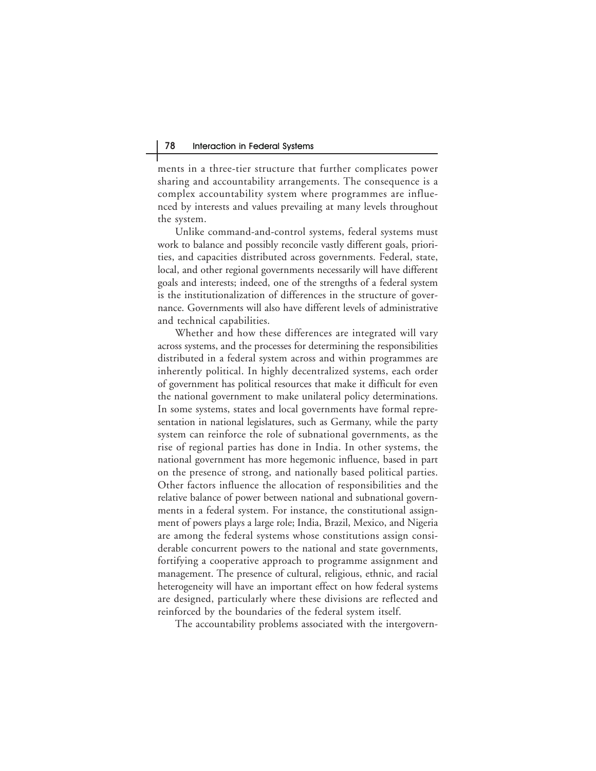ments in a three-tier structure that further complicates power sharing and accountability arrangements. The consequence is a complex accountability system where programmes are influenced by interests and values prevailing at many levels throughout the system.

Unlike command-and-control systems, federal systems must work to balance and possibly reconcile vastly different goals, priorities, and capacities distributed across governments. Federal, state, local, and other regional governments necessarily will have different goals and interests; indeed, one of the strengths of a federal system is the institutionalization of differences in the structure of governance. Governments will also have different levels of administrative and technical capabilities.

Whether and how these differences are integrated will vary across systems, and the processes for determining the responsibilities distributed in a federal system across and within programmes are inherently political. In highly decentralized systems, each order of government has political resources that make it difficult for even the national government to make unilateral policy determinations. In some systems, states and local governments have formal representation in national legislatures, such as Germany, while the party system can reinforce the role of subnational governments, as the rise of regional parties has done in India. In other systems, the national government has more hegemonic influence, based in part on the presence of strong, and nationally based political parties. Other factors influence the allocation of responsibilities and the relative balance of power between national and subnational governments in a federal system. For instance, the constitutional assignment of powers plays a large role; India, Brazil, Mexico, and Nigeria are among the federal systems whose constitutions assign considerable concurrent powers to the national and state governments, fortifying a cooperative approach to programme assignment and management. The presence of cultural, religious, ethnic, and racial heterogeneity will have an important effect on how federal systems are designed, particularly where these divisions are reflected and reinforced by the boundaries of the federal system itself.

The accountability problems associated with the intergovern-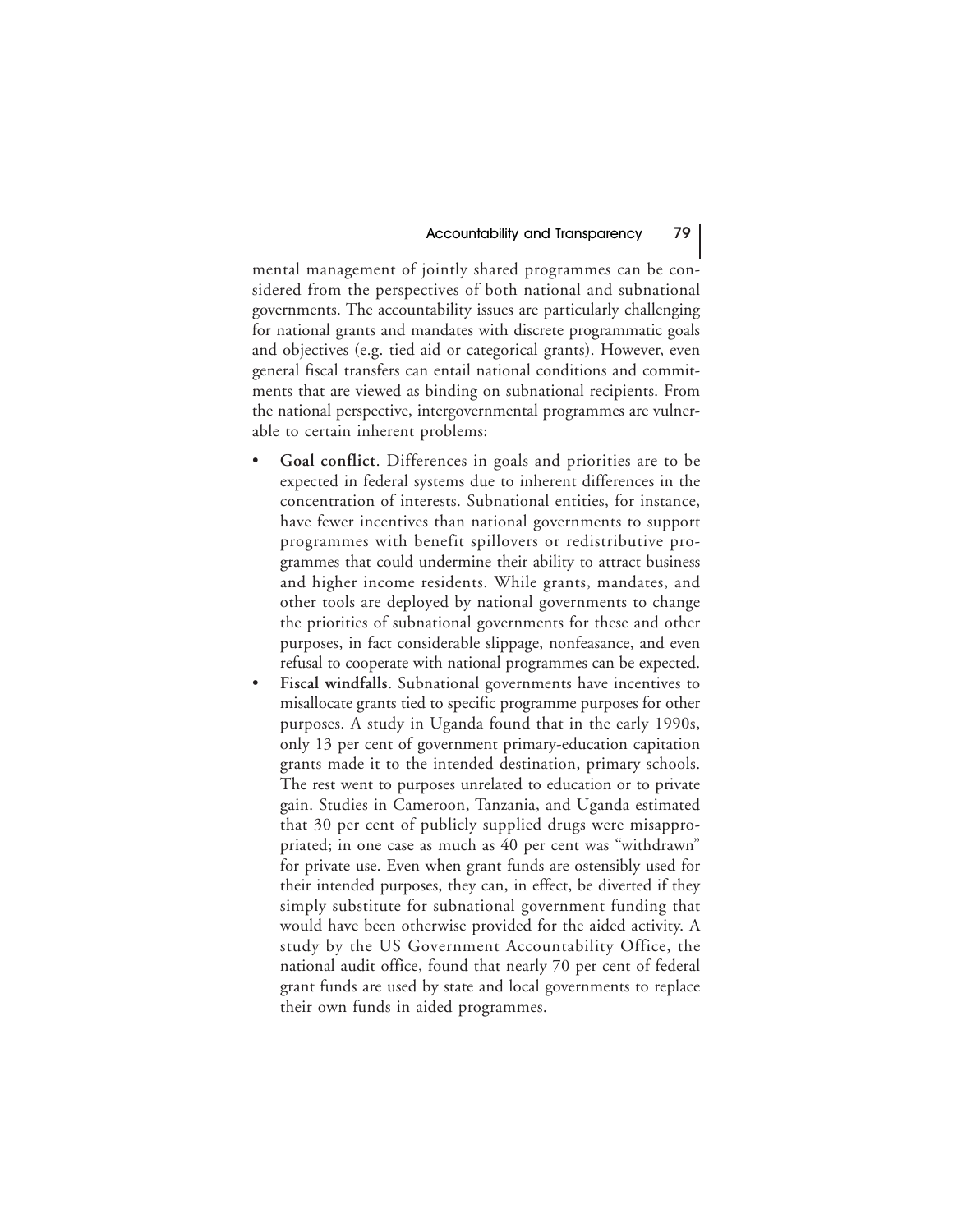mental management of jointly shared programmes can be considered from the perspectives of both national and subnational governments. The accountability issues are particularly challenging for national grants and mandates with discrete programmatic goals and objectives (e.g. tied aid or categorical grants). However, even general fiscal transfers can entail national conditions and commitments that are viewed as binding on subnational recipients. From the national perspective, intergovernmental programmes are vulnerable to certain inherent problems:

- **Goal conflict**. Differences in goals and priorities are to be expected in federal systems due to inherent differences in the concentration of interests. Subnational entities, for instance, have fewer incentives than national governments to support programmes with benefit spillovers or redistributive programmes that could undermine their ability to attract business and higher income residents. While grants, mandates, and other tools are deployed by national governments to change the priorities of subnational governments for these and other purposes, in fact considerable slippage, nonfeasance, and even refusal to cooperate with national programmes can be expected.
- **Fiscal windfalls**. Subnational governments have incentives to misallocate grants tied to specific programme purposes for other purposes. A study in Uganda found that in the early 1990s, only 13 per cent of government primary-education capitation grants made it to the intended destination, primary schools. The rest went to purposes unrelated to education or to private gain. Studies in Cameroon, Tanzania, and Uganda estimated that 30 per cent of publicly supplied drugs were misappropriated; in one case as much as 40 per cent was "withdrawn" for private use. Even when grant funds are ostensibly used for their intended purposes, they can, in effect, be diverted if they simply substitute for subnational government funding that would have been otherwise provided for the aided activity. A study by the US Government Accountability Office, the national audit office, found that nearly 70 per cent of federal grant funds are used by state and local governments to replace their own funds in aided programmes.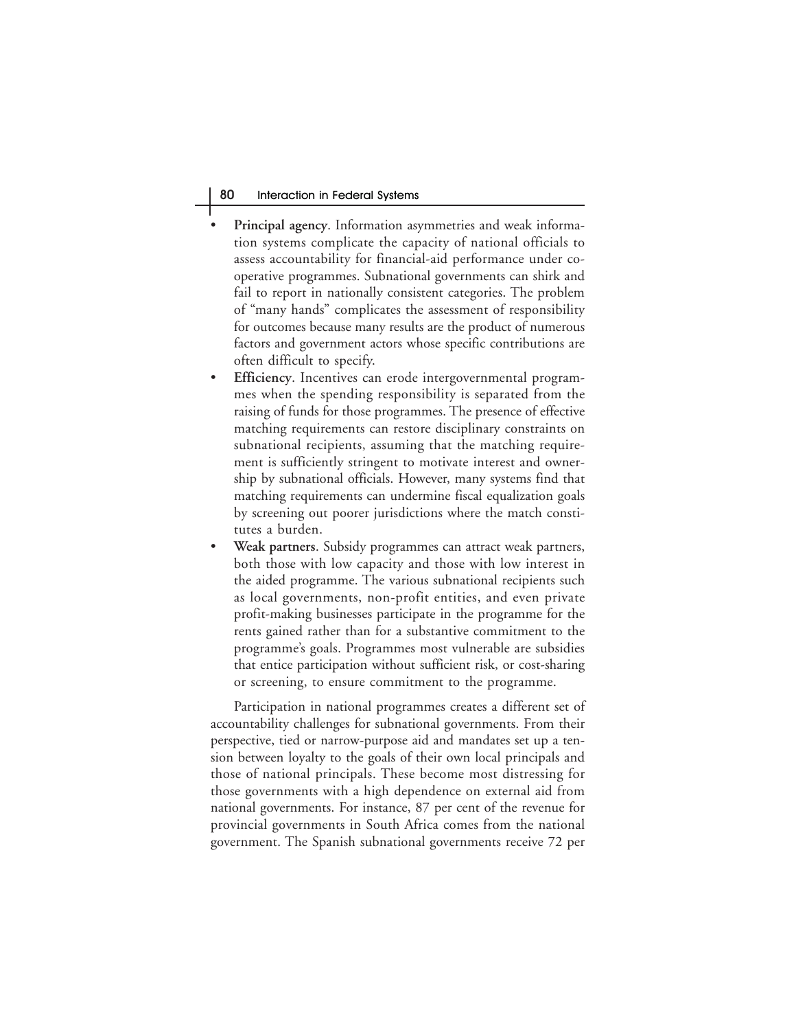- **Principal agency**. Information asymmetries and weak information systems complicate the capacity of national officials to assess accountability for financial-aid performance under cooperative programmes. Subnational governments can shirk and fail to report in nationally consistent categories. The problem of "many hands" complicates the assessment of responsibility for outcomes because many results are the product of numerous factors and government actors whose specific contributions are often difficult to specify.
- **Efficiency**. Incentives can erode intergovernmental programmes when the spending responsibility is separated from the raising of funds for those programmes. The presence of effective matching requirements can restore disciplinary constraints on subnational recipients, assuming that the matching requirement is sufficiently stringent to motivate interest and ownership by subnational officials. However, many systems find that matching requirements can undermine fiscal equalization goals by screening out poorer jurisdictions where the match constitutes a burden.
- **Weak partners**. Subsidy programmes can attract weak partners, both those with low capacity and those with low interest in the aided programme. The various subnational recipients such as local governments, non-profit entities, and even private profit-making businesses participate in the programme for the rents gained rather than for a substantive commitment to the programme's goals. Programmes most vulnerable are subsidies that entice participation without sufficient risk, or cost-sharing or screening, to ensure commitment to the programme.

Participation in national programmes creates a different set of accountability challenges for subnational governments. From their perspective, tied or narrow-purpose aid and mandates set up a tension between loyalty to the goals of their own local principals and those of national principals. These become most distressing for those governments with a high dependence on external aid from national governments. For instance, 87 per cent of the revenue for provincial governments in South Africa comes from the national government. The Spanish subnational governments receive 72 per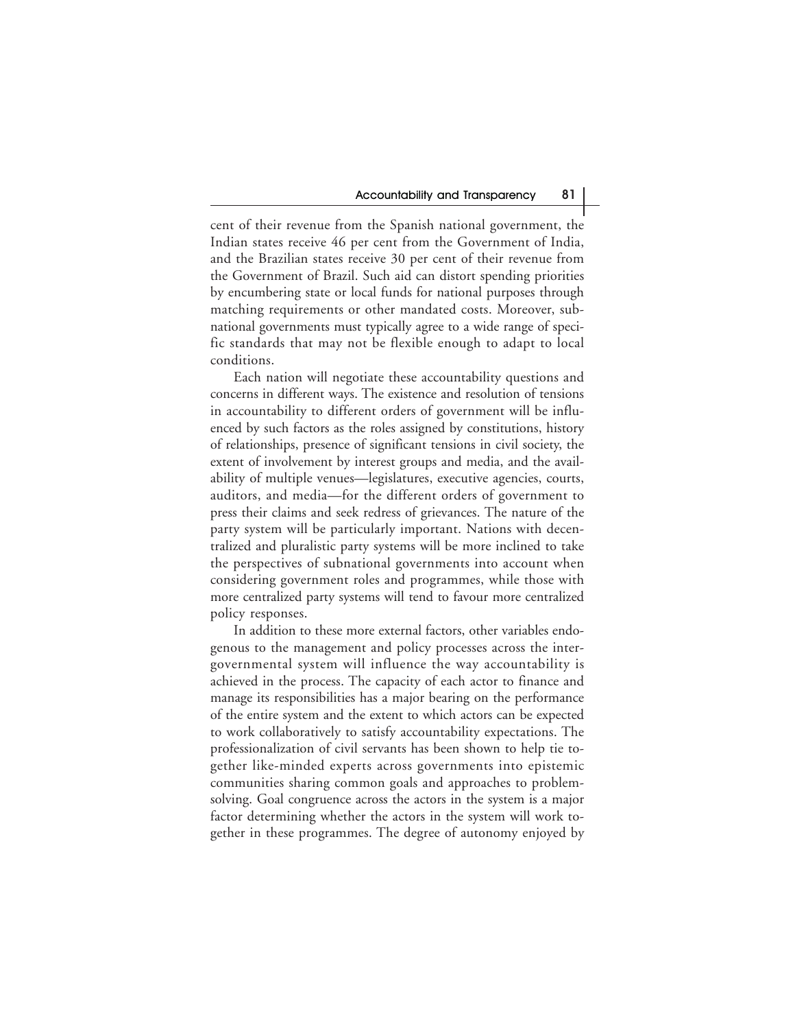cent of their revenue from the Spanish national government, the Indian states receive 46 per cent from the Government of India, and the Brazilian states receive 30 per cent of their revenue from the Government of Brazil. Such aid can distort spending priorities by encumbering state or local funds for national purposes through matching requirements or other mandated costs. Moreover, subnational governments must typically agree to a wide range of specific standards that may not be flexible enough to adapt to local conditions.

Each nation will negotiate these accountability questions and concerns in different ways. The existence and resolution of tensions in accountability to different orders of government will be influenced by such factors as the roles assigned by constitutions, history of relationships, presence of significant tensions in civil society, the extent of involvement by interest groups and media, and the availability of multiple venues—legislatures, executive agencies, courts, auditors, and media—for the different orders of government to press their claims and seek redress of grievances. The nature of the party system will be particularly important. Nations with decentralized and pluralistic party systems will be more inclined to take the perspectives of subnational governments into account when considering government roles and programmes, while those with more centralized party systems will tend to favour more centralized policy responses.

In addition to these more external factors, other variables endogenous to the management and policy processes across the intergovernmental system will influence the way accountability is achieved in the process. The capacity of each actor to finance and manage its responsibilities has a major bearing on the performance of the entire system and the extent to which actors can be expected to work collaboratively to satisfy accountability expectations. The professionalization of civil servants has been shown to help tie together like-minded experts across governments into epistemic communities sharing common goals and approaches to problem-solving. Goal congruence across the actors in the system is a major factor determining whether the actors in the system will work together in these programmes. The degree of autonomy enjoyed by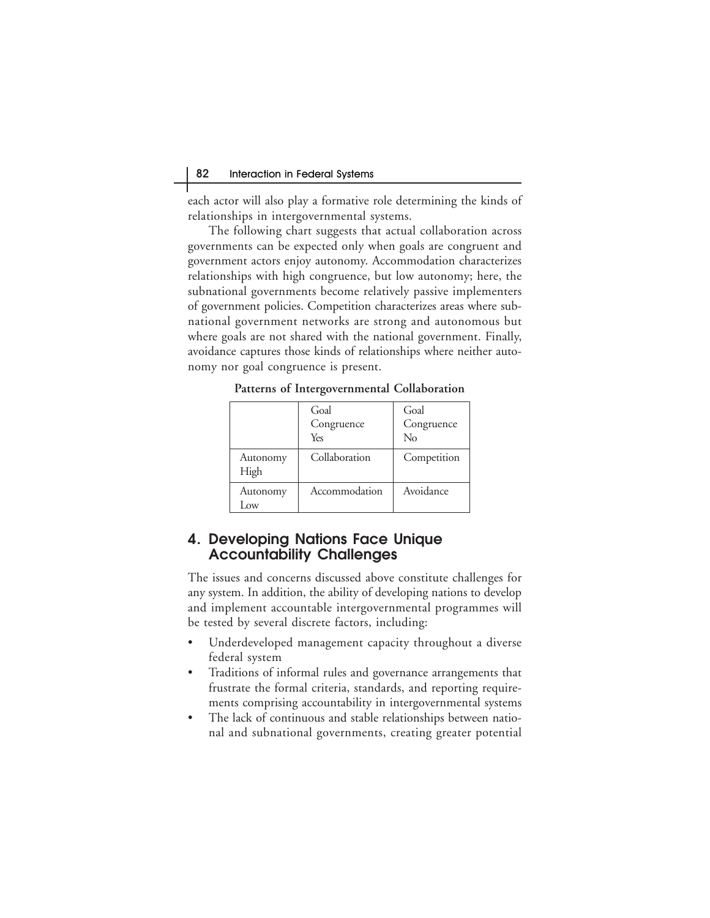each actor will also play a formative role determining the kinds of relationships in intergovernmental systems.

The following chart suggests that actual collaboration across governments can be expected only when goals are congruent and government actors enjoy autonomy. Accommodation characterizes relationships with high congruence, but low autonomy; here, the subnational governments become relatively passive implementers of government policies. Competition characterizes areas where subnational government networks are strong and autonomous but where goals are not shared with the national government. Finally, avoidance captures those kinds of relationships where neither autonomy nor goal congruence is present.

**Patterns of Intergovernmental Collaboration**

| | Goal Congruence Yes | Goal Congruence No |
|---|---|---|
| Autonomy High | Collaboration | Competition |
| Autonomy Low | Accommodation | Avoidance |

## 4. Developing Nations Face Unique Accountability Challenges

The issues and concerns discussed above constitute challenges for any system. In addition, the ability of developing nations to develop and implement accountable intergovernmental programmes will be tested by several discrete factors, including:

- Underdeveloped management capacity throughout a diverse federal system
- Traditions of informal rules and governance arrangements that frustrate the formal criteria, standards, and reporting requirements comprising accountability in intergovernmental systems
- The lack of continuous and stable relationships between national and subnational governments, creating greater potential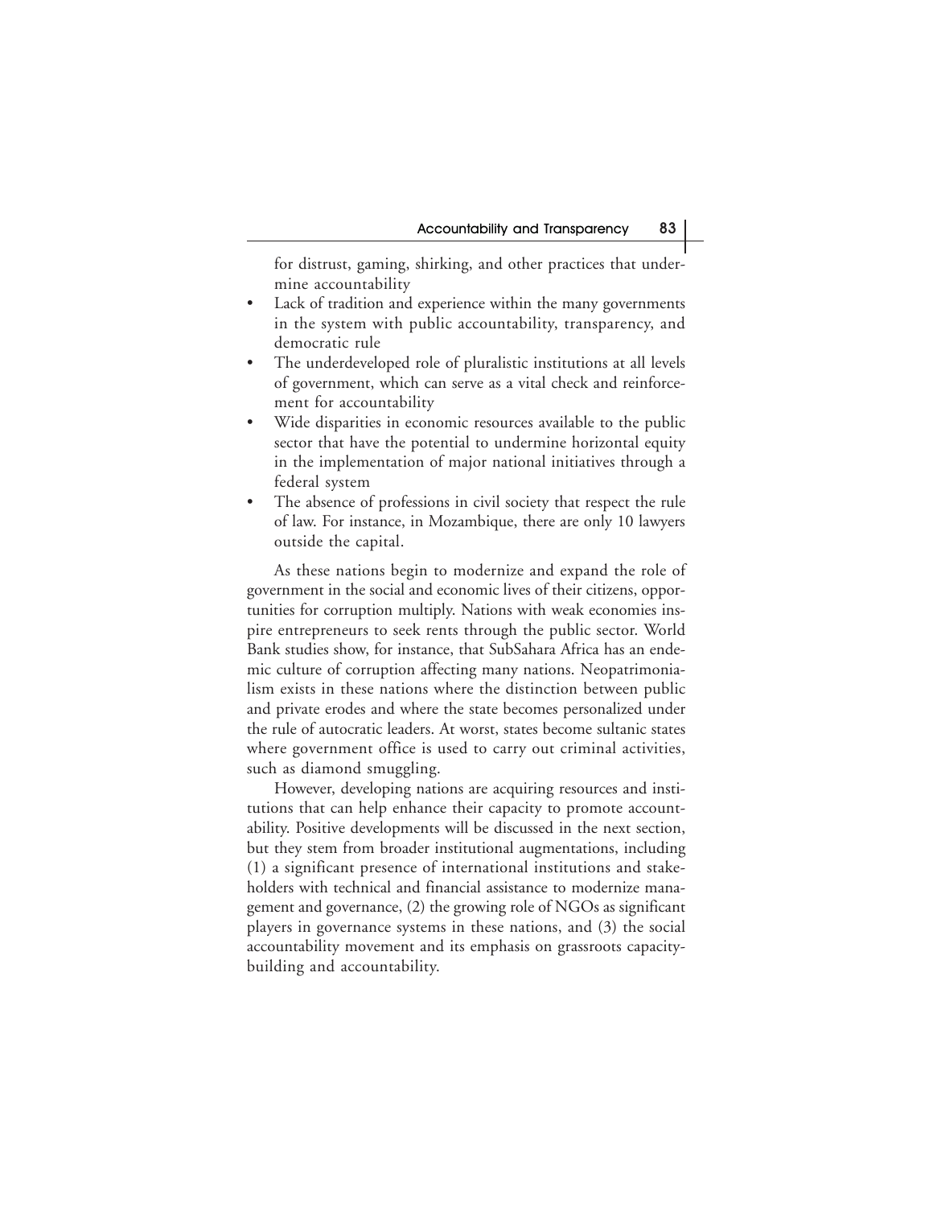for distrust, gaming, shirking, and other practices that undermine accountability

- Lack of tradition and experience within the many governments in the system with public accountability, transparency, and democratic rule
- The underdeveloped role of pluralistic institutions at all levels of government, which can serve as a vital check and reinforcement for accountability
- Wide disparities in economic resources available to the public sector that have the potential to undermine horizontal equity in the implementation of major national initiatives through a federal system
- The absence of professions in civil society that respect the rule of law. For instance, in Mozambique, there are only 10 lawyers outside the capital.

As these nations begin to modernize and expand the role of government in the social and economic lives of their citizens, opportunities for corruption multiply. Nations with weak economies inspire entrepreneurs to seek rents through the public sector. World Bank studies show, for instance, that SubSahara Africa has an endemic culture of corruption affecting many nations. Neopatrimonialism exists in these nations where the distinction between public and private erodes and where the state becomes personalized under the rule of autocratic leaders. At worst, states become sultanic states where government office is used to carry out criminal activities, such as diamond smuggling.

However, developing nations are acquiring resources and institutions that can help enhance their capacity to promote accountability. Positive developments will be discussed in the next section, but they stem from broader institutional augmentations, including (1) a significant presence of international institutions and stakeholders with technical and financial assistance to modernize management and governance, (2) the growing role of NGOs as significant players in governance systems in these nations, and (3) the social accountability movement and its emphasis on grassroots capacity-building and accountability.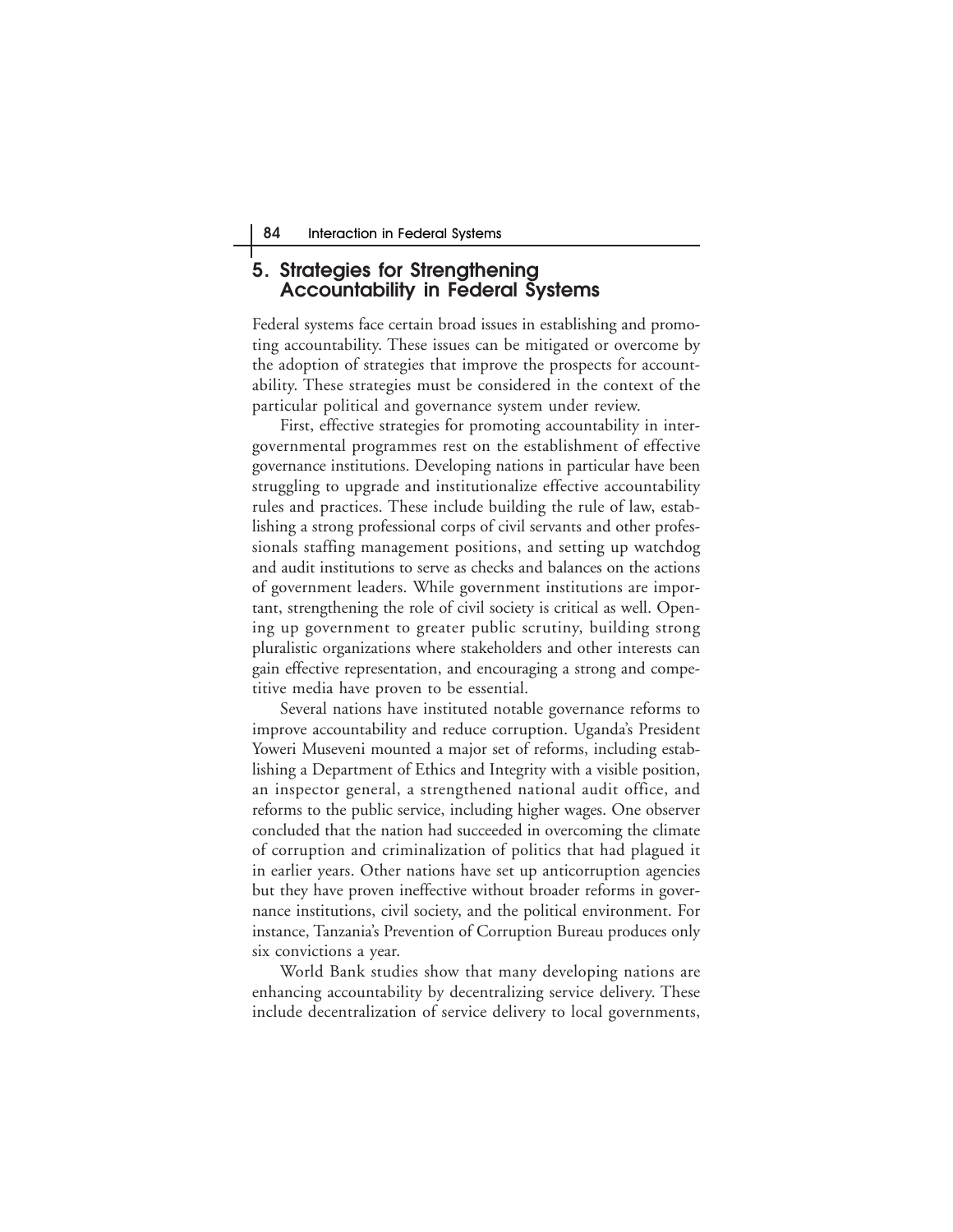## 5. Strategies for Strengthening Accountability in Federal Systems

Federal systems face certain broad issues in establishing and promoting accountability. These issues can be mitigated or overcome by the adoption of strategies that improve the prospects for accountability. These strategies must be considered in the context of the particular political and governance system under review.

First, effective strategies for promoting accountability in intergovernmental programmes rest on the establishment of effective governance institutions. Developing nations in particular have been struggling to upgrade and institutionalize effective accountability rules and practices. These include building the rule of law, establishing a strong professional corps of civil servants and other professionals staffing management positions, and setting up watchdog and audit institutions to serve as checks and balances on the actions of government leaders. While government institutions are important, strengthening the role of civil society is critical as well. Opening up government to greater public scrutiny, building strong pluralistic organizations where stakeholders and other interests can gain effective representation, and encouraging a strong and competitive media have proven to be essential.

Several nations have instituted notable governance reforms to improve accountability and reduce corruption. Uganda's President Yoweri Museveni mounted a major set of reforms, including establishing a Department of Ethics and Integrity with a visible position, an inspector general, a strengthened national audit office, and reforms to the public service, including higher wages. One observer concluded that the nation had succeeded in overcoming the climate of corruption and criminalization of politics that had plagued it in earlier years. Other nations have set up anticorruption agencies but they have proven ineffective without broader reforms in governance institutions, civil society, and the political environment. For instance, Tanzania's Prevention of Corruption Bureau produces only six convictions a year.

World Bank studies show that many developing nations are enhancing accountability by decentralizing service delivery. These include decentralization of service delivery to local governments,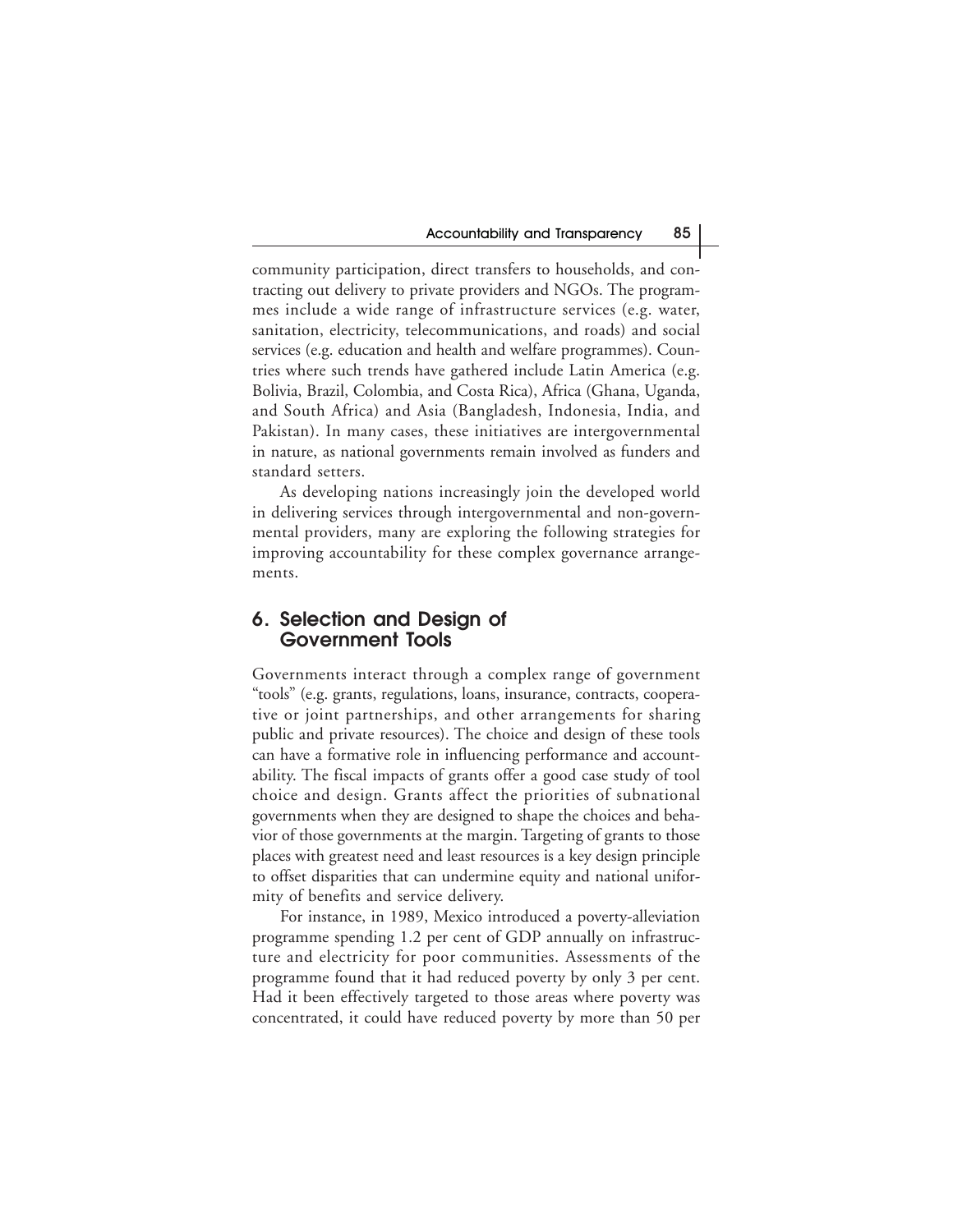community participation, direct transfers to households, and contracting out delivery to private providers and NGOs. The programmes include a wide range of infrastructure services (e.g. water, sanitation, electricity, telecommunications, and roads) and social services (e.g. education and health and welfare programmes). Countries where such trends have gathered include Latin America (e.g. Bolivia, Brazil, Colombia, and Costa Rica), Africa (Ghana, Uganda, and South Africa) and Asia (Bangladesh, Indonesia, India, and Pakistan). In many cases, these initiatives are intergovernmental in nature, as national governments remain involved as funders and standard setters.

As developing nations increasingly join the developed world in delivering services through intergovernmental and non-governmental providers, many are exploring the following strategies for improving accountability for these complex governance arrangements.

## 6. Selection and Design of Government Tools

Governments interact through a complex range of government "tools" (e.g. grants, regulations, loans, insurance, contracts, cooperative or joint partnerships, and other arrangements for sharing public and private resources). The choice and design of these tools can have a formative role in influencing performance and accountability. The fiscal impacts of grants offer a good case study of tool choice and design. Grants affect the priorities of subnational governments when they are designed to shape the choices and behavior of those governments at the margin. Targeting of grants to those places with greatest need and least resources is a key design principle to offset disparities that can undermine equity and national uniformity of benefits and service delivery.

For instance, in 1989, Mexico introduced a poverty-alleviation programme spending 1.2 per cent of GDP annually on infrastructure and electricity for poor communities. Assessments of the programme found that it had reduced poverty by only 3 per cent. Had it been effectively targeted to those areas where poverty was concentrated, it could have reduced poverty by more than 50 per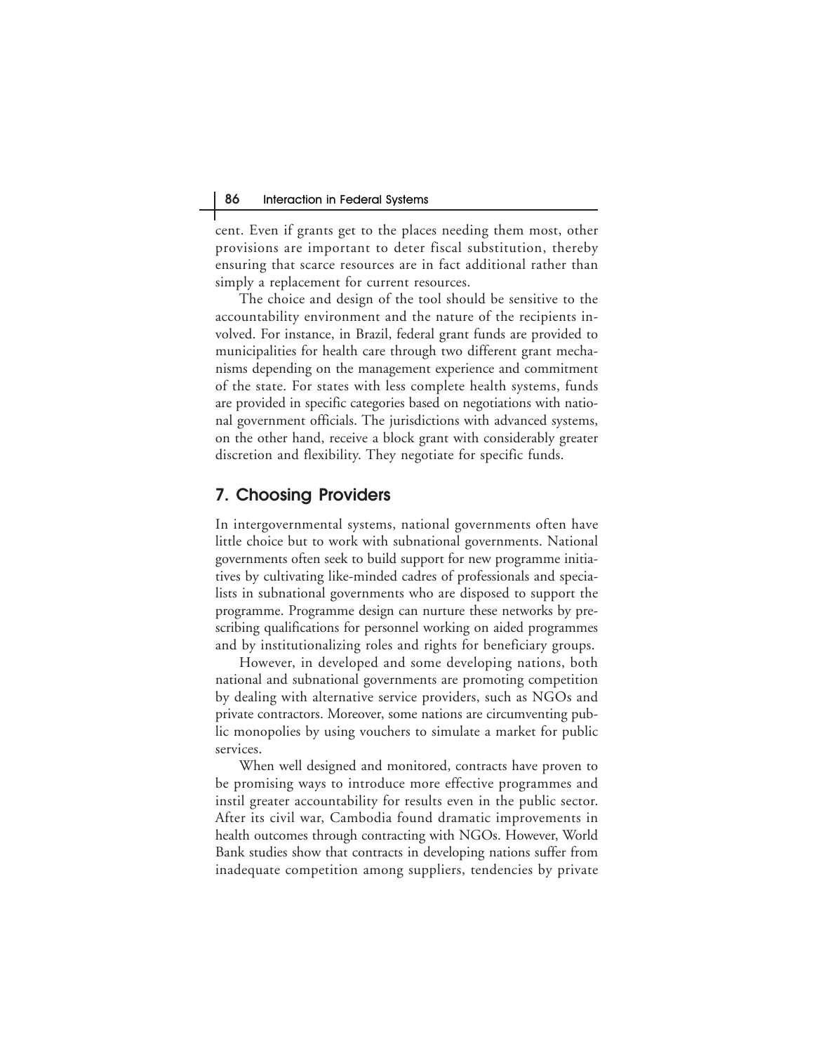cent. Even if grants get to the places needing them most, other provisions are important to deter fiscal substitution, thereby ensuring that scarce resources are in fact additional rather than simply a replacement for current resources.

The choice and design of the tool should be sensitive to the accountability environment and the nature of the recipients involved. For instance, in Brazil, federal grant funds are provided to municipalities for health care through two different grant mechanisms depending on the management experience and commitment of the state. For states with less complete health systems, funds are provided in specific categories based on negotiations with national government officials. The jurisdictions with advanced systems, on the other hand, receive a block grant with considerably greater discretion and flexibility. They negotiate for specific funds.

## 7. Choosing Providers

In intergovernmental systems, national governments often have little choice but to work with subnational governments. National governments often seek to build support for new programme initiatives by cultivating like-minded cadres of professionals and specialists in subnational governments who are disposed to support the programme. Programme design can nurture these networks by prescribing qualifications for personnel working on aided programmes and by institutionalizing roles and rights for beneficiary groups.

However, in developed and some developing nations, both national and subnational governments are promoting competition by dealing with alternative service providers, such as NGOs and private contractors. Moreover, some nations are circumventing public monopolies by using vouchers to simulate a market for public services.

When well designed and monitored, contracts have proven to be promising ways to introduce more effective programmes and instil greater accountability for results even in the public sector. After its civil war, Cambodia found dramatic improvements in health outcomes through contracting with NGOs. However, World Bank studies show that contracts in developing nations suffer from inadequate competition among suppliers, tendencies by private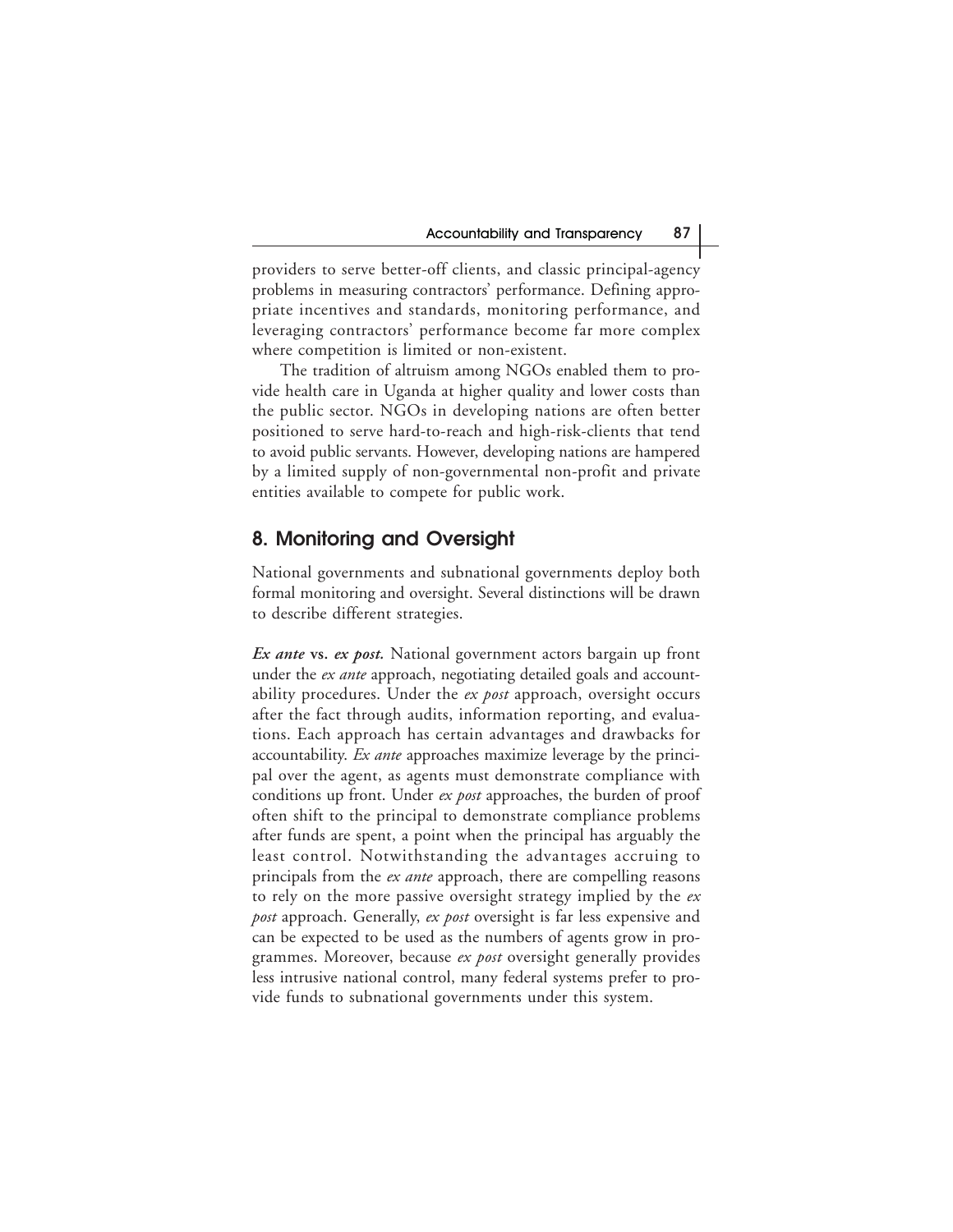providers to serve better-off clients, and classic principal-agency problems in measuring contractors' performance. Defining appropriate incentives and standards, monitoring performance, and leveraging contractors' performance become far more complex where competition is limited or non-existent.

The tradition of altruism among NGOs enabled them to provide health care in Uganda at higher quality and lower costs than the public sector. NGOs in developing nations are often better positioned to serve hard-to-reach and high-risk-clients that tend to avoid public servants. However, developing nations are hampered by a limited supply of non-governmental non-profit and private entities available to compete for public work.

## 8. Monitoring and Oversight

National governments and subnational governments deploy both formal monitoring and oversight. Several distinctions will be drawn to describe different strategies.

***Ex ante* vs. *ex post*.** National government actors bargain up front under the *ex ante* approach, negotiating detailed goals and accountability procedures. Under the *ex post* approach, oversight occurs after the fact through audits, information reporting, and evaluations. Each approach has certain advantages and drawbacks for accountability. *Ex ante* approaches maximize leverage by the principal over the agent, as agents must demonstrate compliance with conditions up front. Under *ex post* approaches, the burden of proof often shift to the principal to demonstrate compliance problems after funds are spent, a point when the principal has arguably the least control. Notwithstanding the advantages accruing to principals from the *ex ante* approach, there are compelling reasons to rely on the more passive oversight strategy implied by the *ex post* approach. Generally, *ex post* oversight is far less expensive and can be expected to be used as the numbers of agents grow in programmes. Moreover, because *ex post* oversight generally provides less intrusive national control, many federal systems prefer to provide funds to subnational governments under this system.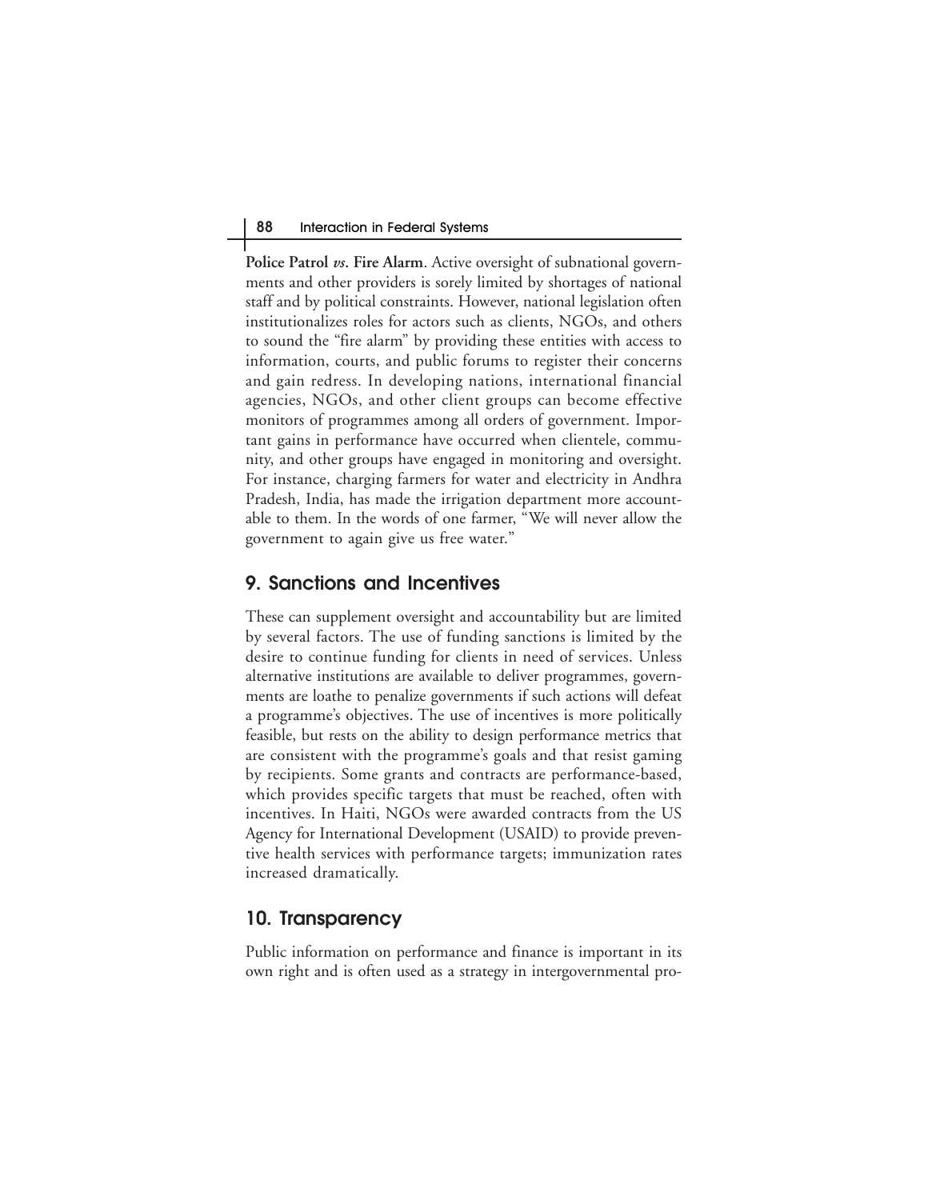**Police Patrol *vs*. Fire Alarm**. Active oversight of subnational governments and other providers is sorely limited by shortages of national staff and by political constraints. However, national legislation often institutionalizes roles for actors such as clients, NGOs, and others to sound the "fire alarm" by providing these entities with access to information, courts, and public forums to register their concerns and gain redress. In developing nations, international financial agencies, NGOs, and other client groups can become effective monitors of programmes among all orders of government. Important gains in performance have occurred when clientele, community, and other groups have engaged in monitoring and oversight. For instance, charging farmers for water and electricity in Andhra Pradesh, India, has made the irrigation department more accountable to them. In the words of one farmer, "We will never allow the government to again give us free water."

## 9. Sanctions and Incentives

These can supplement oversight and accountability but are limited by several factors. The use of funding sanctions is limited by the desire to continue funding for clients in need of services. Unless alternative institutions are available to deliver programmes, governments are loathe to penalize governments if such actions will defeat a programme's objectives. The use of incentives is more politically feasible, but rests on the ability to design performance metrics that are consistent with the programme's goals and that resist gaming by recipients. Some grants and contracts are performance-based, which provides specific targets that must be reached, often with incentives. In Haiti, NGOs were awarded contracts from the US Agency for International Development (USAID) to provide preventive health services with performance targets; immunization rates increased dramatically.

## 10. Transparency

Public information on performance and finance is important in its own right and is often used as a strategy in intergovernmental pro-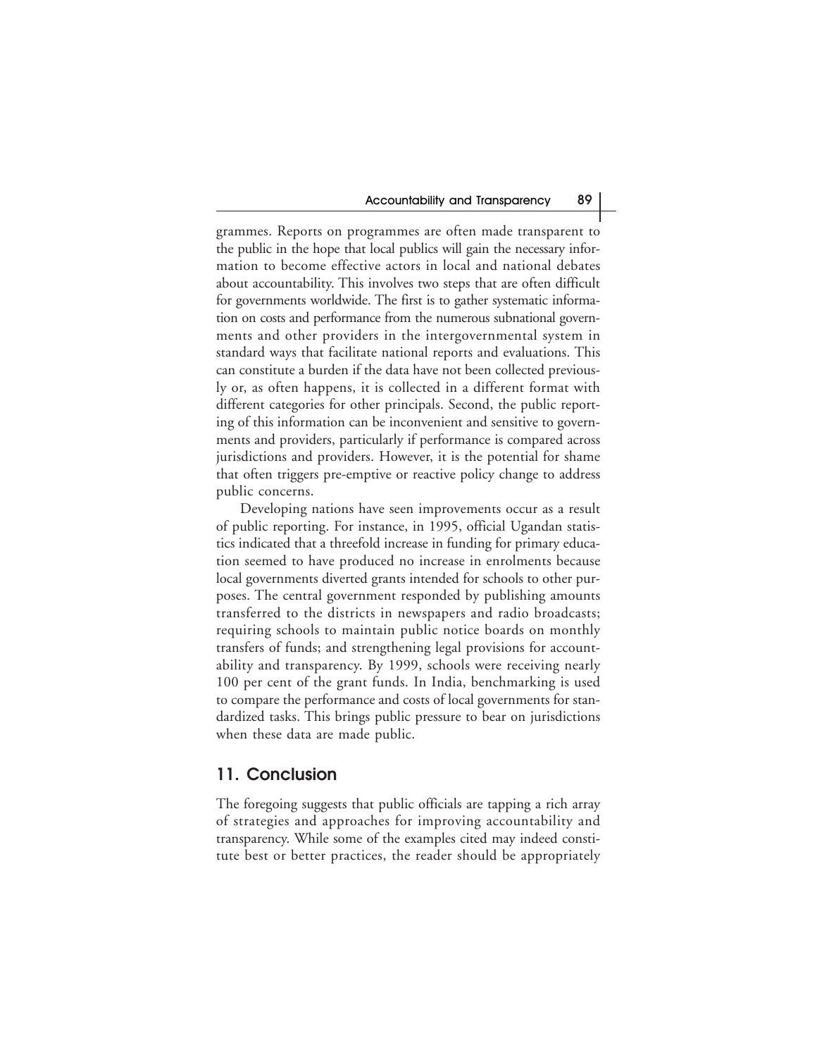grammes. Reports on programmes are often made transparent to the public in the hope that local publics will gain the necessary information to become effective actors in local and national debates about accountability. This involves two steps that are often difficult for governments worldwide. The first is to gather systematic information on costs and performance from the numerous subnational governments and other providers in the intergovernmental system in standard ways that facilitate national reports and evaluations. This can constitute a burden if the data have not been collected previously or, as often happens, it is collected in a different format with different categories for other principals. Second, the public reporting of this information can be inconvenient and sensitive to governments and providers, particularly if performance is compared across jurisdictions and providers. However, it is the potential for shame that often triggers pre-emptive or reactive policy change to address public concerns.

Developing nations have seen improvements occur as a result of public reporting. For instance, in 1995, official Ugandan statistics indicated that a threefold increase in funding for primary education seemed to have produced no increase in enrolments because local governments diverted grants intended for schools to other purposes. The central government responded by publishing amounts transferred to the districts in newspapers and radio broadcasts; requiring schools to maintain public notice boards on monthly transfers of funds; and strengthening legal provisions for accountability and transparency. By 1999, schools were receiving nearly 100 per cent of the grant funds. In India, benchmarking is used to compare the performance and costs of local governments for standardized tasks. This brings public pressure to bear on jurisdictions when these data are made public.

## 11. Conclusion

The foregoing suggests that public officials are tapping a rich array of strategies and approaches for improving accountability and transparency. While some of the examples cited may indeed constitute best or better practices, the reader should be appropriately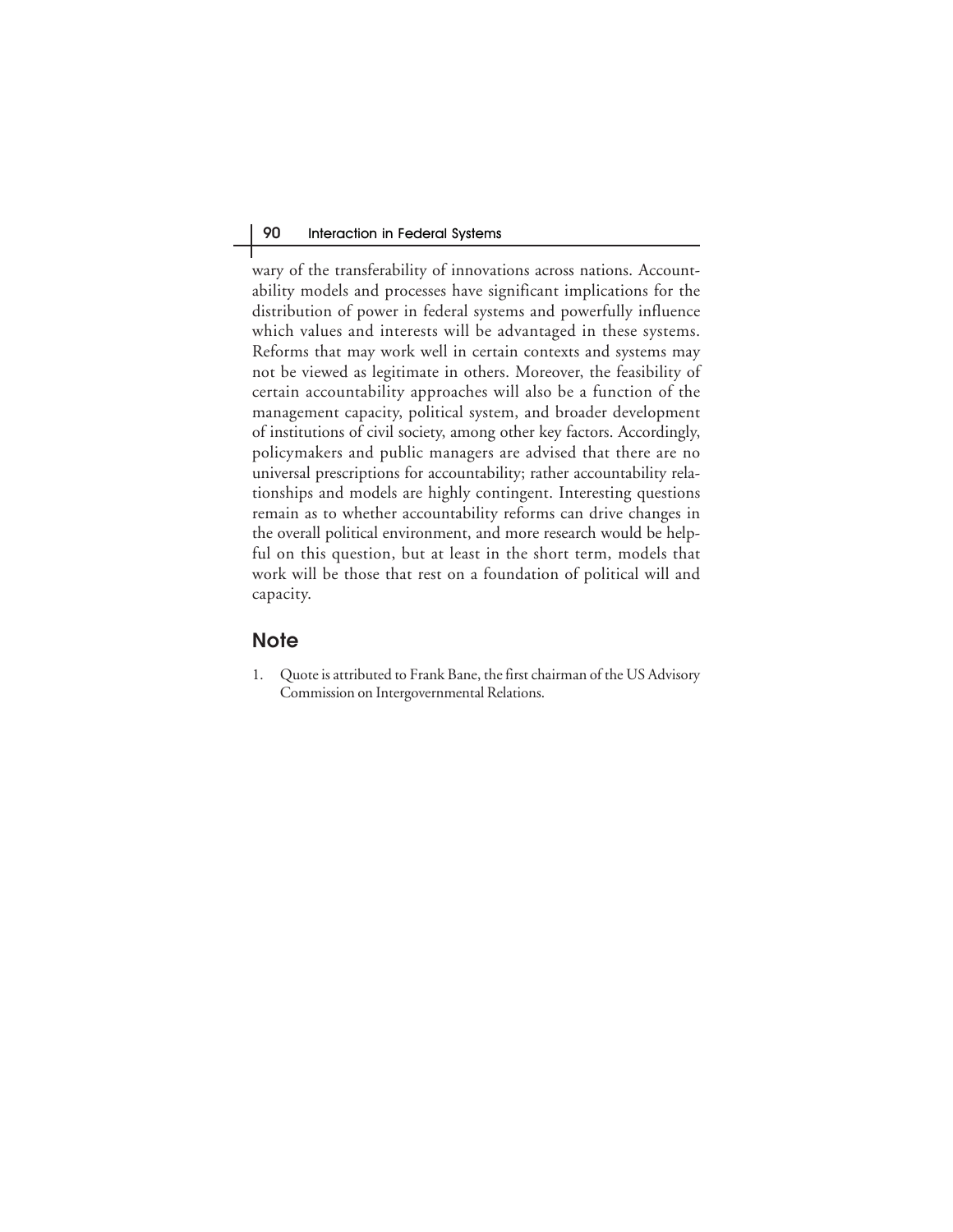wary of the transferability of innovations across nations. Accountability models and processes have significant implications for the distribution of power in federal systems and powerfully influence which values and interests will be advantaged in these systems. Reforms that may work well in certain contexts and systems may not be viewed as legitimate in others. Moreover, the feasibility of certain accountability approaches will also be a function of the management capacity, political system, and broader development of institutions of civil society, among other key factors. Accordingly, policymakers and public managers are advised that there are no universal prescriptions for accountability; rather accountability relationships and models are highly contingent. Interesting questions remain as to whether accountability reforms can drive changes in the overall political environment, and more research would be helpful on this question, but at least in the short term, models that work will be those that rest on a foundation of political will and capacity.

## Note

1. Quote is attributed to Frank Bane, the first chairman of the US Advisory Commission on Intergovernmental Relations.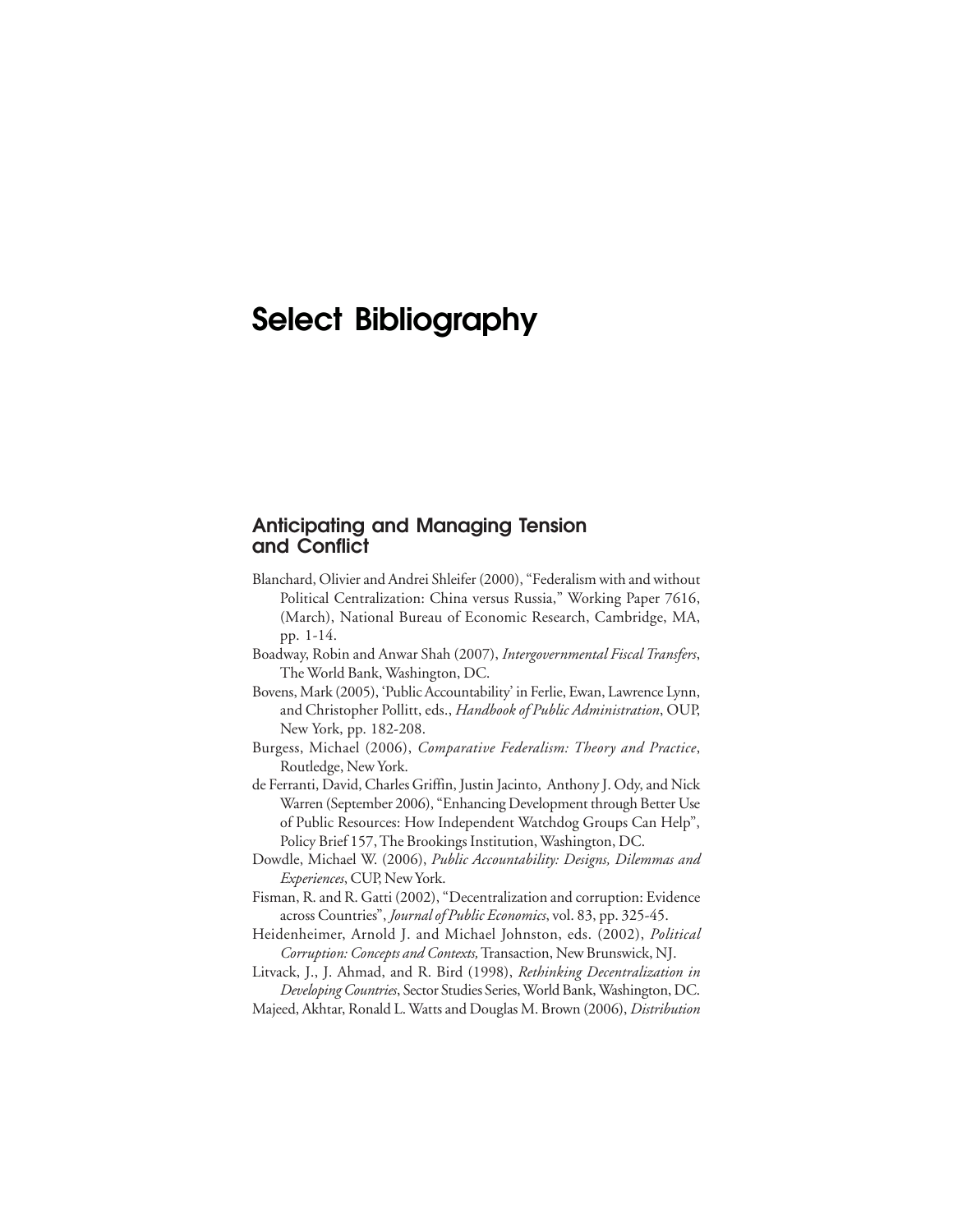# Select Bibliography

## Anticipating and Managing Tension and Conflict

Blanchard, Olivier and Andrei Shleifer (2000), "Federalism with and without Political Centralization: China versus Russia," Working Paper 7616, (March), National Bureau of Economic Research, Cambridge, MA, pp. 1-14.

Boadway, Robin and Anwar Shah (2007), *Intergovernmental Fiscal Transfers*, The World Bank, Washington, DC.

Bovens, Mark (2005), 'Public Accountability' in Ferlie, Ewan, Lawrence Lynn, and Christopher Pollitt, eds., *Handbook of Public Administration*, OUP, New York, pp. 182-208.

Burgess, Michael (2006), *Comparative Federalism: Theory and Practice*, Routledge, New York.

de Ferranti, David, Charles Griffin, Justin Jacinto, Anthony J. Ody, and Nick Warren (September 2006), "Enhancing Development through Better Use of Public Resources: How Independent Watchdog Groups Can Help", Policy Brief 157, The Brookings Institution, Washington, DC.

Dowdle, Michael W. (2006), *Public Accountability: Designs, Dilemmas and Experiences*, CUP, New York.

Fisman, R. and R. Gatti (2002), "Decentralization and corruption: Evidence across Countries", *Journal of Public Economics*, vol. 83, pp. 325-45.

Heidenheimer, Arnold J. and Michael Johnston, eds. (2002), *Political Corruption: Concepts and Contexts,* Transaction, New Brunswick, NJ.

Litvack, J., J. Ahmad, and R. Bird (1998), *Rethinking Decentralization in Developing Countries*, Sector Studies Series, World Bank, Washington, DC.

Majeed, Akhtar, Ronald L. Watts and Douglas M. Brown (2006), *Distribution*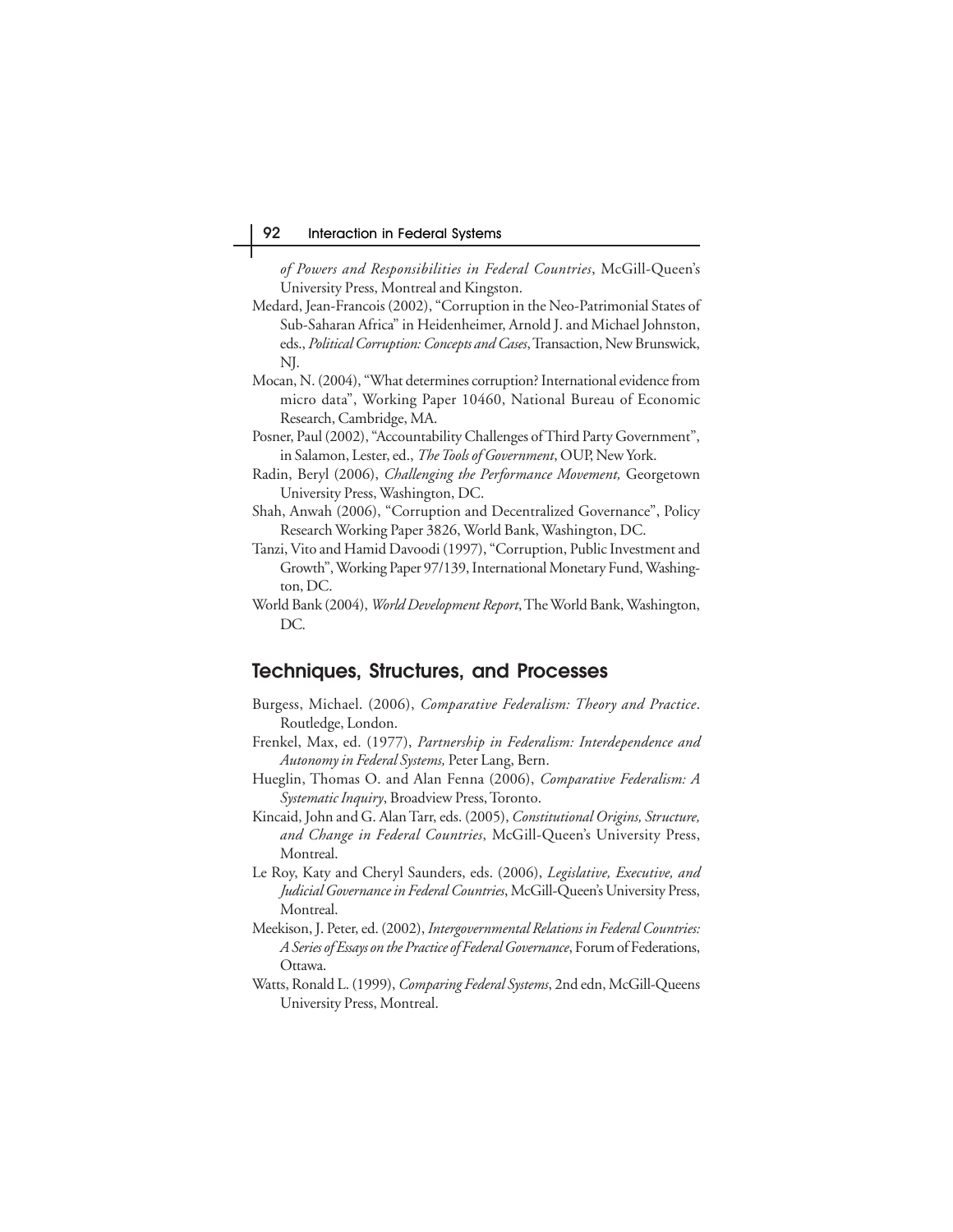*of Powers and Responsibilities in Federal Countries*, McGill-Queen's University Press, Montreal and Kingston.

Medard, Jean-Francois (2002), "Corruption in the Neo-Patrimonial States of Sub-Saharan Africa" in Heidenheimer, Arnold J. and Michael Johnston, eds., *Political Corruption: Concepts and Cases*, Transaction, New Brunswick, NJ.

Mocan, N. (2004), "What determines corruption? International evidence from micro data", Working Paper 10460, National Bureau of Economic Research, Cambridge, MA.

Posner, Paul (2002), "Accountability Challenges of Third Party Government", in Salamon, Lester, ed., *The Tools of Government*, OUP, New York.

Radin, Beryl (2006), *Challenging the Performance Movement,* Georgetown University Press, Washington, DC.

Shah, Anwah (2006), "Corruption and Decentralized Governance", Policy Research Working Paper 3826, World Bank, Washington, DC.

Tanzi, Vito and Hamid Davoodi (1997), "Corruption, Public Investment and Growth", Working Paper 97/139, International Monetary Fund, Washington, DC.

World Bank (2004), *World Development Report*, The World Bank, Washington, DC.

## Techniques, Structures, and Processes

Burgess, Michael. (2006), *Comparative Federalism: Theory and Practice*. Routledge, London.

Frenkel, Max, ed. (1977), *Partnership in Federalism: Interdependence and Autonomy in Federal Systems,* Peter Lang, Bern.

Hueglin, Thomas O. and Alan Fenna (2006), *Comparative Federalism: A Systematic Inquiry*, Broadview Press, Toronto.

Kincaid, John and G. Alan Tarr, eds. (2005), *Constitutional Origins, Structure, and Change in Federal Countries*, McGill-Queen's University Press, Montreal.

Le Roy, Katy and Cheryl Saunders, eds. (2006), *Legislative, Executive, and Judicial Governance in Federal Countries*, McGill-Queen's University Press, Montreal.

Meekison, J. Peter, ed. (2002), *Intergovernmental Relations in Federal Countries: A Series of Essays on the Practice of Federal Governance*, Forum of Federations, Ottawa.

Watts, Ronald L. (1999), *Comparing Federal Systems*, 2nd edn, McGill-Queens University Press, Montreal.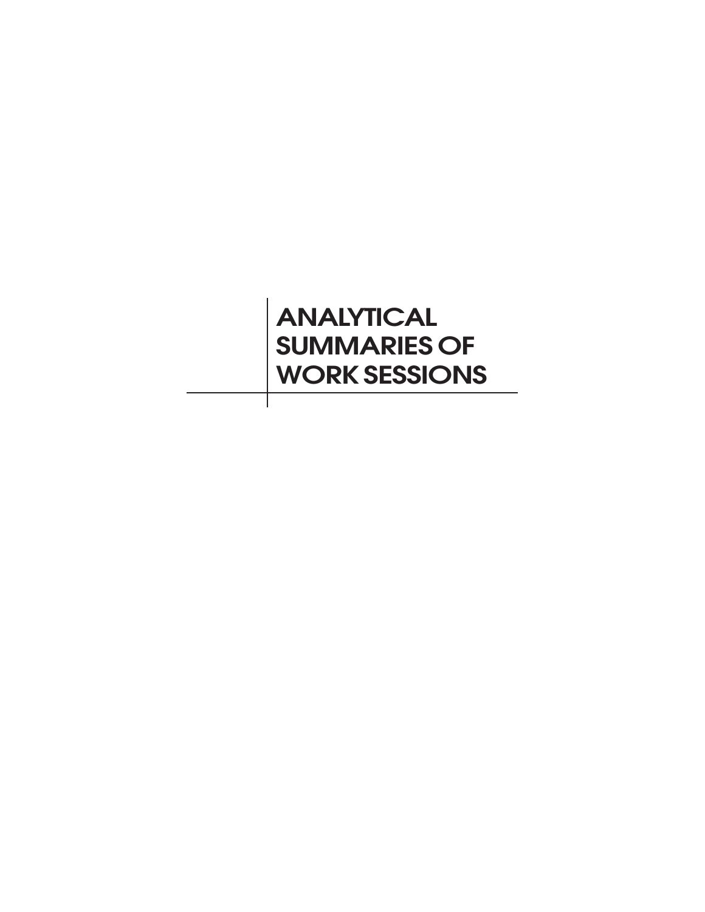# ANALYTICAL SUMMARIES OF WORK SESSIONS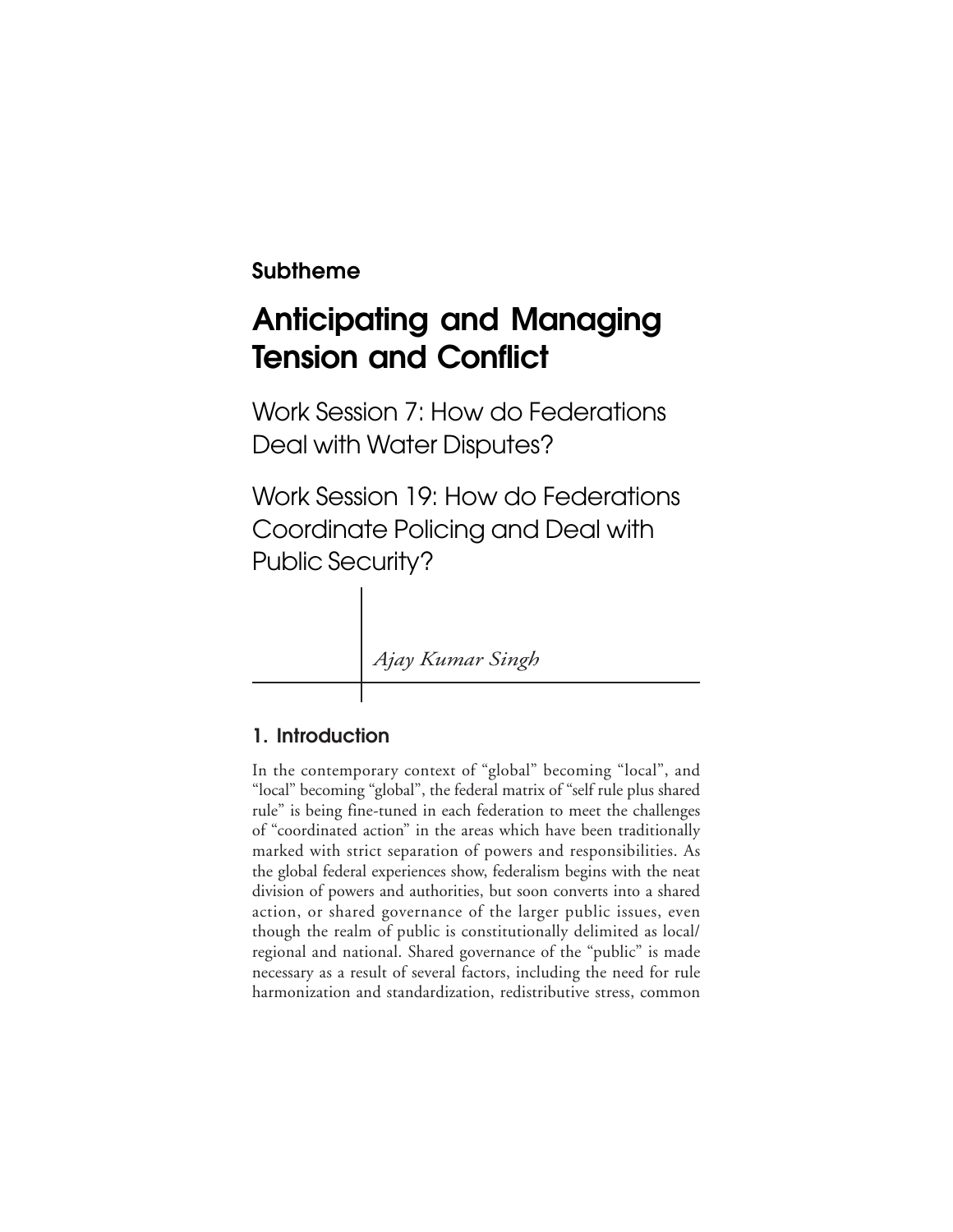**Subtheme**

# Anticipating and Managing Tension and Conflict

## Work Session 7: How do Federations Deal with Water Disputes?

## Work Session 19: How do Federations Coordinate Policing and Deal with Public Security?

*Ajay Kumar Singh*

### 1. Introduction

In the contemporary context of "global" becoming "local", and "local" becoming "global", the federal matrix of "self rule plus shared rule" is being fine-tuned in each federation to meet the challenges of "coordinated action" in the areas which have been traditionally marked with strict separation of powers and responsibilities. As the global federal experiences show, federalism begins with the neat division of powers and authorities, but soon converts into a shared action, or shared governance of the larger public issues, even though the realm of public is constitutionally delimited as local/regional and national. Shared governance of the "public" is made necessary as a result of several factors, including the need for rule harmonization and standardization, redistributive stress, common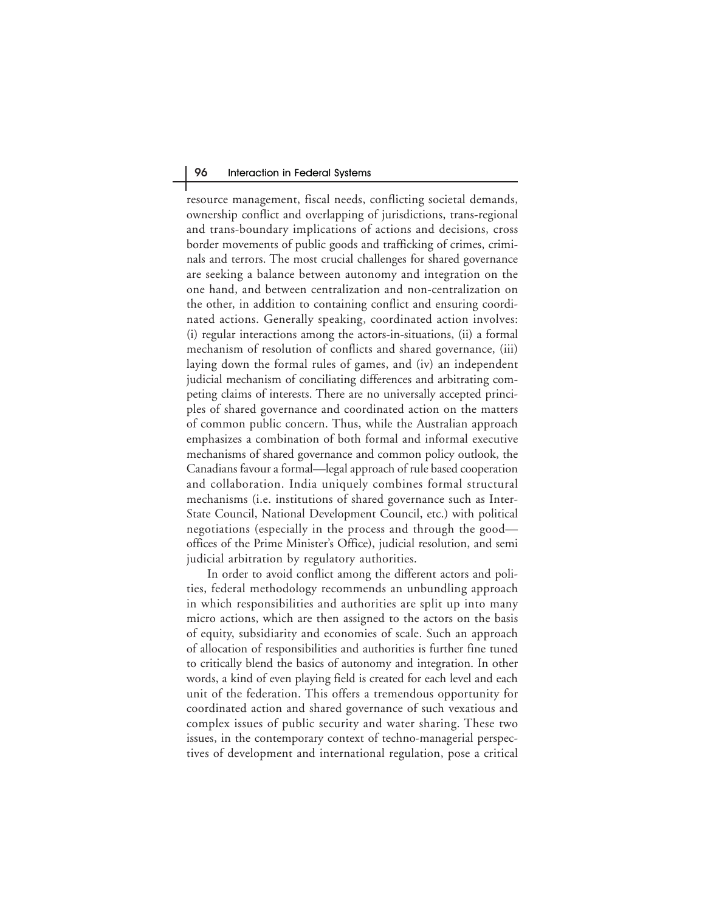resource management, fiscal needs, conflicting societal demands, ownership conflict and overlapping of jurisdictions, trans-regional and trans-boundary implications of actions and decisions, cross border movements of public goods and trafficking of crimes, criminals and terrors. The most crucial challenges for shared governance are seeking a balance between autonomy and integration on the one hand, and between centralization and non-centralization on the other, in addition to containing conflict and ensuring coordinated actions. Generally speaking, coordinated action involves: (i) regular interactions among the actors-in-situations, (ii) a formal mechanism of resolution of conflicts and shared governance, (iii) laying down the formal rules of games, and (iv) an independent judicial mechanism of conciliating differences and arbitrating competing claims of interests. There are no universally accepted principles of shared governance and coordinated action on the matters of common public concern. Thus, while the Australian approach emphasizes a combination of both formal and informal executive mechanisms of shared governance and common policy outlook, the Canadians favour a formal—legal approach of rule based cooperation and collaboration. India uniquely combines formal structural mechanisms (i.e. institutions of shared governance such as Inter-State Council, National Development Council, etc.) with political negotiations (especially in the process and through the good—offices of the Prime Minister's Office), judicial resolution, and semi judicial arbitration by regulatory authorities.

In order to avoid conflict among the different actors and polities, federal methodology recommends an unbundling approach in which responsibilities and authorities are split up into many micro actions, which are then assigned to the actors on the basis of equity, subsidiarity and economies of scale. Such an approach of allocation of responsibilities and authorities is further fine tuned to critically blend the basics of autonomy and integration. In other words, a kind of even playing field is created for each level and each unit of the federation. This offers a tremendous opportunity for coordinated action and shared governance of such vexatious and complex issues of public security and water sharing. These two issues, in the contemporary context of techno-managerial perspectives of development and international regulation, pose a critical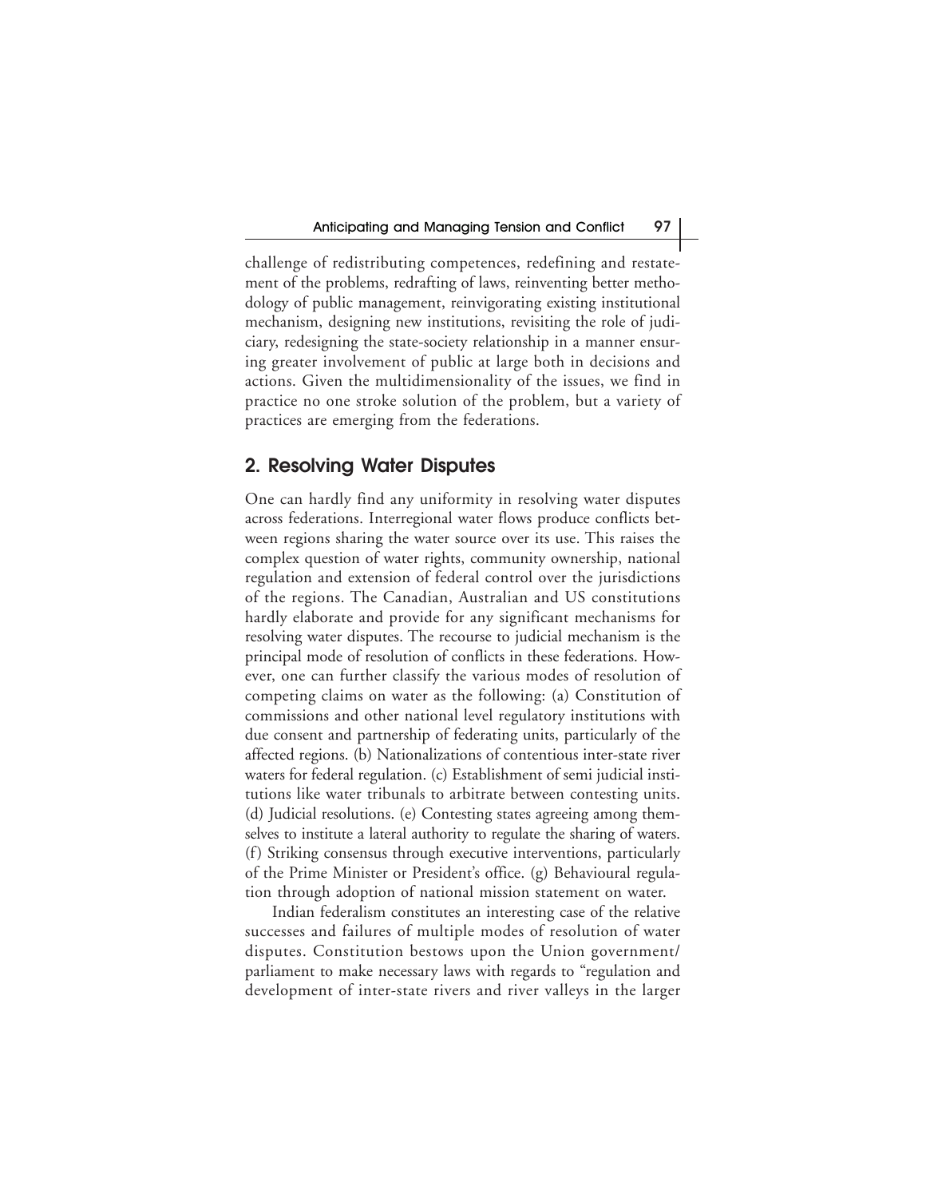challenge of redistributing competences, redefining and restatement of the problems, redrafting of laws, reinventing better methodology of public management, reinvigorating existing institutional mechanism, designing new institutions, revisiting the role of judiciary, redesigning the state-society relationship in a manner ensuring greater involvement of public at large both in decisions and actions. Given the multidimensionality of the issues, we find in practice no one stroke solution of the problem, but a variety of practices are emerging from the federations.

## 2. Resolving Water Disputes

One can hardly find any uniformity in resolving water disputes across federations. Interregional water flows produce conflicts between regions sharing the water source over its use. This raises the complex question of water rights, community ownership, national regulation and extension of federal control over the jurisdictions of the regions. The Canadian, Australian and US constitutions hardly elaborate and provide for any significant mechanisms for resolving water disputes. The recourse to judicial mechanism is the principal mode of resolution of conflicts in these federations. However, one can further classify the various modes of resolution of competing claims on water as the following: (a) Constitution of commissions and other national level regulatory institutions with due consent and partnership of federating units, particularly of the affected regions. (b) Nationalizations of contentious inter-state river waters for federal regulation. (c) Establishment of semi judicial institutions like water tribunals to arbitrate between contesting units. (d) Judicial resolutions. (e) Contesting states agreeing among themselves to institute a lateral authority to regulate the sharing of waters. (f) Striking consensus through executive interventions, particularly of the Prime Minister or President's office. (g) Behavioural regulation through adoption of national mission statement on water.

Indian federalism constitutes an interesting case of the relative successes and failures of multiple modes of resolution of water disputes. Constitution bestows upon the Union government/parliament to make necessary laws with regards to "regulation and development of inter-state rivers and river valleys in the larger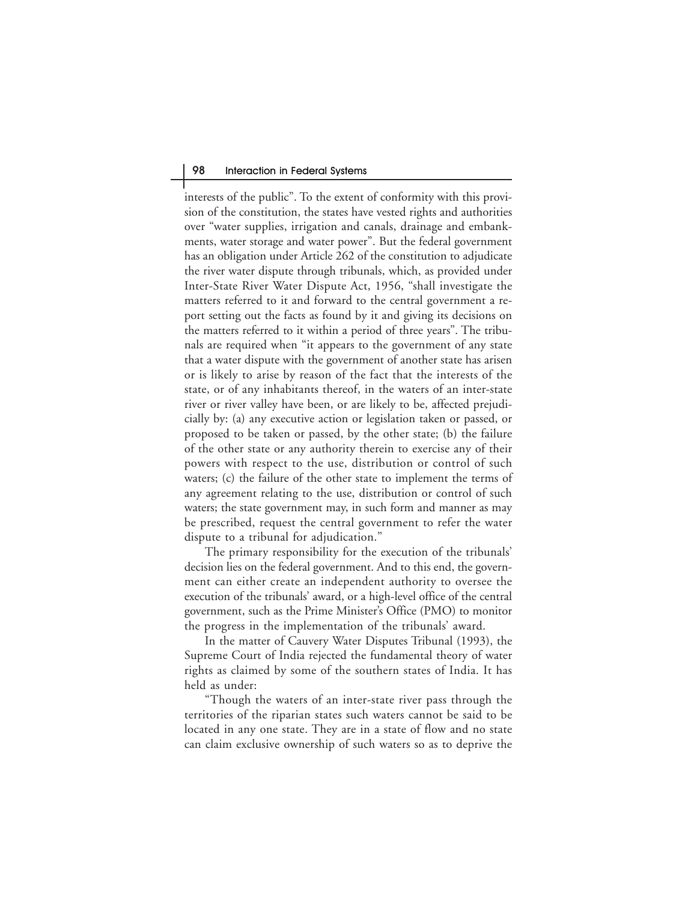interests of the public". To the extent of conformity with this provision of the constitution, the states have vested rights and authorities over "water supplies, irrigation and canals, drainage and embankments, water storage and water power". But the federal government has an obligation under Article 262 of the constitution to adjudicate the river water dispute through tribunals, which, as provided under Inter-State River Water Dispute Act, 1956, "shall investigate the matters referred to it and forward to the central government a report setting out the facts as found by it and giving its decisions on the matters referred to it within a period of three years". The tribunals are required when "it appears to the government of any state that a water dispute with the government of another state has arisen or is likely to arise by reason of the fact that the interests of the state, or of any inhabitants thereof, in the waters of an inter-state river or river valley have been, or are likely to be, affected prejudicially by: (a) any executive action or legislation taken or passed, or proposed to be taken or passed, by the other state; (b) the failure of the other state or any authority therein to exercise any of their powers with respect to the use, distribution or control of such waters; (c) the failure of the other state to implement the terms of any agreement relating to the use, distribution or control of such waters; the state government may, in such form and manner as may be prescribed, request the central government to refer the water dispute to a tribunal for adjudication."

The primary responsibility for the execution of the tribunals' decision lies on the federal government. And to this end, the government can either create an independent authority to oversee the execution of the tribunals' award, or a high-level office of the central government, such as the Prime Minister's Office (PMO) to monitor the progress in the implementation of the tribunals' award.

In the matter of Cauvery Water Disputes Tribunal (1993), the Supreme Court of India rejected the fundamental theory of water rights as claimed by some of the southern states of India. It has held as under:

"Though the waters of an inter-state river pass through the territories of the riparian states such waters cannot be said to be located in any one state. They are in a state of flow and no state can claim exclusive ownership of such waters so as to deprive the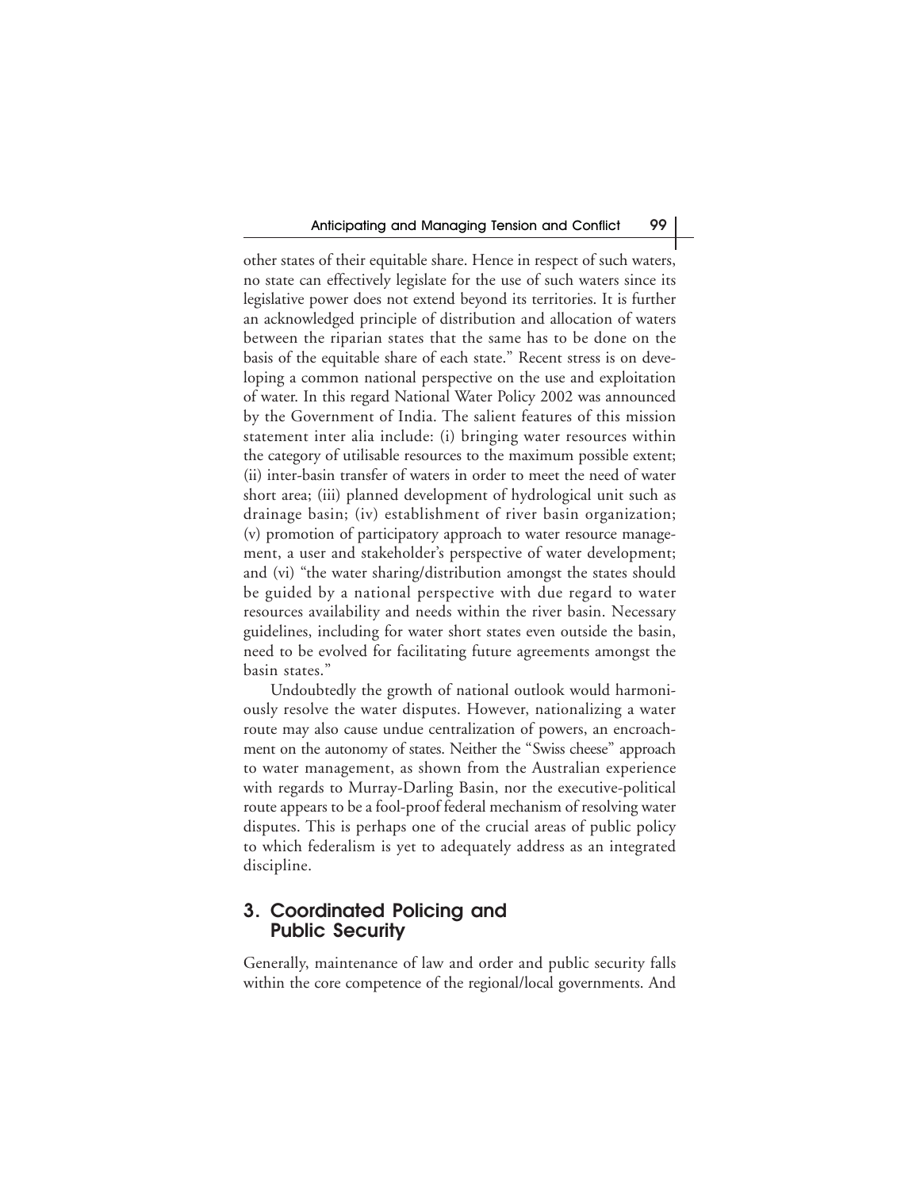other states of their equitable share. Hence in respect of such waters, no state can effectively legislate for the use of such waters since its legislative power does not extend beyond its territories. It is further an acknowledged principle of distribution and allocation of waters between the riparian states that the same has to be done on the basis of the equitable share of each state." Recent stress is on developing a common national perspective on the use and exploitation of water. In this regard National Water Policy 2002 was announced by the Government of India. The salient features of this mission statement inter alia include: (i) bringing water resources within the category of utilisable resources to the maximum possible extent; (ii) inter-basin transfer of waters in order to meet the need of water short area; (iii) planned development of hydrological unit such as drainage basin; (iv) establishment of river basin organization; (v) promotion of participatory approach to water resource management, a user and stakeholder's perspective of water development; and (vi) "the water sharing/distribution amongst the states should be guided by a national perspective with due regard to water resources availability and needs within the river basin. Necessary guidelines, including for water short states even outside the basin, need to be evolved for facilitating future agreements amongst the basin states."

Undoubtedly the growth of national outlook would harmoniously resolve the water disputes. However, nationalizing a water route may also cause undue centralization of powers, an encroachment on the autonomy of states. Neither the "Swiss cheese" approach to water management, as shown from the Australian experience with regards to Murray-Darling Basin, nor the executive-political route appears to be a fool-proof federal mechanism of resolving water disputes. This is perhaps one of the crucial areas of public policy to which federalism is yet to adequately address as an integrated discipline.

## 3. Coordinated Policing and Public Security

Generally, maintenance of law and order and public security falls within the core competence of the regional/local governments. And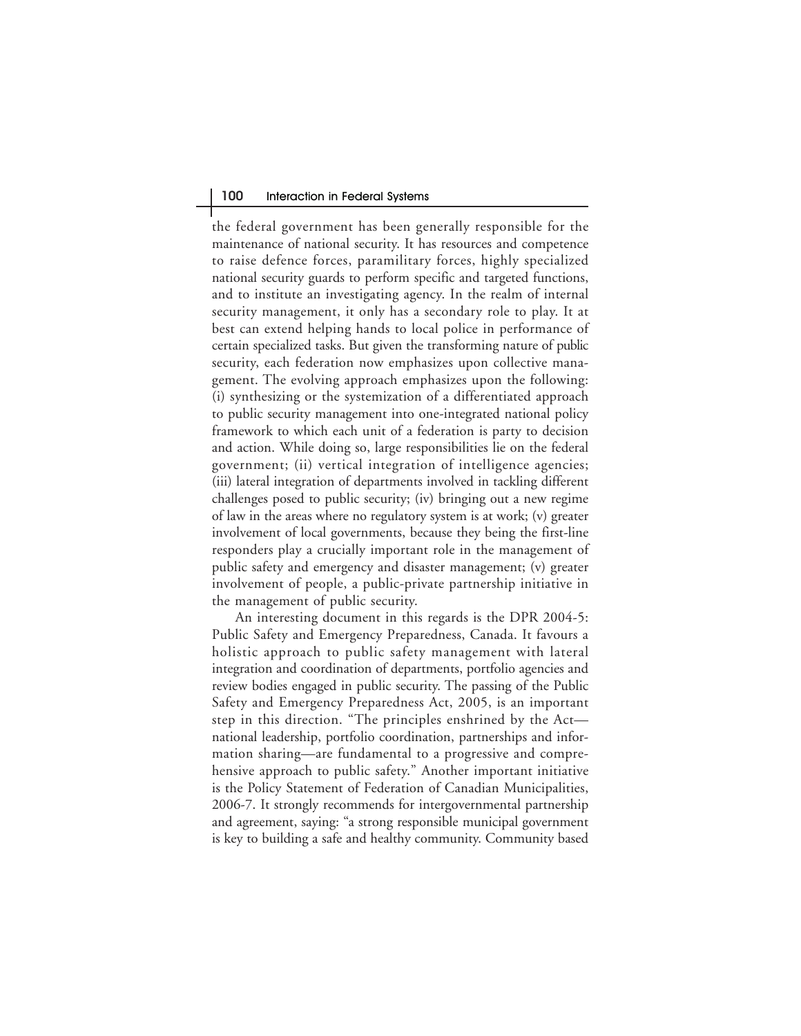the federal government has been generally responsible for the maintenance of national security. It has resources and competence to raise defence forces, paramilitary forces, highly specialized national security guards to perform specific and targeted functions, and to institute an investigating agency. In the realm of internal security management, it only has a secondary role to play. It at best can extend helping hands to local police in performance of certain specialized tasks. But given the transforming nature of public security, each federation now emphasizes upon collective management. The evolving approach emphasizes upon the following: (i) synthesizing or the systemization of a differentiated approach to public security management into one-integrated national policy framework to which each unit of a federation is party to decision and action. While doing so, large responsibilities lie on the federal government; (ii) vertical integration of intelligence agencies; (iii) lateral integration of departments involved in tackling different challenges posed to public security; (iv) bringing out a new regime of law in the areas where no regulatory system is at work; (v) greater involvement of local governments, because they being the first-line responders play a crucially important role in the management of public safety and emergency and disaster management; (v) greater involvement of people, a public-private partnership initiative in the management of public security.

An interesting document in this regards is the DPR 2004-5: Public Safety and Emergency Preparedness, Canada. It favours a holistic approach to public safety management with lateral integration and coordination of departments, portfolio agencies and review bodies engaged in public security. The passing of the Public Safety and Emergency Preparedness Act, 2005, is an important step in this direction. "The principles enshrined by the Act—national leadership, portfolio coordination, partnerships and information sharing—are fundamental to a progressive and comprehensive approach to public safety." Another important initiative is the Policy Statement of Federation of Canadian Municipalities, 2006-7. It strongly recommends for intergovernmental partnership and agreement, saying: "a strong responsible municipal government is key to building a safe and healthy community. Community based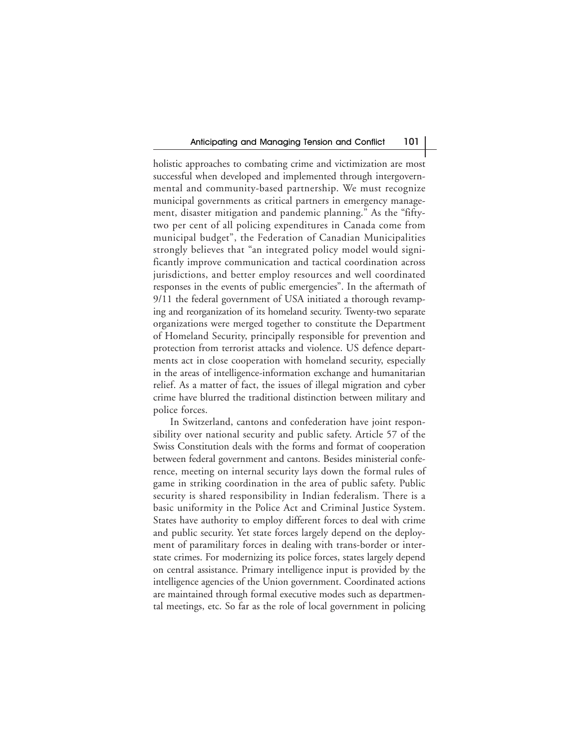holistic approaches to combating crime and victimization are most successful when developed and implemented through intergovernmental and community-based partnership. We must recognize municipal governments as critical partners in emergency management, disaster mitigation and pandemic planning." As the "fifty-two per cent of all policing expenditures in Canada come from municipal budget", the Federation of Canadian Municipalities strongly believes that "an integrated policy model would significantly improve communication and tactical coordination across jurisdictions, and better employ resources and well coordinated responses in the events of public emergencies". In the aftermath of 9/11 the federal government of USA initiated a thorough revamping and reorganization of its homeland security. Twenty-two separate organizations were merged together to constitute the Department of Homeland Security, principally responsible for prevention and protection from terrorist attacks and violence. US defence departments act in close cooperation with homeland security, especially in the areas of intelligence-information exchange and humanitarian relief. As a matter of fact, the issues of illegal migration and cyber crime have blurred the traditional distinction between military and police forces.

In Switzerland, cantons and confederation have joint responsibility over national security and public safety. Article 57 of the Swiss Constitution deals with the forms and format of cooperation between federal government and cantons. Besides ministerial conference, meeting on internal security lays down the formal rules of game in striking coordination in the area of public safety. Public security is shared responsibility in Indian federalism. There is a basic uniformity in the Police Act and Criminal Justice System. States have authority to employ different forces to deal with crime and public security. Yet state forces largely depend on the deployment of paramilitary forces in dealing with trans-border or interstate crimes. For modernizing its police forces, states largely depend on central assistance. Primary intelligence input is provided by the intelligence agencies of the Union government. Coordinated actions are maintained through formal executive modes such as departmental meetings, etc. So far as the role of local government in policing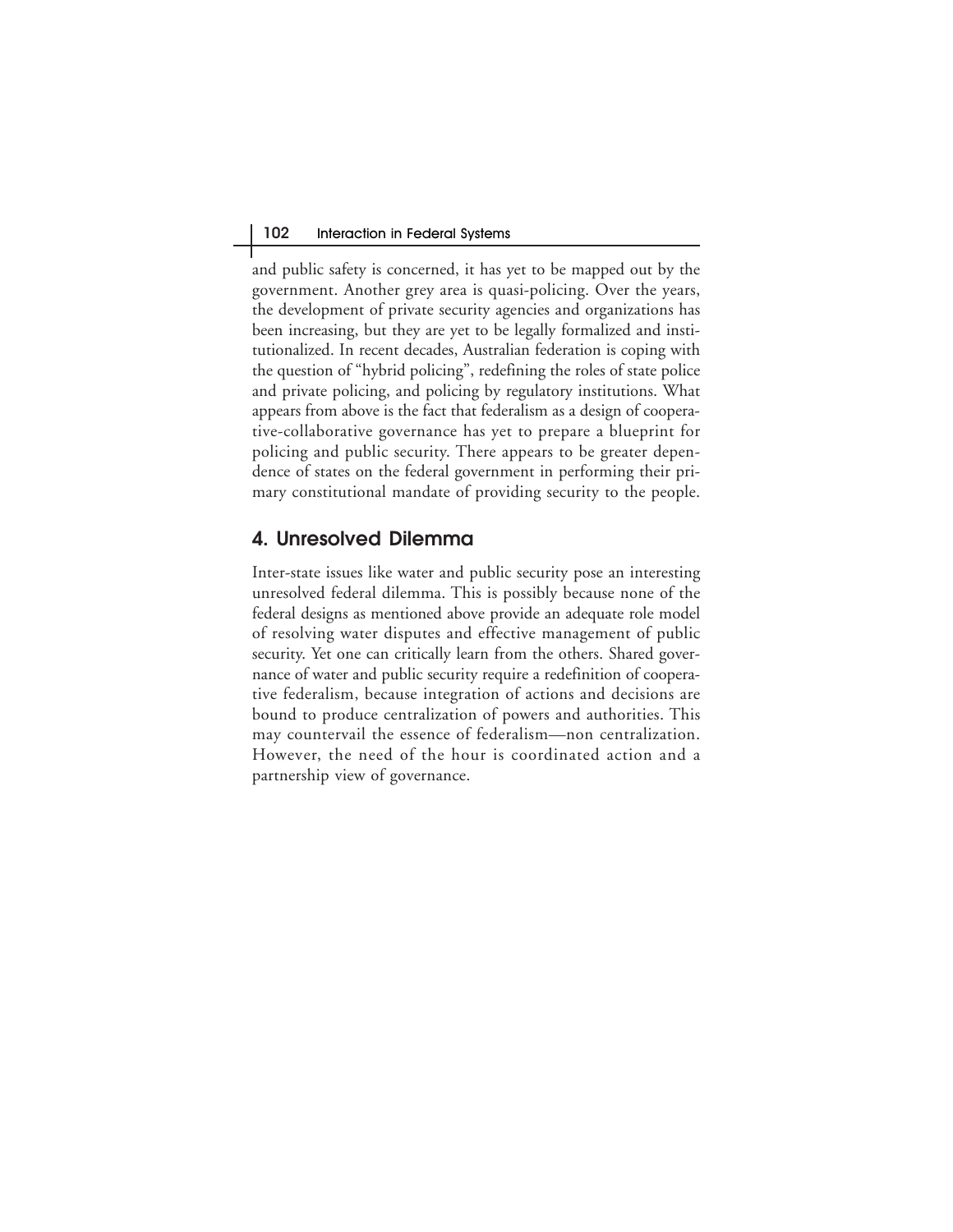and public safety is concerned, it has yet to be mapped out by the government. Another grey area is quasi-policing. Over the years, the development of private security agencies and organizations has been increasing, but they are yet to be legally formalized and institutionalized. In recent decades, Australian federation is coping with the question of "hybrid policing", redefining the roles of state police and private policing, and policing by regulatory institutions. What appears from above is the fact that federalism as a design of cooperative-collaborative governance has yet to prepare a blueprint for policing and public security. There appears to be greater dependence of states on the federal government in performing their primary constitutional mandate of providing security to the people.

## 4. Unresolved Dilemma

Inter-state issues like water and public security pose an interesting unresolved federal dilemma. This is possibly because none of the federal designs as mentioned above provide an adequate role model of resolving water disputes and effective management of public security. Yet one can critically learn from the others. Shared governance of water and public security require a redefinition of cooperative federalism, because integration of actions and decisions are bound to produce centralization of powers and authorities. This may countervail the essence of federalism—non centralization. However, the need of the hour is coordinated action and a partnership view of governance.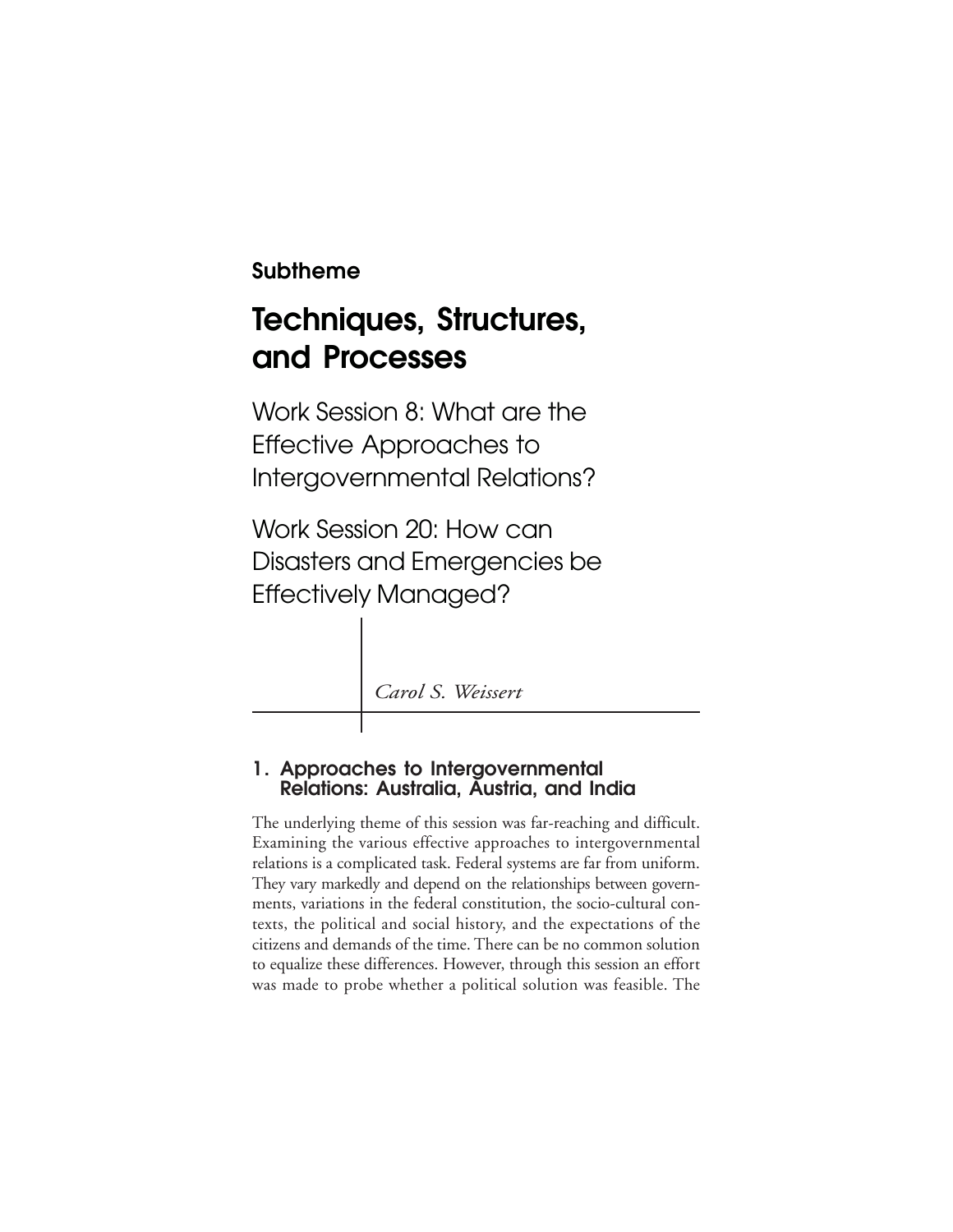## Subtheme

# Techniques, Structures, and Processes

## Work Session 8: What are the Effective Approaches to Intergovernmental Relations?

## Work Session 20: How can Disasters and Emergencies be Effectively Managed?

*Carol S. Weissert*

### 1. Approaches to Intergovernmental Relations: Australia, Austria, and India

The underlying theme of this session was far-reaching and difficult. Examining the various effective approaches to intergovernmental relations is a complicated task. Federal systems are far from uniform. They vary markedly and depend on the relationships between governments, variations in the federal constitution, the socio-cultural contexts, the political and social history, and the expectations of the citizens and demands of the time. There can be no common solution to equalize these differences. However, through this session an effort was made to probe whether a political solution was feasible. The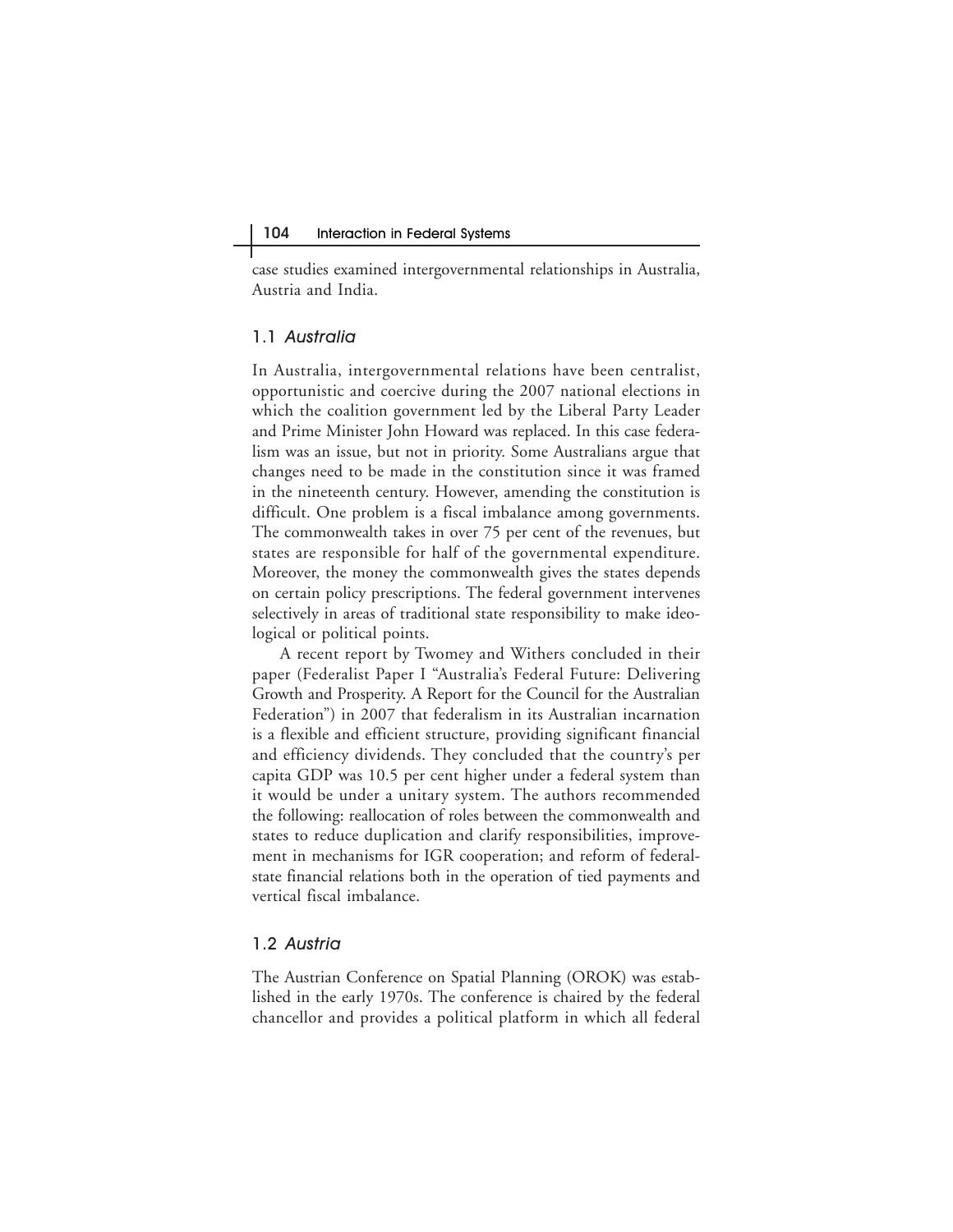case studies examined intergovernmental relationships in Australia, Austria and India.

## 1.1 *Australia*

In Australia, intergovernmental relations have been centralist, opportunistic and coercive during the 2007 national elections in which the coalition government led by the Liberal Party Leader and Prime Minister John Howard was replaced. In this case federalism was an issue, but not in priority. Some Australians argue that changes need to be made in the constitution since it was framed in the nineteenth century. However, amending the constitution is difficult. One problem is a fiscal imbalance among governments. The commonwealth takes in over 75 per cent of the revenues, but states are responsible for half of the governmental expenditure. Moreover, the money the commonwealth gives the states depends on certain policy prescriptions. The federal government intervenes selectively in areas of traditional state responsibility to make ideological or political points.

A recent report by Twomey and Withers concluded in their paper (Federalist Paper I "Australia's Federal Future: Delivering Growth and Prosperity. A Report for the Council for the Australian Federation") in 2007 that federalism in its Australian incarnation is a flexible and efficient structure, providing significant financial and efficiency dividends. They concluded that the country's per capita GDP was 10.5 per cent higher under a federal system than it would be under a unitary system. The authors recommended the following: reallocation of roles between the commonwealth and states to reduce duplication and clarify responsibilities, improvement in mechanisms for IGR cooperation; and reform of federal-state financial relations both in the operation of tied payments and vertical fiscal imbalance.

## 1.2 *Austria*

The Austrian Conference on Spatial Planning (OROK) was established in the early 1970s. The conference is chaired by the federal chancellor and provides a political platform in which all federal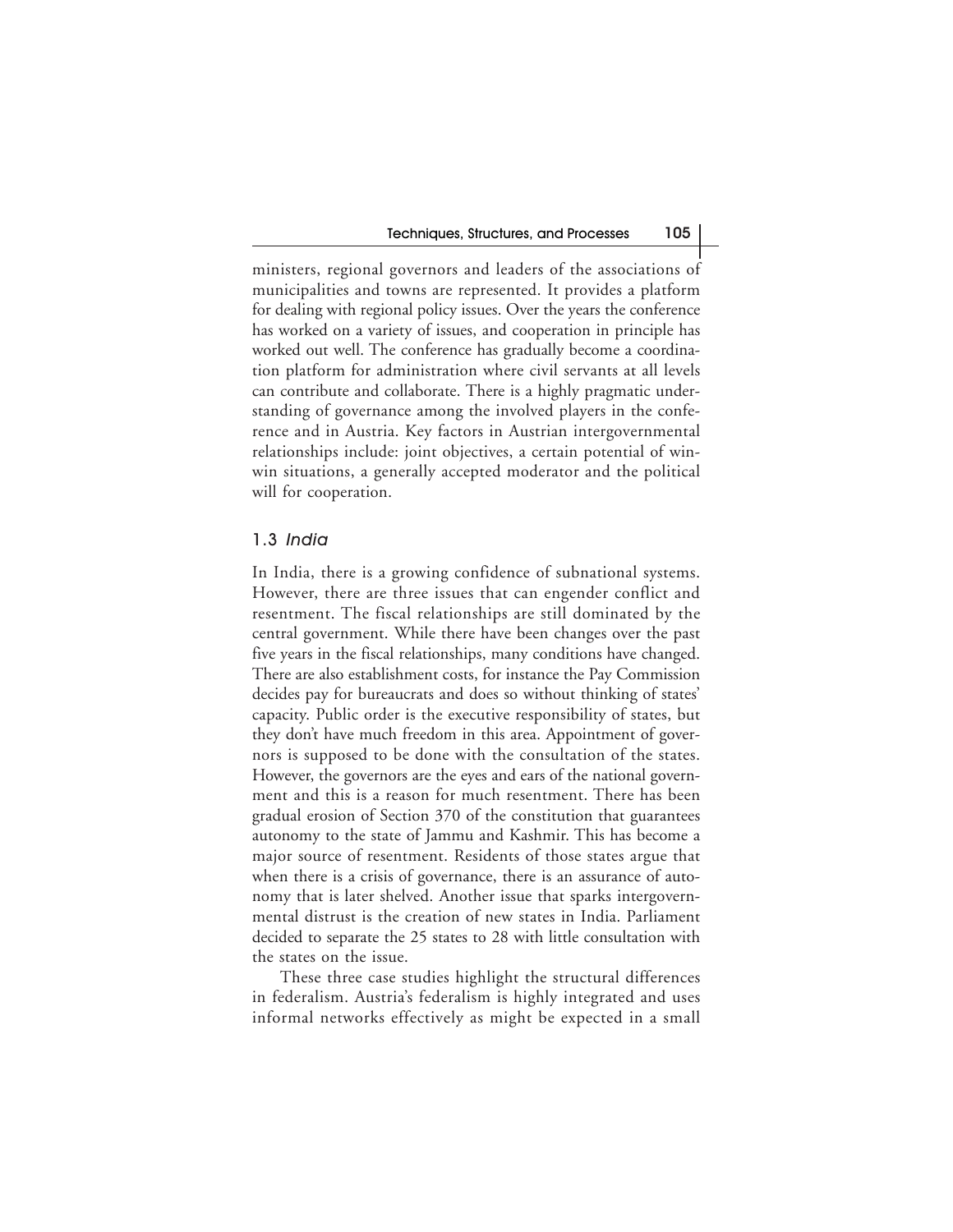ministers, regional governors and leaders of the associations of municipalities and towns are represented. It provides a platform for dealing with regional policy issues. Over the years the conference has worked on a variety of issues, and cooperation in principle has worked out well. The conference has gradually become a coordination platform for administration where civil servants at all levels can contribute and collaborate. There is a highly pragmatic understanding of governance among the involved players in the conference and in Austria. Key factors in Austrian intergovernmental relationships include: joint objectives, a certain potential of win-win situations, a generally accepted moderator and the political will for cooperation.

### 1.3 *India*

In India, there is a growing confidence of subnational systems. However, there are three issues that can engender conflict and resentment. The fiscal relationships are still dominated by the central government. While there have been changes over the past five years in the fiscal relationships, many conditions have changed. There are also establishment costs, for instance the Pay Commission decides pay for bureaucrats and does so without thinking of states' capacity. Public order is the executive responsibility of states, but they don't have much freedom in this area. Appointment of governors is supposed to be done with the consultation of the states. However, the governors are the eyes and ears of the national government and this is a reason for much resentment. There has been gradual erosion of Section 370 of the constitution that guarantees autonomy to the state of Jammu and Kashmir. This has become a major source of resentment. Residents of those states argue that when there is a crisis of governance, there is an assurance of autonomy that is later shelved. Another issue that sparks intergovernmental distrust is the creation of new states in India. Parliament decided to separate the 25 states to 28 with little consultation with the states on the issue.

These three case studies highlight the structural differences in federalism. Austria's federalism is highly integrated and uses informal networks effectively as might be expected in a small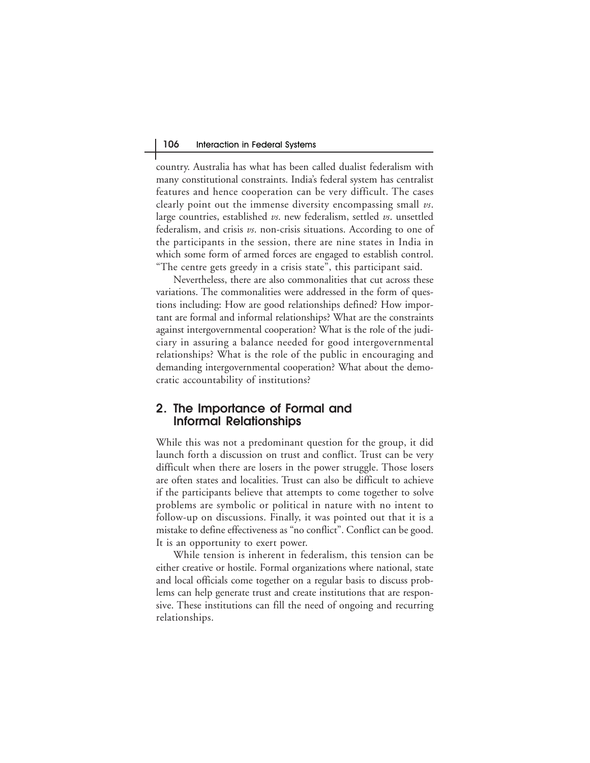country. Australia has what has been called dualist federalism with many constitutional constraints. India's federal system has centralist features and hence cooperation can be very difficult. The cases clearly point out the immense diversity encompassing small *vs*. large countries, established *vs*. new federalism, settled *vs*. unsettled federalism, and crisis *vs*. non-crisis situations. According to one of the participants in the session, there are nine states in India in which some form of armed forces are engaged to establish control. "The centre gets greedy in a crisis state", this participant said.

Nevertheless, there are also commonalities that cut across these variations. The commonalities were addressed in the form of questions including: How are good relationships defined? How important are formal and informal relationships? What are the constraints against intergovernmental cooperation? What is the role of the judiciary in assuring a balance needed for good intergovernmental relationships? What is the role of the public in encouraging and demanding intergovernmental cooperation? What about the democratic accountability of institutions?

## 2. The Importance of Formal and Informal Relationships

While this was not a predominant question for the group, it did launch forth a discussion on trust and conflict. Trust can be very difficult when there are losers in the power struggle. Those losers are often states and localities. Trust can also be difficult to achieve if the participants believe that attempts to come together to solve problems are symbolic or political in nature with no intent to follow-up on discussions. Finally, it was pointed out that it is a mistake to define effectiveness as "no conflict". Conflict can be good. It is an opportunity to exert power.

While tension is inherent in federalism, this tension can be either creative or hostile. Formal organizations where national, state and local officials come together on a regular basis to discuss problems can help generate trust and create institutions that are responsive. These institutions can fill the need of ongoing and recurring relationships.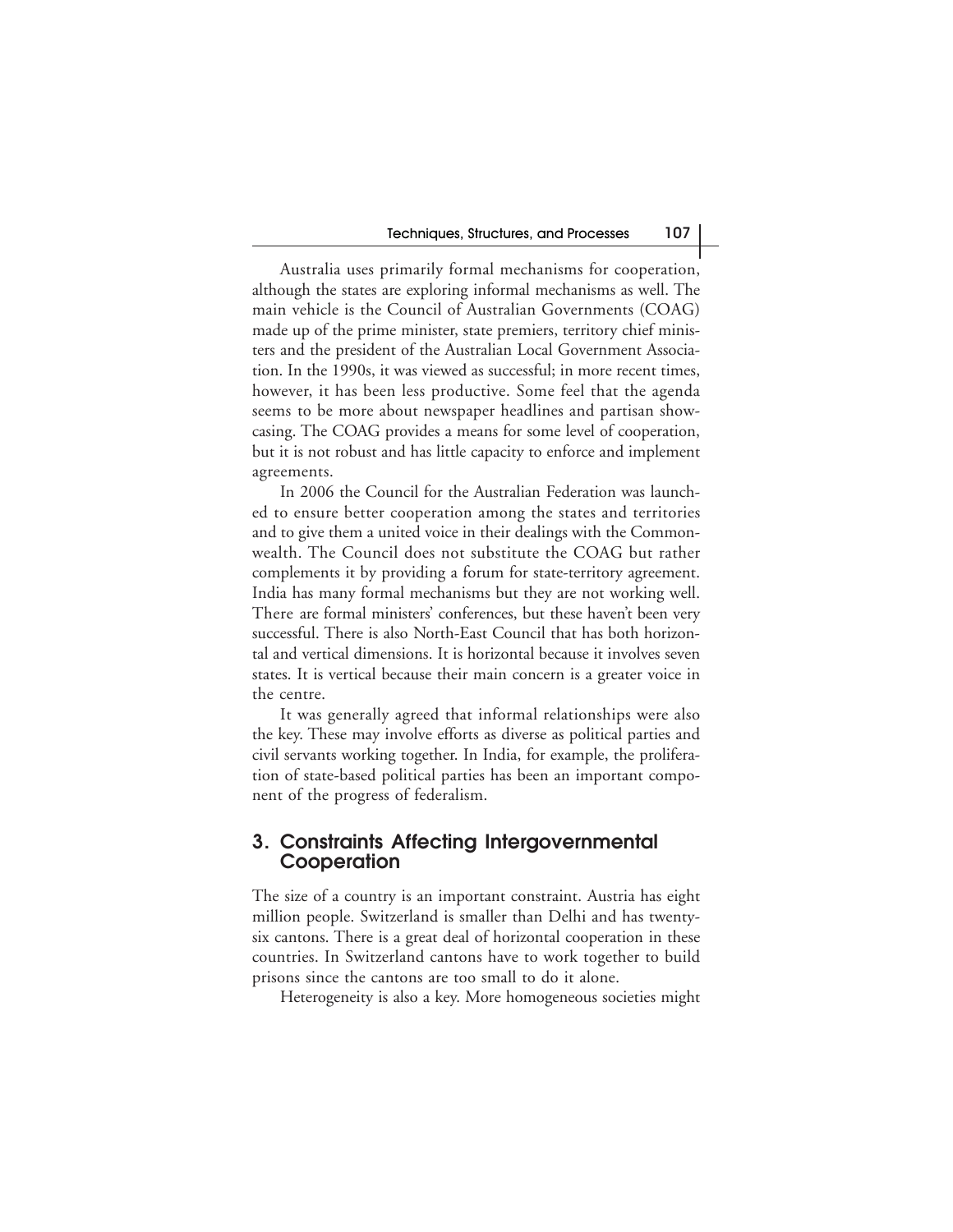Australia uses primarily formal mechanisms for cooperation, although the states are exploring informal mechanisms as well. The main vehicle is the Council of Australian Governments (COAG) made up of the prime minister, state premiers, territory chief ministers and the president of the Australian Local Government Association. In the 1990s, it was viewed as successful; in more recent times, however, it has been less productive. Some feel that the agenda seems to be more about newspaper headlines and partisan showcasing. The COAG provides a means for some level of cooperation, but it is not robust and has little capacity to enforce and implement agreements.

In 2006 the Council for the Australian Federation was launched to ensure better cooperation among the states and territories and to give them a united voice in their dealings with the Commonwealth. The Council does not substitute the COAG but rather complements it by providing a forum for state-territory agreement. India has many formal mechanisms but they are not working well. There are formal ministers' conferences, but these haven't been very successful. There is also North-East Council that has both horizontal and vertical dimensions. It is horizontal because it involves seven states. It is vertical because their main concern is a greater voice in the centre.

It was generally agreed that informal relationships were also the key. These may involve efforts as diverse as political parties and civil servants working together. In India, for example, the proliferation of state-based political parties has been an important component of the progress of federalism.

## 3. Constraints Affecting Intergovernmental Cooperation

The size of a country is an important constraint. Austria has eight million people. Switzerland is smaller than Delhi and has twenty-six cantons. There is a great deal of horizontal cooperation in these countries. In Switzerland cantons have to work together to build prisons since the cantons are too small to do it alone.

Heterogeneity is also a key. More homogeneous societies might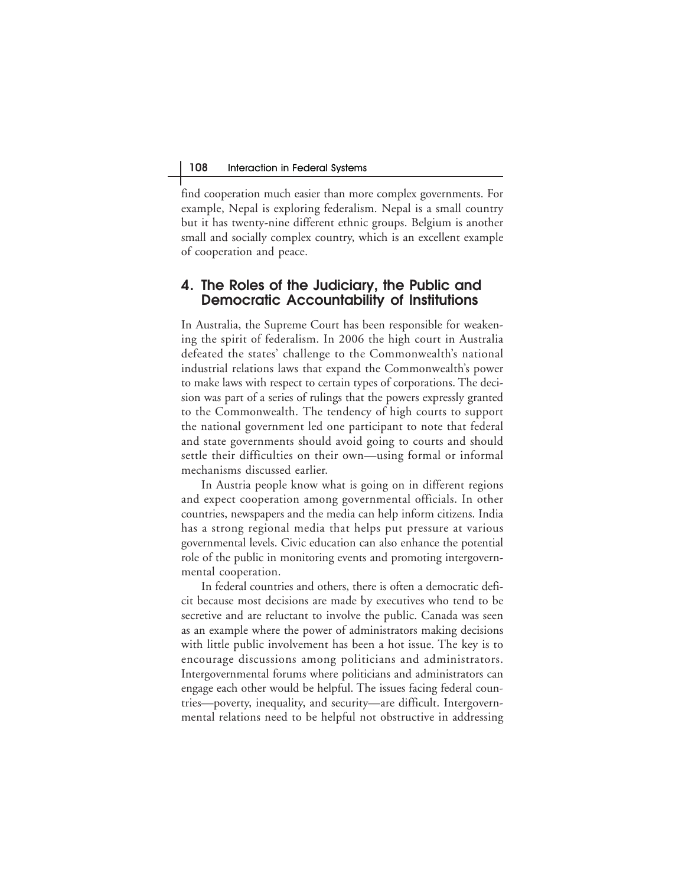find cooperation much easier than more complex governments. For example, Nepal is exploring federalism. Nepal is a small country but it has twenty-nine different ethnic groups. Belgium is another small and socially complex country, which is an excellent example of cooperation and peace.

## 4. The Roles of the Judiciary, the Public and Democratic Accountability of Institutions

In Australia, the Supreme Court has been responsible for weakening the spirit of federalism. In 2006 the high court in Australia defeated the states' challenge to the Commonwealth's national industrial relations laws that expand the Commonwealth's power to make laws with respect to certain types of corporations. The decision was part of a series of rulings that the powers expressly granted to the Commonwealth. The tendency of high courts to support the national government led one participant to note that federal and state governments should avoid going to courts and should settle their difficulties on their own—using formal or informal mechanisms discussed earlier.

In Austria people know what is going on in different regions and expect cooperation among governmental officials. In other countries, newspapers and the media can help inform citizens. India has a strong regional media that helps put pressure at various governmental levels. Civic education can also enhance the potential role of the public in monitoring events and promoting intergovernmental cooperation.

In federal countries and others, there is often a democratic deficit because most decisions are made by executives who tend to be secretive and are reluctant to involve the public. Canada was seen as an example where the power of administrators making decisions with little public involvement has been a hot issue. The key is to encourage discussions among politicians and administrators. Intergovernmental forums where politicians and administrators can engage each other would be helpful. The issues facing federal countries—poverty, inequality, and security—are difficult. Intergovernmental relations need to be helpful not obstructive in addressing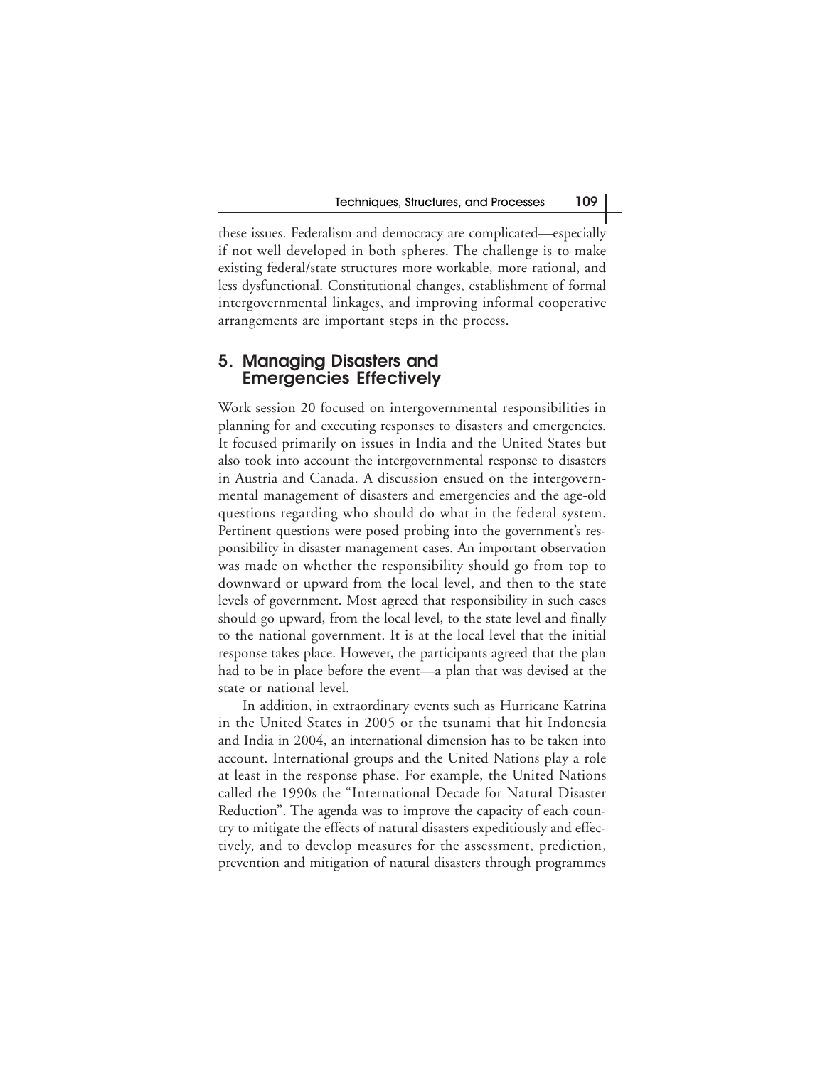these issues. Federalism and democracy are complicated—especially if not well developed in both spheres. The challenge is to make existing federal/state structures more workable, more rational, and less dysfunctional. Constitutional changes, establishment of formal intergovernmental linkages, and improving informal cooperative arrangements are important steps in the process.

## 5. Managing Disasters and Emergencies Effectively

Work session 20 focused on intergovernmental responsibilities in planning for and executing responses to disasters and emergencies. It focused primarily on issues in India and the United States but also took into account the intergovernmental response to disasters in Austria and Canada. A discussion ensued on the intergovernmental management of disasters and emergencies and the age-old questions regarding who should do what in the federal system. Pertinent questions were posed probing into the government's responsibility in disaster management cases. An important observation was made on whether the responsibility should go from top to downward or upward from the local level, and then to the state levels of government. Most agreed that responsibility in such cases should go upward, from the local level, to the state level and finally to the national government. It is at the local level that the initial response takes place. However, the participants agreed that the plan had to be in place before the event—a plan that was devised at the state or national level.

In addition, in extraordinary events such as Hurricane Katrina in the United States in 2005 or the tsunami that hit Indonesia and India in 2004, an international dimension has to be taken into account. International groups and the United Nations play a role at least in the response phase. For example, the United Nations called the 1990s the "International Decade for Natural Disaster Reduction". The agenda was to improve the capacity of each country to mitigate the effects of natural disasters expeditiously and effectively, and to develop measures for the assessment, prediction, prevention and mitigation of natural disasters through programmes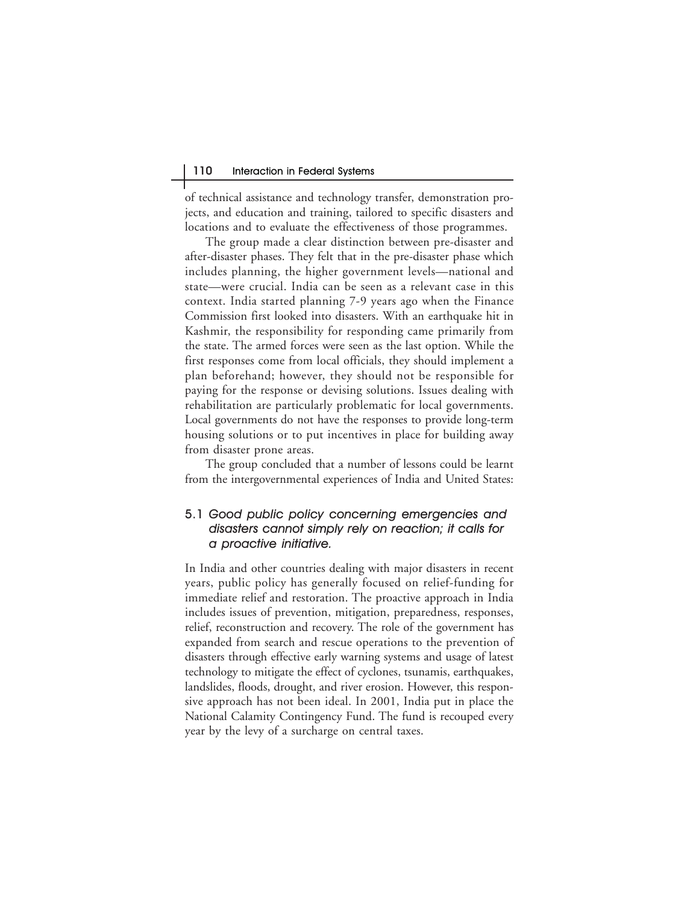of technical assistance and technology transfer, demonstration projects, and education and training, tailored to specific disasters and locations and to evaluate the effectiveness of those programmes.

The group made a clear distinction between pre-disaster and after-disaster phases. They felt that in the pre-disaster phase which includes planning, the higher government levels—national and state—were crucial. India can be seen as a relevant case in this context. India started planning 7-9 years ago when the Finance Commission first looked into disasters. With an earthquake hit in Kashmir, the responsibility for responding came primarily from the state. The armed forces were seen as the last option. While the first responses come from local officials, they should implement a plan beforehand; however, they should not be responsible for paying for the response or devising solutions. Issues dealing with rehabilitation are particularly problematic for local governments. Local governments do not have the responses to provide long-term housing solutions or to put incentives in place for building away from disaster prone areas.

The group concluded that a number of lessons could be learnt from the intergovernmental experiences of India and United States:

### 5.1 *Good public policy concerning emergencies and disasters cannot simply rely on reaction; it calls for a proactive initiative.*

In India and other countries dealing with major disasters in recent years, public policy has generally focused on relief-funding for immediate relief and restoration. The proactive approach in India includes issues of prevention, mitigation, preparedness, responses, relief, reconstruction and recovery. The role of the government has expanded from search and rescue operations to the prevention of disasters through effective early warning systems and usage of latest technology to mitigate the effect of cyclones, tsunamis, earthquakes, landslides, floods, drought, and river erosion. However, this responsive approach has not been ideal. In 2001, India put in place the National Calamity Contingency Fund. The fund is recouped every year by the levy of a surcharge on central taxes.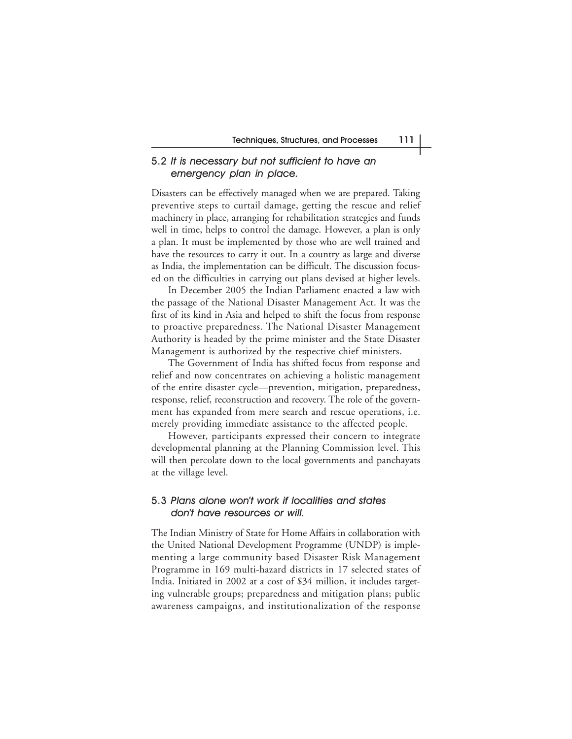### 5.2 *It is necessary but not sufficient to have an emergency plan in place.*

Disasters can be effectively managed when we are prepared. Taking preventive steps to curtail damage, getting the rescue and relief machinery in place, arranging for rehabilitation strategies and funds well in time, helps to control the damage. However, a plan is only a plan. It must be implemented by those who are well trained and have the resources to carry it out. In a country as large and diverse as India, the implementation can be difficult. The discussion focused on the difficulties in carrying out plans devised at higher levels.

In December 2005 the Indian Parliament enacted a law with the passage of the National Disaster Management Act. It was the first of its kind in Asia and helped to shift the focus from response to proactive preparedness. The National Disaster Management Authority is headed by the prime minister and the State Disaster Management is authorized by the respective chief ministers.

The Government of India has shifted focus from response and relief and now concentrates on achieving a holistic management of the entire disaster cycle—prevention, mitigation, preparedness, response, relief, reconstruction and recovery. The role of the government has expanded from mere search and rescue operations, i.e. merely providing immediate assistance to the affected people.

However, participants expressed their concern to integrate developmental planning at the Planning Commission level. This will then percolate down to the local governments and panchayats at the village level.

### 5.3 *Plans alone won't work if localities and states don't have resources or will.*

The Indian Ministry of State for Home Affairs in collaboration with the United National Development Programme (UNDP) is implementing a large community based Disaster Risk Management Programme in 169 multi-hazard districts in 17 selected states of India. Initiated in 2002 at a cost of $34 million, it includes targeting vulnerable groups; preparedness and mitigation plans; public awareness campaigns, and institutionalization of the response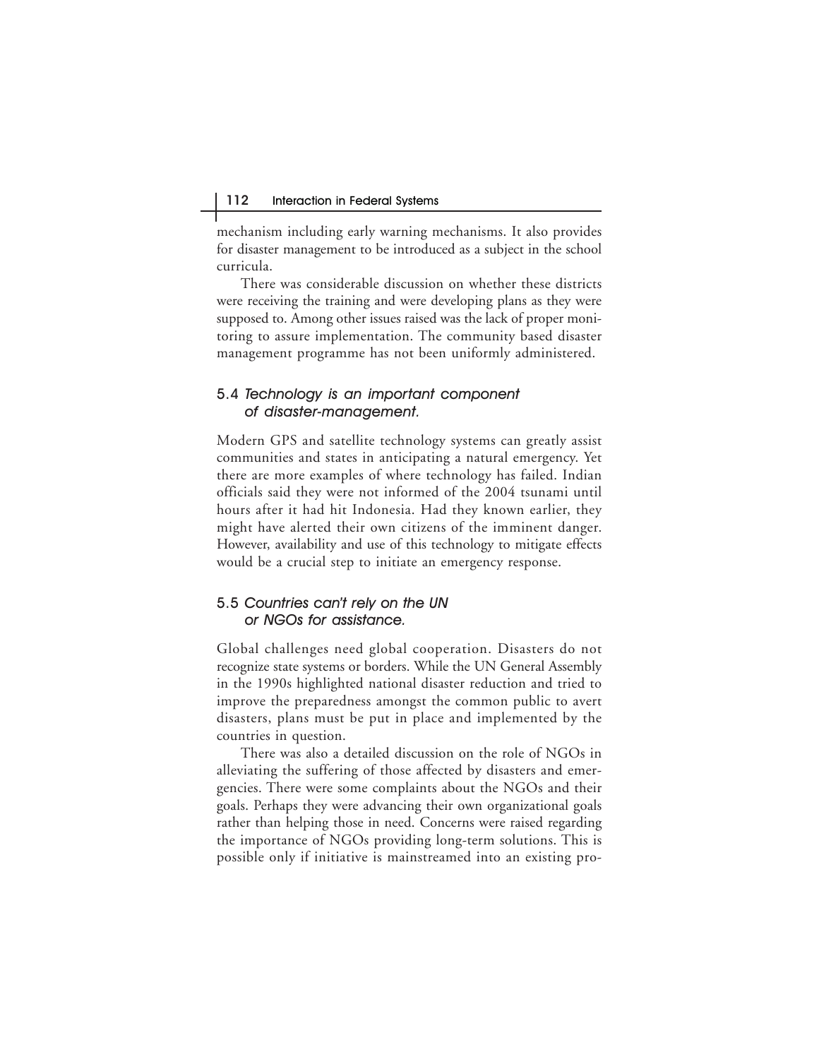mechanism including early warning mechanisms. It also provides for disaster management to be introduced as a subject in the school curricula.

There was considerable discussion on whether these districts were receiving the training and were developing plans as they were supposed to. Among other issues raised was the lack of proper monitoring to assure implementation. The community based disaster management programme has not been uniformly administered.

### 5.4 *Technology is an important component of disaster-management.*

Modern GPS and satellite technology systems can greatly assist communities and states in anticipating a natural emergency. Yet there are more examples of where technology has failed. Indian officials said they were not informed of the 2004 tsunami until hours after it had hit Indonesia. Had they known earlier, they might have alerted their own citizens of the imminent danger. However, availability and use of this technology to mitigate effects would be a crucial step to initiate an emergency response.

### 5.5 *Countries can't rely on the UN or NGOs for assistance.*

Global challenges need global cooperation. Disasters do not recognize state systems or borders. While the UN General Assembly in the 1990s highlighted national disaster reduction and tried to improve the preparedness amongst the common public to avert disasters, plans must be put in place and implemented by the countries in question.

There was also a detailed discussion on the role of NGOs in alleviating the suffering of those affected by disasters and emergencies. There were some complaints about the NGOs and their goals. Perhaps they were advancing their own organizational goals rather than helping those in need. Concerns were raised regarding the importance of NGOs providing long-term solutions. This is possible only if initiative is mainstreamed into an existing pro-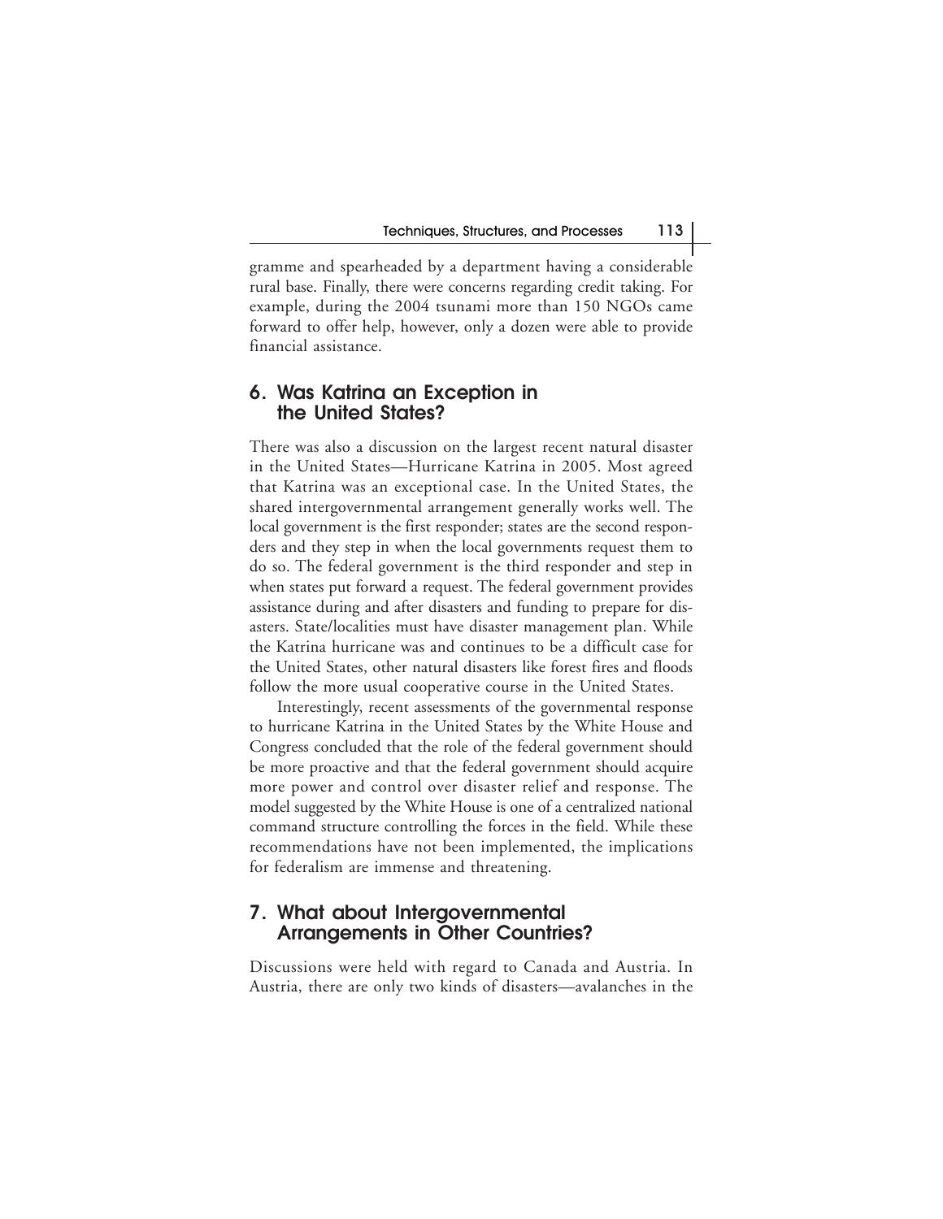gramme and spearheaded by a department having a considerable rural base. Finally, there were concerns regarding credit taking. For example, during the 2004 tsunami more than 150 NGOs came forward to offer help, however, only a dozen were able to provide financial assistance.

## 6. Was Katrina an Exception in the United States?

There was also a discussion on the largest recent natural disaster in the United States—Hurricane Katrina in 2005. Most agreed that Katrina was an exceptional case. In the United States, the shared intergovernmental arrangement generally works well. The local government is the first responder; states are the second responders and they step in when the local governments request them to do so. The federal government is the third responder and step in when states put forward a request. The federal government provides assistance during and after disasters and funding to prepare for disasters. State/localities must have disaster management plan. While the Katrina hurricane was and continues to be a difficult case for the United States, other natural disasters like forest fires and floods follow the more usual cooperative course in the United States.

Interestingly, recent assessments of the governmental response to hurricane Katrina in the United States by the White House and Congress concluded that the role of the federal government should be more proactive and that the federal government should acquire more power and control over disaster relief and response. The model suggested by the White House is one of a centralized national command structure controlling the forces in the field. While these recommendations have not been implemented, the implications for federalism are immense and threatening.

## 7. What about Intergovernmental Arrangements in Other Countries?

Discussions were held with regard to Canada and Austria. In Austria, there are only two kinds of disasters—avalanches in the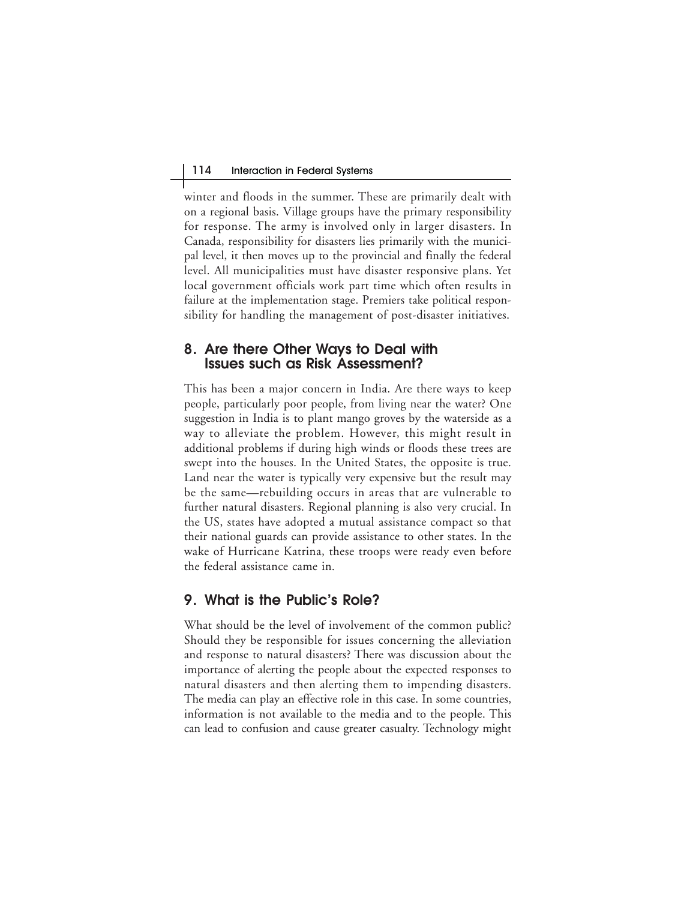winter and floods in the summer. These are primarily dealt with on a regional basis. Village groups have the primary responsibility for response. The army is involved only in larger disasters. In Canada, responsibility for disasters lies primarily with the municipal level, it then moves up to the provincial and finally the federal level. All municipalities must have disaster responsive plans. Yet local government officials work part time which often results in failure at the implementation stage. Premiers take political responsibility for handling the management of post-disaster initiatives.

## 8. Are there Other Ways to Deal with Issues such as Risk Assessment?

This has been a major concern in India. Are there ways to keep people, particularly poor people, from living near the water? One suggestion in India is to plant mango groves by the waterside as a way to alleviate the problem. However, this might result in additional problems if during high winds or floods these trees are swept into the houses. In the United States, the opposite is true. Land near the water is typically very expensive but the result may be the same—rebuilding occurs in areas that are vulnerable to further natural disasters. Regional planning is also very crucial. In the US, states have adopted a mutual assistance compact so that their national guards can provide assistance to other states. In the wake of Hurricane Katrina, these troops were ready even before the federal assistance came in.

## 9. What is the Public's Role?

What should be the level of involvement of the common public? Should they be responsible for issues concerning the alleviation and response to natural disasters? There was discussion about the importance of alerting the people about the expected responses to natural disasters and then alerting them to impending disasters. The media can play an effective role in this case. In some countries, information is not available to the media and to the people. This can lead to confusion and cause greater casualty. Technology might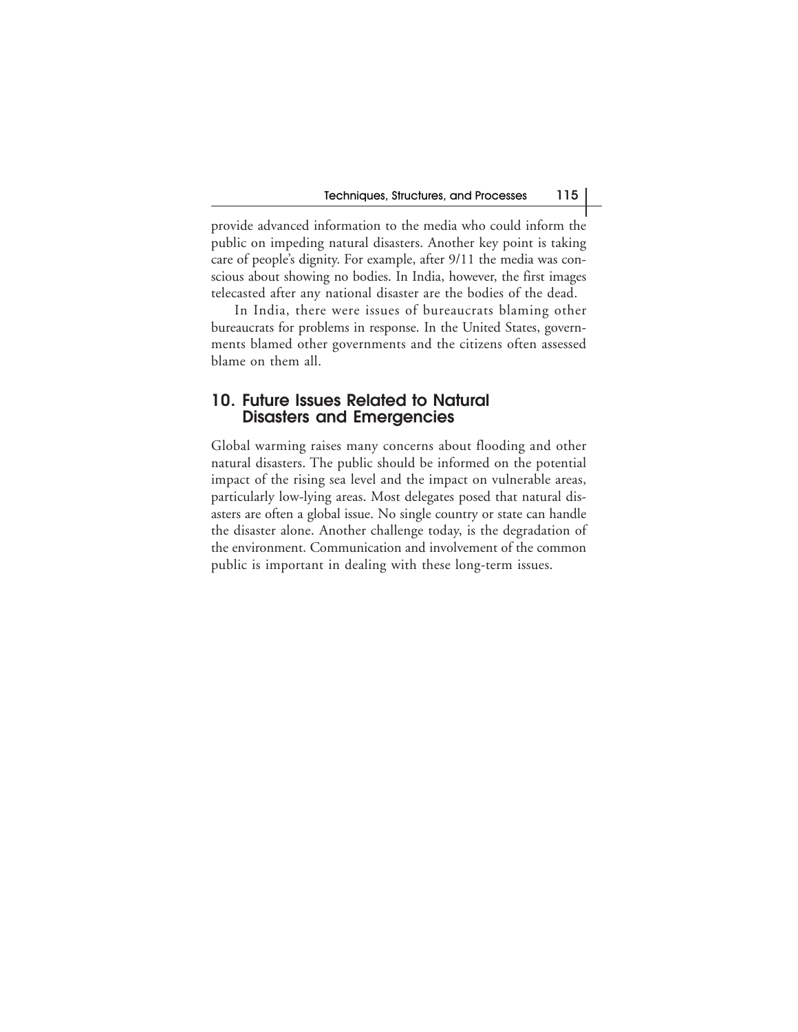provide advanced information to the media who could inform the public on impeding natural disasters. Another key point is taking care of people's dignity. For example, after 9/11 the media was conscious about showing no bodies. In India, however, the first images telecasted after any national disaster are the bodies of the dead.

In India, there were issues of bureaucrats blaming other bureaucrats for problems in response. In the United States, governments blamed other governments and the citizens often assessed blame on them all.

## 10. Future Issues Related to Natural Disasters and Emergencies

Global warming raises many concerns about flooding and other natural disasters. The public should be informed on the potential impact of the rising sea level and the impact on vulnerable areas, particularly low-lying areas. Most delegates posed that natural disasters are often a global issue. No single country or state can handle the disaster alone. Another challenge today, is the degradation of the environment. Communication and involvement of the common public is important in dealing with these long-term issues.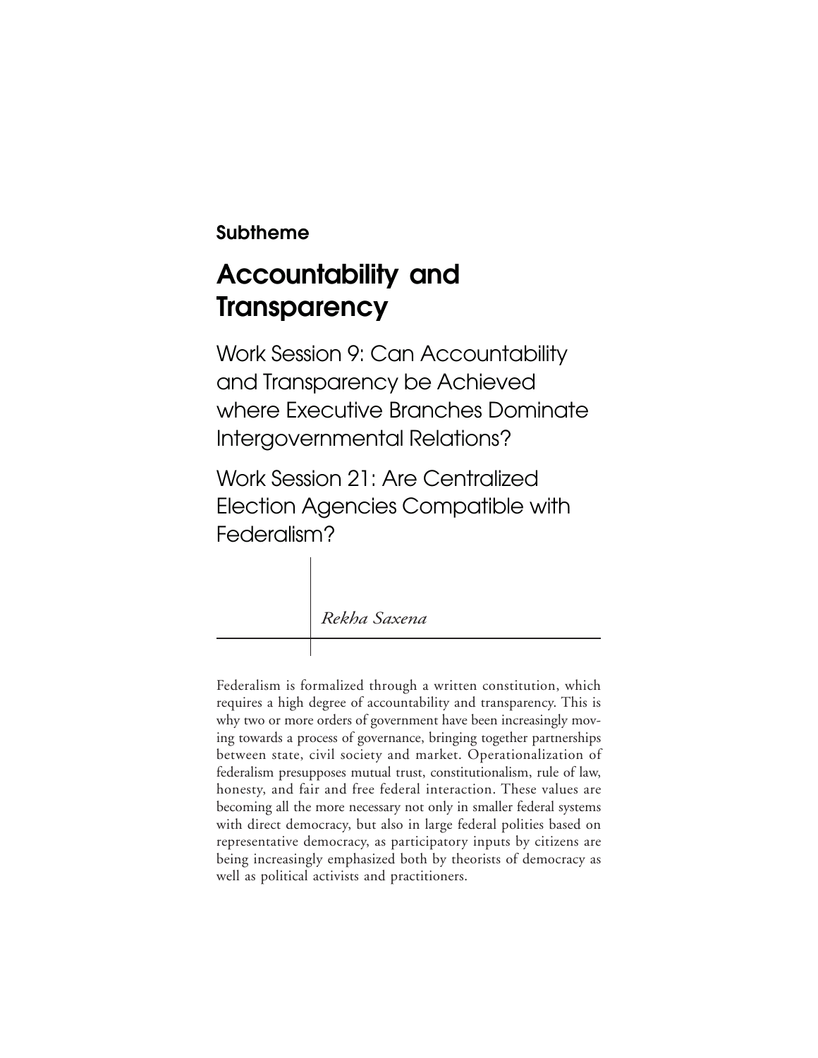**Subtheme**

# Accountability and Transparency

## Work Session 9: Can Accountability and Transparency be Achieved where Executive Branches Dominate Intergovernmental Relations?

## Work Session 21: Are Centralized Election Agencies Compatible with Federalism?

*Rekha Saxena*

Federalism is formalized through a written constitution, which requires a high degree of accountability and transparency. This is why two or more orders of government have been increasingly moving towards a process of governance, bringing together partnerships between state, civil society and market. Operationalization of federalism presupposes mutual trust, constitutionalism, rule of law, honesty, and fair and free federal interaction. These values are becoming all the more necessary not only in smaller federal systems with direct democracy, but also in large federal polities based on representative democracy, as participatory inputs by citizens are being increasingly emphasized both by theorists of democracy as well as political activists and practitioners.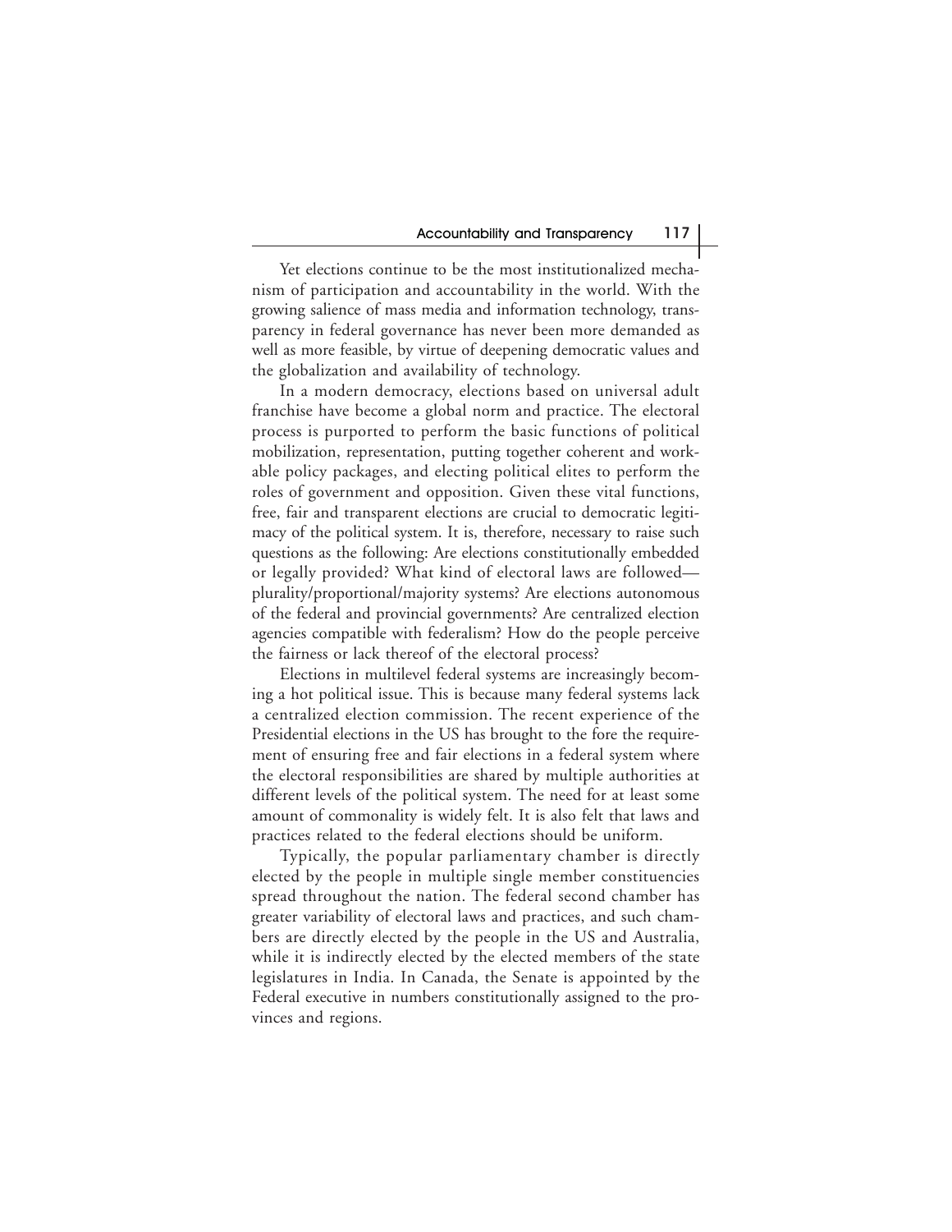Yet elections continue to be the most institutionalized mechanism of participation and accountability in the world. With the growing salience of mass media and information technology, transparency in federal governance has never been more demanded as well as more feasible, by virtue of deepening democratic values and the globalization and availability of technology.

In a modern democracy, elections based on universal adult franchise have become a global norm and practice. The electoral process is purported to perform the basic functions of political mobilization, representation, putting together coherent and workable policy packages, and electing political elites to perform the roles of government and opposition. Given these vital functions, free, fair and transparent elections are crucial to democratic legitimacy of the political system. It is, therefore, necessary to raise such questions as the following: Are elections constitutionally embedded or legally provided? What kind of electoral laws are followed—plurality/proportional/majority systems? Are elections autonomous of the federal and provincial governments? Are centralized election agencies compatible with federalism? How do the people perceive the fairness or lack thereof of the electoral process?

Elections in multilevel federal systems are increasingly becoming a hot political issue. This is because many federal systems lack a centralized election commission. The recent experience of the Presidential elections in the US has brought to the fore the requirement of ensuring free and fair elections in a federal system where the electoral responsibilities are shared by multiple authorities at different levels of the political system. The need for at least some amount of commonality is widely felt. It is also felt that laws and practices related to the federal elections should be uniform.

Typically, the popular parliamentary chamber is directly elected by the people in multiple single member constituencies spread throughout the nation. The federal second chamber has greater variability of electoral laws and practices, and such chambers are directly elected by the people in the US and Australia, while it is indirectly elected by the elected members of the state legislatures in India. In Canada, the Senate is appointed by the Federal executive in numbers constitutionally assigned to the provinces and regions.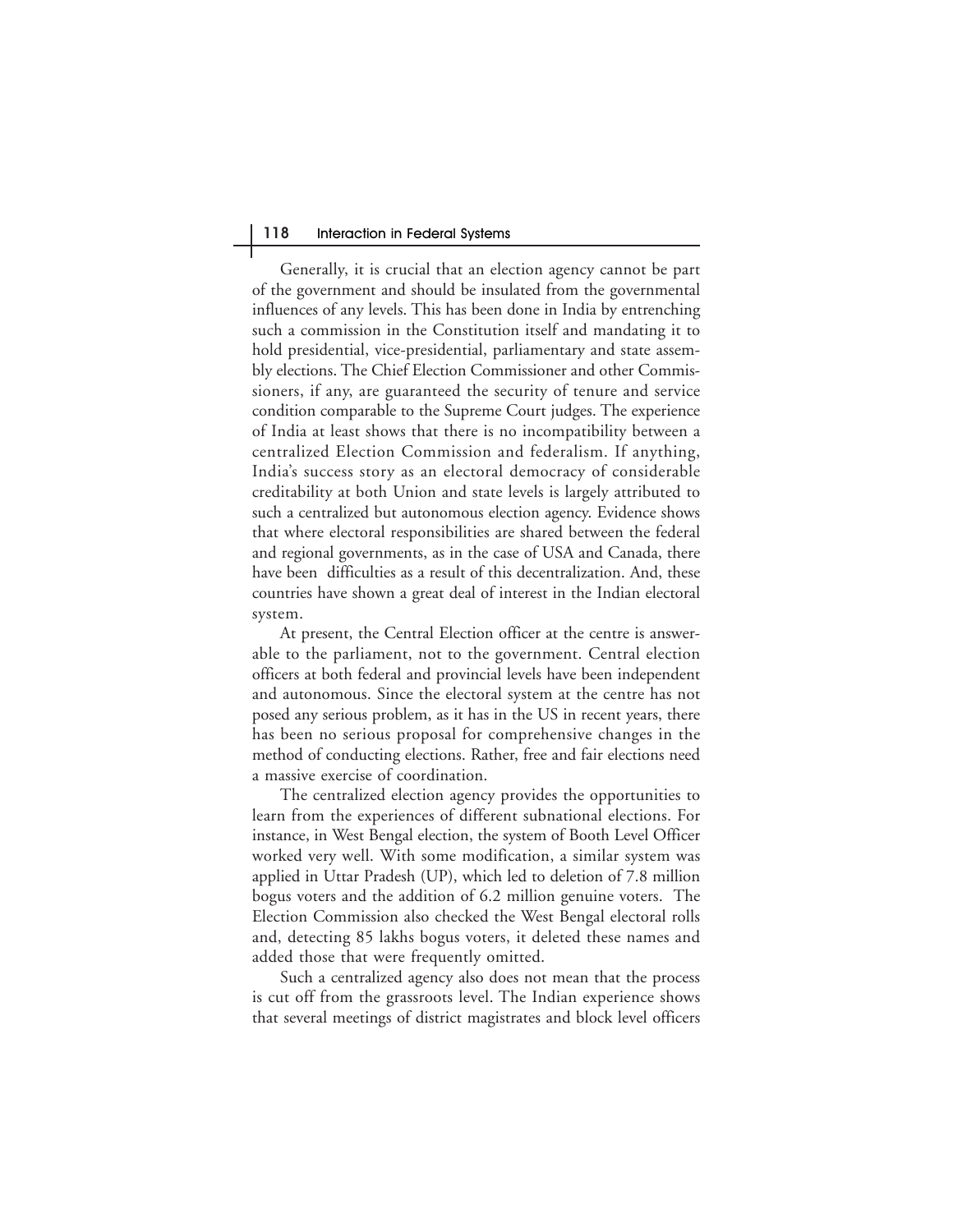Generally, it is crucial that an election agency cannot be part of the government and should be insulated from the governmental influences of any levels. This has been done in India by entrenching such a commission in the Constitution itself and mandating it to hold presidential, vice-presidential, parliamentary and state assembly elections. The Chief Election Commissioner and other Commissioners, if any, are guaranteed the security of tenure and service condition comparable to the Supreme Court judges. The experience of India at least shows that there is no incompatibility between a centralized Election Commission and federalism. If anything, India's success story as an electoral democracy of considerable creditability at both Union and state levels is largely attributed to such a centralized but autonomous election agency. Evidence shows that where electoral responsibilities are shared between the federal and regional governments, as in the case of USA and Canada, there have been difficulties as a result of this decentralization. And, these countries have shown a great deal of interest in the Indian electoral system.

At present, the Central Election officer at the centre is answerable to the parliament, not to the government. Central election officers at both federal and provincial levels have been independent and autonomous. Since the electoral system at the centre has not posed any serious problem, as it has in the US in recent years, there has been no serious proposal for comprehensive changes in the method of conducting elections. Rather, free and fair elections need a massive exercise of coordination.

The centralized election agency provides the opportunities to learn from the experiences of different subnational elections. For instance, in West Bengal election, the system of Booth Level Officer worked very well. With some modification, a similar system was applied in Uttar Pradesh (UP), which led to deletion of 7.8 million bogus voters and the addition of 6.2 million genuine voters. The Election Commission also checked the West Bengal electoral rolls and, detecting 85 lakhs bogus voters, it deleted these names and added those that were frequently omitted.

Such a centralized agency also does not mean that the process is cut off from the grassroots level. The Indian experience shows that several meetings of district magistrates and block level officers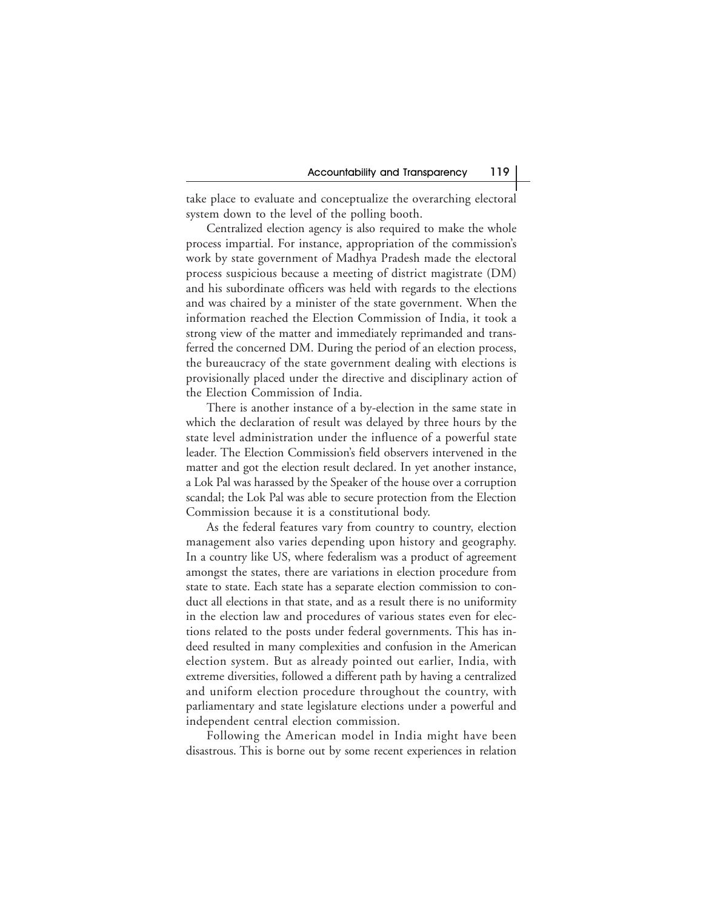take place to evaluate and conceptualize the overarching electoral system down to the level of the polling booth.

Centralized election agency is also required to make the whole process impartial. For instance, appropriation of the commission's work by state government of Madhya Pradesh made the electoral process suspicious because a meeting of district magistrate (DM) and his subordinate officers was held with regards to the elections and was chaired by a minister of the state government. When the information reached the Election Commission of India, it took a strong view of the matter and immediately reprimanded and transferred the concerned DM. During the period of an election process, the bureaucracy of the state government dealing with elections is provisionally placed under the directive and disciplinary action of the Election Commission of India.

There is another instance of a by-election in the same state in which the declaration of result was delayed by three hours by the state level administration under the influence of a powerful state leader. The Election Commission's field observers intervened in the matter and got the election result declared. In yet another instance, a Lok Pal was harassed by the Speaker of the house over a corruption scandal; the Lok Pal was able to secure protection from the Election Commission because it is a constitutional body.

As the federal features vary from country to country, election management also varies depending upon history and geography. In a country like US, where federalism was a product of agreement amongst the states, there are variations in election procedure from state to state. Each state has a separate election commission to conduct all elections in that state, and as a result there is no uniformity in the election law and procedures of various states even for elections related to the posts under federal governments. This has indeed resulted in many complexities and confusion in the American election system. But as already pointed out earlier, India, with extreme diversities, followed a different path by having a centralized and uniform election procedure throughout the country, with parliamentary and state legislature elections under a powerful and independent central election commission.

Following the American model in India might have been disastrous. This is borne out by some recent experiences in relation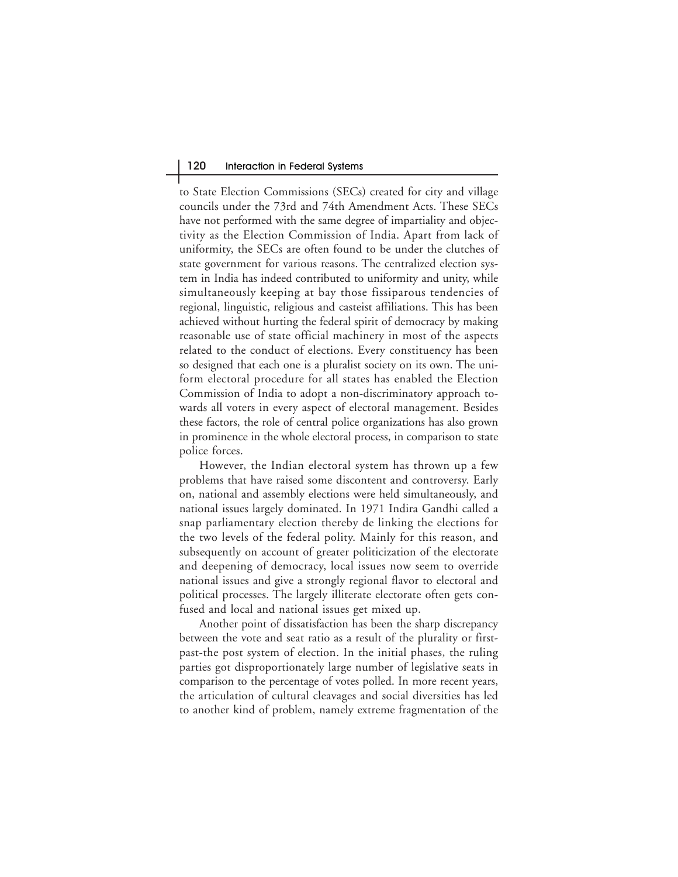to State Election Commissions (SECs) created for city and village councils under the 73rd and 74th Amendment Acts. These SECs have not performed with the same degree of impartiality and objectivity as the Election Commission of India. Apart from lack of uniformity, the SECs are often found to be under the clutches of state government for various reasons. The centralized election system in India has indeed contributed to uniformity and unity, while simultaneously keeping at bay those fissiparous tendencies of regional, linguistic, religious and casteist affiliations. This has been achieved without hurting the federal spirit of democracy by making reasonable use of state official machinery in most of the aspects related to the conduct of elections. Every constituency has been so designed that each one is a pluralist society on its own. The uniform electoral procedure for all states has enabled the Election Commission of India to adopt a non-discriminatory approach towards all voters in every aspect of electoral management. Besides these factors, the role of central police organizations has also grown in prominence in the whole electoral process, in comparison to state police forces.

However, the Indian electoral system has thrown up a few problems that have raised some discontent and controversy. Early on, national and assembly elections were held simultaneously, and national issues largely dominated. In 1971 Indira Gandhi called a snap parliamentary election thereby de linking the elections for the two levels of the federal polity. Mainly for this reason, and subsequently on account of greater politicization of the electorate and deepening of democracy, local issues now seem to override national issues and give a strongly regional flavor to electoral and political processes. The largely illiterate electorate often gets confused and local and national issues get mixed up.

Another point of dissatisfaction has been the sharp discrepancy between the vote and seat ratio as a result of the plurality or first-past-the post system of election. In the initial phases, the ruling parties got disproportionately large number of legislative seats in comparison to the percentage of votes polled. In more recent years, the articulation of cultural cleavages and social diversities has led to another kind of problem, namely extreme fragmentation of the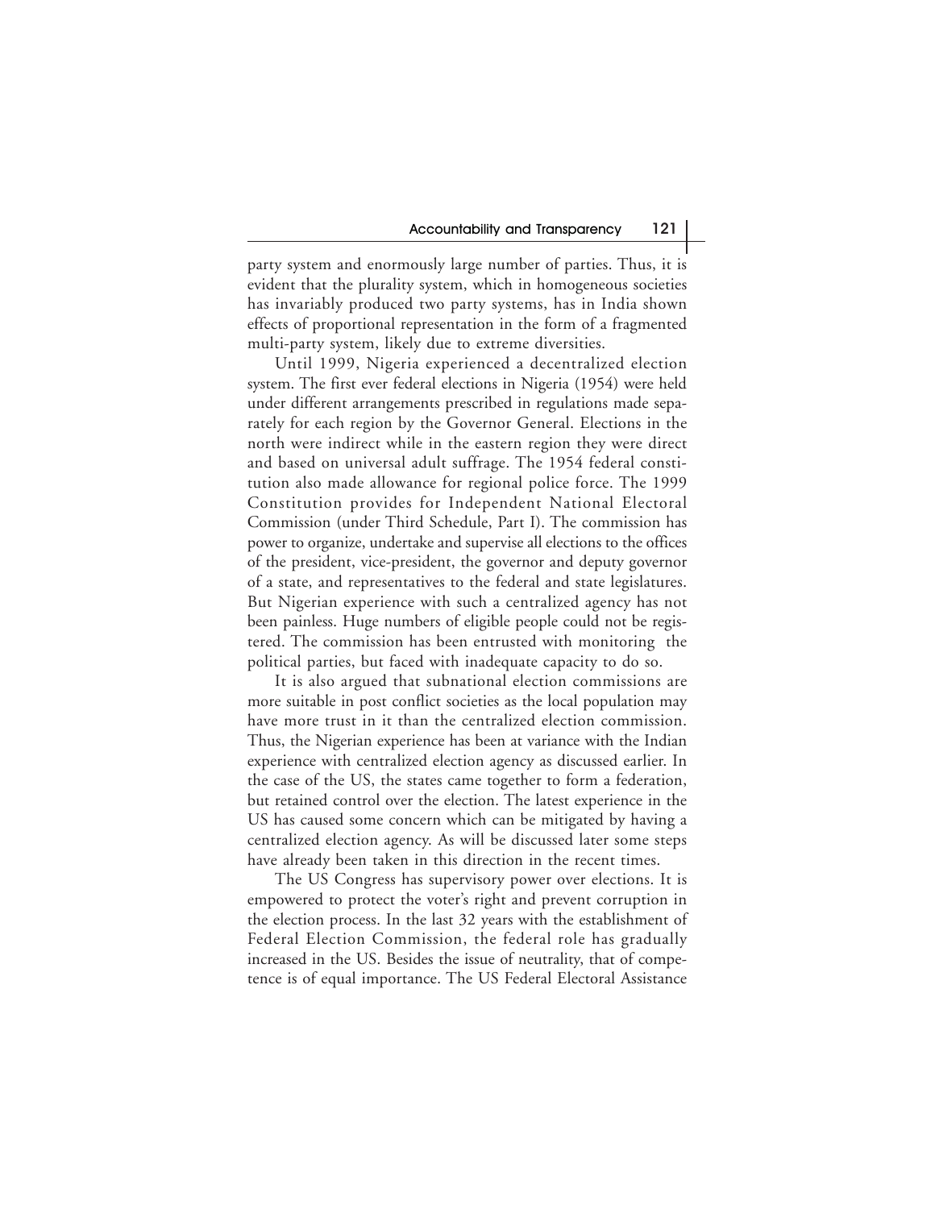party system and enormously large number of parties. Thus, it is evident that the plurality system, which in homogeneous societies has invariably produced two party systems, has in India shown effects of proportional representation in the form of a fragmented multi-party system, likely due to extreme diversities.

Until 1999, Nigeria experienced a decentralized election system. The first ever federal elections in Nigeria (1954) were held under different arrangements prescribed in regulations made separately for each region by the Governor General. Elections in the north were indirect while in the eastern region they were direct and based on universal adult suffrage. The 1954 federal constitution also made allowance for regional police force. The 1999 Constitution provides for Independent National Electoral Commission (under Third Schedule, Part I). The commission has power to organize, undertake and supervise all elections to the offices of the president, vice-president, the governor and deputy governor of a state, and representatives to the federal and state legislatures. But Nigerian experience with such a centralized agency has not been painless. Huge numbers of eligible people could not be registered. The commission has been entrusted with monitoring the political parties, but faced with inadequate capacity to do so.

It is also argued that subnational election commissions are more suitable in post conflict societies as the local population may have more trust in it than the centralized election commission. Thus, the Nigerian experience has been at variance with the Indian experience with centralized election agency as discussed earlier. In the case of the US, the states came together to form a federation, but retained control over the election. The latest experience in the US has caused some concern which can be mitigated by having a centralized election agency. As will be discussed later some steps have already been taken in this direction in the recent times.

The US Congress has supervisory power over elections. It is empowered to protect the voter's right and prevent corruption in the election process. In the last 32 years with the establishment of Federal Election Commission, the federal role has gradually increased in the US. Besides the issue of neutrality, that of competence is of equal importance. The US Federal Electoral Assistance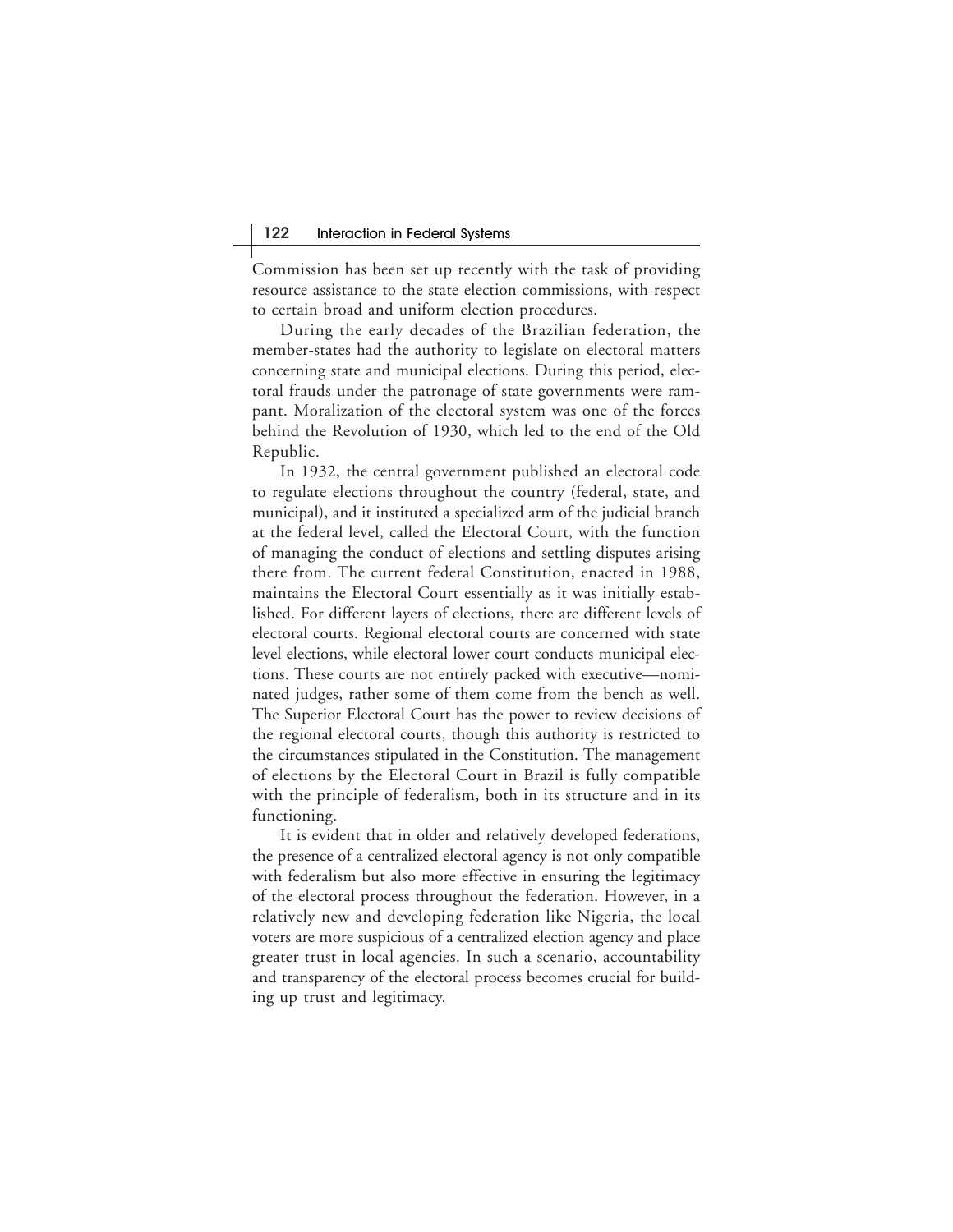Commission has been set up recently with the task of providing resource assistance to the state election commissions, with respect to certain broad and uniform election procedures.

During the early decades of the Brazilian federation, the member-states had the authority to legislate on electoral matters concerning state and municipal elections. During this period, electoral frauds under the patronage of state governments were rampant. Moralization of the electoral system was one of the forces behind the Revolution of 1930, which led to the end of the Old Republic.

In 1932, the central government published an electoral code to regulate elections throughout the country (federal, state, and municipal), and it instituted a specialized arm of the judicial branch at the federal level, called the Electoral Court, with the function of managing the conduct of elections and settling disputes arising there from. The current federal Constitution, enacted in 1988, maintains the Electoral Court essentially as it was initially established. For different layers of elections, there are different levels of electoral courts. Regional electoral courts are concerned with state level elections, while electoral lower court conducts municipal elections. These courts are not entirely packed with executive—nominated judges, rather some of them come from the bench as well. The Superior Electoral Court has the power to review decisions of the regional electoral courts, though this authority is restricted to the circumstances stipulated in the Constitution. The management of elections by the Electoral Court in Brazil is fully compatible with the principle of federalism, both in its structure and in its functioning.

It is evident that in older and relatively developed federations, the presence of a centralized electoral agency is not only compatible with federalism but also more effective in ensuring the legitimacy of the electoral process throughout the federation. However, in a relatively new and developing federation like Nigeria, the local voters are more suspicious of a centralized election agency and place greater trust in local agencies. In such a scenario, accountability and transparency of the electoral process becomes crucial for building up trust and legitimacy.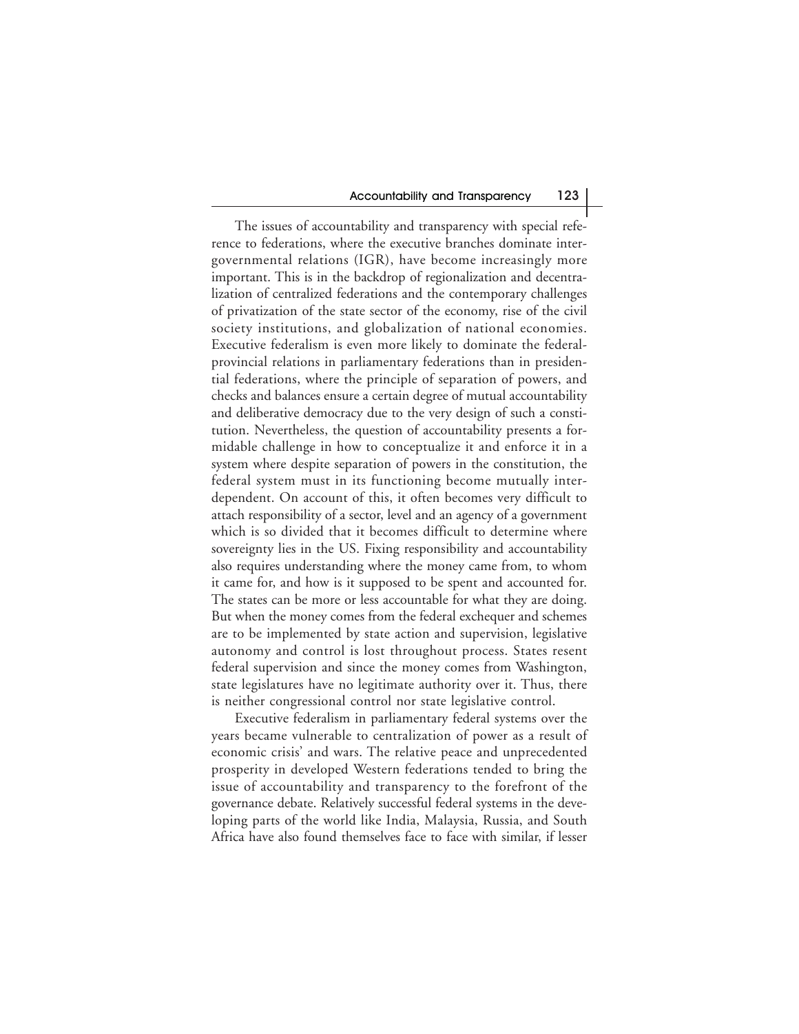The issues of accountability and transparency with special reference to federations, where the executive branches dominate intergovernmental relations (IGR), have become increasingly more important. This is in the backdrop of regionalization and decentralization of centralized federations and the contemporary challenges of privatization of the state sector of the economy, rise of the civil society institutions, and globalization of national economies. Executive federalism is even more likely to dominate the federal-provincial relations in parliamentary federations than in presidential federations, where the principle of separation of powers, and checks and balances ensure a certain degree of mutual accountability and deliberative democracy due to the very design of such a constitution. Nevertheless, the question of accountability presents a formidable challenge in how to conceptualize it and enforce it in a system where despite separation of powers in the constitution, the federal system must in its functioning become mutually interdependent. On account of this, it often becomes very difficult to attach responsibility of a sector, level and an agency of a government which is so divided that it becomes difficult to determine where sovereignty lies in the US. Fixing responsibility and accountability also requires understanding where the money came from, to whom it came for, and how is it supposed to be spent and accounted for. The states can be more or less accountable for what they are doing. But when the money comes from the federal exchequer and schemes are to be implemented by state action and supervision, legislative autonomy and control is lost throughout process. States resent federal supervision and since the money comes from Washington, state legislatures have no legitimate authority over it. Thus, there is neither congressional control nor state legislative control.

Executive federalism in parliamentary federal systems over the years became vulnerable to centralization of power as a result of economic crisis' and wars. The relative peace and unprecedented prosperity in developed Western federations tended to bring the issue of accountability and transparency to the forefront of the governance debate. Relatively successful federal systems in the developing parts of the world like India, Malaysia, Russia, and South Africa have also found themselves face to face with similar, if lesser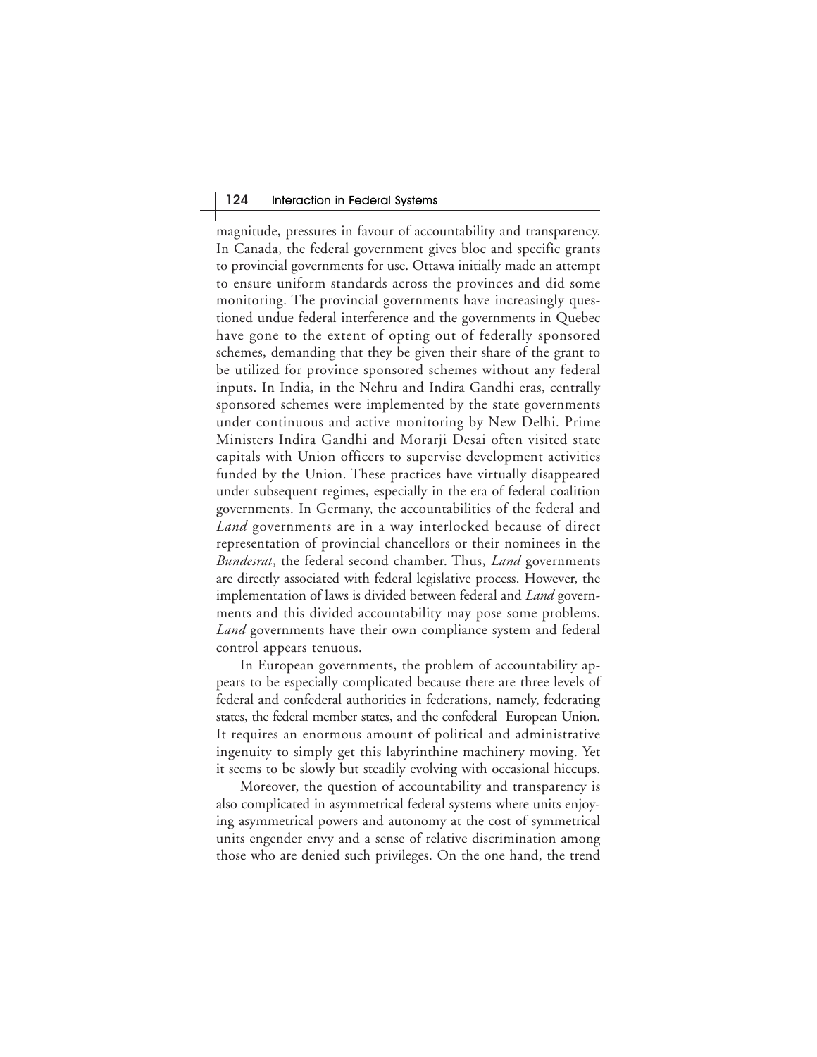magnitude, pressures in favour of accountability and transparency. In Canada, the federal government gives bloc and specific grants to provincial governments for use. Ottawa initially made an attempt to ensure uniform standards across the provinces and did some monitoring. The provincial governments have increasingly questioned undue federal interference and the governments in Quebec have gone to the extent of opting out of federally sponsored schemes, demanding that they be given their share of the grant to be utilized for province sponsored schemes without any federal inputs. In India, in the Nehru and Indira Gandhi eras, centrally sponsored schemes were implemented by the state governments under continuous and active monitoring by New Delhi. Prime Ministers Indira Gandhi and Morarji Desai often visited state capitals with Union officers to supervise development activities funded by the Union. These practices have virtually disappeared under subsequent regimes, especially in the era of federal coalition governments. In Germany, the accountabilities of the federal and *Land* governments are in a way interlocked because of direct representation of provincial chancellors or their nominees in the *Bundesrat*, the federal second chamber. Thus, *Land* governments are directly associated with federal legislative process. However, the implementation of laws is divided between federal and *Land* governments and this divided accountability may pose some problems. *Land* governments have their own compliance system and federal control appears tenuous.

In European governments, the problem of accountability appears to be especially complicated because there are three levels of federal and confederal authorities in federations, namely, federating states, the federal member states, and the confederal European Union. It requires an enormous amount of political and administrative ingenuity to simply get this labyrinthine machinery moving. Yet it seems to be slowly but steadily evolving with occasional hiccups.

Moreover, the question of accountability and transparency is also complicated in asymmetrical federal systems where units enjoying asymmetrical powers and autonomy at the cost of symmetrical units engender envy and a sense of relative discrimination among those who are denied such privileges. On the one hand, the trend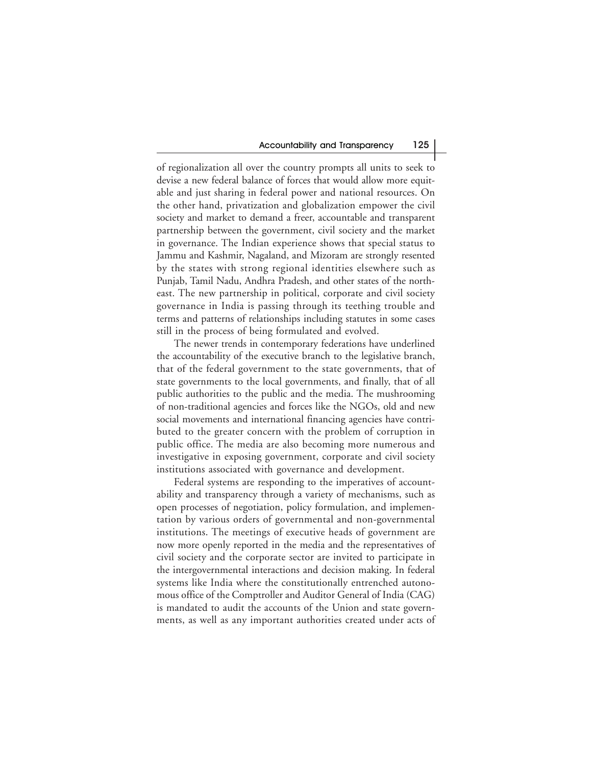of regionalization all over the country prompts all units to seek to devise a new federal balance of forces that would allow more equitable and just sharing in federal power and national resources. On the other hand, privatization and globalization empower the civil society and market to demand a freer, accountable and transparent partnership between the government, civil society and the market in governance. The Indian experience shows that special status to Jammu and Kashmir, Nagaland, and Mizoram are strongly resented by the states with strong regional identities elsewhere such as Punjab, Tamil Nadu, Andhra Pradesh, and other states of the northeast. The new partnership in political, corporate and civil society governance in India is passing through its teething trouble and terms and patterns of relationships including statutes in some cases still in the process of being formulated and evolved.

The newer trends in contemporary federations have underlined the accountability of the executive branch to the legislative branch, that of the federal government to the state governments, that of state governments to the local governments, and finally, that of all public authorities to the public and the media. The mushrooming of non-traditional agencies and forces like the NGOs, old and new social movements and international financing agencies have contributed to the greater concern with the problem of corruption in public office. The media are also becoming more numerous and investigative in exposing government, corporate and civil society institutions associated with governance and development.

Federal systems are responding to the imperatives of accountability and transparency through a variety of mechanisms, such as open processes of negotiation, policy formulation, and implementation by various orders of governmental and non-governmental institutions. The meetings of executive heads of government are now more openly reported in the media and the representatives of civil society and the corporate sector are invited to participate in the intergovernmental interactions and decision making. In federal systems like India where the constitutionally entrenched autonomous office of the Comptroller and Auditor General of India (CAG) is mandated to audit the accounts of the Union and state governments, as well as any important authorities created under acts of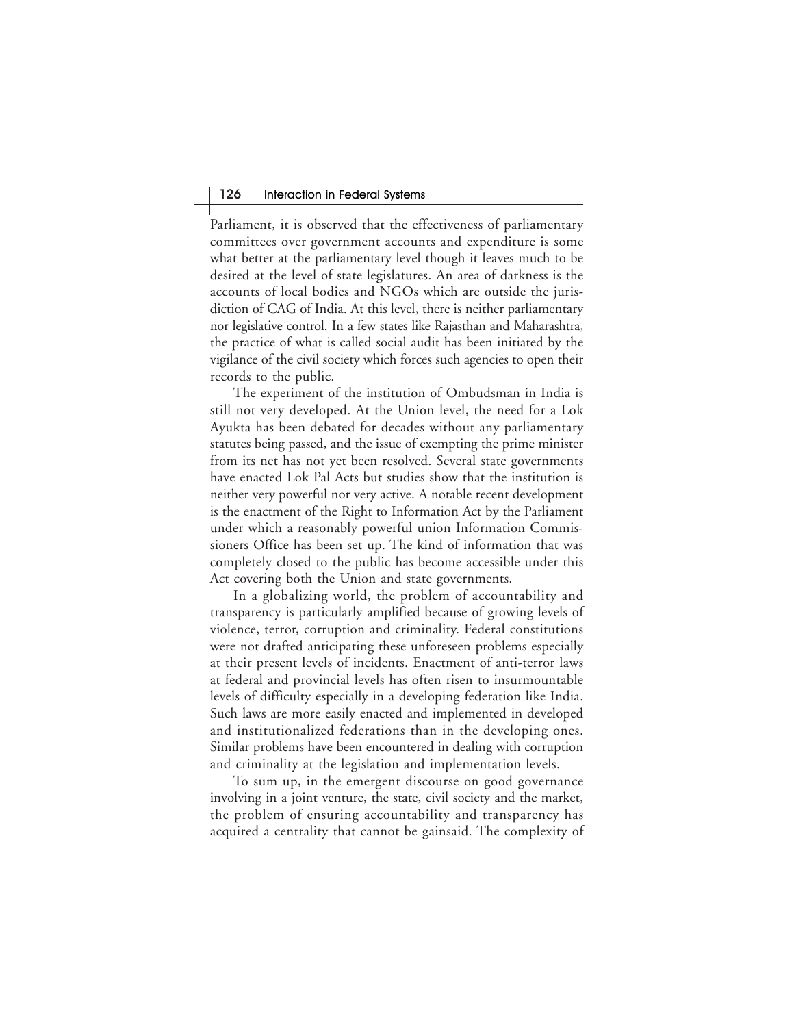Parliament, it is observed that the effectiveness of parliamentary committees over government accounts and expenditure is some what better at the parliamentary level though it leaves much to be desired at the level of state legislatures. An area of darkness is the accounts of local bodies and NGOs which are outside the jurisdiction of CAG of India. At this level, there is neither parliamentary nor legislative control. In a few states like Rajasthan and Maharashtra, the practice of what is called social audit has been initiated by the vigilance of the civil society which forces such agencies to open their records to the public.

The experiment of the institution of Ombudsman in India is still not very developed. At the Union level, the need for a Lok Ayukta has been debated for decades without any parliamentary statutes being passed, and the issue of exempting the prime minister from its net has not yet been resolved. Several state governments have enacted Lok Pal Acts but studies show that the institution is neither very powerful nor very active. A notable recent development is the enactment of the Right to Information Act by the Parliament under which a reasonably powerful union Information Commissioners Office has been set up. The kind of information that was completely closed to the public has become accessible under this Act covering both the Union and state governments.

In a globalizing world, the problem of accountability and transparency is particularly amplified because of growing levels of violence, terror, corruption and criminality. Federal constitutions were not drafted anticipating these unforeseen problems especially at their present levels of incidents. Enactment of anti-terror laws at federal and provincial levels has often risen to insurmountable levels of difficulty especially in a developing federation like India. Such laws are more easily enacted and implemented in developed and institutionalized federations than in the developing ones. Similar problems have been encountered in dealing with corruption and criminality at the legislation and implementation levels.

To sum up, in the emergent discourse on good governance involving in a joint venture, the state, civil society and the market, the problem of ensuring accountability and transparency has acquired a centrality that cannot be gainsaid. The complexity of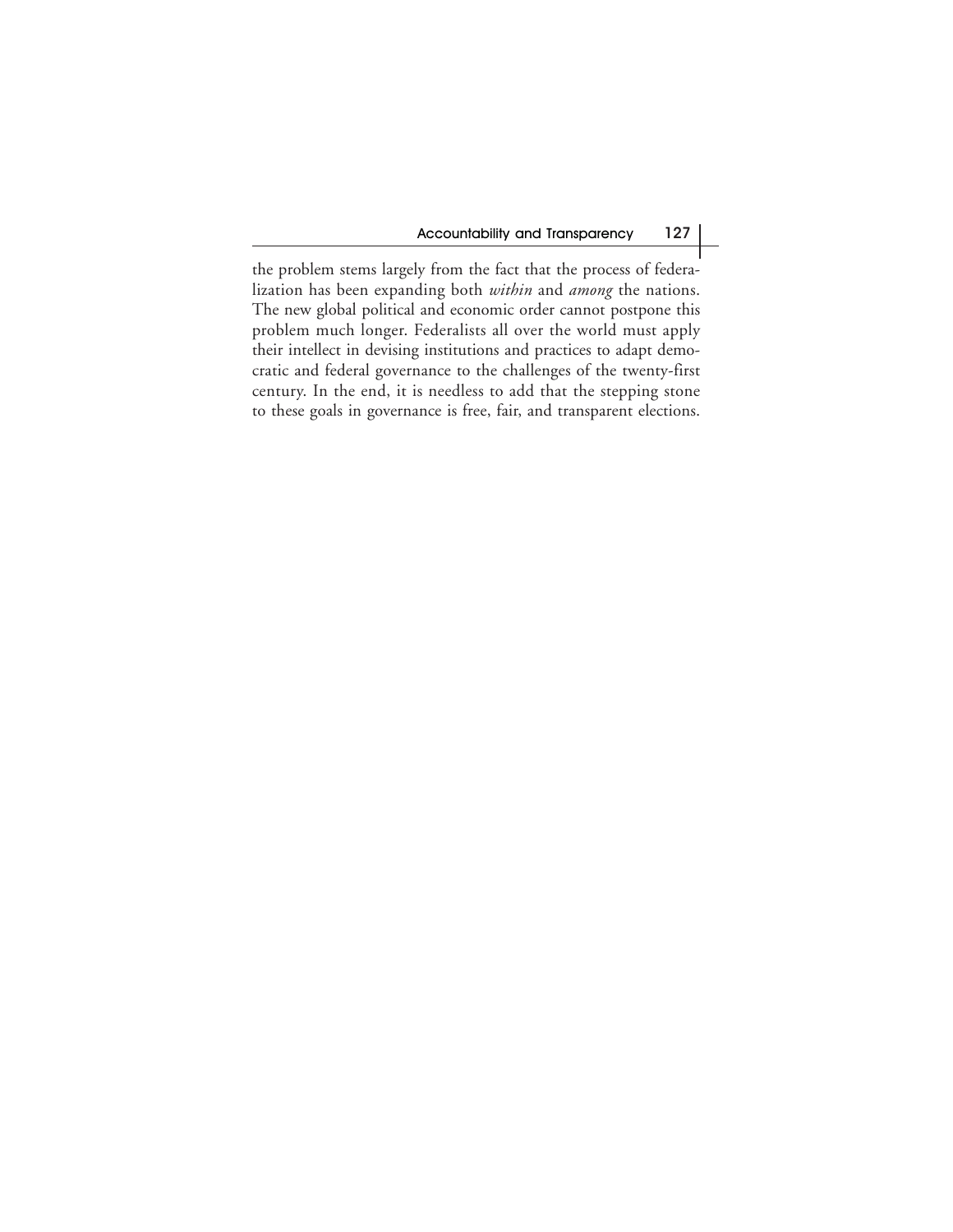the problem stems largely from the fact that the process of federalization has been expanding both *within* and *among* the nations. The new global political and economic order cannot postpone this problem much longer. Federalists all over the world must apply their intellect in devising institutions and practices to adapt democratic and federal governance to the challenges of the twenty-first century. In the end, it is needless to add that the stepping stone to these goals in governance is free, fair, and transparent elections.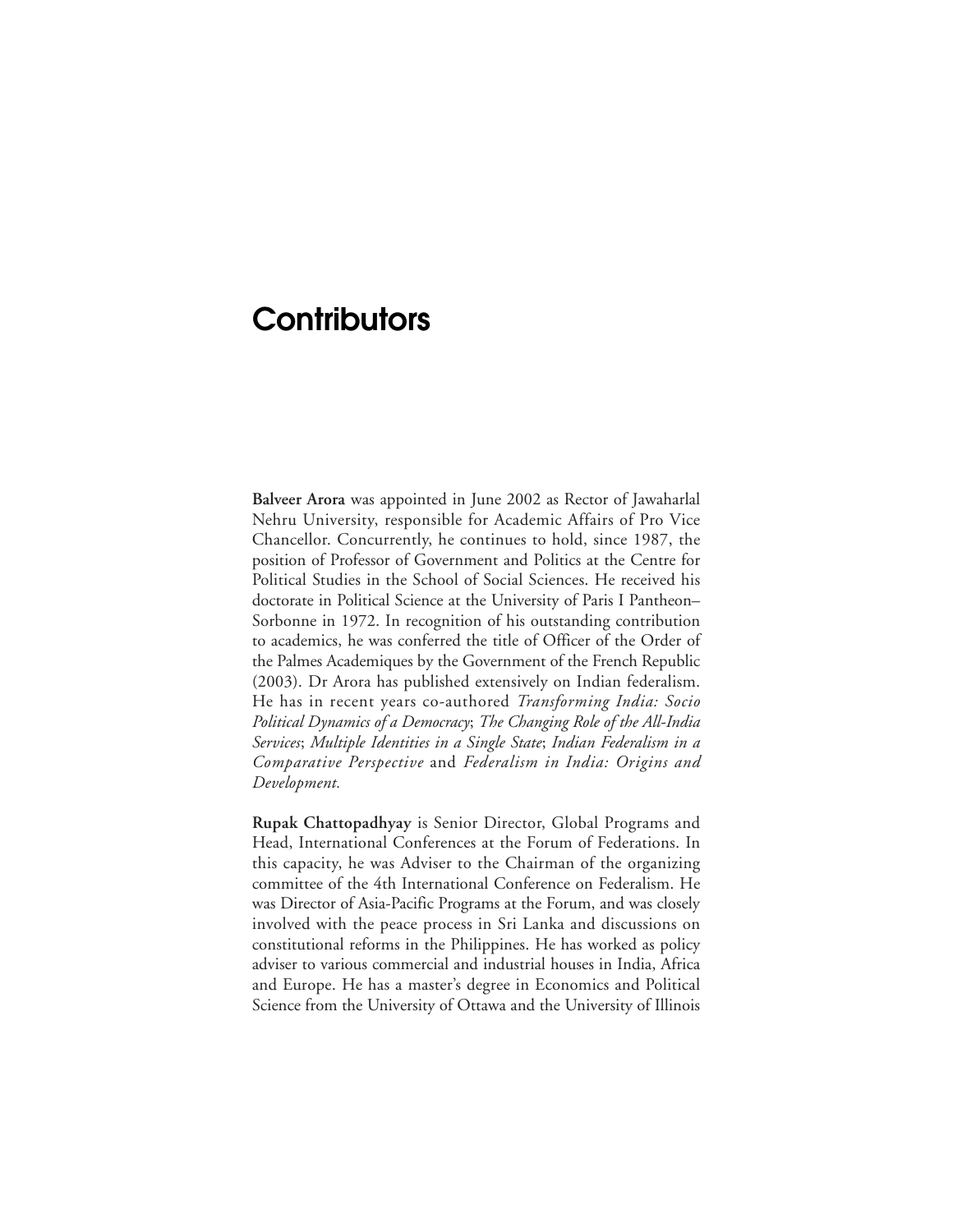# Contributors

**Balveer Arora** was appointed in June 2002 as Rector of Jawaharlal Nehru University, responsible for Academic Affairs of Pro Vice Chancellor. Concurrently, he continues to hold, since 1987, the position of Professor of Government and Politics at the Centre for Political Studies in the School of Social Sciences. He received his doctorate in Political Science at the University of Paris I Pantheon–Sorbonne in 1972. In recognition of his outstanding contribution to academics, he was conferred the title of Officer of the Order of the Palmes Academiques by the Government of the French Republic (2003). Dr Arora has published extensively on Indian federalism. He has in recent years co-authored *Transforming India: Socio Political Dynamics of a Democracy*; *The Changing Role of the All-India Services*; *Multiple Identities in a Single State*; *Indian Federalism in a Comparative Perspective* and *Federalism in India: Origins and Development.*

**Rupak Chattopadhyay** is Senior Director, Global Programs and Head, International Conferences at the Forum of Federations. In this capacity, he was Adviser to the Chairman of the organizing committee of the 4th International Conference on Federalism. He was Director of Asia-Pacific Programs at the Forum, and was closely involved with the peace process in Sri Lanka and discussions on constitutional reforms in the Philippines. He has worked as policy adviser to various commercial and industrial houses in India, Africa and Europe. He has a master's degree in Economics and Political Science from the University of Ottawa and the University of Illinois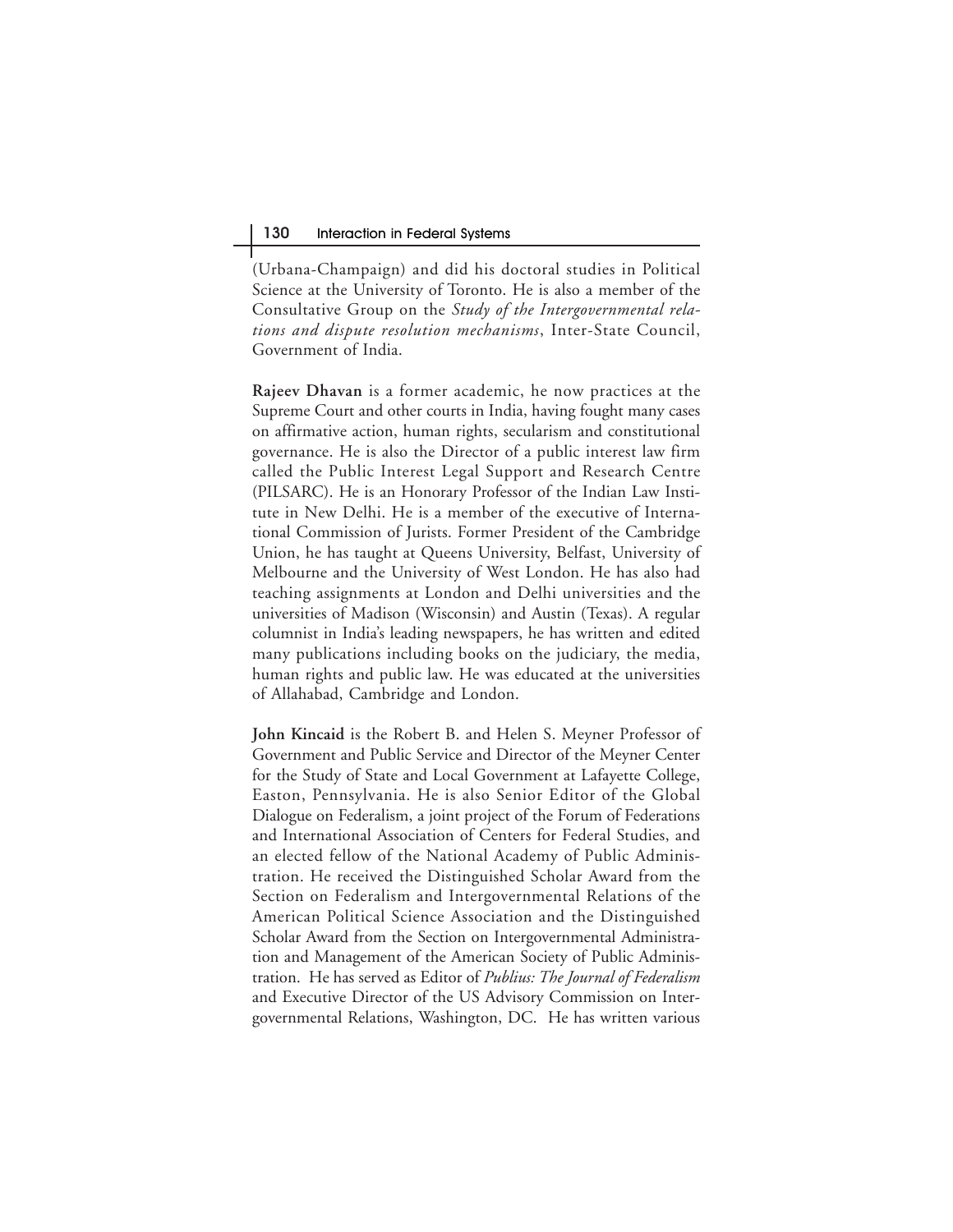(Urbana-Champaign) and did his doctoral studies in Political Science at the University of Toronto. He is also a member of the Consultative Group on the *Study of the Intergovernmental relations and dispute resolution mechanisms*, Inter-State Council, Government of India.

**Rajeev Dhavan** is a former academic, he now practices at the Supreme Court and other courts in India, having fought many cases on affirmative action, human rights, secularism and constitutional governance. He is also the Director of a public interest law firm called the Public Interest Legal Support and Research Centre (PILSARC). He is an Honorary Professor of the Indian Law Institute in New Delhi. He is a member of the executive of International Commission of Jurists. Former President of the Cambridge Union, he has taught at Queens University, Belfast, University of Melbourne and the University of West London. He has also had teaching assignments at London and Delhi universities and the universities of Madison (Wisconsin) and Austin (Texas). A regular columnist in India's leading newspapers, he has written and edited many publications including books on the judiciary, the media, human rights and public law. He was educated at the universities of Allahabad, Cambridge and London.

**John Kincaid** is the Robert B. and Helen S. Meyner Professor of Government and Public Service and Director of the Meyner Center for the Study of State and Local Government at Lafayette College, Easton, Pennsylvania. He is also Senior Editor of the Global Dialogue on Federalism, a joint project of the Forum of Federations and International Association of Centers for Federal Studies, and an elected fellow of the National Academy of Public Administration. He received the Distinguished Scholar Award from the Section on Federalism and Intergovernmental Relations of the American Political Science Association and the Distinguished Scholar Award from the Section on Intergovernmental Administration and Management of the American Society of Public Administration. He has served as Editor of *Publius: The Journal of Federalism* and Executive Director of the US Advisory Commission on Intergovernmental Relations, Washington, DC. He has written various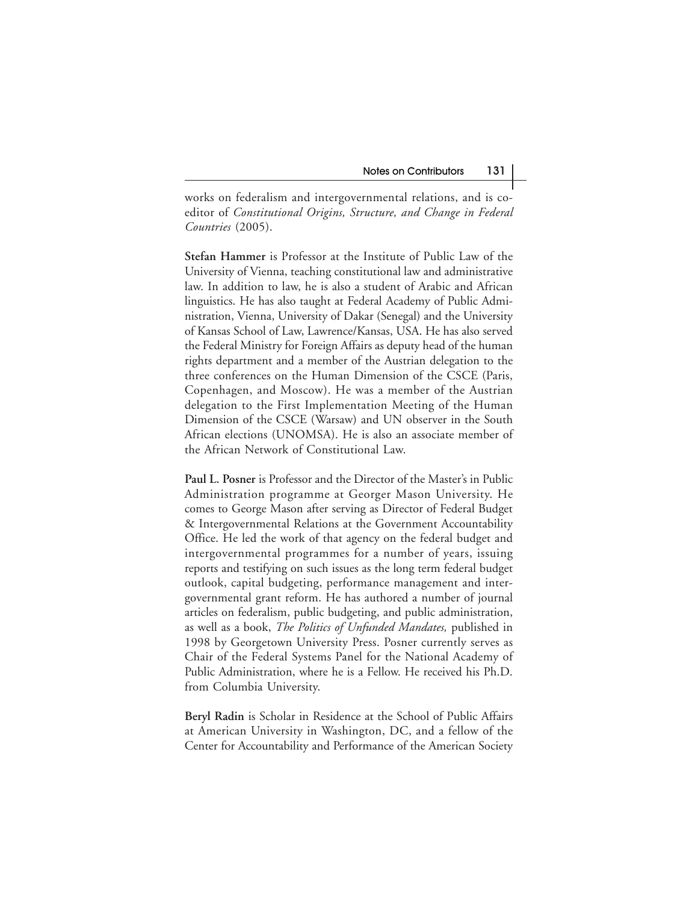works on federalism and intergovernmental relations, and is co-editor of *Constitutional Origins, Structure, and Change in Federal Countries* (2005).

**Stefan Hammer** is Professor at the Institute of Public Law of the University of Vienna, teaching constitutional law and administrative law. In addition to law, he is also a student of Arabic and African linguistics. He has also taught at Federal Academy of Public Administration, Vienna, University of Dakar (Senegal) and the University of Kansas School of Law, Lawrence/Kansas, USA. He has also served the Federal Ministry for Foreign Affairs as deputy head of the human rights department and a member of the Austrian delegation to the three conferences on the Human Dimension of the CSCE (Paris, Copenhagen, and Moscow). He was a member of the Austrian delegation to the First Implementation Meeting of the Human Dimension of the CSCE (Warsaw) and UN observer in the South African elections (UNOMSA). He is also an associate member of the African Network of Constitutional Law.

**Paul L. Posner** is Professor and the Director of the Master's in Public Administration programme at Georger Mason University. He comes to George Mason after serving as Director of Federal Budget & Intergovernmental Relations at the Government Accountability Office. He led the work of that agency on the federal budget and intergovernmental programmes for a number of years, issuing reports and testifying on such issues as the long term federal budget outlook, capital budgeting, performance management and intergovernmental grant reform. He has authored a number of journal articles on federalism, public budgeting, and public administration, as well as a book, *The Politics of Unfunded Mandates,* published in 1998 by Georgetown University Press. Posner currently serves as Chair of the Federal Systems Panel for the National Academy of Public Administration, where he is a Fellow. He received his Ph.D. from Columbia University.

**Beryl Radin** is Scholar in Residence at the School of Public Affairs at American University in Washington, DC, and a fellow of the Center for Accountability and Performance of the American Society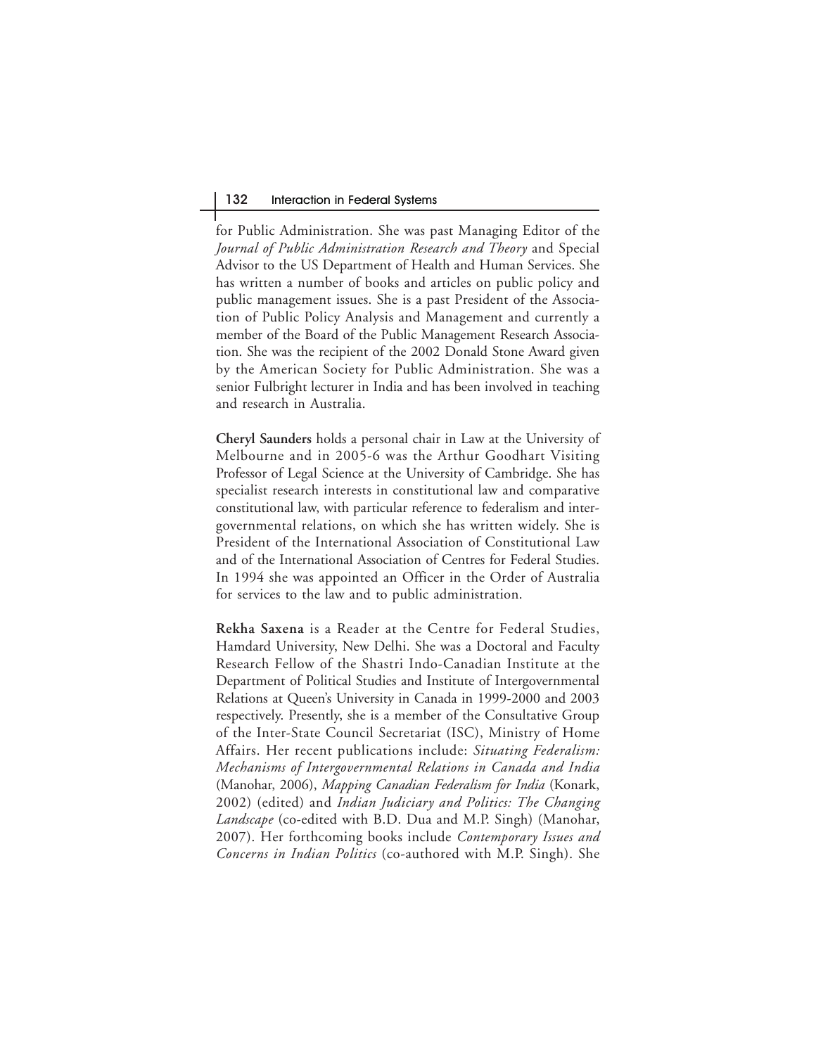for Public Administration. She was past Managing Editor of the *Journal of Public Administration Research and Theory* and Special Advisor to the US Department of Health and Human Services. She has written a number of books and articles on public policy and public management issues. She is a past President of the Association of Public Policy Analysis and Management and currently a member of the Board of the Public Management Research Association. She was the recipient of the 2002 Donald Stone Award given by the American Society for Public Administration. She was a senior Fulbright lecturer in India and has been involved in teaching and research in Australia.

**Cheryl Saunders** holds a personal chair in Law at the University of Melbourne and in 2005-6 was the Arthur Goodhart Visiting Professor of Legal Science at the University of Cambridge. She has specialist research interests in constitutional law and comparative constitutional law, with particular reference to federalism and intergovernmental relations, on which she has written widely. She is President of the International Association of Constitutional Law and of the International Association of Centres for Federal Studies. In 1994 she was appointed an Officer in the Order of Australia for services to the law and to public administration.

**Rekha Saxena** is a Reader at the Centre for Federal Studies, Hamdard University, New Delhi. She was a Doctoral and Faculty Research Fellow of the Shastri Indo-Canadian Institute at the Department of Political Studies and Institute of Intergovernmental Relations at Queen's University in Canada in 1999-2000 and 2003 respectively. Presently, she is a member of the Consultative Group of the Inter-State Council Secretariat (ISC), Ministry of Home Affairs. Her recent publications include: *Situating Federalism: Mechanisms of Intergovernmental Relations in Canada and India* (Manohar, 2006), *Mapping Canadian Federalism for India* (Konark, 2002) (edited) and *Indian Judiciary and Politics: The Changing Landscape* (co-edited with B.D. Dua and M.P. Singh) (Manohar, 2007). Her forthcoming books include *Contemporary Issues and Concerns in Indian Politics* (co-authored with M.P. Singh). She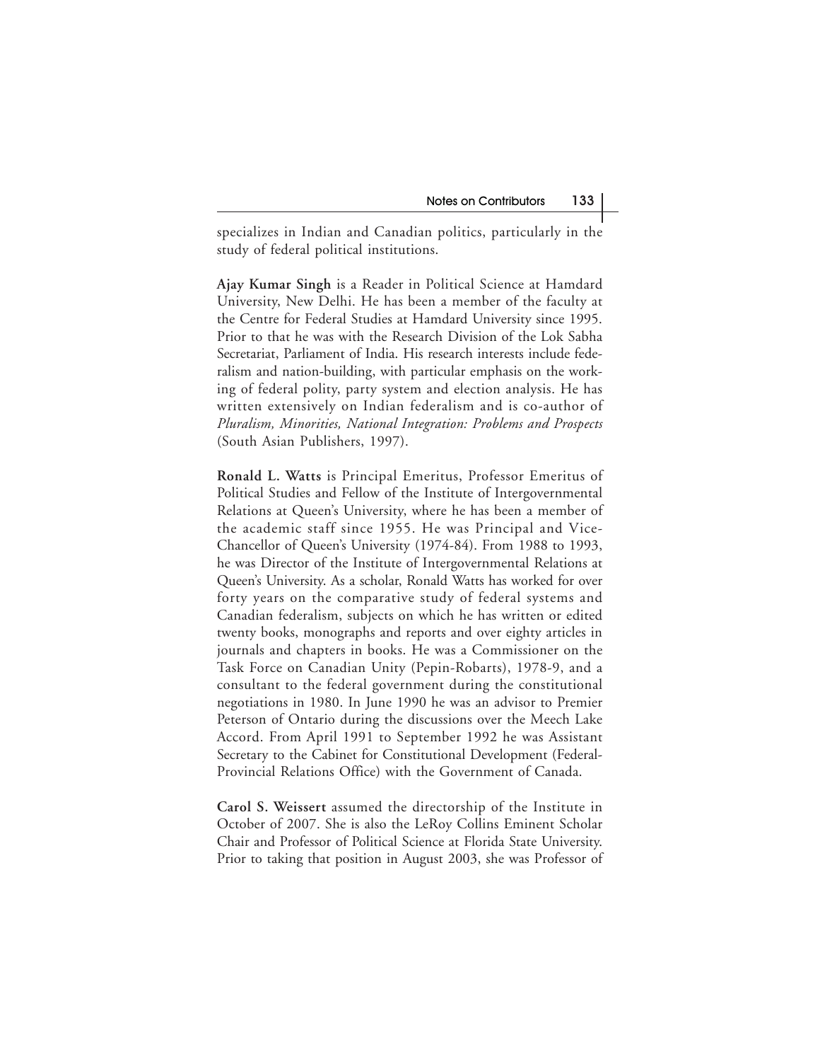specializes in Indian and Canadian politics, particularly in the study of federal political institutions.

**Ajay Kumar Singh** is a Reader in Political Science at Hamdard University, New Delhi. He has been a member of the faculty at the Centre for Federal Studies at Hamdard University since 1995. Prior to that he was with the Research Division of the Lok Sabha Secretariat, Parliament of India. His research interests include federalism and nation-building, with particular emphasis on the working of federal polity, party system and election analysis. He has written extensively on Indian federalism and is co-author of *Pluralism, Minorities, National Integration: Problems and Prospects* (South Asian Publishers, 1997).

**Ronald L. Watts** is Principal Emeritus, Professor Emeritus of Political Studies and Fellow of the Institute of Intergovernmental Relations at Queen's University, where he has been a member of the academic staff since 1955. He was Principal and Vice-Chancellor of Queen's University (1974-84). From 1988 to 1993, he was Director of the Institute of Intergovernmental Relations at Queen's University. As a scholar, Ronald Watts has worked for over forty years on the comparative study of federal systems and Canadian federalism, subjects on which he has written or edited twenty books, monographs and reports and over eighty articles in journals and chapters in books. He was a Commissioner on the Task Force on Canadian Unity (Pepin-Robarts), 1978-9, and a consultant to the federal government during the constitutional negotiations in 1980. In June 1990 he was an advisor to Premier Peterson of Ontario during the discussions over the Meech Lake Accord. From April 1991 to September 1992 he was Assistant Secretary to the Cabinet for Constitutional Development (Federal-Provincial Relations Office) with the Government of Canada.

**Carol S. Weissert** assumed the directorship of the Institute in October of 2007. She is also the LeRoy Collins Eminent Scholar Chair and Professor of Political Science at Florida State University. Prior to taking that position in August 2003, she was Professor of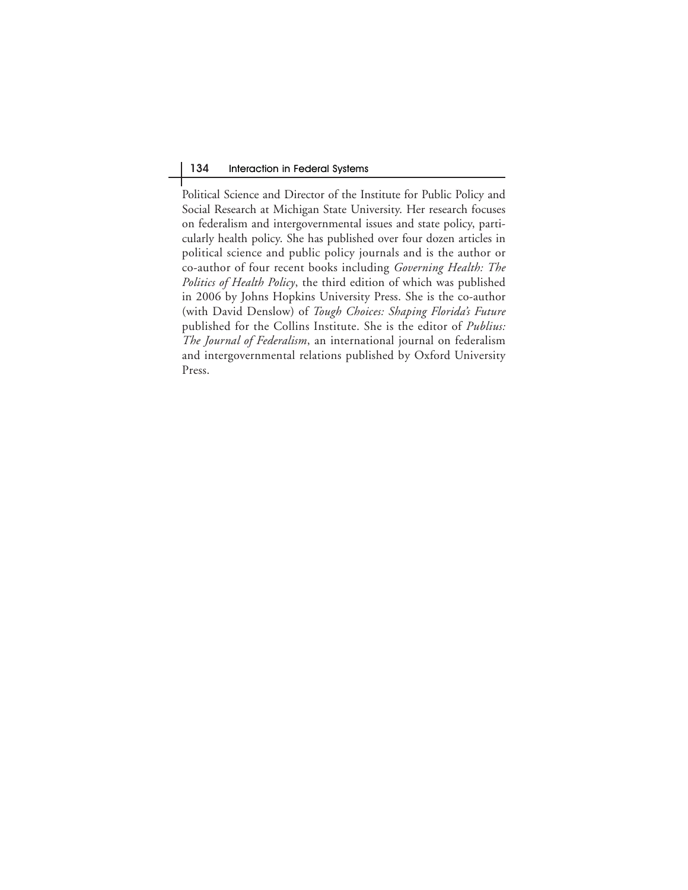Political Science and Director of the Institute for Public Policy and Social Research at Michigan State University. Her research focuses on federalism and intergovernmental issues and state policy, particularly health policy. She has published over four dozen articles in political science and public policy journals and is the author or co-author of four recent books including *Governing Health: The Politics of Health Policy*, the third edition of which was published in 2006 by Johns Hopkins University Press. She is the co-author (with David Denslow) of *Tough Choices: Shaping Florida's Future* published for the Collins Institute. She is the editor of *Publius: The Journal of Federalism*, an international journal on federalism and intergovernmental relations published by Oxford University Press.